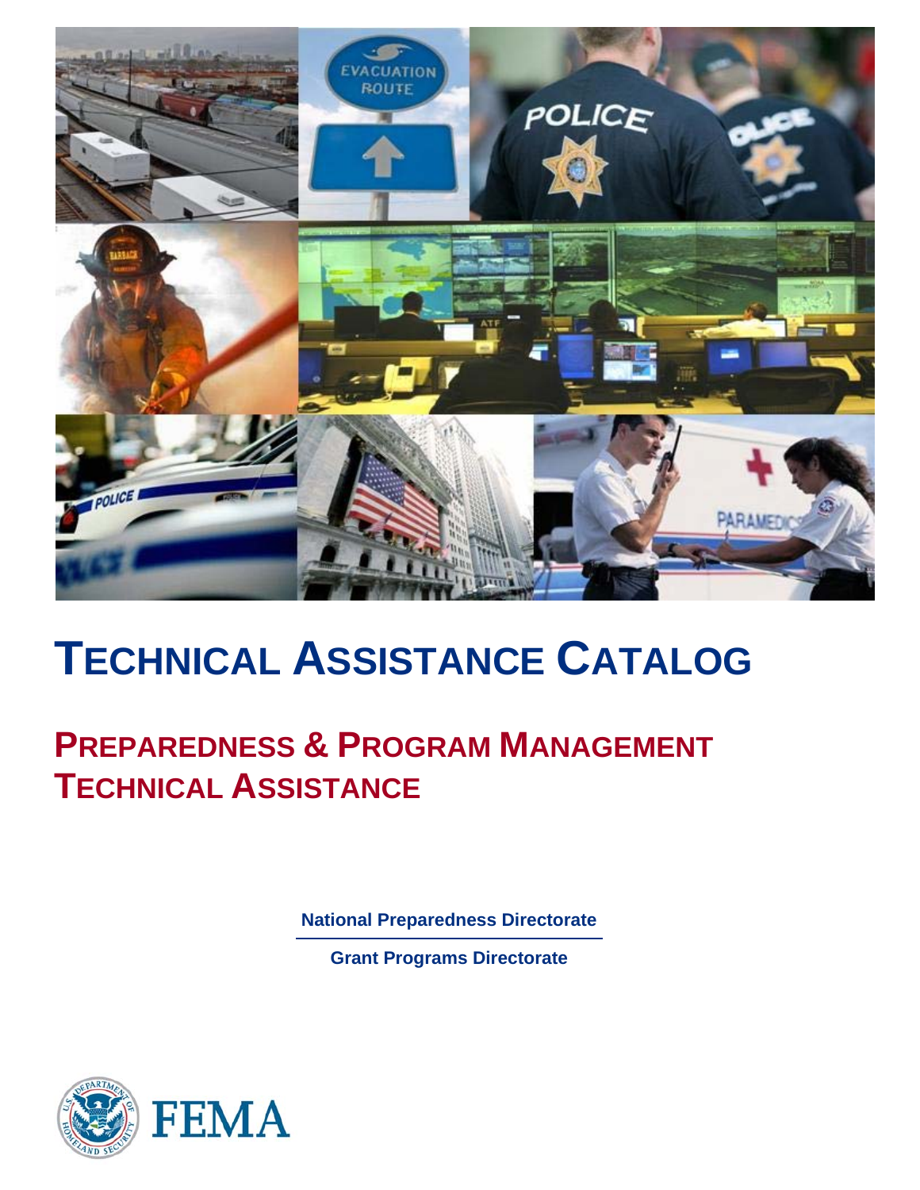# TECHNICAL ASSISTANCE CATALOG

## PREPAREDNESS & PROGRAM MANAGEMENT TECHNICAL ASSISTANCE

**National Preparedness Directorate**

**Grant Programs Directorate**

FEMA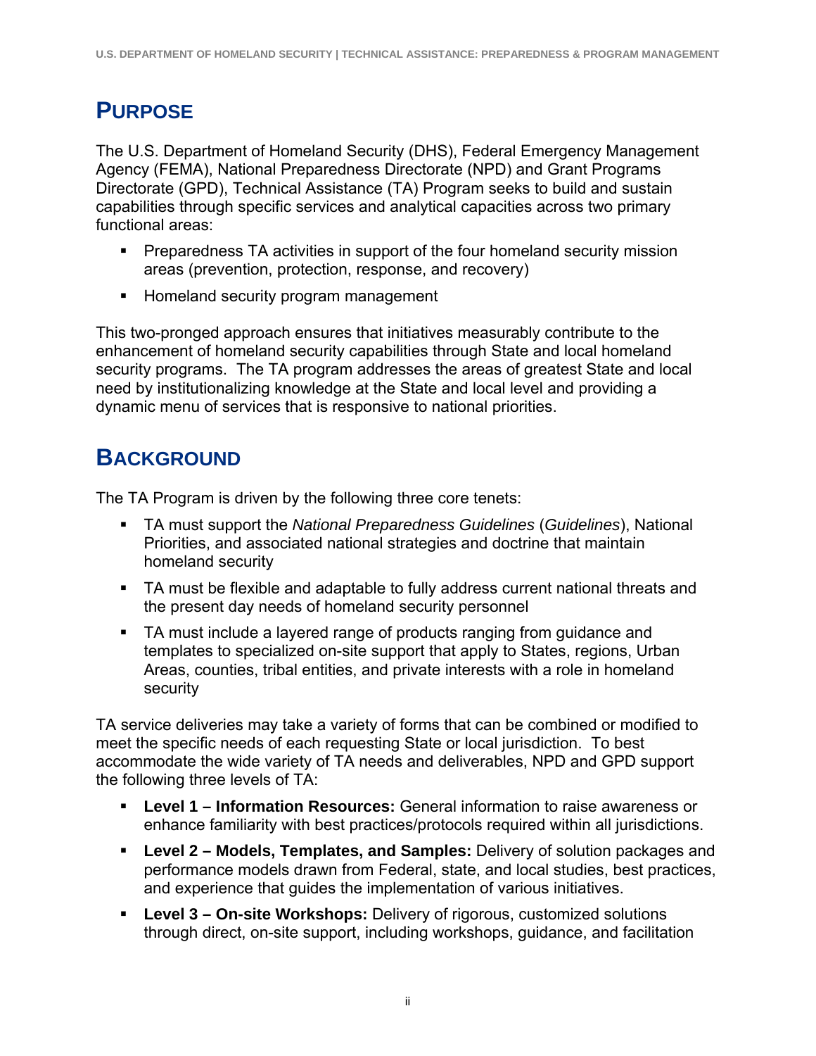# PURPOSE

The U.S. Department of Homeland Security (DHS), Federal Emergency Management Agency (FEMA), National Preparedness Directorate (NPD) and Grant Programs Directorate (GPD), Technical Assistance (TA) Program seeks to build and sustain capabilities through specific services and analytical capacities across two primary functional areas:

- Preparedness TA activities in support of the four homeland security mission areas (prevention, protection, response, and recovery)
- Homeland security program management

This two-pronged approach ensures that initiatives measurably contribute to the enhancement of homeland security capabilities through State and local homeland security programs. The TA program addresses the areas of greatest State and local need by institutionalizing knowledge at the State and local level and providing a dynamic menu of services that is responsive to national priorities.

# BACKGROUND

The TA Program is driven by the following three core tenets:

- TA must support the *National Preparedness Guidelines* (*Guidelines*), National Priorities, and associated national strategies and doctrine that maintain homeland security
- TA must be flexible and adaptable to fully address current national threats and the present day needs of homeland security personnel
- TA must include a layered range of products ranging from guidance and templates to specialized on-site support that apply to States, regions, Urban Areas, counties, tribal entities, and private interests with a role in homeland security

TA service deliveries may take a variety of forms that can be combined or modified to meet the specific needs of each requesting State or local jurisdiction. To best accommodate the wide variety of TA needs and deliverables, NPD and GPD support the following three levels of TA:

- **Level 1 – Information Resources:** General information to raise awareness or enhance familiarity with best practices/protocols required within all jurisdictions.
- **Level 2 – Models, Templates, and Samples:** Delivery of solution packages and performance models drawn from Federal, state, and local studies, best practices, and experience that guides the implementation of various initiatives.
- **Level 3 – On-site Workshops:** Delivery of rigorous, customized solutions through direct, on-site support, including workshops, guidance, and facilitation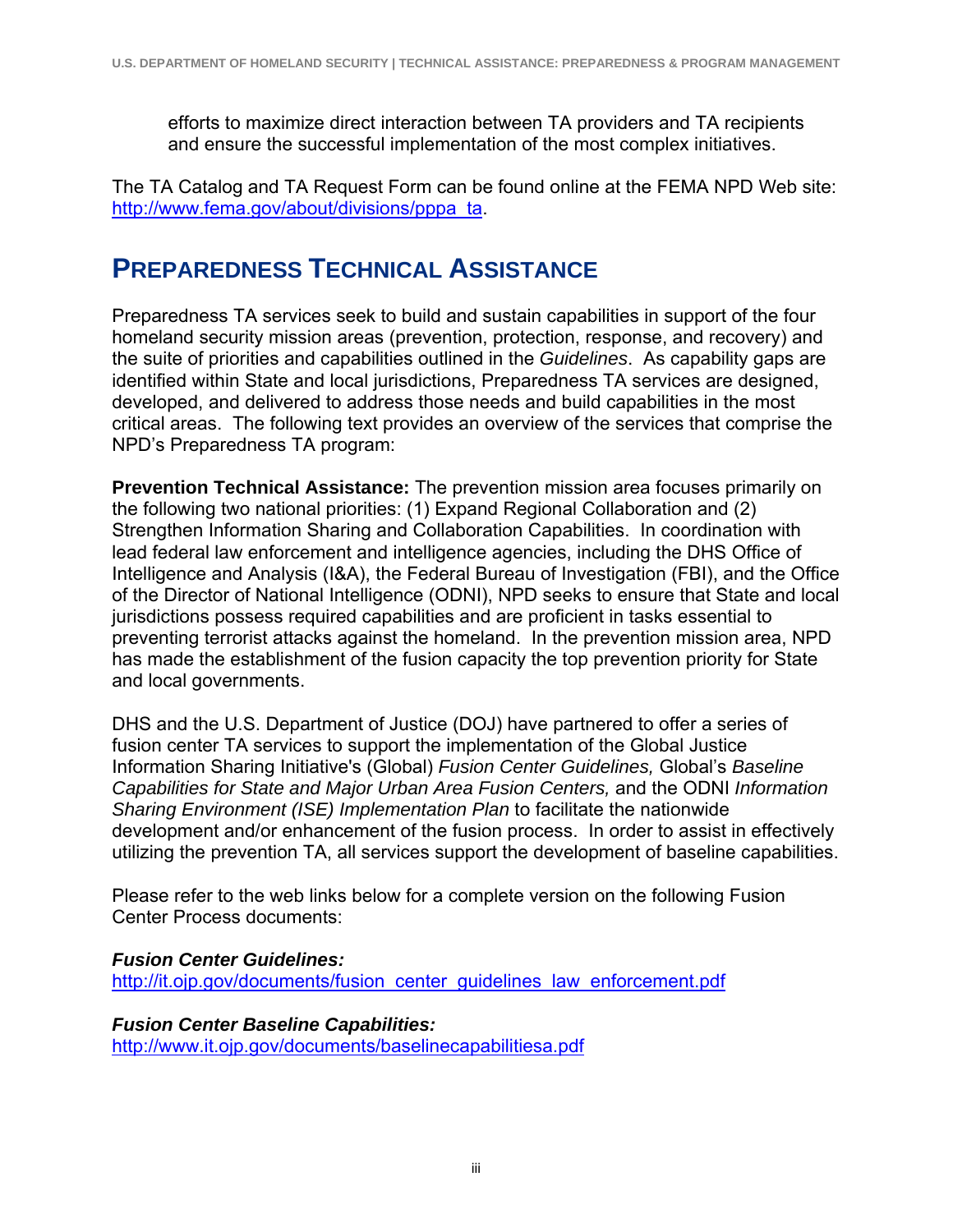efforts to maximize direct interaction between TA providers and TA recipients and ensure the successful implementation of the most complex initiatives.

The TA Catalog and TA Request Form can be found online at the FEMA NPD Web site: http://www.fema.gov/about/divisions/pppa_ta.

## PREPAREDNESS TECHNICAL ASSISTANCE

Preparedness TA services seek to build and sustain capabilities in support of the four homeland security mission areas (prevention, protection, response, and recovery) and the suite of priorities and capabilities outlined in the *Guidelines*. As capability gaps are identified within State and local jurisdictions, Preparedness TA services are designed, developed, and delivered to address those needs and build capabilities in the most critical areas. The following text provides an overview of the services that comprise the NPD's Preparedness TA program:

**Prevention Technical Assistance:** The prevention mission area focuses primarily on the following two national priorities: (1) Expand Regional Collaboration and (2) Strengthen Information Sharing and Collaboration Capabilities. In coordination with lead federal law enforcement and intelligence agencies, including the DHS Office of Intelligence and Analysis (I&A), the Federal Bureau of Investigation (FBI), and the Office of the Director of National Intelligence (ODNI), NPD seeks to ensure that State and local jurisdictions possess required capabilities and are proficient in tasks essential to preventing terrorist attacks against the homeland. In the prevention mission area, NPD has made the establishment of the fusion capacity the top prevention priority for State and local governments.

DHS and the U.S. Department of Justice (DOJ) have partnered to offer a series of fusion center TA services to support the implementation of the Global Justice Information Sharing Initiative's (Global) *Fusion Center Guidelines,* Global's *Baseline Capabilities for State and Major Urban Area Fusion Centers,* and the ODNI *Information Sharing Environment (ISE) Implementation Plan* to facilitate the nationwide development and/or enhancement of the fusion process. In order to assist in effectively utilizing the prevention TA, all services support the development of baseline capabilities.

Please refer to the web links below for a complete version on the following Fusion Center Process documents:

***Fusion Center Guidelines:***
http://it.ojp.gov/documents/fusion_center_guidelines_law_enforcement.pdf

***Fusion Center Baseline Capabilities:***
http://www.it.ojp.gov/documents/baselinecapabilitiesa.pdf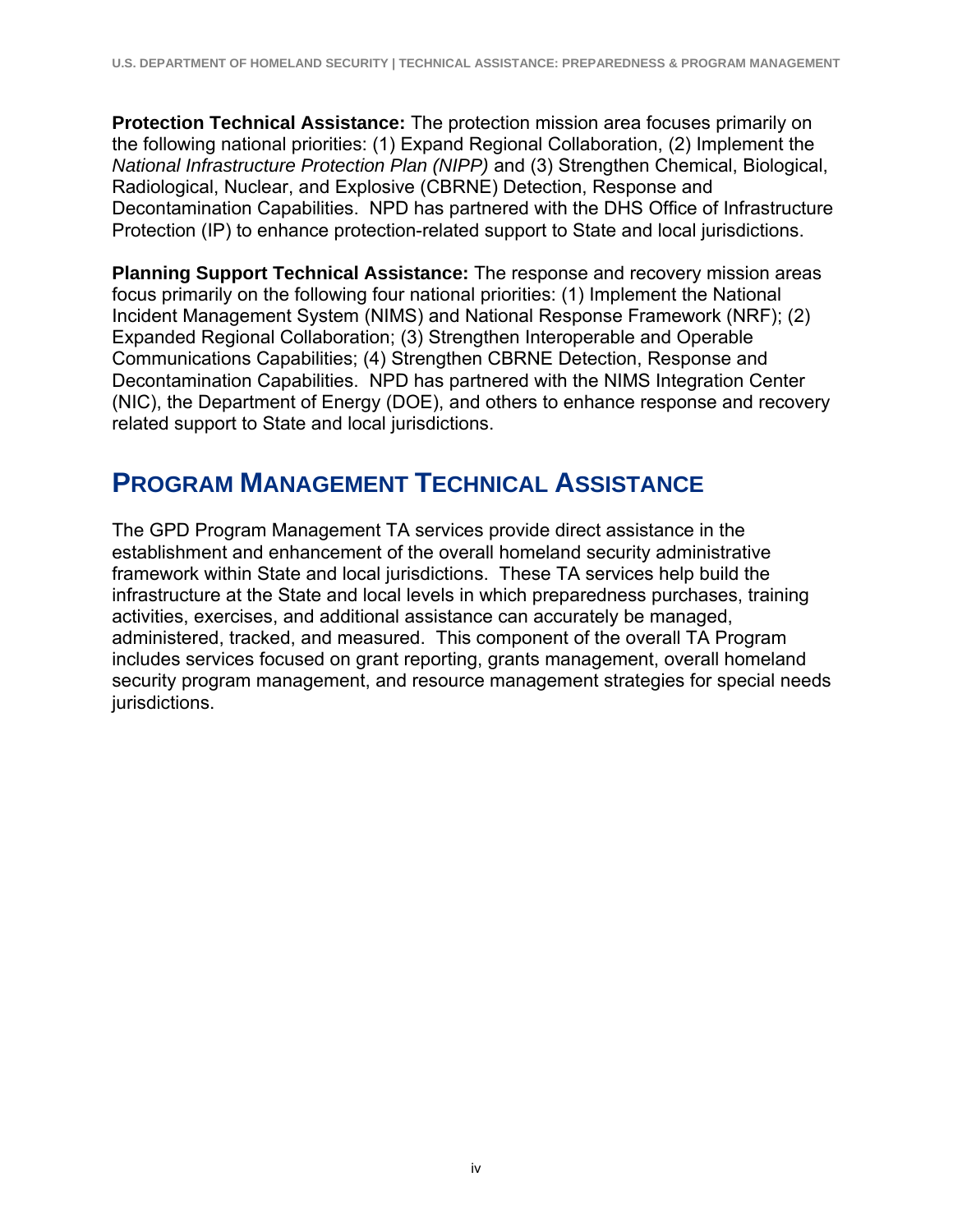**Protection Technical Assistance:** The protection mission area focuses primarily on the following national priorities: (1) Expand Regional Collaboration, (2) Implement the *National Infrastructure Protection Plan (NIPP)* and (3) Strengthen Chemical, Biological, Radiological, Nuclear, and Explosive (CBRNE) Detection, Response and Decontamination Capabilities. NPD has partnered with the DHS Office of Infrastructure Protection (IP) to enhance protection-related support to State and local jurisdictions.

**Planning Support Technical Assistance:** The response and recovery mission areas focus primarily on the following four national priorities: (1) Implement the National Incident Management System (NIMS) and National Response Framework (NRF); (2) Expanded Regional Collaboration; (3) Strengthen Interoperable and Operable Communications Capabilities; (4) Strengthen CBRNE Detection, Response and Decontamination Capabilities. NPD has partnered with the NIMS Integration Center (NIC), the Department of Energy (DOE), and others to enhance response and recovery related support to State and local jurisdictions.

## Program Management Technical Assistance

The GPD Program Management TA services provide direct assistance in the establishment and enhancement of the overall homeland security administrative framework within State and local jurisdictions. These TA services help build the infrastructure at the State and local levels in which preparedness purchases, training activities, exercises, and additional assistance can accurately be managed, administered, tracked, and measured. This component of the overall TA Program includes services focused on grant reporting, grants management, overall homeland security program management, and resource management strategies for special needs jurisdictions.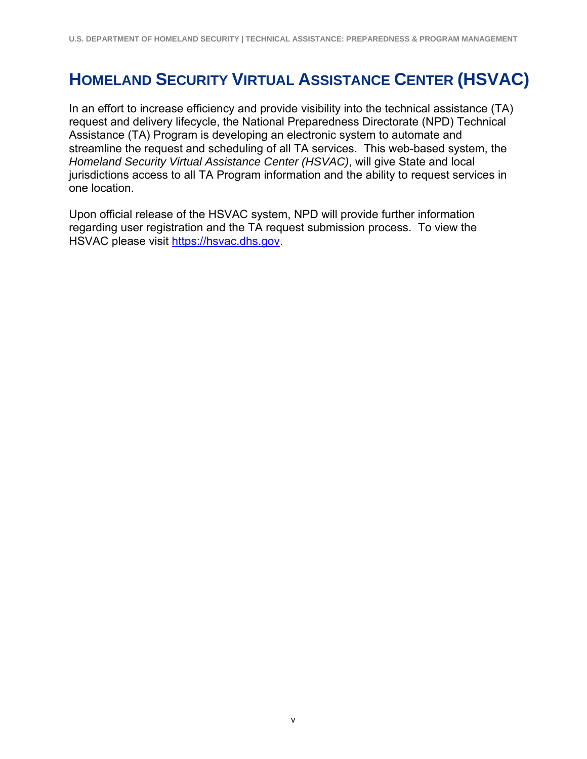# HOMELAND SECURITY VIRTUAL ASSISTANCE CENTER (HSVAC)

In an effort to increase efficiency and provide visibility into the technical assistance (TA) request and delivery lifecycle, the National Preparedness Directorate (NPD) Technical Assistance (TA) Program is developing an electronic system to automate and streamline the request and scheduling of all TA services. This web-based system, the *Homeland Security Virtual Assistance Center (HSVAC)*, will give State and local jurisdictions access to all TA Program information and the ability to request services in one location.

Upon official release of the HSVAC system, NPD will provide further information regarding user registration and the TA request submission process. To view the HSVAC please visit https://hsvac.dhs.gov.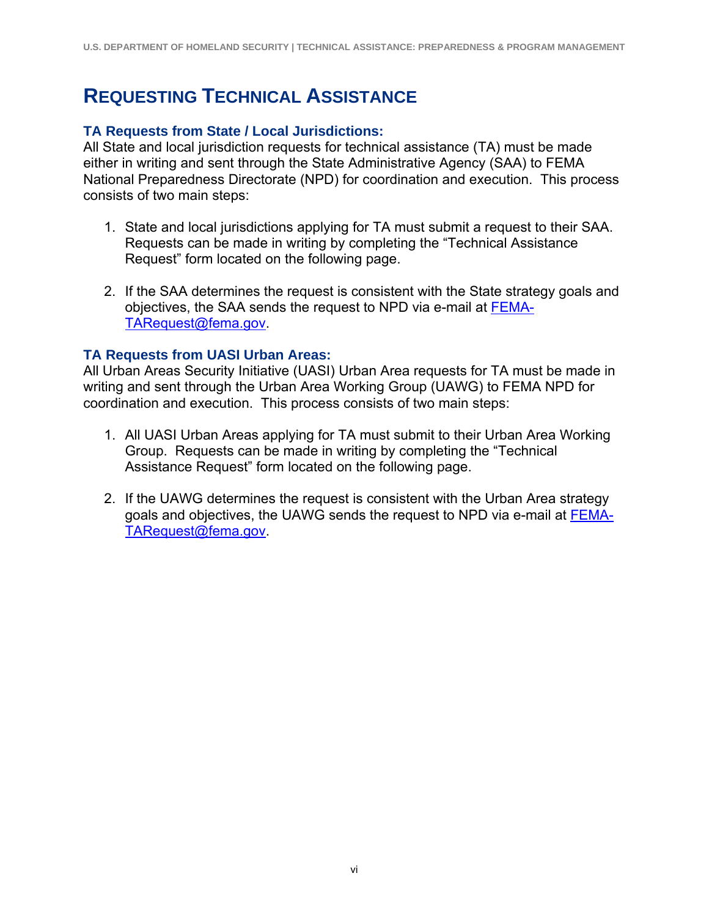# REQUESTING TECHNICAL ASSISTANCE

### TA Requests from State / Local Jurisdictions:

All State and local jurisdiction requests for technical assistance (TA) must be made either in writing and sent through the State Administrative Agency (SAA) to FEMA National Preparedness Directorate (NPD) for coordination and execution. This process consists of two main steps:

1. State and local jurisdictions applying for TA must submit a request to their SAA. Requests can be made in writing by completing the "Technical Assistance Request" form located on the following page.

2. If the SAA determines the request is consistent with the State strategy goals and objectives, the SAA sends the request to NPD via e-mail at FEMA-TARequest@fema.gov.

### TA Requests from UASI Urban Areas:

All Urban Areas Security Initiative (UASI) Urban Area requests for TA must be made in writing and sent through the Urban Area Working Group (UAWG) to FEMA NPD for coordination and execution. This process consists of two main steps:

1. All UASI Urban Areas applying for TA must submit to their Urban Area Working Group. Requests can be made in writing by completing the "Technical Assistance Request" form located on the following page.

2. If the UAWG determines the request is consistent with the Urban Area strategy goals and objectives, the UAWG sends the request to NPD via e-mail at FEMA-TARequest@fema.gov.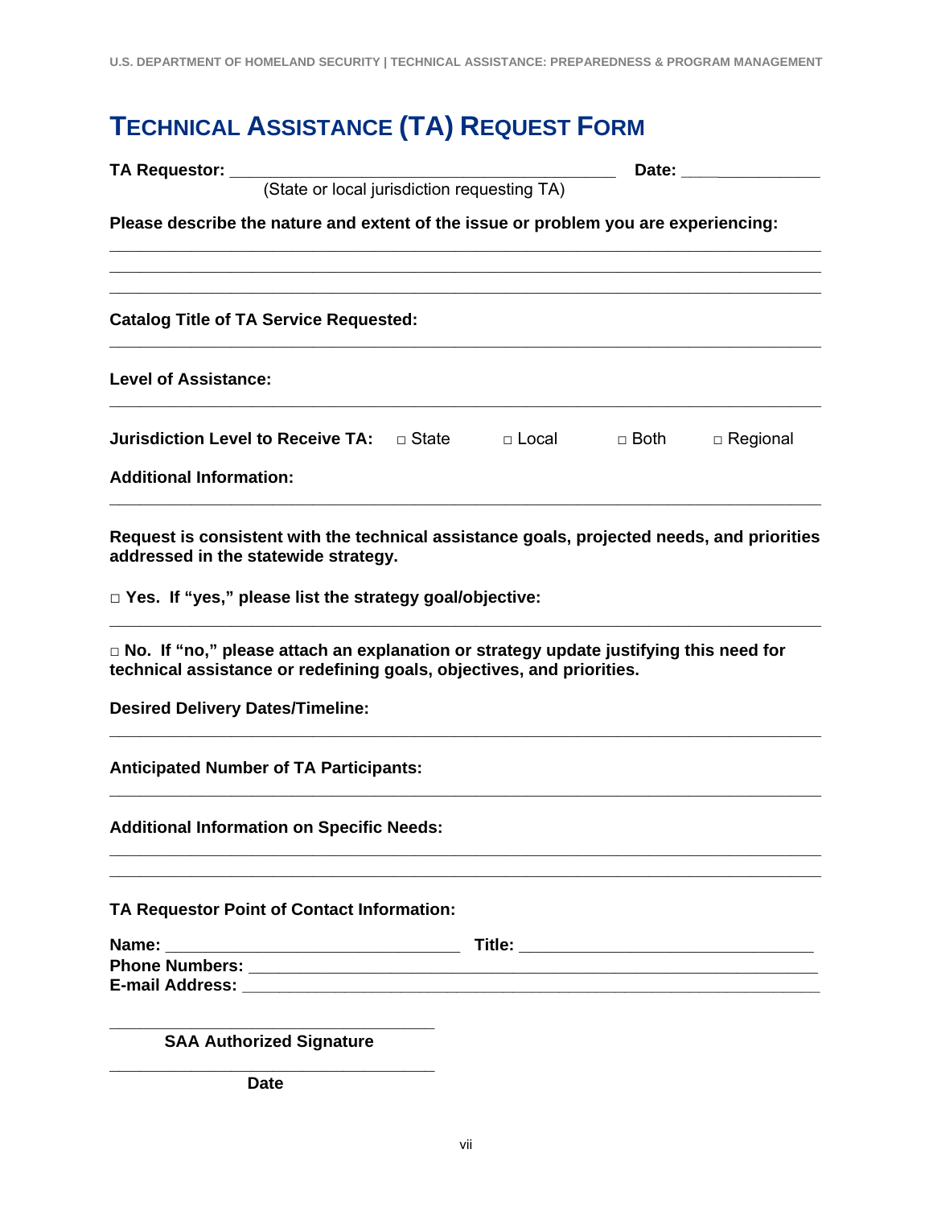# TECHNICAL ASSISTANCE (TA) REQUEST FORM

**TA Requestor:** ___________________________________________ **Date:** _______________
(State or local jurisdiction requesting TA)

**Please describe the nature and extent of the issue or problem you are experiencing:**

_______________________________________________________________________________
_______________________________________________________________________________
_______________________________________________________________________________

**Catalog Title of TA Service Requested:**

_______________________________________________________________________________

**Level of Assistance:**

_______________________________________________________________________________

**Jurisdiction Level to Receive TA:** □ State □ Local □ Both □ Regional

**Additional Information:**

_______________________________________________________________________________

**Request is consistent with the technical assistance goals, projected needs, and priorities addressed in the statewide strategy.**

□ **Yes. If "yes," please list the strategy goal/objective:**

_______________________________________________________________________________

□ **No. If "no," please attach an explanation or strategy update justifying this need for technical assistance or redefining goals, objectives, and priorities.**

**Desired Delivery Dates/Timeline:**

_______________________________________________________________________________

**Anticipated Number of TA Participants:**

_______________________________________________________________________________

**Additional Information on Specific Needs:**

_______________________________________________________________________________
_______________________________________________________________________________

**TA Requestor Point of Contact Information:**

**Name:** ________________________________ **Title:** ________________________________
**Phone Numbers:** ___________________________________________________________
**E-mail Address:** ___________________________________________________________

___________________________________
**SAA Authorized Signature**

___________________________________
**Date**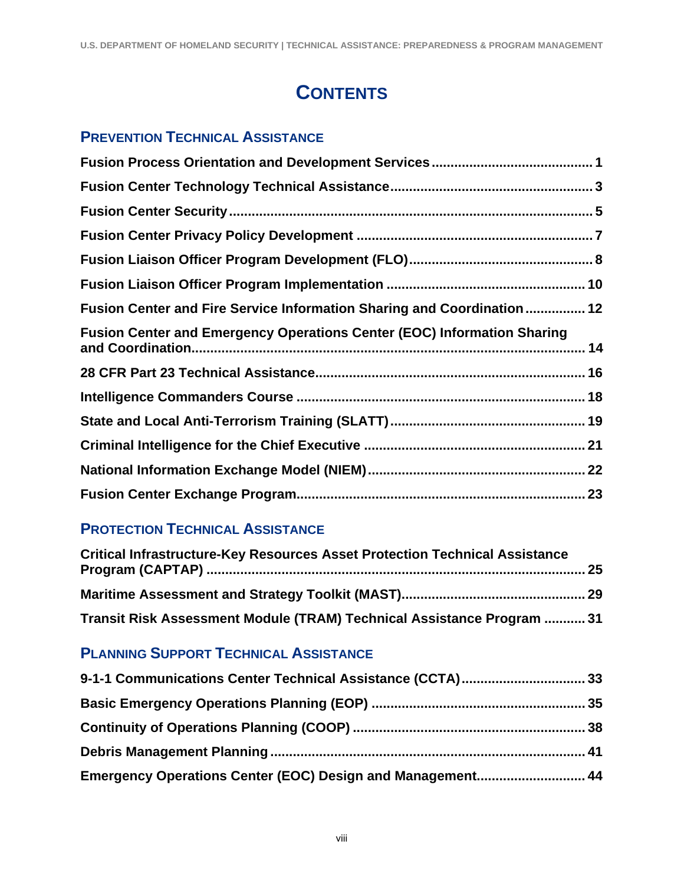# CONTENTS

## PREVENTION TECHNICAL ASSISTANCE

**Fusion Process Orientation and Development Services** .......... 1

**Fusion Center Technology Technical Assistance** .......... 3

**Fusion Center Security** .......... 5

**Fusion Center Privacy Policy Development** .......... 7

**Fusion Liaison Officer Program Development (FLO)** .......... 8

**Fusion Liaison Officer Program Implementation** .......... 10

**Fusion Center and Fire Service Information Sharing and Coordination** .......... 12

**Fusion Center and Emergency Operations Center (EOC) Information Sharing and Coordination** .......... 14

**28 CFR Part 23 Technical Assistance** .......... 16

**Intelligence Commanders Course** .......... 18

**State and Local Anti-Terrorism Training (SLATT)** .......... 19

**Criminal Intelligence for the Chief Executive** .......... 21

**National Information Exchange Model (NIEM)** .......... 22

**Fusion Center Exchange Program** .......... 23

## PROTECTION TECHNICAL ASSISTANCE

**Critical Infrastructure-Key Resources Asset Protection Technical Assistance Program (CAPTAP)** .......... 25

**Maritime Assessment and Strategy Toolkit (MAST)** .......... 29

**Transit Risk Assessment Module (TRAM) Technical Assistance Program** .......... 31

## PLANNING SUPPORT TECHNICAL ASSISTANCE

**9-1-1 Communications Center Technical Assistance (CCTA)** .......... 33

**Basic Emergency Operations Planning (EOP)** .......... 35

**Continuity of Operations Planning (COOP)** .......... 38

**Debris Management Planning** .......... 41

**Emergency Operations Center (EOC) Design and Management** .......... 44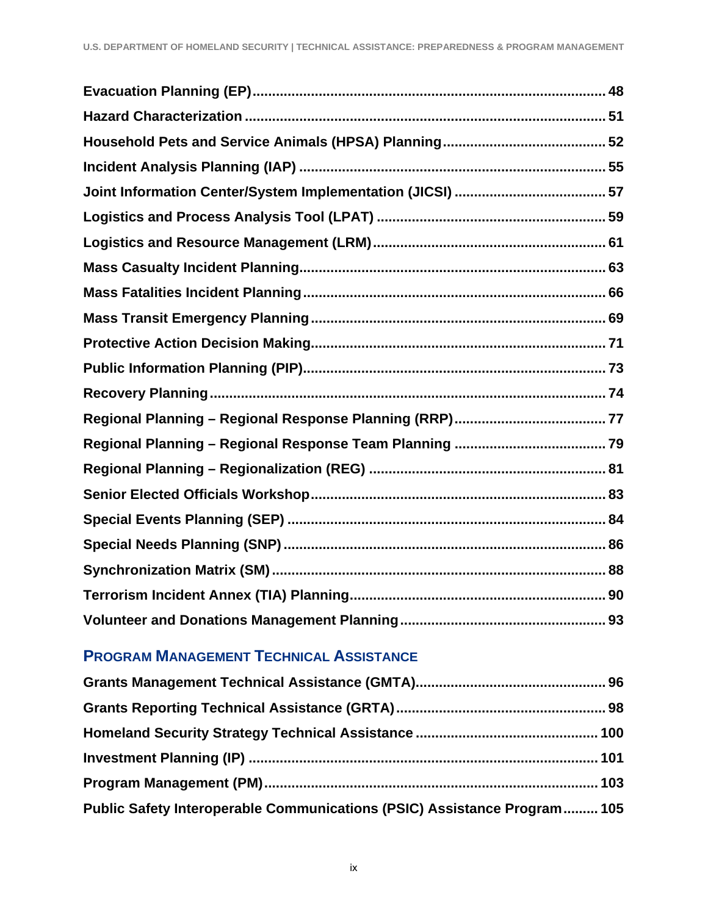**Evacuation Planning (EP)** ........................................................................................ **48**

**Hazard Characterization** ........................................................................................... **51**

**Household Pets and Service Animals (HPSA) Planning** ......................................... **52**

**Incident Analysis Planning (IAP)** .............................................................................. **55**

**Joint Information Center/System Implementation (JICSI)** ...................................... **57**

**Logistics and Process Analysis Tool (LPAT)** .......................................................... **59**

**Logistics and Resource Management (LRM)** .......................................................... **61**

**Mass Casualty Incident Planning** ............................................................................. **63**

**Mass Fatalities Incident Planning** ............................................................................ **66**

**Mass Transit Emergency Planning** .......................................................................... **69**

**Protective Action Decision Making** .......................................................................... **71**

**Public Information Planning (PIP)** ............................................................................ **73**

**Recovery Planning** ................................................................................................... **74**

**Regional Planning – Regional Response Planning (RRP)** ...................................... **77**

**Regional Planning – Regional Response Team Planning** ...................................... **79**

**Regional Planning – Regionalization (REG)** ........................................................... **81**

**Senior Elected Officials Workshop** .......................................................................... **83**

**Special Events Planning (SEP)** ................................................................................ **84**

**Special Needs Planning (SNP)** ................................................................................. **86**

**Synchronization Matrix (SM)** .................................................................................... **88**

**Terrorism Incident Annex (TIA) Planning** ................................................................. **90**

**Volunteer and Donations Management Planning** .................................................... **93**

## PROGRAM MANAGEMENT TECHNICAL ASSISTANCE

**Grants Management Technical Assistance (GMTA)** ............................................... **96**

**Grants Reporting Technical Assistance (GRTA)** ..................................................... **98**

**Homeland Security Strategy Technical Assistance** ............................................... **100**

**Investment Planning (IP)** ........................................................................................ **101**

**Program Management (PM)** .................................................................................... **103**

**Public Safety Interoperable Communications (PSIC) Assistance Program** ......... **105**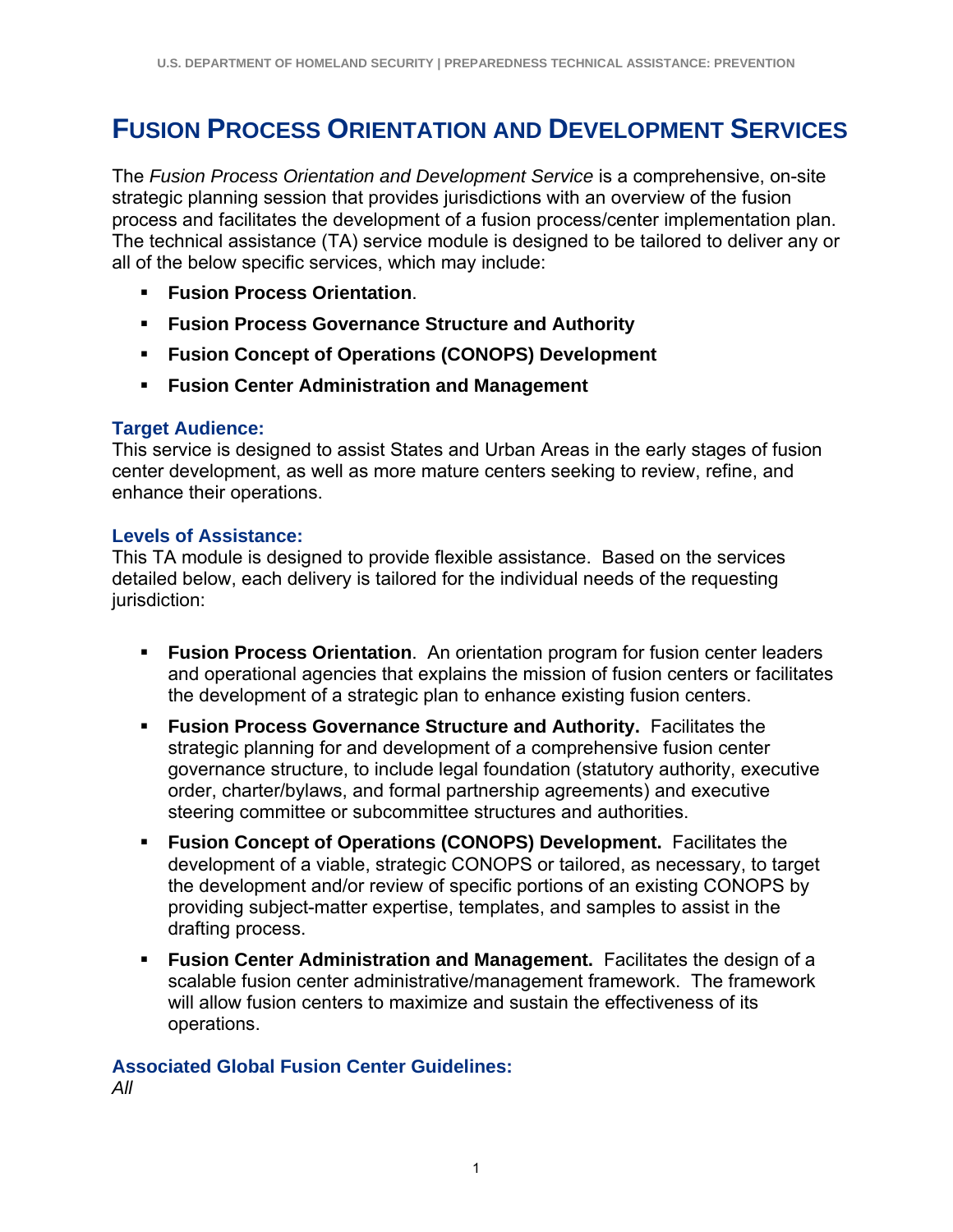# Fusion Process Orientation and Development Services

The *Fusion Process Orientation and Development Service* is a comprehensive, on-site strategic planning session that provides jurisdictions with an overview of the fusion process and facilitates the development of a fusion process/center implementation plan. The technical assistance (TA) service module is designed to be tailored to deliver any or all of the below specific services, which may include:

- **Fusion Process Orientation**.
- **Fusion Process Governance Structure and Authority**
- **Fusion Concept of Operations (CONOPS) Development**
- **Fusion Center Administration and Management**

## Target Audience:

This service is designed to assist States and Urban Areas in the early stages of fusion center development, as well as more mature centers seeking to review, refine, and enhance their operations.

## Levels of Assistance:

This TA module is designed to provide flexible assistance. Based on the services detailed below, each delivery is tailored for the individual needs of the requesting jurisdiction:

- **Fusion Process Orientation**. An orientation program for fusion center leaders and operational agencies that explains the mission of fusion centers or facilitates the development of a strategic plan to enhance existing fusion centers.
- **Fusion Process Governance Structure and Authority.** Facilitates the strategic planning for and development of a comprehensive fusion center governance structure, to include legal foundation (statutory authority, executive order, charter/bylaws, and formal partnership agreements) and executive steering committee or subcommittee structures and authorities.
- **Fusion Concept of Operations (CONOPS) Development.** Facilitates the development of a viable, strategic CONOPS or tailored, as necessary, to target the development and/or review of specific portions of an existing CONOPS by providing subject-matter expertise, templates, and samples to assist in the drafting process.
- **Fusion Center Administration and Management.** Facilitates the design of a scalable fusion center administrative/management framework. The framework will allow fusion centers to maximize and sustain the effectiveness of its operations.

## Associated Global Fusion Center Guidelines:

*All*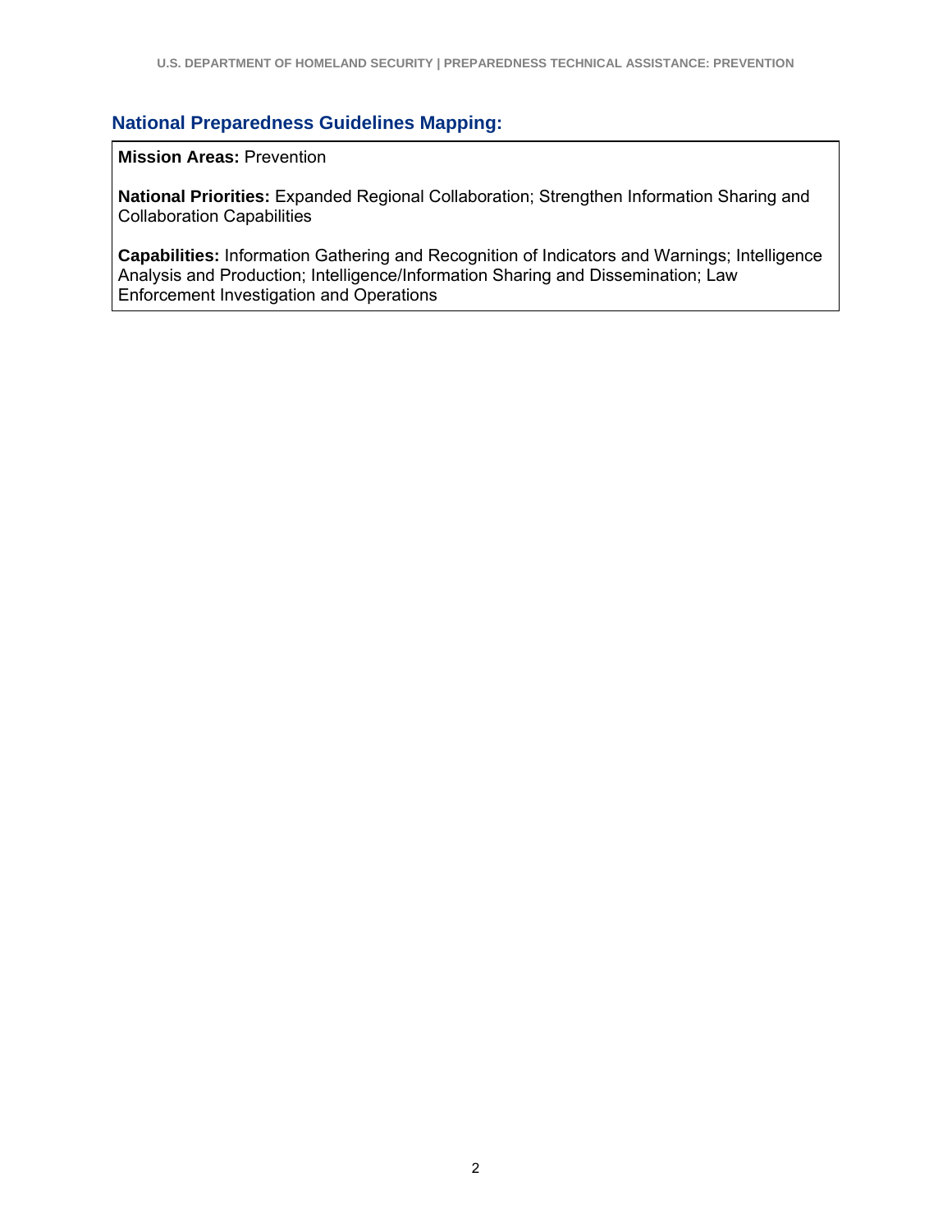## National Preparedness Guidelines Mapping:

**Mission Areas:** Prevention

**National Priorities:** Expanded Regional Collaboration; Strengthen Information Sharing and Collaboration Capabilities

**Capabilities:** Information Gathering and Recognition of Indicators and Warnings; Intelligence Analysis and Production; Intelligence/Information Sharing and Dissemination; Law Enforcement Investigation and Operations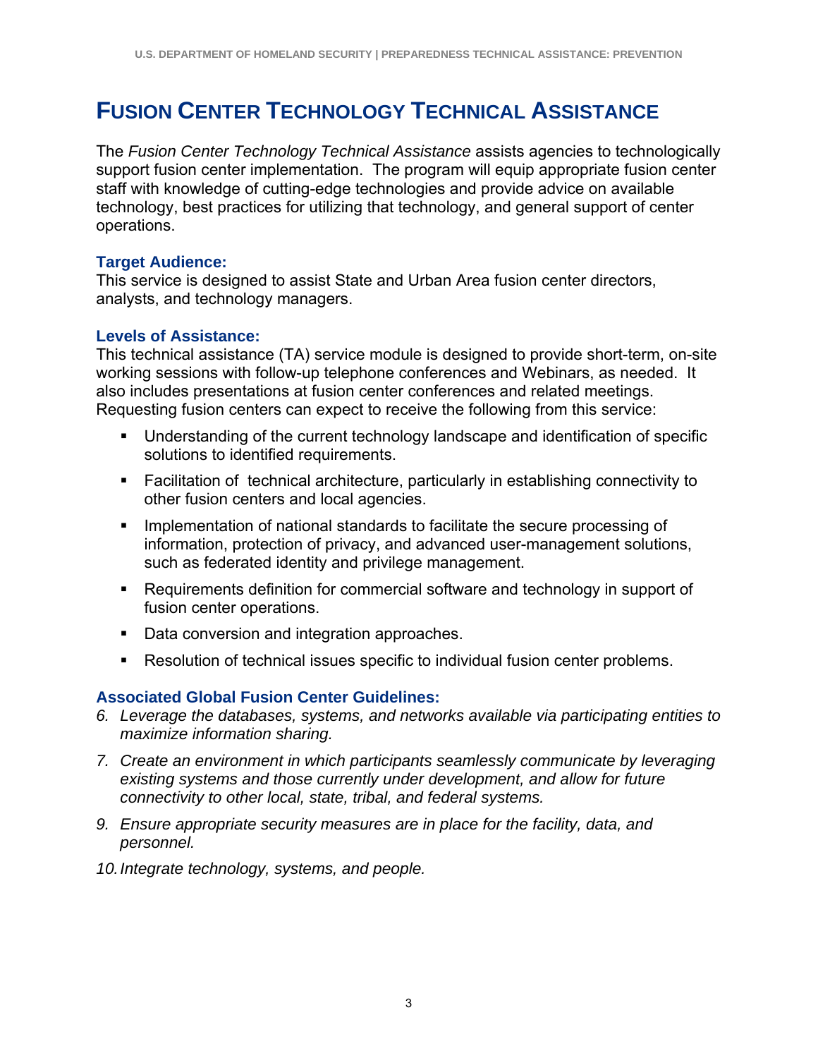# Fusion Center Technology Technical Assistance

The *Fusion Center Technology Technical Assistance* assists agencies to technologically support fusion center implementation. The program will equip appropriate fusion center staff with knowledge of cutting-edge technologies and provide advice on available technology, best practices for utilizing that technology, and general support of center operations.

### Target Audience:

This service is designed to assist State and Urban Area fusion center directors, analysts, and technology managers.

### Levels of Assistance:

This technical assistance (TA) service module is designed to provide short-term, on-site working sessions with follow-up telephone conferences and Webinars, as needed. It also includes presentations at fusion center conferences and related meetings. Requesting fusion centers can expect to receive the following from this service:

- Understanding of the current technology landscape and identification of specific solutions to identified requirements.
- Facilitation of technical architecture, particularly in establishing connectivity to other fusion centers and local agencies.
- Implementation of national standards to facilitate the secure processing of information, protection of privacy, and advanced user-management solutions, such as federated identity and privilege management.
- Requirements definition for commercial software and technology in support of fusion center operations.
- Data conversion and integration approaches.
- Resolution of technical issues specific to individual fusion center problems.

### Associated Global Fusion Center Guidelines:

6. *Leverage the databases, systems, and networks available via participating entities to maximize information sharing.*
7. *Create an environment in which participants seamlessly communicate by leveraging existing systems and those currently under development, and allow for future connectivity to other local, state, tribal, and federal systems.*
9. *Ensure appropriate security measures are in place for the facility, data, and personnel.*
10. *Integrate technology, systems, and people.*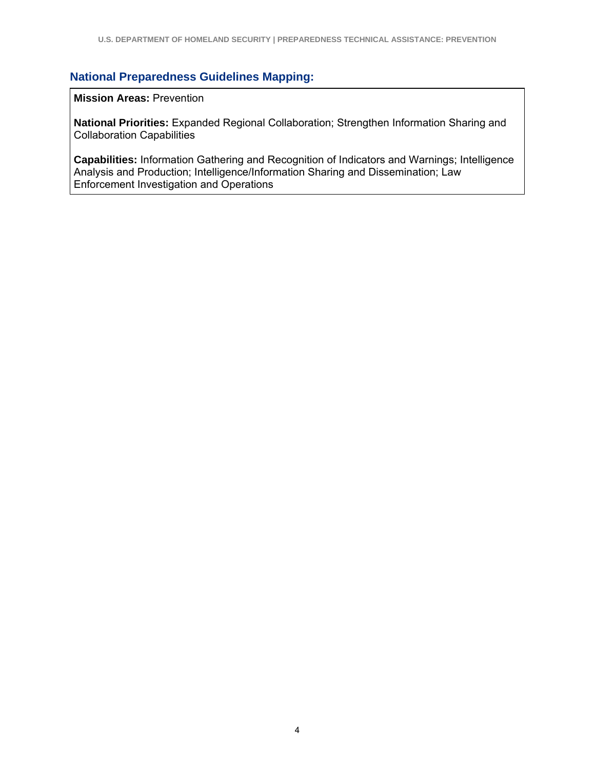### National Preparedness Guidelines Mapping:

**Mission Areas:** Prevention

**National Priorities:** Expanded Regional Collaboration; Strengthen Information Sharing and Collaboration Capabilities

**Capabilities:** Information Gathering and Recognition of Indicators and Warnings; Intelligence Analysis and Production; Intelligence/Information Sharing and Dissemination; Law Enforcement Investigation and Operations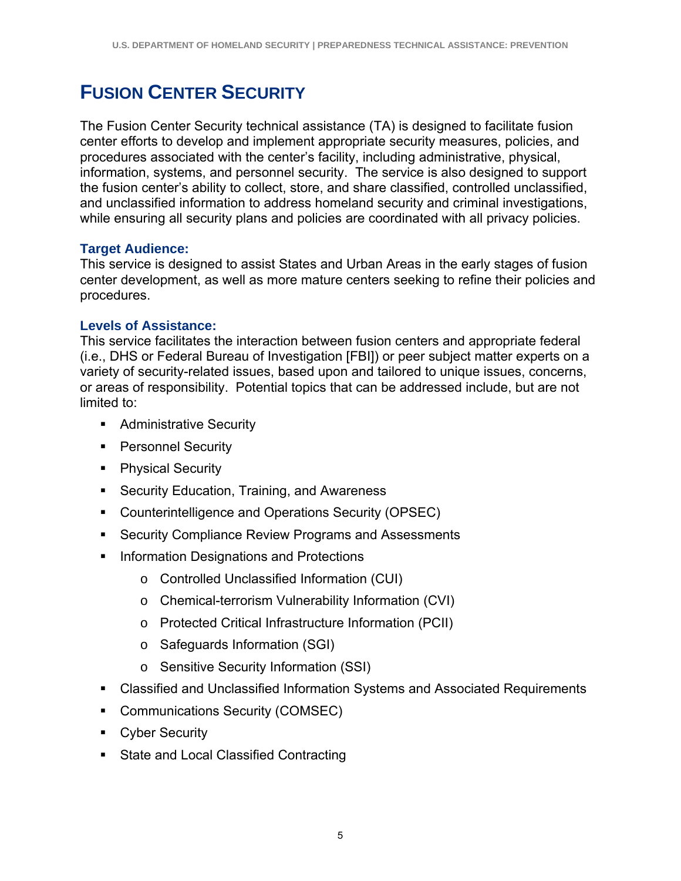# Fusion Center Security

The Fusion Center Security technical assistance (TA) is designed to facilitate fusion center efforts to develop and implement appropriate security measures, policies, and procedures associated with the center's facility, including administrative, physical, information, systems, and personnel security. The service is also designed to support the fusion center's ability to collect, store, and share classified, controlled unclassified, and unclassified information to address homeland security and criminal investigations, while ensuring all security plans and policies are coordinated with all privacy policies.

### Target Audience:

This service is designed to assist States and Urban Areas in the early stages of fusion center development, as well as more mature centers seeking to refine their policies and procedures.

### Levels of Assistance:

This service facilitates the interaction between fusion centers and appropriate federal (i.e., DHS or Federal Bureau of Investigation [FBI]) or peer subject matter experts on a variety of security-related issues, based upon and tailored to unique issues, concerns, or areas of responsibility. Potential topics that can be addressed include, but are not limited to:

- Administrative Security
- Personnel Security
- Physical Security
- Security Education, Training, and Awareness
- Counterintelligence and Operations Security (OPSEC)
- Security Compliance Review Programs and Assessments
- Information Designations and Protections
  - Controlled Unclassified Information (CUI)
  - Chemical-terrorism Vulnerability Information (CVI)
  - Protected Critical Infrastructure Information (PCII)
  - Safeguards Information (SGI)
  - Sensitive Security Information (SSI)
- Classified and Unclassified Information Systems and Associated Requirements
- Communications Security (COMSEC)
- Cyber Security
- State and Local Classified Contracting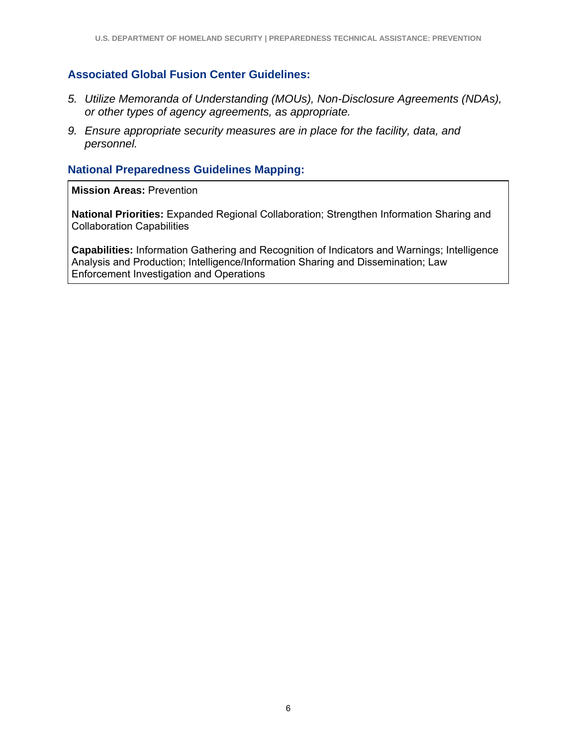### Associated Global Fusion Center Guidelines:

5. *Utilize Memoranda of Understanding (MOUs), Non-Disclosure Agreements (NDAs), or other types of agency agreements, as appropriate.*
9. *Ensure appropriate security measures are in place for the facility, data, and personnel.*

### National Preparedness Guidelines Mapping:

**Mission Areas:** Prevention

**National Priorities:** Expanded Regional Collaboration; Strengthen Information Sharing and Collaboration Capabilities

**Capabilities:** Information Gathering and Recognition of Indicators and Warnings; Intelligence Analysis and Production; Intelligence/Information Sharing and Dissemination; Law Enforcement Investigation and Operations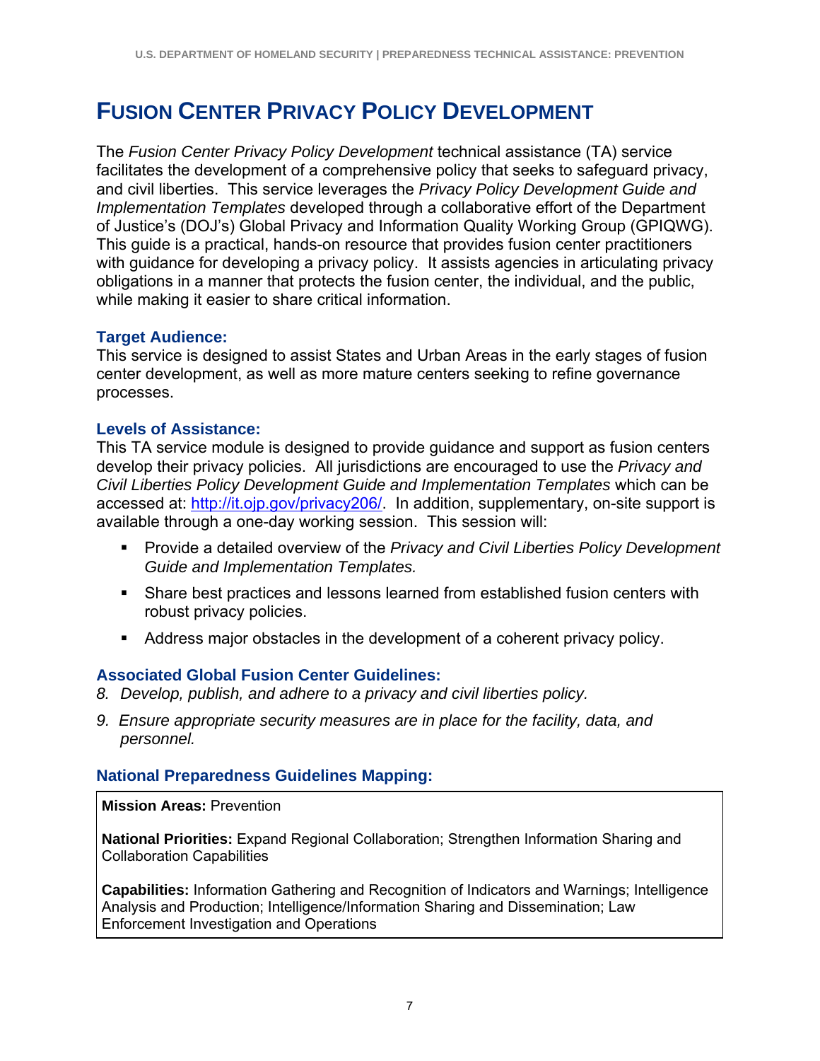# FUSION CENTER PRIVACY POLICY DEVELOPMENT

The *Fusion Center Privacy Policy Development* technical assistance (TA) service facilitates the development of a comprehensive policy that seeks to safeguard privacy, and civil liberties. This service leverages the *Privacy Policy Development Guide and Implementation Templates* developed through a collaborative effort of the Department of Justice's (DOJ's) Global Privacy and Information Quality Working Group (GPIQWG). This guide is a practical, hands-on resource that provides fusion center practitioners with guidance for developing a privacy policy. It assists agencies in articulating privacy obligations in a manner that protects the fusion center, the individual, and the public, while making it easier to share critical information.

### Target Audience:

This service is designed to assist States and Urban Areas in the early stages of fusion center development, as well as more mature centers seeking to refine governance processes.

### Levels of Assistance:

This TA service module is designed to provide guidance and support as fusion centers develop their privacy policies. All jurisdictions are encouraged to use the *Privacy and Civil Liberties Policy Development Guide and Implementation Templates* which can be accessed at: http://it.ojp.gov/privacy206/. In addition, supplementary, on-site support is available through a one-day working session. This session will:

- Provide a detailed overview of the *Privacy and Civil Liberties Policy Development Guide and Implementation Templates.*
- Share best practices and lessons learned from established fusion centers with robust privacy policies.
- Address major obstacles in the development of a coherent privacy policy.

### Associated Global Fusion Center Guidelines:

8. *Develop, publish, and adhere to a privacy and civil liberties policy.*
9. *Ensure appropriate security measures are in place for the facility, data, and personnel.*

### National Preparedness Guidelines Mapping:

**Mission Areas:** Prevention

**National Priorities:** Expand Regional Collaboration; Strengthen Information Sharing and Collaboration Capabilities

**Capabilities:** Information Gathering and Recognition of Indicators and Warnings; Intelligence Analysis and Production; Intelligence/Information Sharing and Dissemination; Law Enforcement Investigation and Operations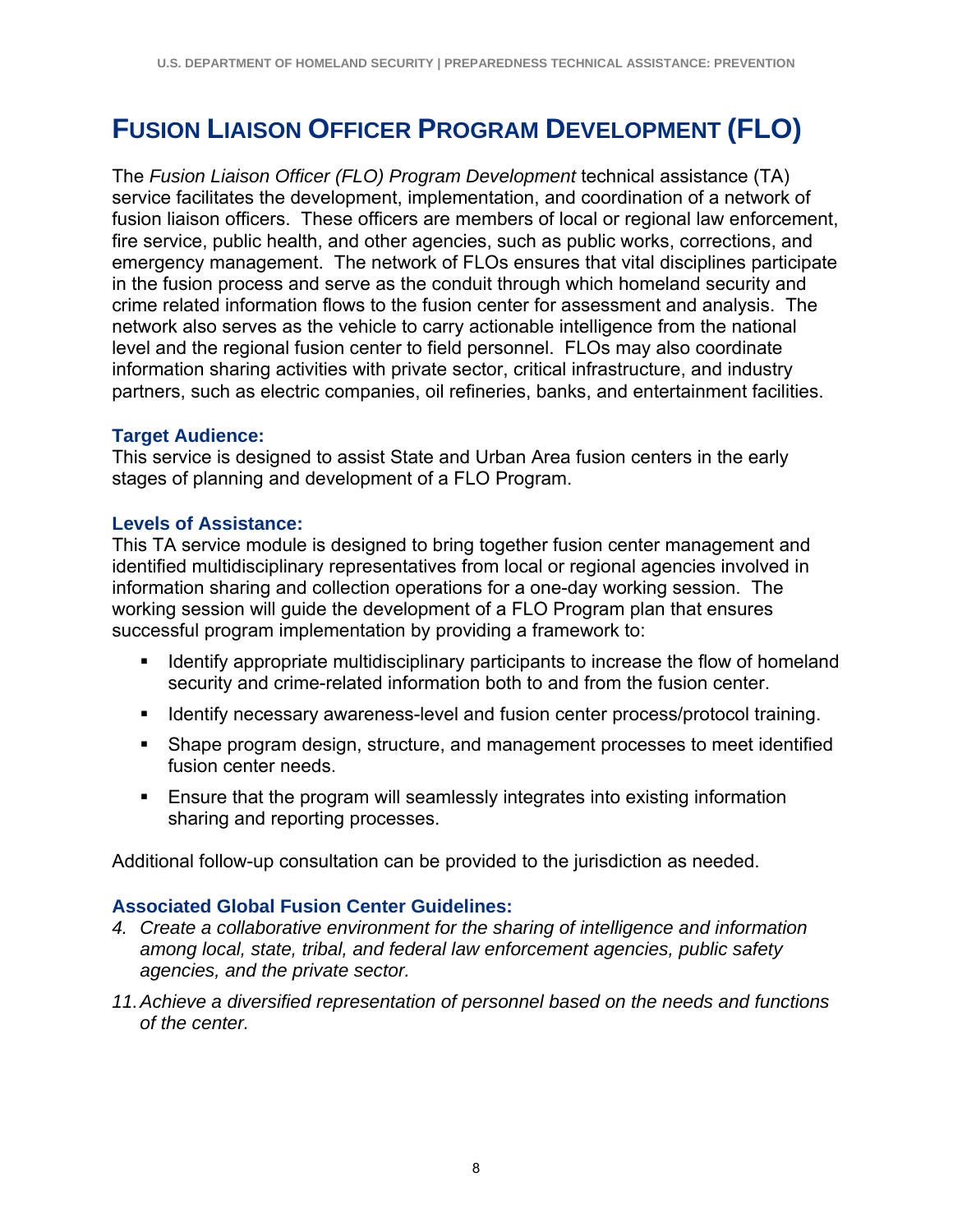# Fusion Liaison Officer Program Development (FLO)

The *Fusion Liaison Officer (FLO) Program Development* technical assistance (TA) service facilitates the development, implementation, and coordination of a network of fusion liaison officers. These officers are members of local or regional law enforcement, fire service, public health, and other agencies, such as public works, corrections, and emergency management. The network of FLOs ensures that vital disciplines participate in the fusion process and serve as the conduit through which homeland security and crime related information flows to the fusion center for assessment and analysis. The network also serves as the vehicle to carry actionable intelligence from the national level and the regional fusion center to field personnel. FLOs may also coordinate information sharing activities with private sector, critical infrastructure, and industry partners, such as electric companies, oil refineries, banks, and entertainment facilities.

### Target Audience:

This service is designed to assist State and Urban Area fusion centers in the early stages of planning and development of a FLO Program.

### Levels of Assistance:

This TA service module is designed to bring together fusion center management and identified multidisciplinary representatives from local or regional agencies involved in information sharing and collection operations for a one-day working session. The working session will guide the development of a FLO Program plan that ensures successful program implementation by providing a framework to:

- Identify appropriate multidisciplinary participants to increase the flow of homeland security and crime-related information both to and from the fusion center.
- Identify necessary awareness-level and fusion center process/protocol training.
- Shape program design, structure, and management processes to meet identified fusion center needs.
- Ensure that the program will seamlessly integrates into existing information sharing and reporting processes.

Additional follow-up consultation can be provided to the jurisdiction as needed.

### Associated Global Fusion Center Guidelines:

4. *Create a collaborative environment for the sharing of intelligence and information among local, state, tribal, and federal law enforcement agencies, public safety agencies, and the private sector.*

11. *Achieve a diversified representation of personnel based on the needs and functions of the center.*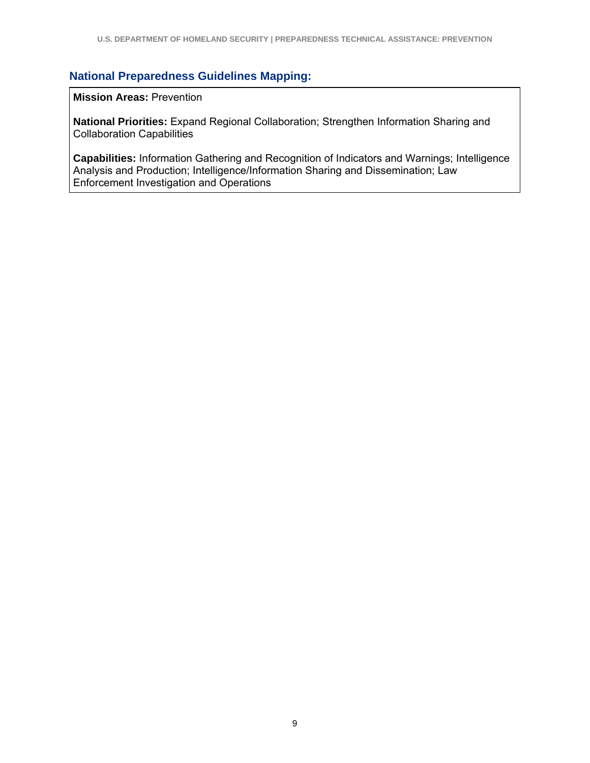### National Preparedness Guidelines Mapping:

**Mission Areas:** Prevention

**National Priorities:** Expand Regional Collaboration; Strengthen Information Sharing and Collaboration Capabilities

**Capabilities:** Information Gathering and Recognition of Indicators and Warnings; Intelligence Analysis and Production; Intelligence/Information Sharing and Dissemination; Law Enforcement Investigation and Operations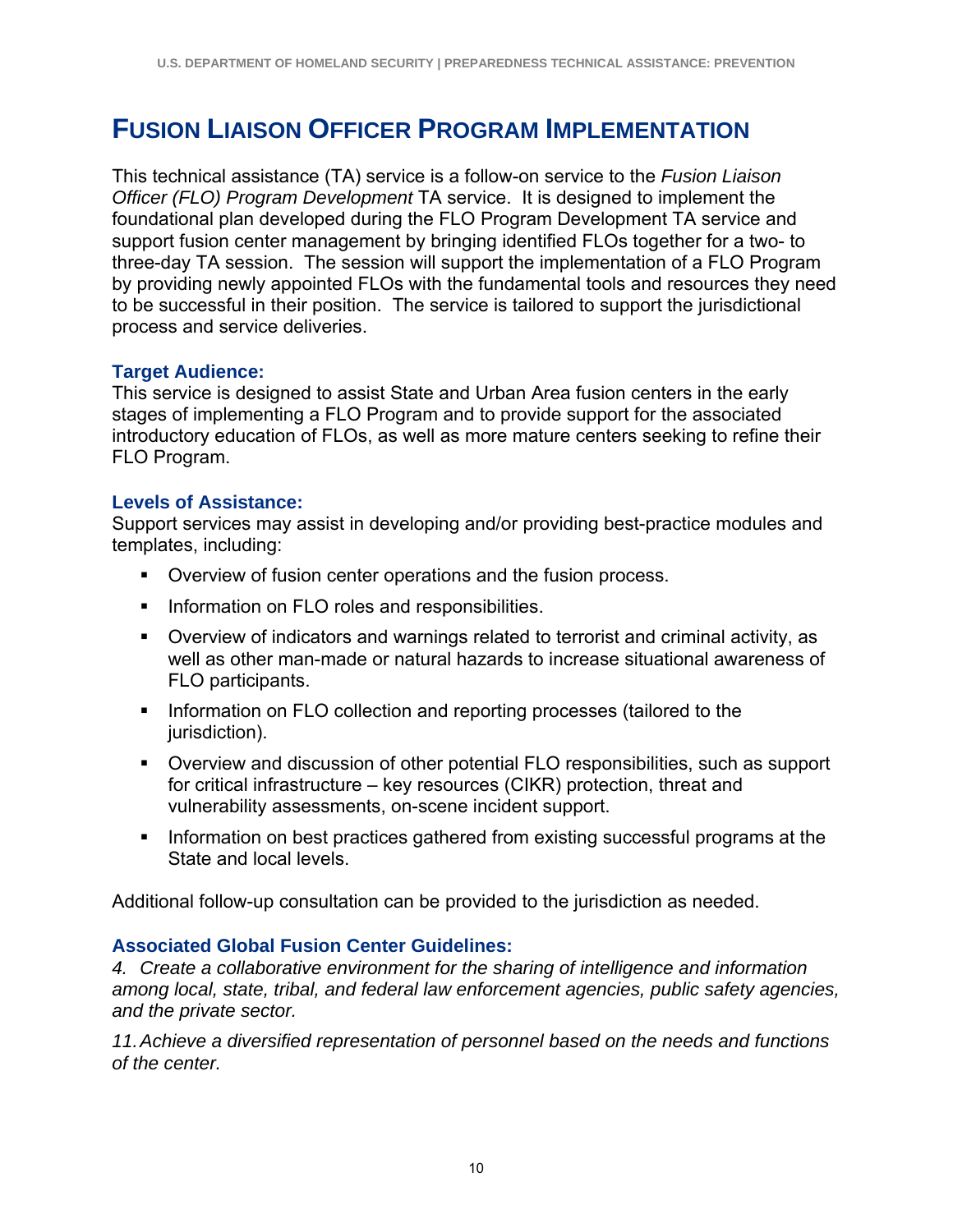# Fusion Liaison Officer Program Implementation

This technical assistance (TA) service is a follow-on service to the *Fusion Liaison Officer (FLO) Program Development* TA service. It is designed to implement the foundational plan developed during the FLO Program Development TA service and support fusion center management by bringing identified FLOs together for a two- to three-day TA session. The session will support the implementation of a FLO Program by providing newly appointed FLOs with the fundamental tools and resources they need to be successful in their position. The service is tailored to support the jurisdictional process and service deliveries.

### Target Audience:

This service is designed to assist State and Urban Area fusion centers in the early stages of implementing a FLO Program and to provide support for the associated introductory education of FLOs, as well as more mature centers seeking to refine their FLO Program.

### Levels of Assistance:

Support services may assist in developing and/or providing best-practice modules and templates, including:

- Overview of fusion center operations and the fusion process.
- Information on FLO roles and responsibilities.
- Overview of indicators and warnings related to terrorist and criminal activity, as well as other man-made or natural hazards to increase situational awareness of FLO participants.
- Information on FLO collection and reporting processes (tailored to the jurisdiction).
- Overview and discussion of other potential FLO responsibilities, such as support for critical infrastructure – key resources (CIKR) protection, threat and vulnerability assessments, on-scene incident support.
- Information on best practices gathered from existing successful programs at the State and local levels.

Additional follow-up consultation can be provided to the jurisdiction as needed.

### Associated Global Fusion Center Guidelines:

*4. Create a collaborative environment for the sharing of intelligence and information among local, state, tribal, and federal law enforcement agencies, public safety agencies, and the private sector.*

*11. Achieve a diversified representation of personnel based on the needs and functions of the center.*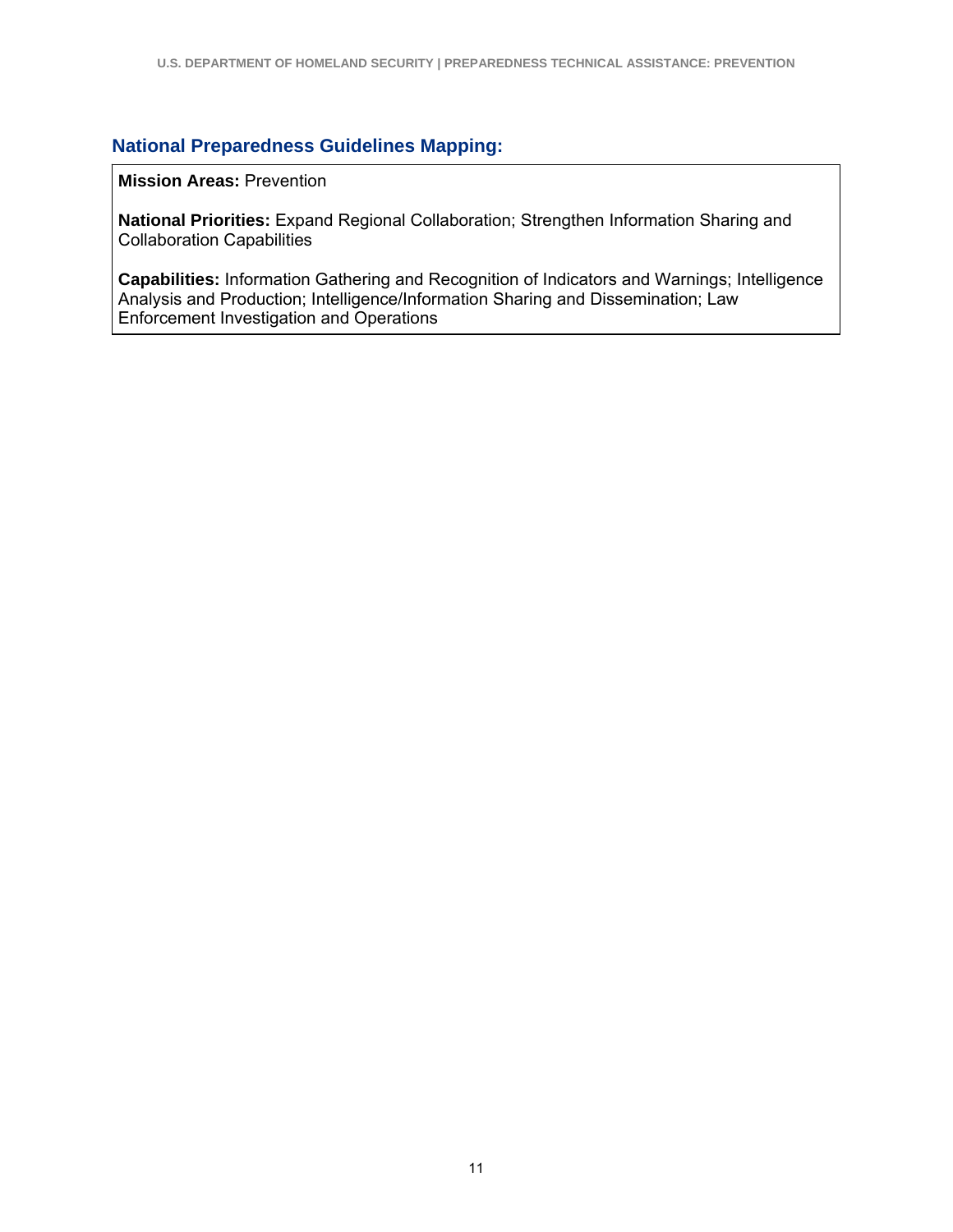### National Preparedness Guidelines Mapping:

**Mission Areas:** Prevention

**National Priorities:** Expand Regional Collaboration; Strengthen Information Sharing and Collaboration Capabilities

**Capabilities:** Information Gathering and Recognition of Indicators and Warnings; Intelligence Analysis and Production; Intelligence/Information Sharing and Dissemination; Law Enforcement Investigation and Operations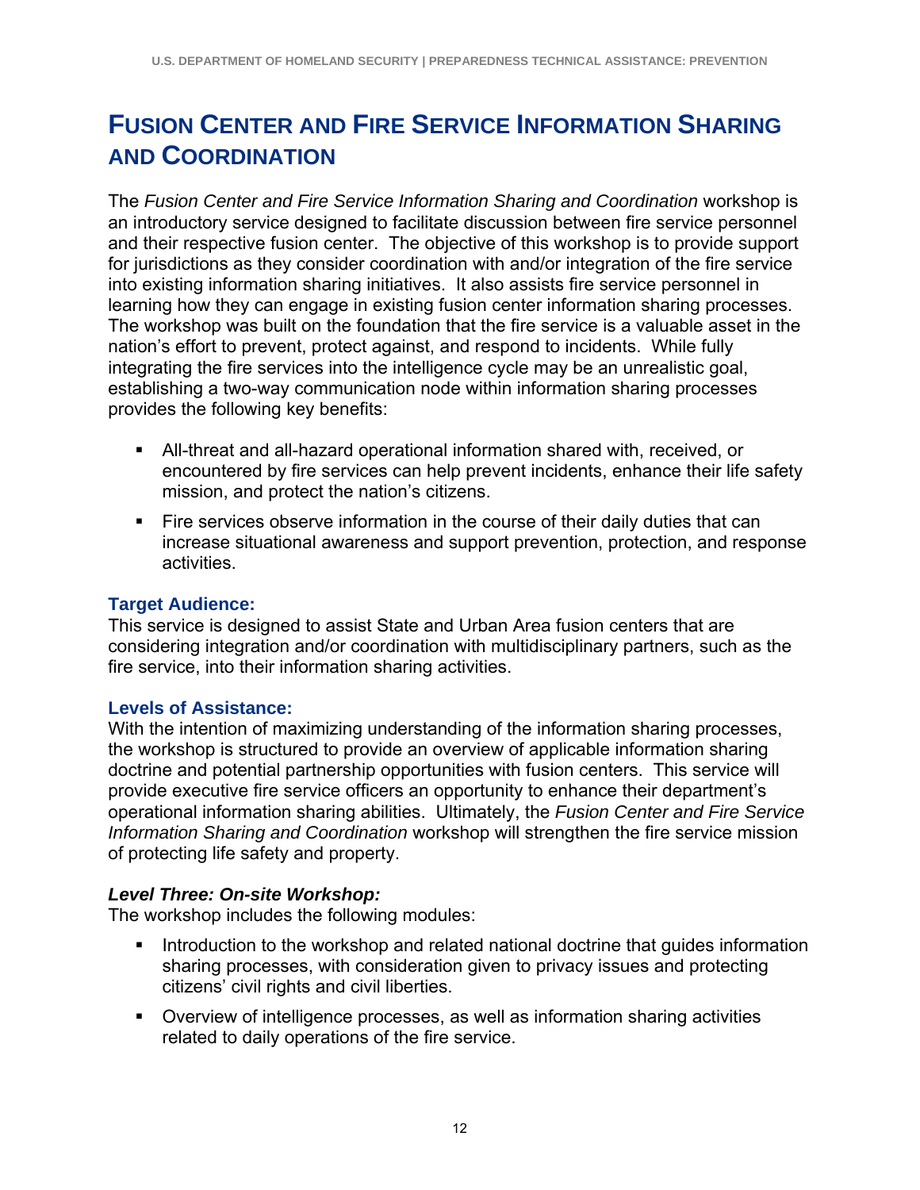# FUSION CENTER AND FIRE SERVICE INFORMATION SHARING AND COORDINATION

The *Fusion Center and Fire Service Information Sharing and Coordination* workshop is an introductory service designed to facilitate discussion between fire service personnel and their respective fusion center. The objective of this workshop is to provide support for jurisdictions as they consider coordination with and/or integration of the fire service into existing information sharing initiatives. It also assists fire service personnel in learning how they can engage in existing fusion center information sharing processes. The workshop was built on the foundation that the fire service is a valuable asset in the nation's effort to prevent, protect against, and respond to incidents. While fully integrating the fire services into the intelligence cycle may be an unrealistic goal, establishing a two-way communication node within information sharing processes provides the following key benefits:

- All-threat and all-hazard operational information shared with, received, or encountered by fire services can help prevent incidents, enhance their life safety mission, and protect the nation's citizens.
- Fire services observe information in the course of their daily duties that can increase situational awareness and support prevention, protection, and response activities.

### Target Audience:

This service is designed to assist State and Urban Area fusion centers that are considering integration and/or coordination with multidisciplinary partners, such as the fire service, into their information sharing activities.

### Levels of Assistance:

With the intention of maximizing understanding of the information sharing processes, the workshop is structured to provide an overview of applicable information sharing doctrine and potential partnership opportunities with fusion centers. This service will provide executive fire service officers an opportunity to enhance their department's operational information sharing abilities. Ultimately, the *Fusion Center and Fire Service Information Sharing and Coordination* workshop will strengthen the fire service mission of protecting life safety and property.

#### *Level Three: On-site Workshop:*

The workshop includes the following modules:

- Introduction to the workshop and related national doctrine that guides information sharing processes, with consideration given to privacy issues and protecting citizens' civil rights and civil liberties.
- Overview of intelligence processes, as well as information sharing activities related to daily operations of the fire service.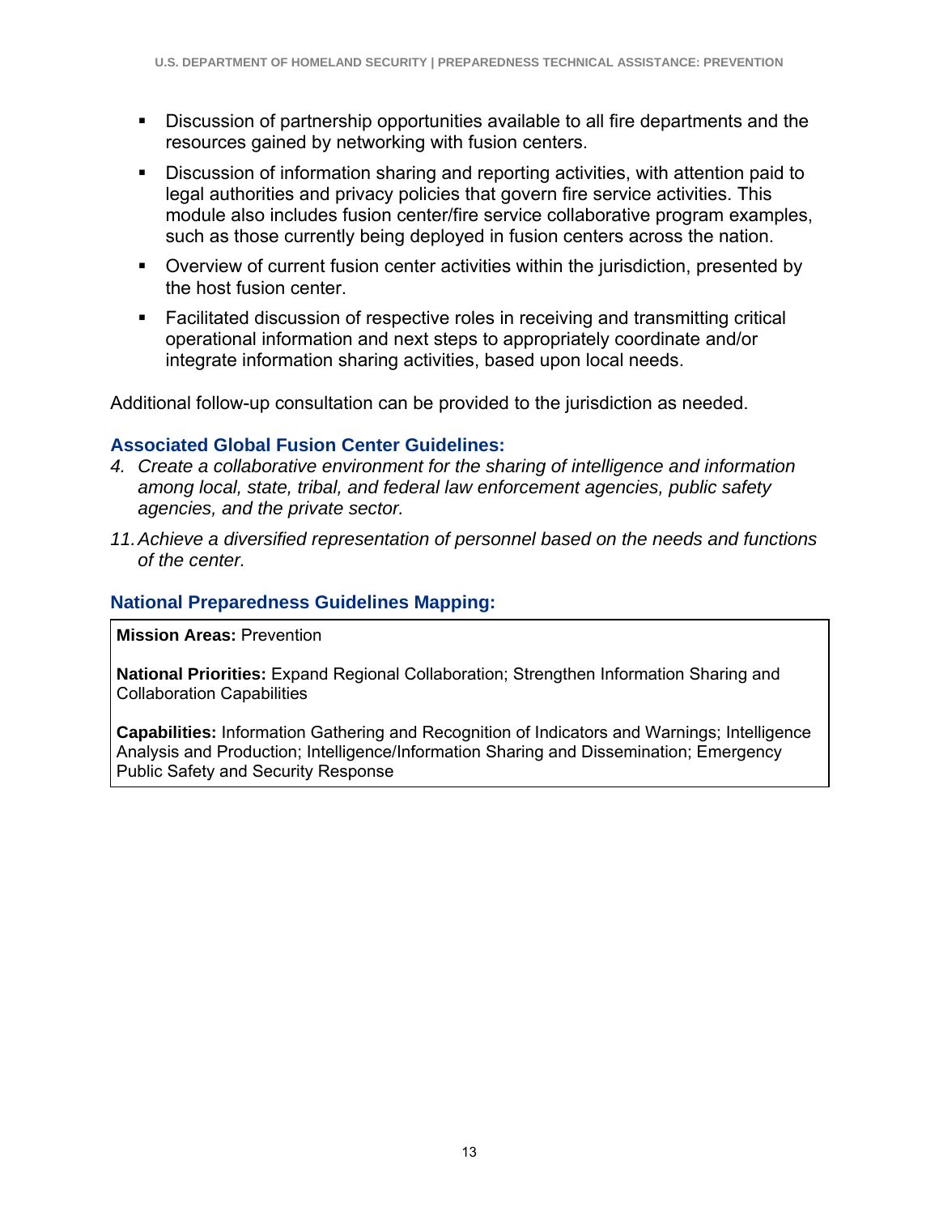- Discussion of partnership opportunities available to all fire departments and the resources gained by networking with fusion centers.
- Discussion of information sharing and reporting activities, with attention paid to legal authorities and privacy policies that govern fire service activities. This module also includes fusion center/fire service collaborative program examples, such as those currently being deployed in fusion centers across the nation.
- Overview of current fusion center activities within the jurisdiction, presented by the host fusion center.
- Facilitated discussion of respective roles in receiving and transmitting critical operational information and next steps to appropriately coordinate and/or integrate information sharing activities, based upon local needs.

Additional follow-up consultation can be provided to the jurisdiction as needed.

### Associated Global Fusion Center Guidelines:

4. *Create a collaborative environment for the sharing of intelligence and information among local, state, tribal, and federal law enforcement agencies, public safety agencies, and the private sector.*

11. *Achieve a diversified representation of personnel based on the needs and functions of the center.*

### National Preparedness Guidelines Mapping:

**Mission Areas:** Prevention

**National Priorities:** Expand Regional Collaboration; Strengthen Information Sharing and Collaboration Capabilities

**Capabilities:** Information Gathering and Recognition of Indicators and Warnings; Intelligence Analysis and Production; Intelligence/Information Sharing and Dissemination; Emergency Public Safety and Security Response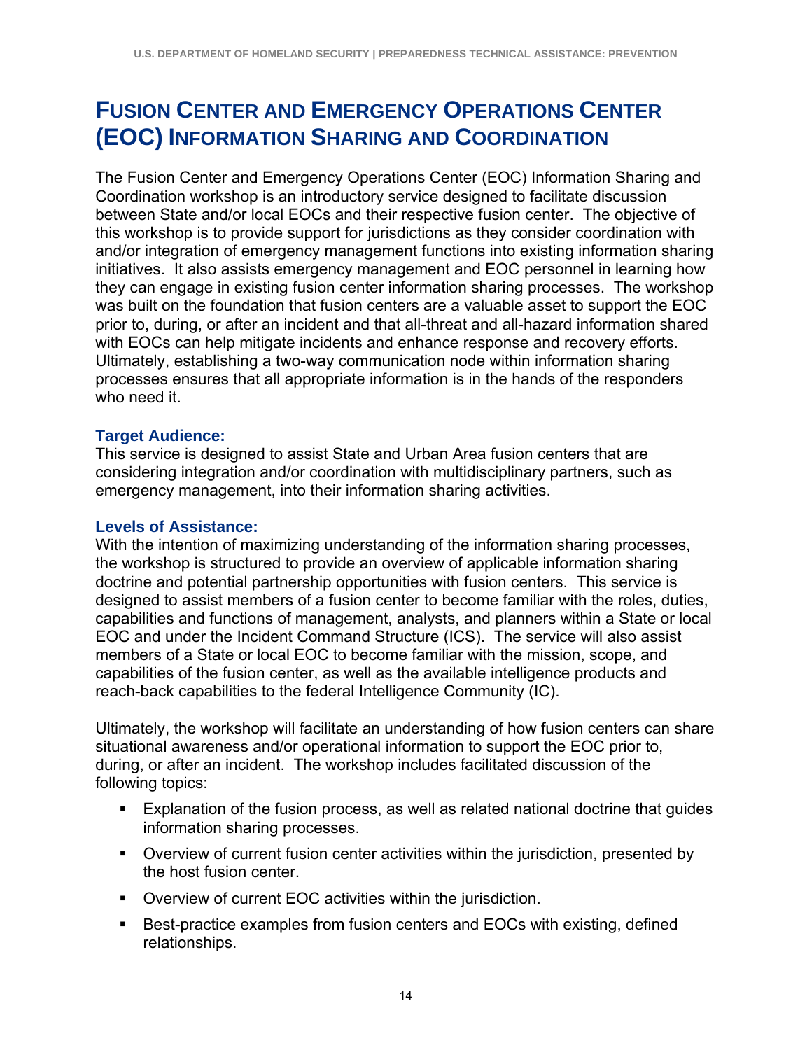# Fusion Center and Emergency Operations Center (EOC) Information Sharing and Coordination

The Fusion Center and Emergency Operations Center (EOC) Information Sharing and Coordination workshop is an introductory service designed to facilitate discussion between State and/or local EOCs and their respective fusion center. The objective of this workshop is to provide support for jurisdictions as they consider coordination with and/or integration of emergency management functions into existing information sharing initiatives. It also assists emergency management and EOC personnel in learning how they can engage in existing fusion center information sharing processes. The workshop was built on the foundation that fusion centers are a valuable asset to support the EOC prior to, during, or after an incident and that all-threat and all-hazard information shared with EOCs can help mitigate incidents and enhance response and recovery efforts. Ultimately, establishing a two-way communication node within information sharing processes ensures that all appropriate information is in the hands of the responders who need it.

### Target Audience:

This service is designed to assist State and Urban Area fusion centers that are considering integration and/or coordination with multidisciplinary partners, such as emergency management, into their information sharing activities.

### Levels of Assistance:

With the intention of maximizing understanding of the information sharing processes, the workshop is structured to provide an overview of applicable information sharing doctrine and potential partnership opportunities with fusion centers. This service is designed to assist members of a fusion center to become familiar with the roles, duties, capabilities and functions of management, analysts, and planners within a State or local EOC and under the Incident Command Structure (ICS). The service will also assist members of a State or local EOC to become familiar with the mission, scope, and capabilities of the fusion center, as well as the available intelligence products and reach-back capabilities to the federal Intelligence Community (IC).

Ultimately, the workshop will facilitate an understanding of how fusion centers can share situational awareness and/or operational information to support the EOC prior to, during, or after an incident. The workshop includes facilitated discussion of the following topics:

- Explanation of the fusion process, as well as related national doctrine that guides information sharing processes.
- Overview of current fusion center activities within the jurisdiction, presented by the host fusion center.
- Overview of current EOC activities within the jurisdiction.
- Best-practice examples from fusion centers and EOCs with existing, defined relationships.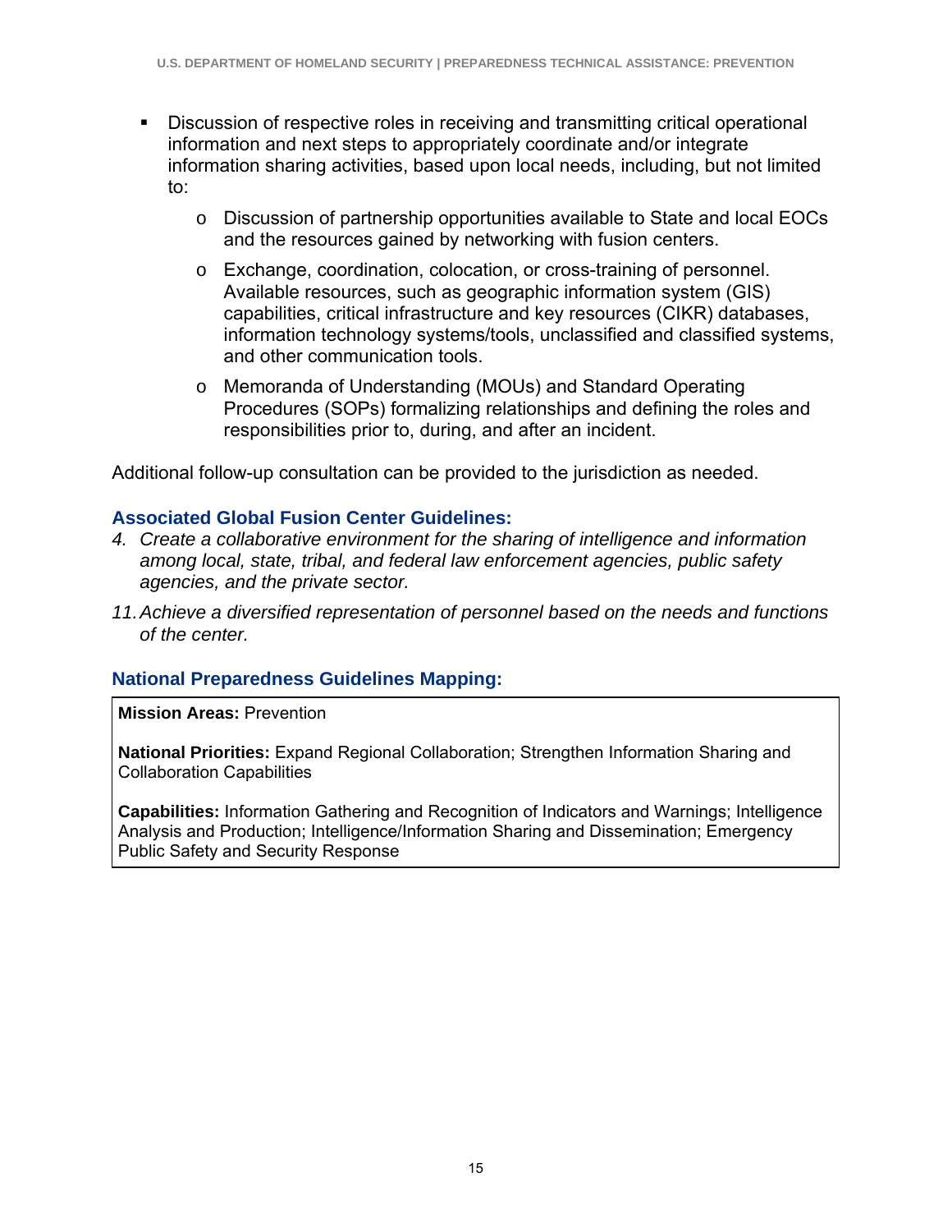- Discussion of respective roles in receiving and transmitting critical operational information and next steps to appropriately coordinate and/or integrate information sharing activities, based upon local needs, including, but not limited to:
  - Discussion of partnership opportunities available to State and local EOCs and the resources gained by networking with fusion centers.
  - Exchange, coordination, colocation, or cross-training of personnel. Available resources, such as geographic information system (GIS) capabilities, critical infrastructure and key resources (CIKR) databases, information technology systems/tools, unclassified and classified systems, and other communication tools.
  - Memoranda of Understanding (MOUs) and Standard Operating Procedures (SOPs) formalizing relationships and defining the roles and responsibilities prior to, during, and after an incident.

Additional follow-up consultation can be provided to the jurisdiction as needed.

### Associated Global Fusion Center Guidelines:

4. *Create a collaborative environment for the sharing of intelligence and information among local, state, tribal, and federal law enforcement agencies, public safety agencies, and the private sector.*

11. *Achieve a diversified representation of personnel based on the needs and functions of the center.*

### National Preparedness Guidelines Mapping:

**Mission Areas:** Prevention

**National Priorities:** Expand Regional Collaboration; Strengthen Information Sharing and Collaboration Capabilities

**Capabilities:** Information Gathering and Recognition of Indicators and Warnings; Intelligence Analysis and Production; Intelligence/Information Sharing and Dissemination; Emergency Public Safety and Security Response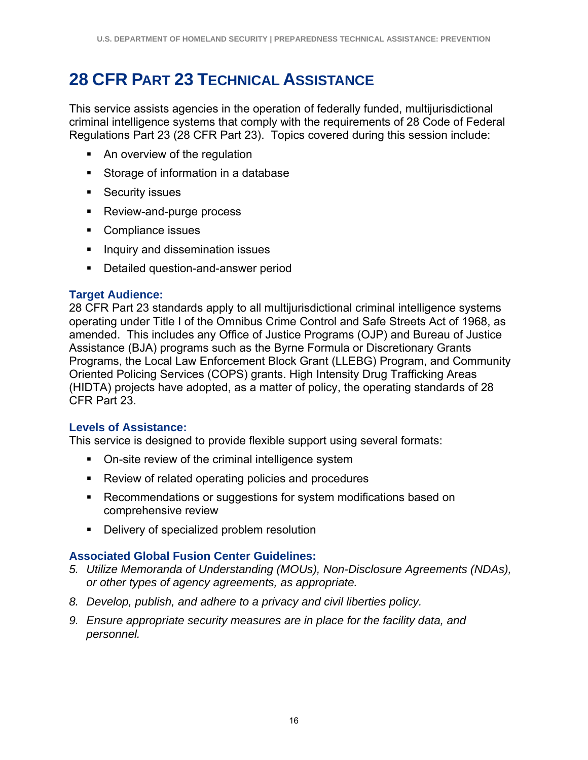# 28 CFR Part 23 Technical Assistance

This service assists agencies in the operation of federally funded, multijurisdictional criminal intelligence systems that comply with the requirements of 28 Code of Federal Regulations Part 23 (28 CFR Part 23). Topics covered during this session include:

- An overview of the regulation
- Storage of information in a database
- Security issues
- Review-and-purge process
- Compliance issues
- Inquiry and dissemination issues
- Detailed question-and-answer period

### Target Audience:

28 CFR Part 23 standards apply to all multijurisdictional criminal intelligence systems operating under Title I of the Omnibus Crime Control and Safe Streets Act of 1968, as amended. This includes any Office of Justice Programs (OJP) and Bureau of Justice Assistance (BJA) programs such as the Byrne Formula or Discretionary Grants Programs, the Local Law Enforcement Block Grant (LLEBG) Program, and Community Oriented Policing Services (COPS) grants. High Intensity Drug Trafficking Areas (HIDTA) projects have adopted, as a matter of policy, the operating standards of 28 CFR Part 23.

### Levels of Assistance:

This service is designed to provide flexible support using several formats:

- On-site review of the criminal intelligence system
- Review of related operating policies and procedures
- Recommendations or suggestions for system modifications based on comprehensive review
- Delivery of specialized problem resolution

### Associated Global Fusion Center Guidelines:

5. *Utilize Memoranda of Understanding (MOUs), Non-Disclosure Agreements (NDAs), or other types of agency agreements, as appropriate.*
8. *Develop, publish, and adhere to a privacy and civil liberties policy.*
9. *Ensure appropriate security measures are in place for the facility data, and personnel.*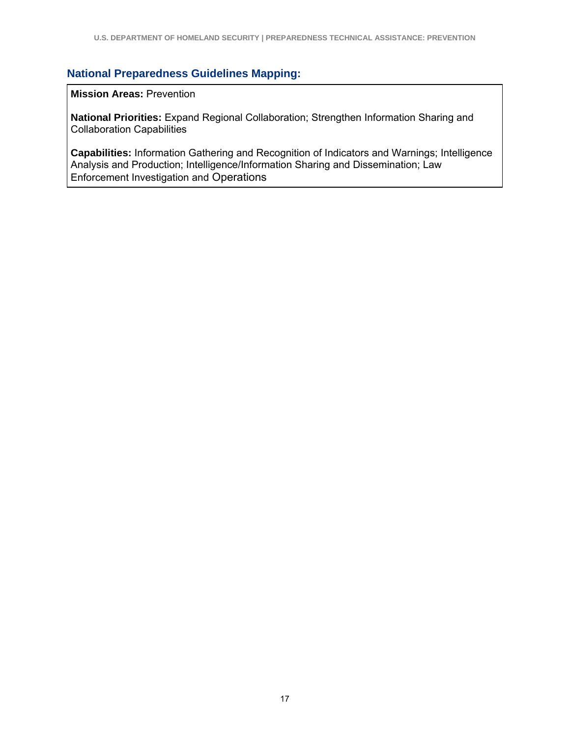### National Preparedness Guidelines Mapping:

**Mission Areas:** Prevention

**National Priorities:** Expand Regional Collaboration; Strengthen Information Sharing and Collaboration Capabilities

**Capabilities:** Information Gathering and Recognition of Indicators and Warnings; Intelligence Analysis and Production; Intelligence/Information Sharing and Dissemination; Law Enforcement Investigation and Operations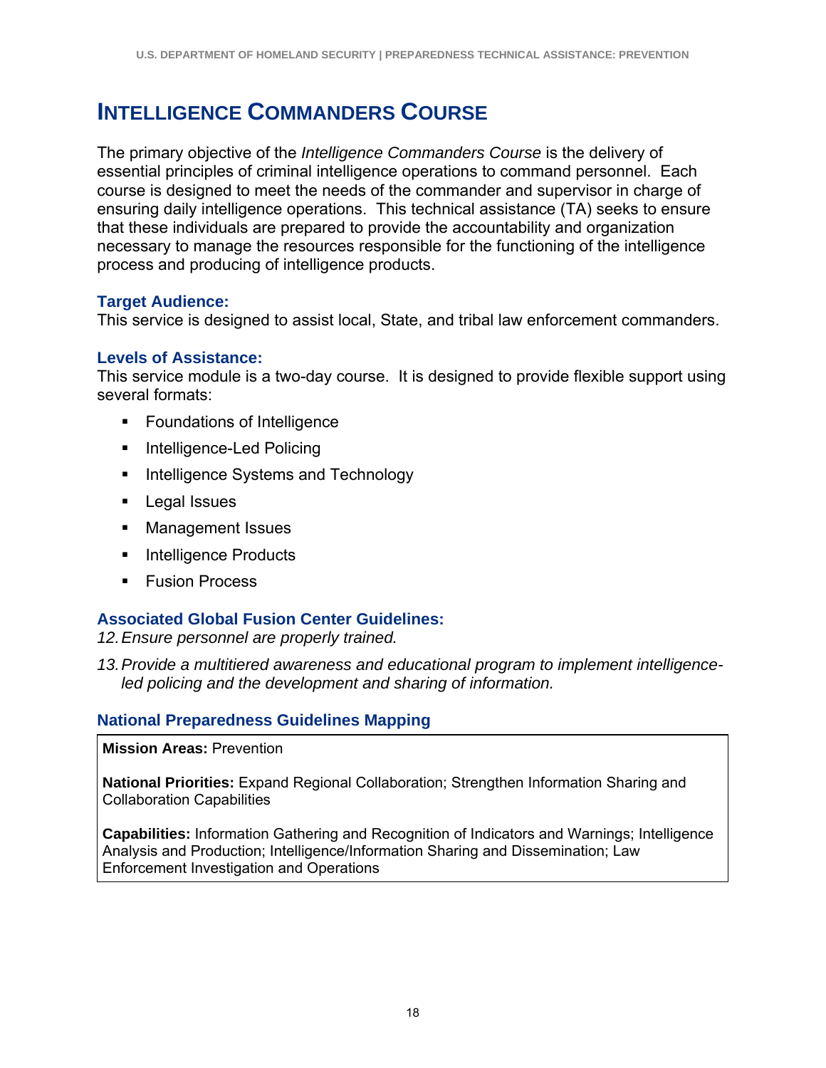# Intelligence Commanders Course

The primary objective of the *Intelligence Commanders Course* is the delivery of essential principles of criminal intelligence operations to command personnel. Each course is designed to meet the needs of the commander and supervisor in charge of ensuring daily intelligence operations. This technical assistance (TA) seeks to ensure that these individuals are prepared to provide the accountability and organization necessary to manage the resources responsible for the functioning of the intelligence process and producing of intelligence products.

### Target Audience:

This service is designed to assist local, State, and tribal law enforcement commanders.

### Levels of Assistance:

This service module is a two-day course. It is designed to provide flexible support using several formats:

- Foundations of Intelligence
- Intelligence-Led Policing
- Intelligence Systems and Technology
- Legal Issues
- Management Issues
- Intelligence Products
- Fusion Process

### Associated Global Fusion Center Guidelines:

12. *Ensure personnel are properly trained.*
13. *Provide a multitiered awareness and educational program to implement intelligence-led policing and the development and sharing of information.*

### National Preparedness Guidelines Mapping

**Mission Areas:** Prevention

**National Priorities:** Expand Regional Collaboration; Strengthen Information Sharing and Collaboration Capabilities

**Capabilities:** Information Gathering and Recognition of Indicators and Warnings; Intelligence Analysis and Production; Intelligence/Information Sharing and Dissemination; Law Enforcement Investigation and Operations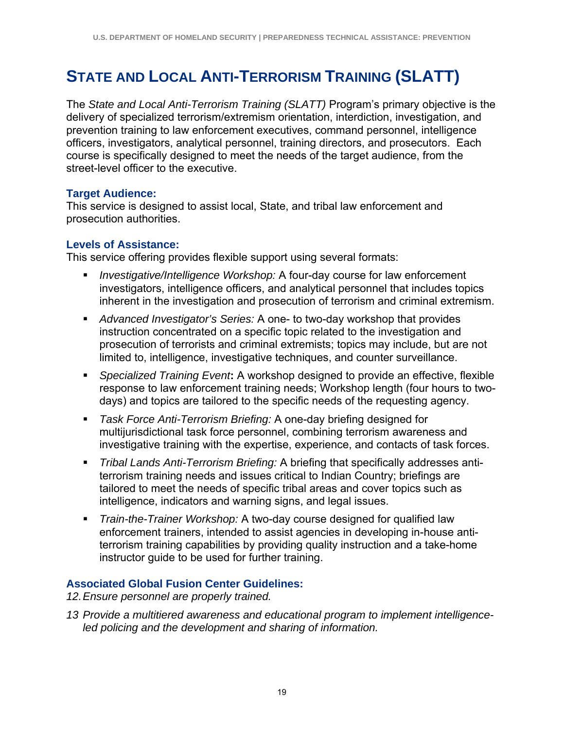# State and Local Anti-Terrorism Training (SLATT)

The *State and Local Anti-Terrorism Training (SLATT)* Program's primary objective is the delivery of specialized terrorism/extremism orientation, interdiction, investigation, and prevention training to law enforcement executives, command personnel, intelligence officers, investigators, analytical personnel, training directors, and prosecutors. Each course is specifically designed to meet the needs of the target audience, from the street-level officer to the executive.

### Target Audience:

This service is designed to assist local, State, and tribal law enforcement and prosecution authorities.

### Levels of Assistance:

This service offering provides flexible support using several formats:

- *Investigative/Intelligence Workshop:* A four-day course for law enforcement investigators, intelligence officers, and analytical personnel that includes topics inherent in the investigation and prosecution of terrorism and criminal extremism.
- *Advanced Investigator's Series:* A one- to two-day workshop that provides instruction concentrated on a specific topic related to the investigation and prosecution of terrorists and criminal extremists; topics may include, but are not limited to, intelligence, investigative techniques, and counter surveillance.
- *Specialized Training Event***:** A workshop designed to provide an effective, flexible response to law enforcement training needs; Workshop length (four hours to two-days) and topics are tailored to the specific needs of the requesting agency.
- *Task Force Anti-Terrorism Briefing:* A one-day briefing designed for multijurisdictional task force personnel, combining terrorism awareness and investigative training with the expertise, experience, and contacts of task forces.
- *Tribal Lands Anti-Terrorism Briefing:* A briefing that specifically addresses anti-terrorism training needs and issues critical to Indian Country; briefings are tailored to meet the needs of specific tribal areas and cover topics such as intelligence, indicators and warning signs, and legal issues.
- *Train-the-Trainer Workshop:* A two-day course designed for qualified law enforcement trainers, intended to assist agencies in developing in-house anti-terrorism training capabilities by providing quality instruction and a take-home instructor guide to be used for further training.

### Associated Global Fusion Center Guidelines:

*12. Ensure personnel are properly trained.*

*13 Provide a multitiered awareness and educational program to implement intelligence-led policing and the development and sharing of information.*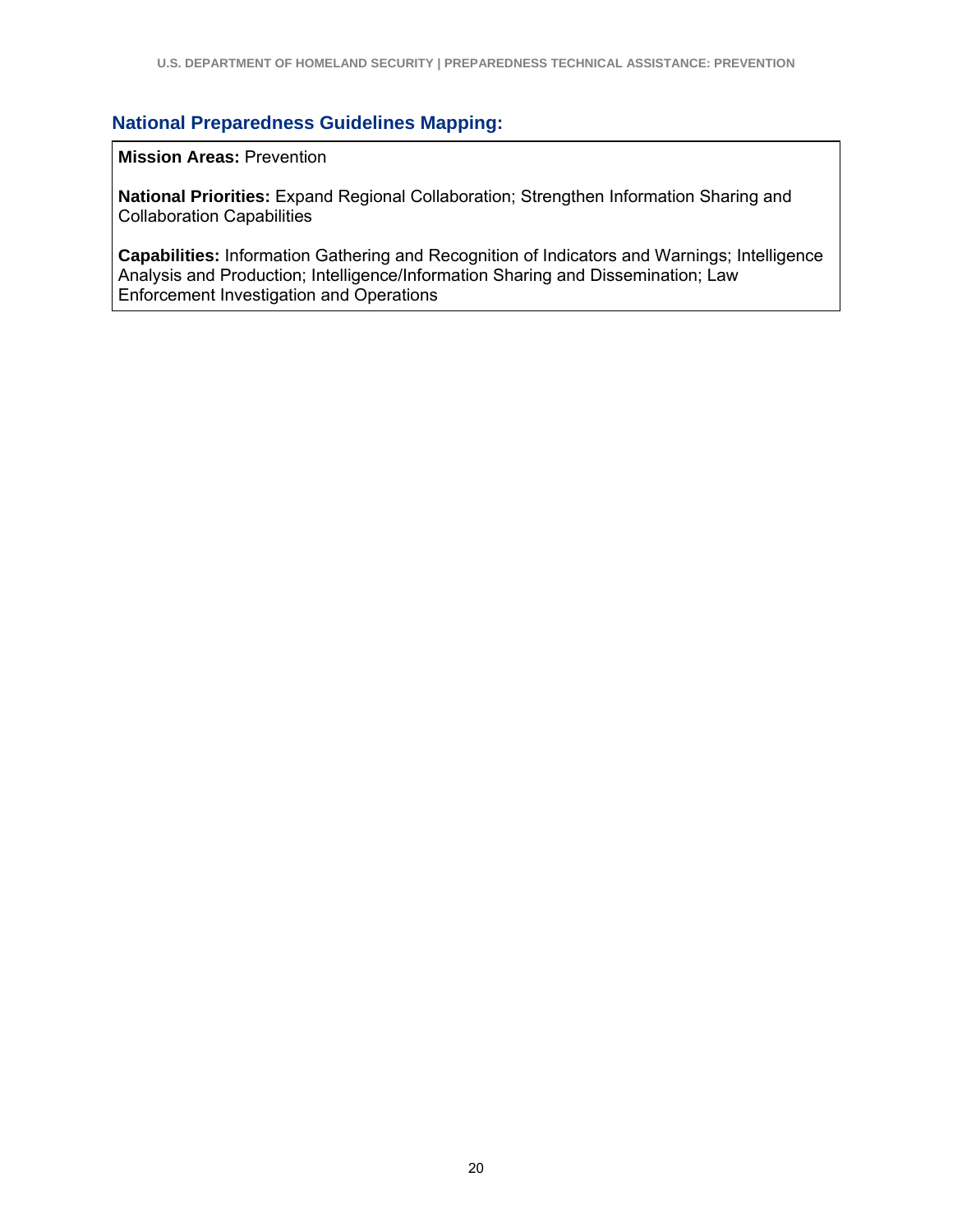### National Preparedness Guidelines Mapping:

**Mission Areas:** Prevention

**National Priorities:** Expand Regional Collaboration; Strengthen Information Sharing and Collaboration Capabilities

**Capabilities:** Information Gathering and Recognition of Indicators and Warnings; Intelligence Analysis and Production; Intelligence/Information Sharing and Dissemination; Law Enforcement Investigation and Operations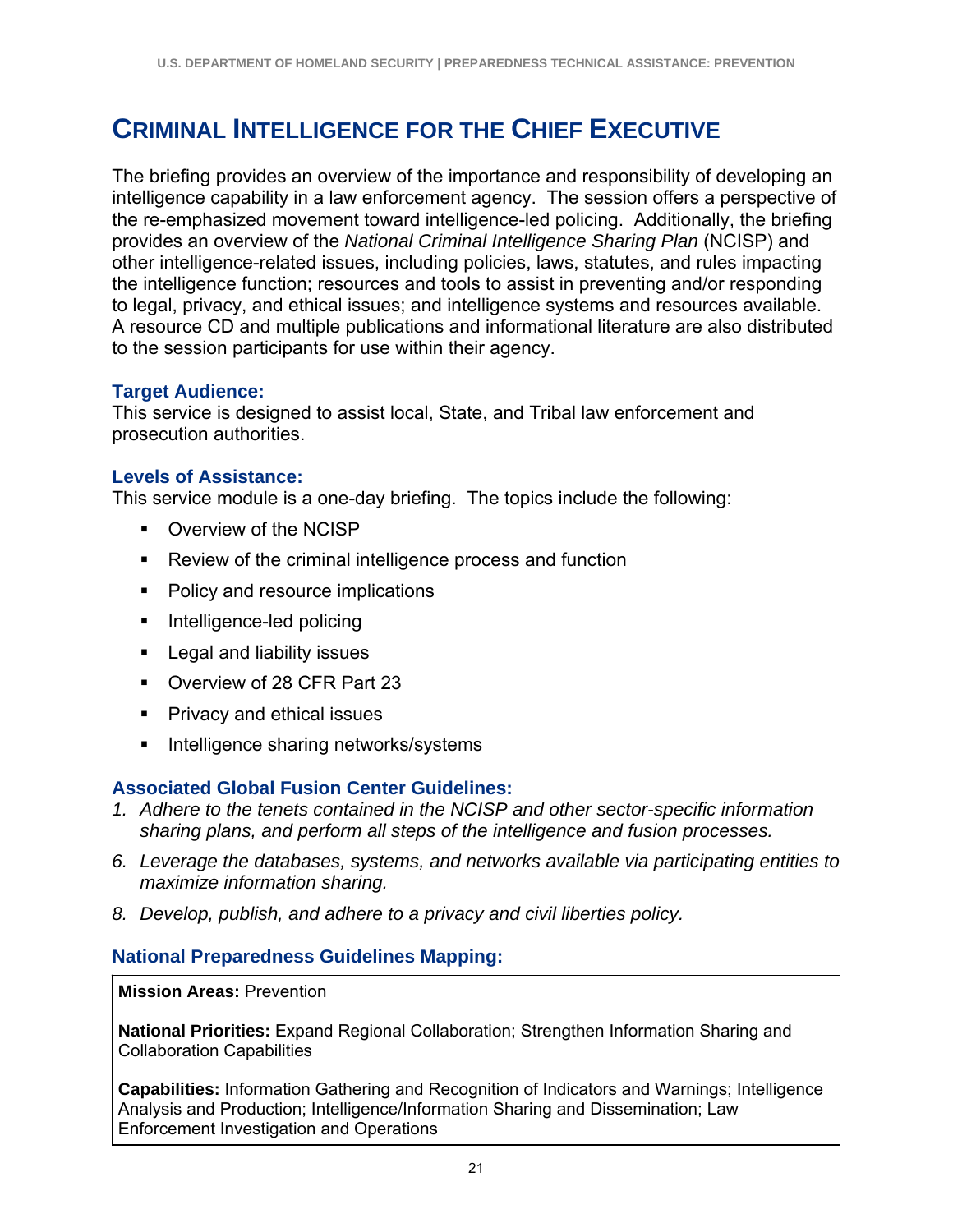# Criminal Intelligence for the Chief Executive

The briefing provides an overview of the importance and responsibility of developing an intelligence capability in a law enforcement agency. The session offers a perspective of the re-emphasized movement toward intelligence-led policing. Additionally, the briefing provides an overview of the *National Criminal Intelligence Sharing Plan* (NCISP) and other intelligence-related issues, including policies, laws, statutes, and rules impacting the intelligence function; resources and tools to assist in preventing and/or responding to legal, privacy, and ethical issues; and intelligence systems and resources available. A resource CD and multiple publications and informational literature are also distributed to the session participants for use within their agency.

### Target Audience:

This service is designed to assist local, State, and Tribal law enforcement and prosecution authorities.

### Levels of Assistance:

This service module is a one-day briefing. The topics include the following:

- Overview of the NCISP
- Review of the criminal intelligence process and function
- Policy and resource implications
- Intelligence-led policing
- Legal and liability issues
- Overview of 28 CFR Part 23
- Privacy and ethical issues
- Intelligence sharing networks/systems

### Associated Global Fusion Center Guidelines:

1. *Adhere to the tenets contained in the NCISP and other sector-specific information sharing plans, and perform all steps of the intelligence and fusion processes.*

6. *Leverage the databases, systems, and networks available via participating entities to maximize information sharing.*

8. *Develop, publish, and adhere to a privacy and civil liberties policy.*

### National Preparedness Guidelines Mapping:

**Mission Areas:** Prevention

**National Priorities:** Expand Regional Collaboration; Strengthen Information Sharing and Collaboration Capabilities

**Capabilities:** Information Gathering and Recognition of Indicators and Warnings; Intelligence Analysis and Production; Intelligence/Information Sharing and Dissemination; Law Enforcement Investigation and Operations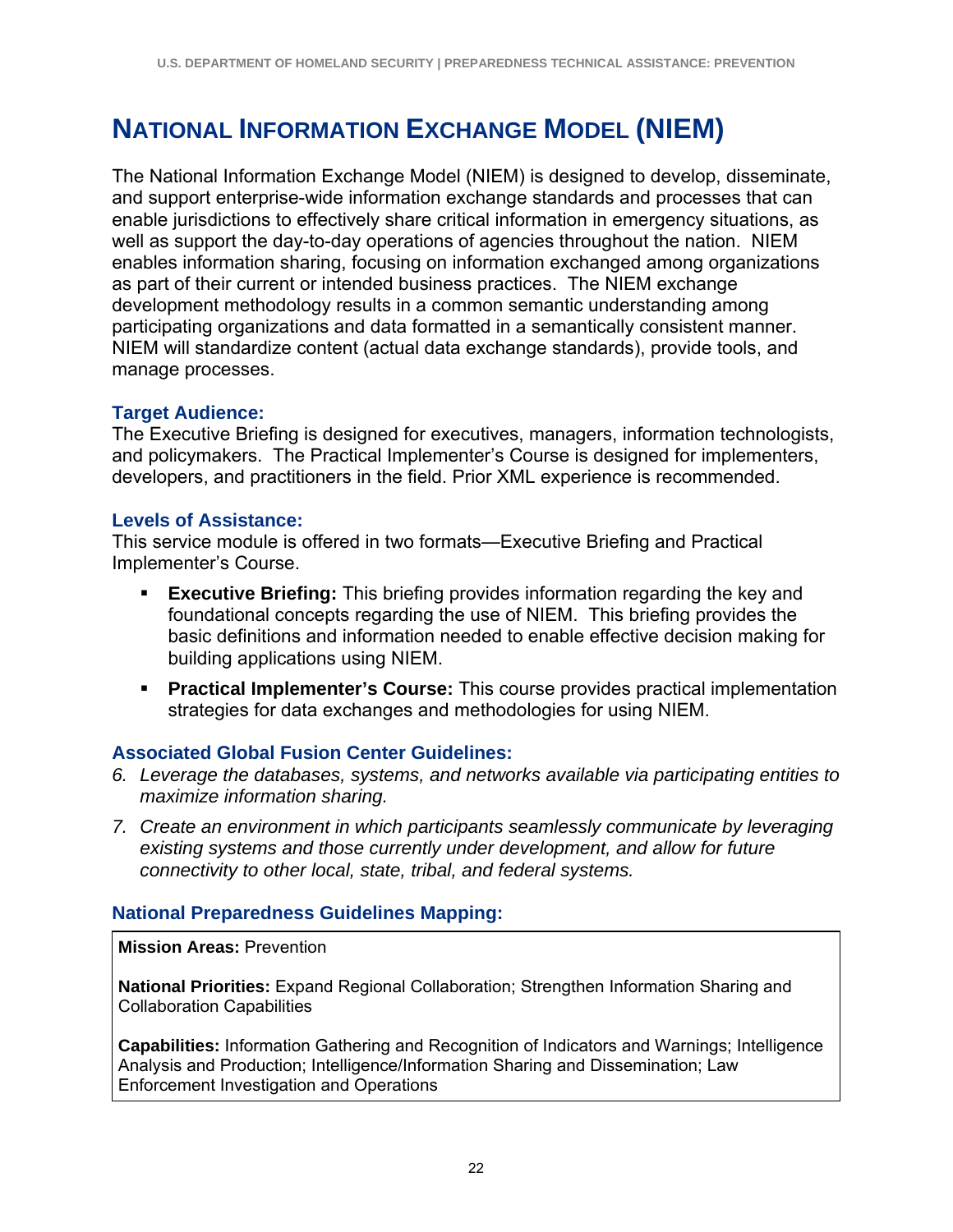# National Information Exchange Model (NIEM)

The National Information Exchange Model (NIEM) is designed to develop, disseminate, and support enterprise-wide information exchange standards and processes that can enable jurisdictions to effectively share critical information in emergency situations, as well as support the day-to-day operations of agencies throughout the nation. NIEM enables information sharing, focusing on information exchanged among organizations as part of their current or intended business practices. The NIEM exchange development methodology results in a common semantic understanding among participating organizations and data formatted in a semantically consistent manner. NIEM will standardize content (actual data exchange standards), provide tools, and manage processes.

### Target Audience:

The Executive Briefing is designed for executives, managers, information technologists, and policymakers. The Practical Implementer's Course is designed for implementers, developers, and practitioners in the field. Prior XML experience is recommended.

### Levels of Assistance:

This service module is offered in two formats—Executive Briefing and Practical Implementer's Course.

- **Executive Briefing:** This briefing provides information regarding the key and foundational concepts regarding the use of NIEM. This briefing provides the basic definitions and information needed to enable effective decision making for building applications using NIEM.
- **Practical Implementer's Course:** This course provides practical implementation strategies for data exchanges and methodologies for using NIEM.

### Associated Global Fusion Center Guidelines:

6. *Leverage the databases, systems, and networks available via participating entities to maximize information sharing.*
7. *Create an environment in which participants seamlessly communicate by leveraging existing systems and those currently under development, and allow for future connectivity to other local, state, tribal, and federal systems.*

### National Preparedness Guidelines Mapping:

**Mission Areas:** Prevention

**National Priorities:** Expand Regional Collaboration; Strengthen Information Sharing and Collaboration Capabilities

**Capabilities:** Information Gathering and Recognition of Indicators and Warnings; Intelligence Analysis and Production; Intelligence/Information Sharing and Dissemination; Law Enforcement Investigation and Operations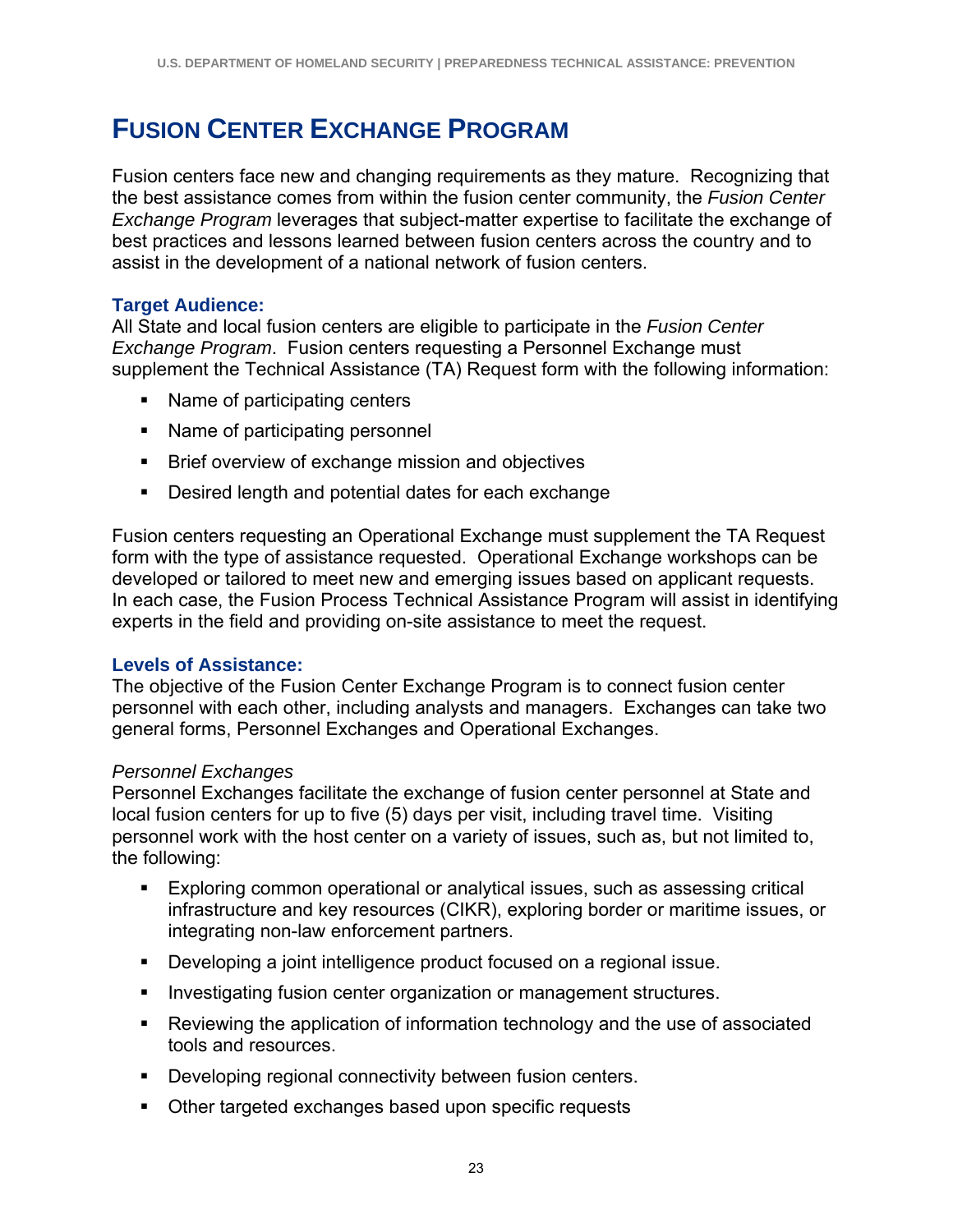# Fusion Center Exchange Program

Fusion centers face new and changing requirements as they mature. Recognizing that the best assistance comes from within the fusion center community, the *Fusion Center Exchange Program* leverages that subject-matter expertise to facilitate the exchange of best practices and lessons learned between fusion centers across the country and to assist in the development of a national network of fusion centers.

### Target Audience:

All State and local fusion centers are eligible to participate in the *Fusion Center Exchange Program*. Fusion centers requesting a Personnel Exchange must supplement the Technical Assistance (TA) Request form with the following information:

- Name of participating centers
- Name of participating personnel
- Brief overview of exchange mission and objectives
- Desired length and potential dates for each exchange

Fusion centers requesting an Operational Exchange must supplement the TA Request form with the type of assistance requested. Operational Exchange workshops can be developed or tailored to meet new and emerging issues based on applicant requests. In each case, the Fusion Process Technical Assistance Program will assist in identifying experts in the field and providing on-site assistance to meet the request.

### Levels of Assistance:

The objective of the Fusion Center Exchange Program is to connect fusion center personnel with each other, including analysts and managers. Exchanges can take two general forms, Personnel Exchanges and Operational Exchanges.

*Personnel Exchanges*

Personnel Exchanges facilitate the exchange of fusion center personnel at State and local fusion centers for up to five (5) days per visit, including travel time. Visiting personnel work with the host center on a variety of issues, such as, but not limited to, the following:

- Exploring common operational or analytical issues, such as assessing critical infrastructure and key resources (CIKR), exploring border or maritime issues, or integrating non-law enforcement partners.
- Developing a joint intelligence product focused on a regional issue.
- Investigating fusion center organization or management structures.
- Reviewing the application of information technology and the use of associated tools and resources.
- Developing regional connectivity between fusion centers.
- Other targeted exchanges based upon specific requests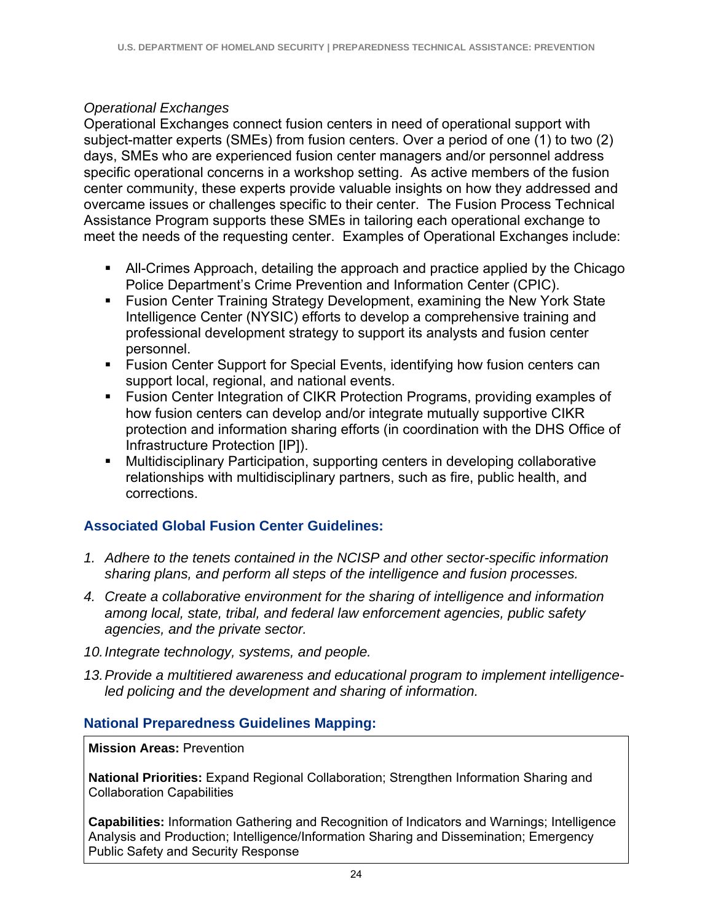*Operational Exchanges*

Operational Exchanges connect fusion centers in need of operational support with subject-matter experts (SMEs) from fusion centers. Over a period of one (1) to two (2) days, SMEs who are experienced fusion center managers and/or personnel address specific operational concerns in a workshop setting. As active members of the fusion center community, these experts provide valuable insights on how they addressed and overcame issues or challenges specific to their center. The Fusion Process Technical Assistance Program supports these SMEs in tailoring each operational exchange to meet the needs of the requesting center. Examples of Operational Exchanges include:

- All-Crimes Approach, detailing the approach and practice applied by the Chicago Police Department's Crime Prevention and Information Center (CPIC).
- Fusion Center Training Strategy Development, examining the New York State Intelligence Center (NYSIC) efforts to develop a comprehensive training and professional development strategy to support its analysts and fusion center personnel.
- Fusion Center Support for Special Events, identifying how fusion centers can support local, regional, and national events.
- Fusion Center Integration of CIKR Protection Programs, providing examples of how fusion centers can develop and/or integrate mutually supportive CIKR protection and information sharing efforts (in coordination with the DHS Office of Infrastructure Protection [IP]).
- Multidisciplinary Participation, supporting centers in developing collaborative relationships with multidisciplinary partners, such as fire, public health, and corrections.

### Associated Global Fusion Center Guidelines:

1. *Adhere to the tenets contained in the NCISP and other sector-specific information sharing plans, and perform all steps of the intelligence and fusion processes.*

4. *Create a collaborative environment for the sharing of intelligence and information among local, state, tribal, and federal law enforcement agencies, public safety agencies, and the private sector.*

10. *Integrate technology, systems, and people.*

13. *Provide a multitiered awareness and educational program to implement intelligence-led policing and the development and sharing of information.*

### National Preparedness Guidelines Mapping:

**Mission Areas:** Prevention

**National Priorities:** Expand Regional Collaboration; Strengthen Information Sharing and Collaboration Capabilities

**Capabilities:** Information Gathering and Recognition of Indicators and Warnings; Intelligence Analysis and Production; Intelligence/Information Sharing and Dissemination; Emergency Public Safety and Security Response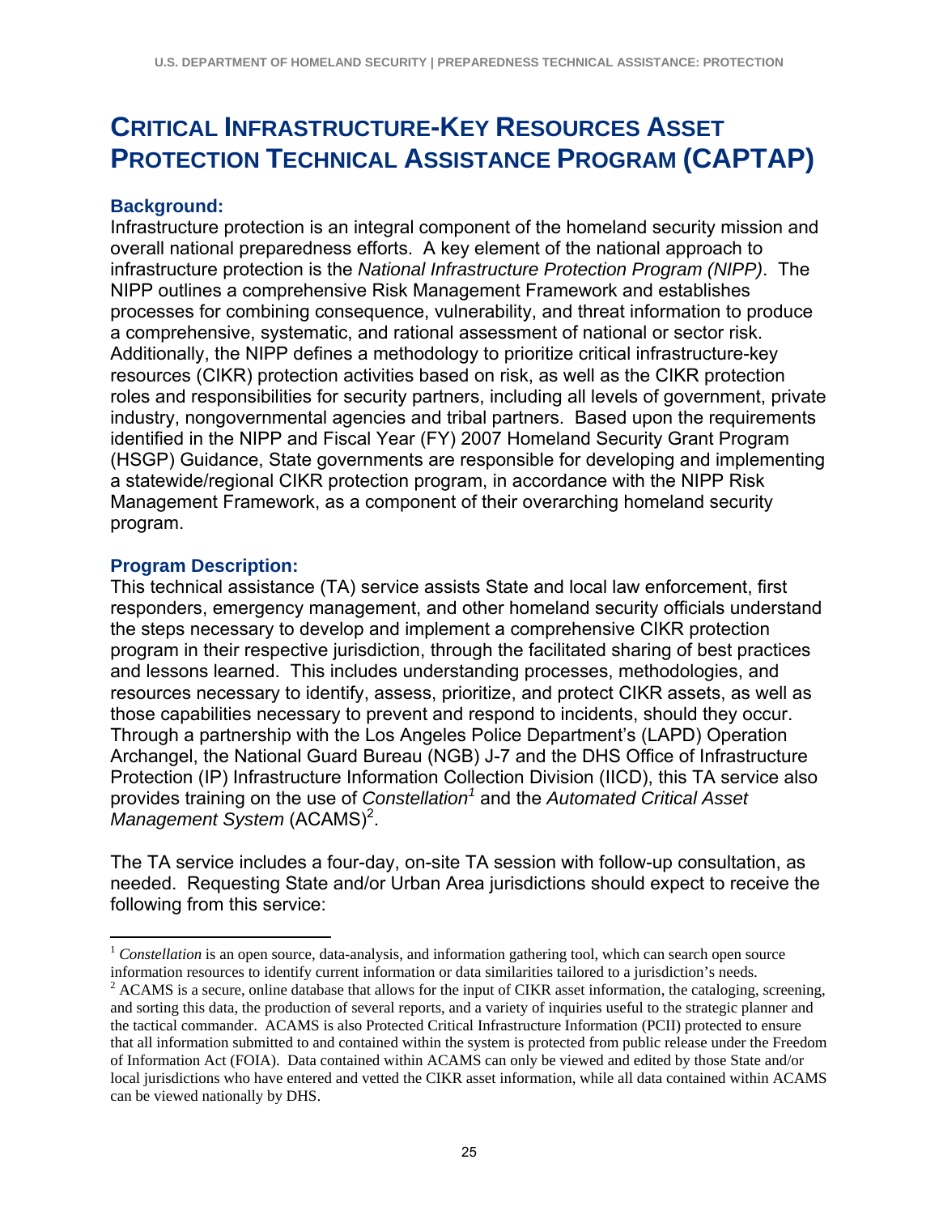# Critical Infrastructure-Key Resources Asset Protection Technical Assistance Program (CAPTAP)

### Background:

Infrastructure protection is an integral component of the homeland security mission and overall national preparedness efforts. A key element of the national approach to infrastructure protection is the *National Infrastructure Protection Program (NIPP)*. The NIPP outlines a comprehensive Risk Management Framework and establishes processes for combining consequence, vulnerability, and threat information to produce a comprehensive, systematic, and rational assessment of national or sector risk. Additionally, the NIPP defines a methodology to prioritize critical infrastructure-key resources (CIKR) protection activities based on risk, as well as the CIKR protection roles and responsibilities for security partners, including all levels of government, private industry, nongovernmental agencies and tribal partners. Based upon the requirements identified in the NIPP and Fiscal Year (FY) 2007 Homeland Security Grant Program (HSGP) Guidance, State governments are responsible for developing and implementing a statewide/regional CIKR protection program, in accordance with the NIPP Risk Management Framework, as a component of their overarching homeland security program.

### Program Description:

This technical assistance (TA) service assists State and local law enforcement, first responders, emergency management, and other homeland security officials understand the steps necessary to develop and implement a comprehensive CIKR protection program in their respective jurisdiction, through the facilitated sharing of best practices and lessons learned. This includes understanding processes, methodologies, and resources necessary to identify, assess, prioritize, and protect CIKR assets, as well as those capabilities necessary to prevent and respond to incidents, should they occur. Through a partnership with the Los Angeles Police Department's (LAPD) Operation Archangel, the National Guard Bureau (NGB) J-7 and the DHS Office of Infrastructure Protection (IP) Infrastructure Information Collection Division (IICD), this TA service also provides training on the use of *Constellation*[1] and the *Automated Critical Asset Management System* (ACAMS)[2].

The TA service includes a four-day, on-site TA session with follow-up consultation, as needed. Requesting State and/or Urban Area jurisdictions should expect to receive the following from this service:

---

[1] *Constellation* is an open source, data-analysis, and information gathering tool, which can search open source information resources to identify current information or data similarities tailored to a jurisdiction's needs.

[2] ACAMS is a secure, online database that allows for the input of CIKR asset information, the cataloging, screening, and sorting this data, the production of several reports, and a variety of inquiries useful to the strategic planner and the tactical commander. ACAMS is also Protected Critical Infrastructure Information (PCII) protected to ensure that all information submitted to and contained within the system is protected from public release under the Freedom of Information Act (FOIA). Data contained within ACAMS can only be viewed and edited by those State and/or local jurisdictions who have entered and vetted the CIKR asset information, while all data contained within ACAMS can be viewed nationally by DHS.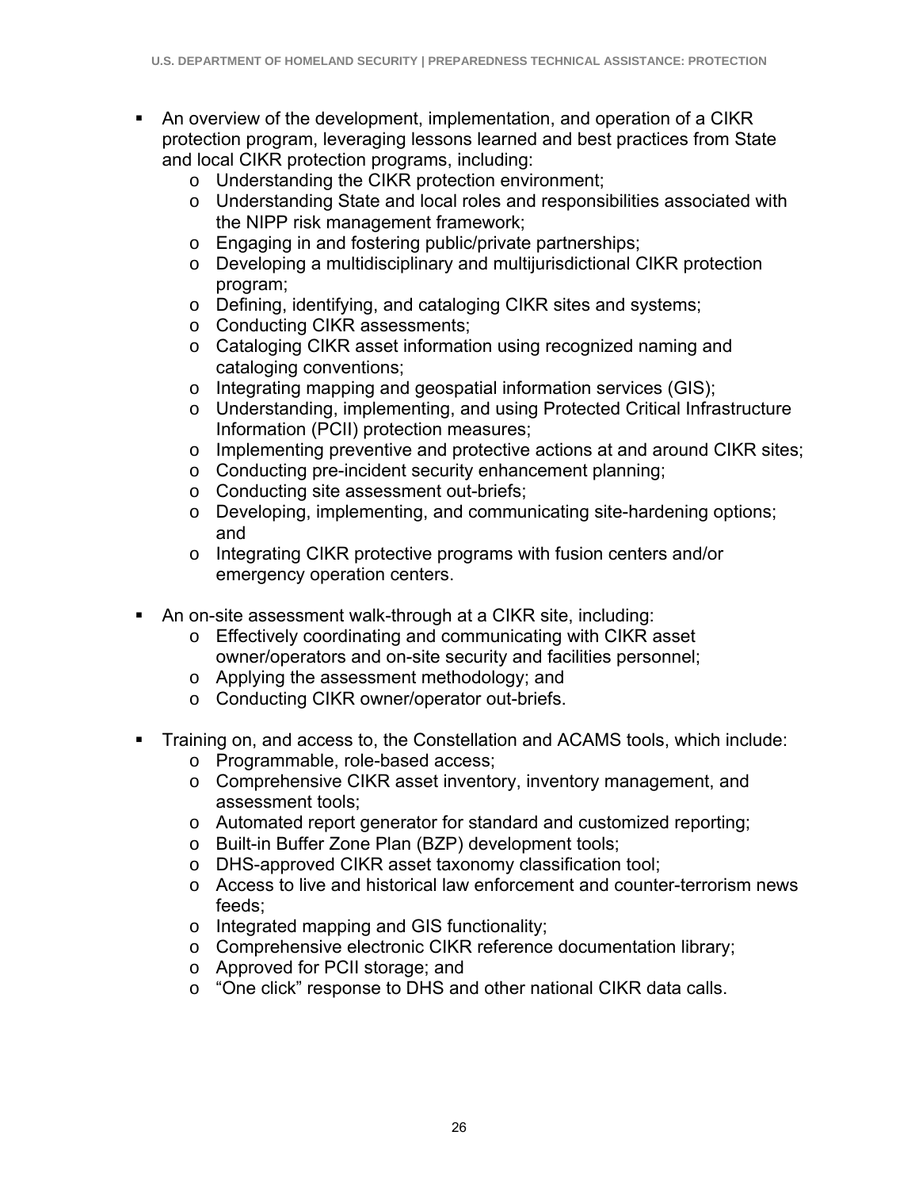- An overview of the development, implementation, and operation of a CIKR protection program, leveraging lessons learned and best practices from State and local CIKR protection programs, including:
  - Understanding the CIKR protection environment;
  - Understanding State and local roles and responsibilities associated with the NIPP risk management framework;
  - Engaging in and fostering public/private partnerships;
  - Developing a multidisciplinary and multijurisdictional CIKR protection program;
  - Defining, identifying, and cataloging CIKR sites and systems;
  - Conducting CIKR assessments;
  - Cataloging CIKR asset information using recognized naming and cataloging conventions;
  - Integrating mapping and geospatial information services (GIS);
  - Understanding, implementing, and using Protected Critical Infrastructure Information (PCII) protection measures;
  - Implementing preventive and protective actions at and around CIKR sites;
  - Conducting pre-incident security enhancement planning;
  - Conducting site assessment out-briefs;
  - Developing, implementing, and communicating site-hardening options; and
  - Integrating CIKR protective programs with fusion centers and/or emergency operation centers.

- An on-site assessment walk-through at a CIKR site, including:
  - Effectively coordinating and communicating with CIKR asset owner/operators and on-site security and facilities personnel;
  - Applying the assessment methodology; and
  - Conducting CIKR owner/operator out-briefs.

- Training on, and access to, the Constellation and ACAMS tools, which include:
  - Programmable, role-based access;
  - Comprehensive CIKR asset inventory, inventory management, and assessment tools;
  - Automated report generator for standard and customized reporting;
  - Built-in Buffer Zone Plan (BZP) development tools;
  - DHS-approved CIKR asset taxonomy classification tool;
  - Access to live and historical law enforcement and counter-terrorism news feeds;
  - Integrated mapping and GIS functionality;
  - Comprehensive electronic CIKR reference documentation library;
  - Approved for PCII storage; and
  - "One click" response to DHS and other national CIKR data calls.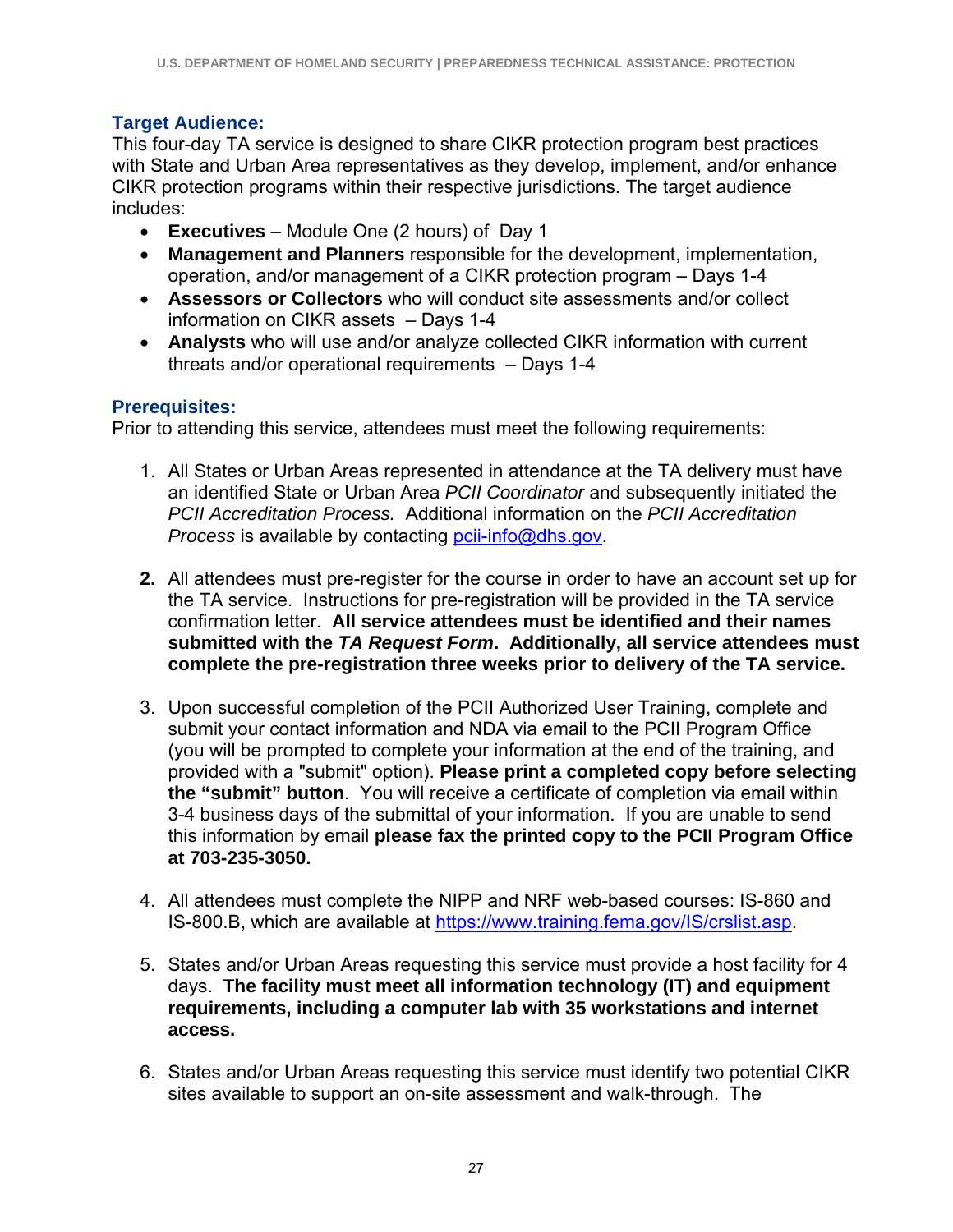### Target Audience:

This four-day TA service is designed to share CIKR protection program best practices with State and Urban Area representatives as they develop, implement, and/or enhance CIKR protection programs within their respective jurisdictions. The target audience includes:

- **Executives** – Module One (2 hours) of Day 1
- **Management and Planners** responsible for the development, implementation, operation, and/or management of a CIKR protection program – Days 1-4
- **Assessors or Collectors** who will conduct site assessments and/or collect information on CIKR assets – Days 1-4
- **Analysts** who will use and/or analyze collected CIKR information with current threats and/or operational requirements – Days 1-4

### Prerequisites:

Prior to attending this service, attendees must meet the following requirements:

1. All States or Urban Areas represented in attendance at the TA delivery must have an identified State or Urban Area *PCII Coordinator* and subsequently initiated the *PCII Accreditation Process.* Additional information on the *PCII Accreditation Process* is available by contacting pcii-info@dhs.gov.

2. All attendees must pre-register for the course in order to have an account set up for the TA service. Instructions for pre-registration will be provided in the TA service confirmation letter. **All service attendees must be identified and their names submitted with the *TA Request Form*. Additionally, all service attendees must complete the pre-registration three weeks prior to delivery of the TA service.**

3. Upon successful completion of the PCII Authorized User Training, complete and submit your contact information and NDA via email to the PCII Program Office (you will be prompted to complete your information at the end of the training, and provided with a "submit" option). **Please print a completed copy before selecting the "submit" button**. You will receive a certificate of completion via email within 3-4 business days of the submittal of your information. If you are unable to send this information by email **please fax the printed copy to the PCII Program Office at 703-235-3050.**

4. All attendees must complete the NIPP and NRF web-based courses: IS-860 and IS-800.B, which are available at https://www.training.fema.gov/IS/crslist.asp.

5. States and/or Urban Areas requesting this service must provide a host facility for 4 days. **The facility must meet all information technology (IT) and equipment requirements, including a computer lab with 35 workstations and internet access.**

6. States and/or Urban Areas requesting this service must identify two potential CIKR sites available to support an on-site assessment and walk-through. The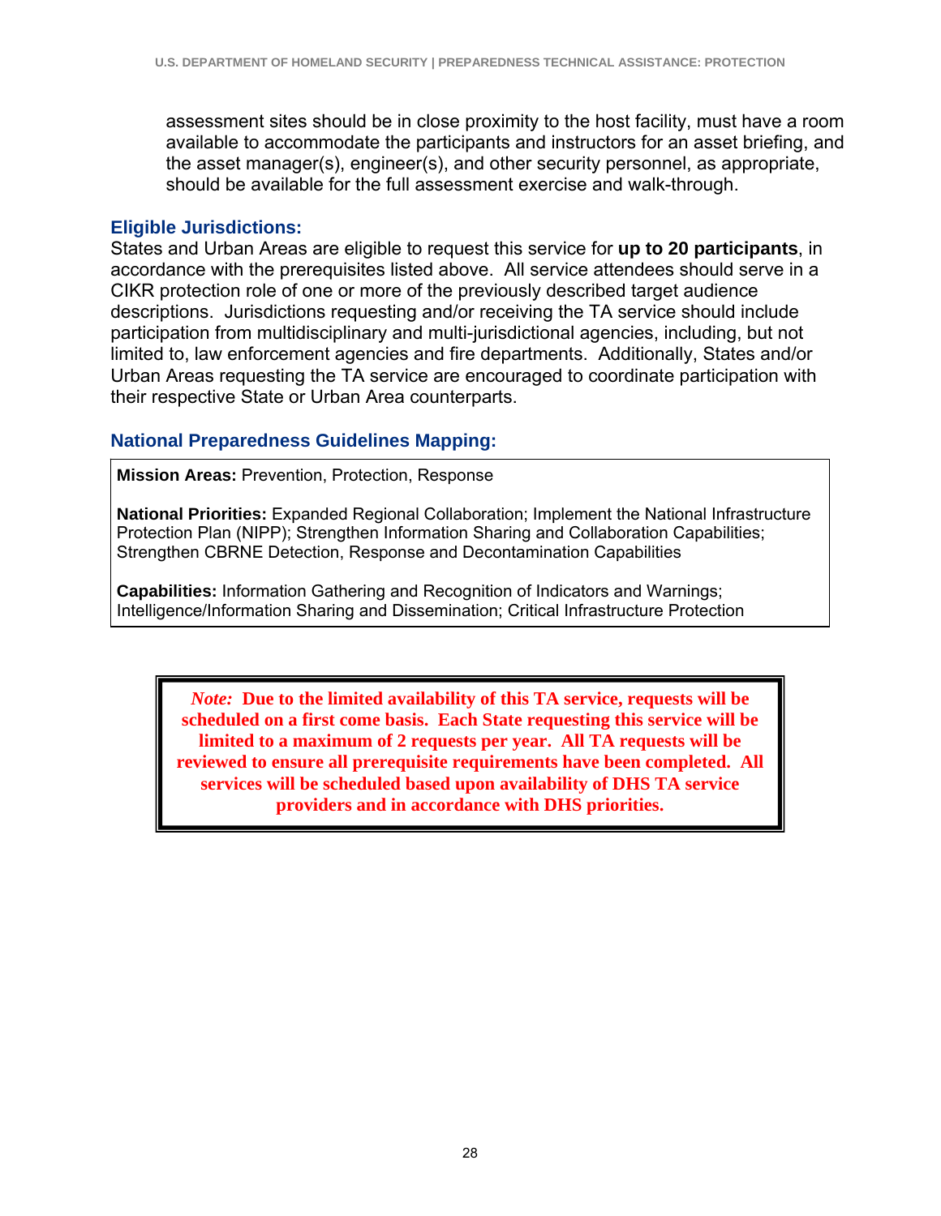assessment sites should be in close proximity to the host facility, must have a room available to accommodate the participants and instructors for an asset briefing, and the asset manager(s), engineer(s), and other security personnel, as appropriate, should be available for the full assessment exercise and walk-through.

### Eligible Jurisdictions:

States and Urban Areas are eligible to request this service for **up to 20 participants**, in accordance with the prerequisites listed above. All service attendees should serve in a CIKR protection role of one or more of the previously described target audience descriptions. Jurisdictions requesting and/or receiving the TA service should include participation from multidisciplinary and multi-jurisdictional agencies, including, but not limited to, law enforcement agencies and fire departments. Additionally, States and/or Urban Areas requesting the TA service are encouraged to coordinate participation with their respective State or Urban Area counterparts.

### National Preparedness Guidelines Mapping:

**Mission Areas:** Prevention, Protection, Response

**National Priorities:** Expanded Regional Collaboration; Implement the National Infrastructure Protection Plan (NIPP); Strengthen Information Sharing and Collaboration Capabilities; Strengthen CBRNE Detection, Response and Decontamination Capabilities

**Capabilities:** Information Gathering and Recognition of Indicators and Warnings; Intelligence/Information Sharing and Dissemination; Critical Infrastructure Protection

***Note:*** **Due to the limited availability of this TA service, requests will be scheduled on a first come basis. Each State requesting this service will be limited to a maximum of 2 requests per year. All TA requests will be reviewed to ensure all prerequisite requirements have been completed. All services will be scheduled based upon availability of DHS TA service providers and in accordance with DHS priorities.**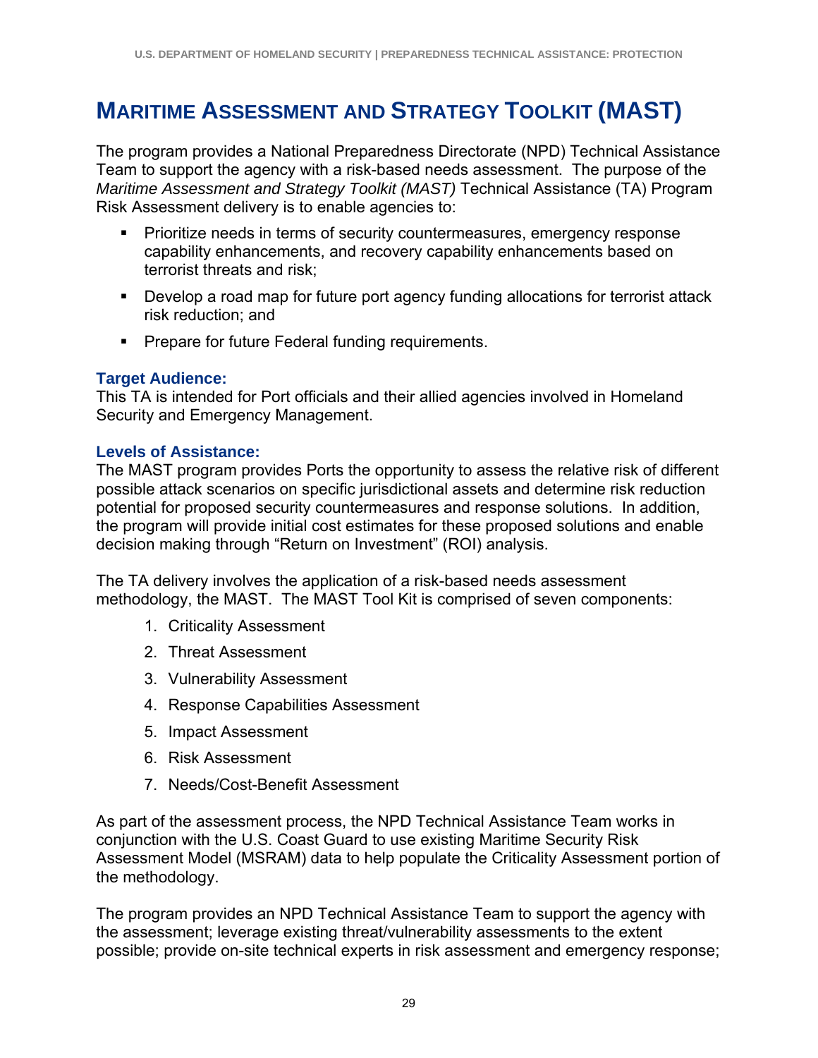# Maritime Assessment and Strategy Toolkit (MAST)

The program provides a National Preparedness Directorate (NPD) Technical Assistance Team to support the agency with a risk-based needs assessment. The purpose of the *Maritime Assessment and Strategy Toolkit (MAST)* Technical Assistance (TA) Program Risk Assessment delivery is to enable agencies to:

- Prioritize needs in terms of security countermeasures, emergency response capability enhancements, and recovery capability enhancements based on terrorist threats and risk;
- Develop a road map for future port agency funding allocations for terrorist attack risk reduction; and
- Prepare for future Federal funding requirements.

### Target Audience:

This TA is intended for Port officials and their allied agencies involved in Homeland Security and Emergency Management.

### Levels of Assistance:

The MAST program provides Ports the opportunity to assess the relative risk of different possible attack scenarios on specific jurisdictional assets and determine risk reduction potential for proposed security countermeasures and response solutions. In addition, the program will provide initial cost estimates for these proposed solutions and enable decision making through "Return on Investment" (ROI) analysis.

The TA delivery involves the application of a risk-based needs assessment methodology, the MAST. The MAST Tool Kit is comprised of seven components:

1. Criticality Assessment
2. Threat Assessment
3. Vulnerability Assessment
4. Response Capabilities Assessment
5. Impact Assessment
6. Risk Assessment
7. Needs/Cost-Benefit Assessment

As part of the assessment process, the NPD Technical Assistance Team works in conjunction with the U.S. Coast Guard to use existing Maritime Security Risk Assessment Model (MSRAM) data to help populate the Criticality Assessment portion of the methodology.

The program provides an NPD Technical Assistance Team to support the agency with the assessment; leverage existing threat/vulnerability assessments to the extent possible; provide on-site technical experts in risk assessment and emergency response;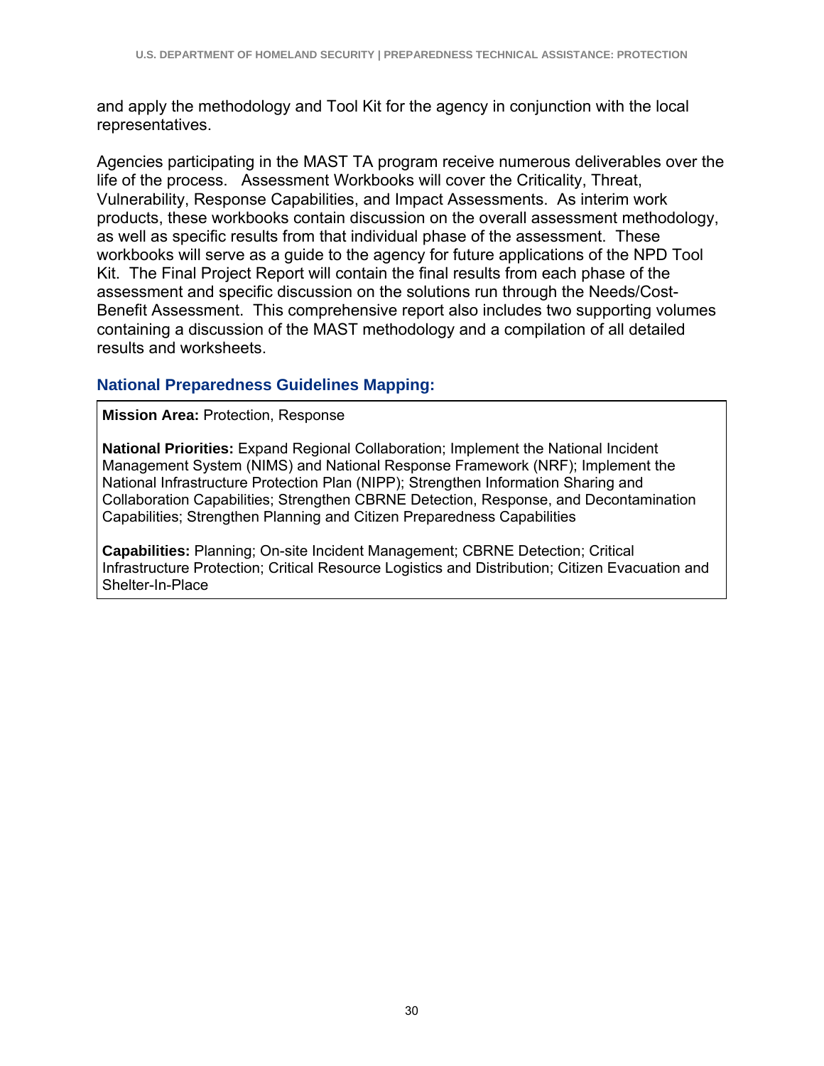and apply the methodology and Tool Kit for the agency in conjunction with the local representatives.

Agencies participating in the MAST TA program receive numerous deliverables over the life of the process. Assessment Workbooks will cover the Criticality, Threat, Vulnerability, Response Capabilities, and Impact Assessments. As interim work products, these workbooks contain discussion on the overall assessment methodology, as well as specific results from that individual phase of the assessment. These workbooks will serve as a guide to the agency for future applications of the NPD Tool Kit. The Final Project Report will contain the final results from each phase of the assessment and specific discussion on the solutions run through the Needs/Cost-Benefit Assessment. This comprehensive report also includes two supporting volumes containing a discussion of the MAST methodology and a compilation of all detailed results and worksheets.

### National Preparedness Guidelines Mapping:

**Mission Area:** Protection, Response

**National Priorities:** Expand Regional Collaboration; Implement the National Incident Management System (NIMS) and National Response Framework (NRF); Implement the National Infrastructure Protection Plan (NIPP); Strengthen Information Sharing and Collaboration Capabilities; Strengthen CBRNE Detection, Response, and Decontamination Capabilities; Strengthen Planning and Citizen Preparedness Capabilities

**Capabilities:** Planning; On-site Incident Management; CBRNE Detection; Critical Infrastructure Protection; Critical Resource Logistics and Distribution; Citizen Evacuation and Shelter-In-Place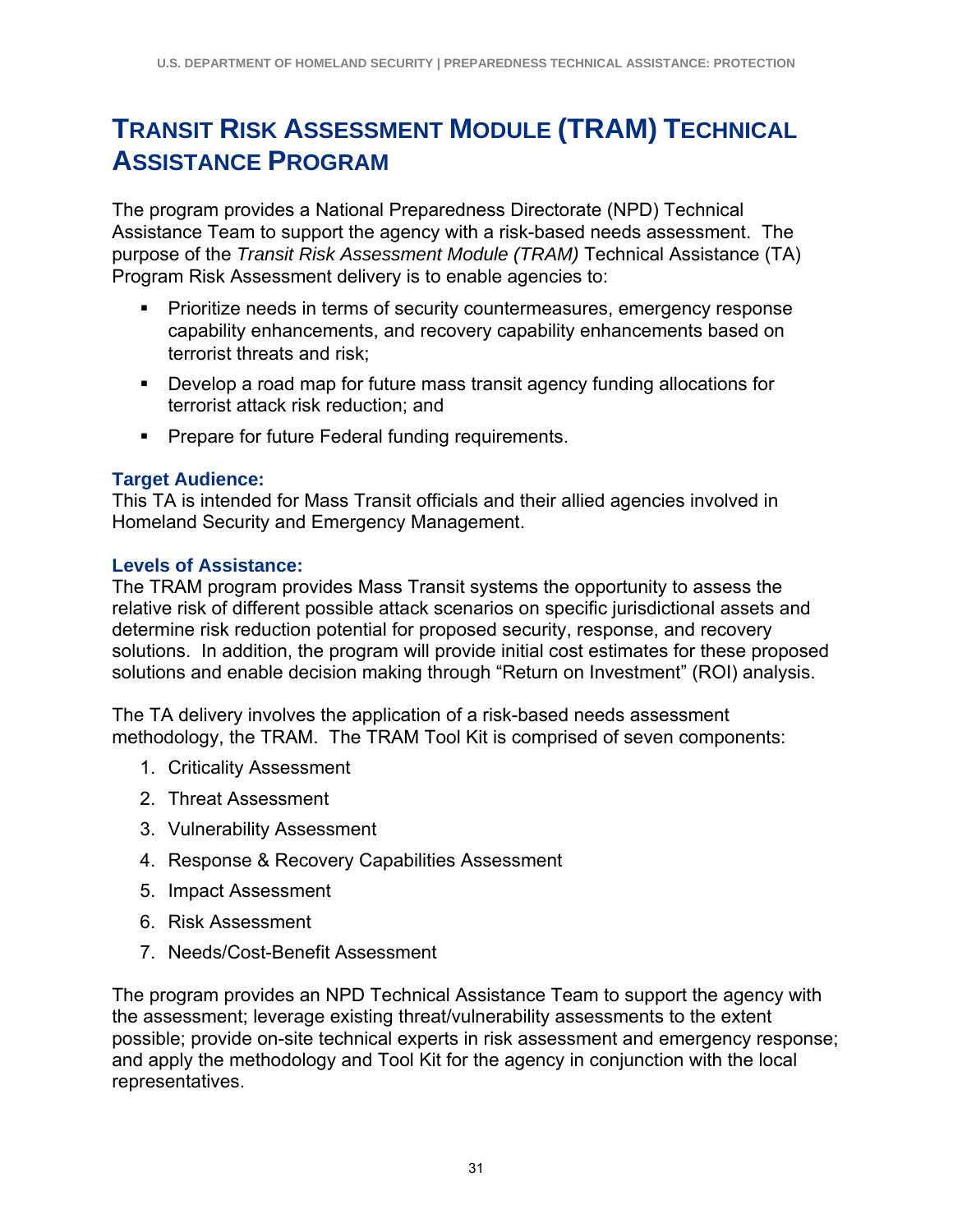# Transit Risk Assessment Module (TRAM) Technical Assistance Program

The program provides a National Preparedness Directorate (NPD) Technical Assistance Team to support the agency with a risk-based needs assessment. The purpose of the *Transit Risk Assessment Module (TRAM)* Technical Assistance (TA) Program Risk Assessment delivery is to enable agencies to:

- Prioritize needs in terms of security countermeasures, emergency response capability enhancements, and recovery capability enhancements based on terrorist threats and risk;
- Develop a road map for future mass transit agency funding allocations for terrorist attack risk reduction; and
- Prepare for future Federal funding requirements.

### Target Audience:

This TA is intended for Mass Transit officials and their allied agencies involved in Homeland Security and Emergency Management.

### Levels of Assistance:

The TRAM program provides Mass Transit systems the opportunity to assess the relative risk of different possible attack scenarios on specific jurisdictional assets and determine risk reduction potential for proposed security, response, and recovery solutions. In addition, the program will provide initial cost estimates for these proposed solutions and enable decision making through "Return on Investment" (ROI) analysis.

The TA delivery involves the application of a risk-based needs assessment methodology, the TRAM. The TRAM Tool Kit is comprised of seven components:

1. Criticality Assessment
2. Threat Assessment
3. Vulnerability Assessment
4. Response & Recovery Capabilities Assessment
5. Impact Assessment
6. Risk Assessment
7. Needs/Cost-Benefit Assessment

The program provides an NPD Technical Assistance Team to support the agency with the assessment; leverage existing threat/vulnerability assessments to the extent possible; provide on-site technical experts in risk assessment and emergency response; and apply the methodology and Tool Kit for the agency in conjunction with the local representatives.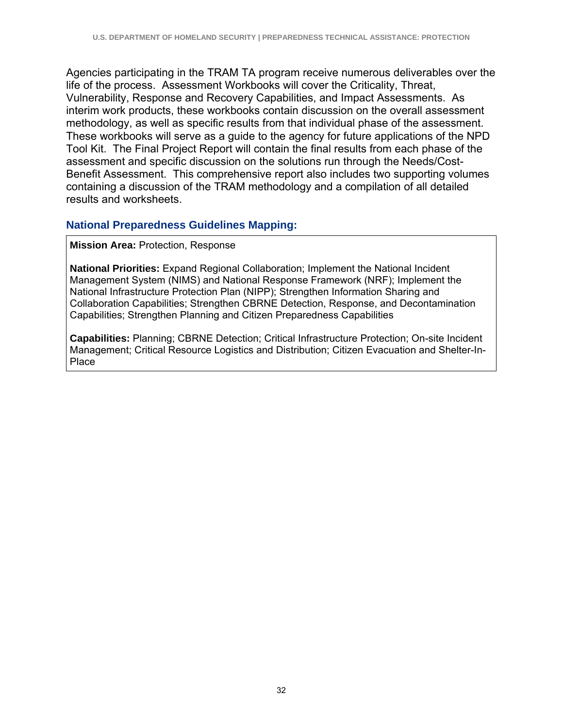Agencies participating in the TRAM TA program receive numerous deliverables over the life of the process. Assessment Workbooks will cover the Criticality, Threat, Vulnerability, Response and Recovery Capabilities, and Impact Assessments. As interim work products, these workbooks contain discussion on the overall assessment methodology, as well as specific results from that individual phase of the assessment. These workbooks will serve as a guide to the agency for future applications of the NPD Tool Kit. The Final Project Report will contain the final results from each phase of the assessment and specific discussion on the solutions run through the Needs/Cost-Benefit Assessment. This comprehensive report also includes two supporting volumes containing a discussion of the TRAM methodology and a compilation of all detailed results and worksheets.

### National Preparedness Guidelines Mapping:

**Mission Area:** Protection, Response

**National Priorities:** Expand Regional Collaboration; Implement the National Incident Management System (NIMS) and National Response Framework (NRF); Implement the National Infrastructure Protection Plan (NIPP); Strengthen Information Sharing and Collaboration Capabilities; Strengthen CBRNE Detection, Response, and Decontamination Capabilities; Strengthen Planning and Citizen Preparedness Capabilities

**Capabilities:** Planning; CBRNE Detection; Critical Infrastructure Protection; On-site Incident Management; Critical Resource Logistics and Distribution; Citizen Evacuation and Shelter-In-Place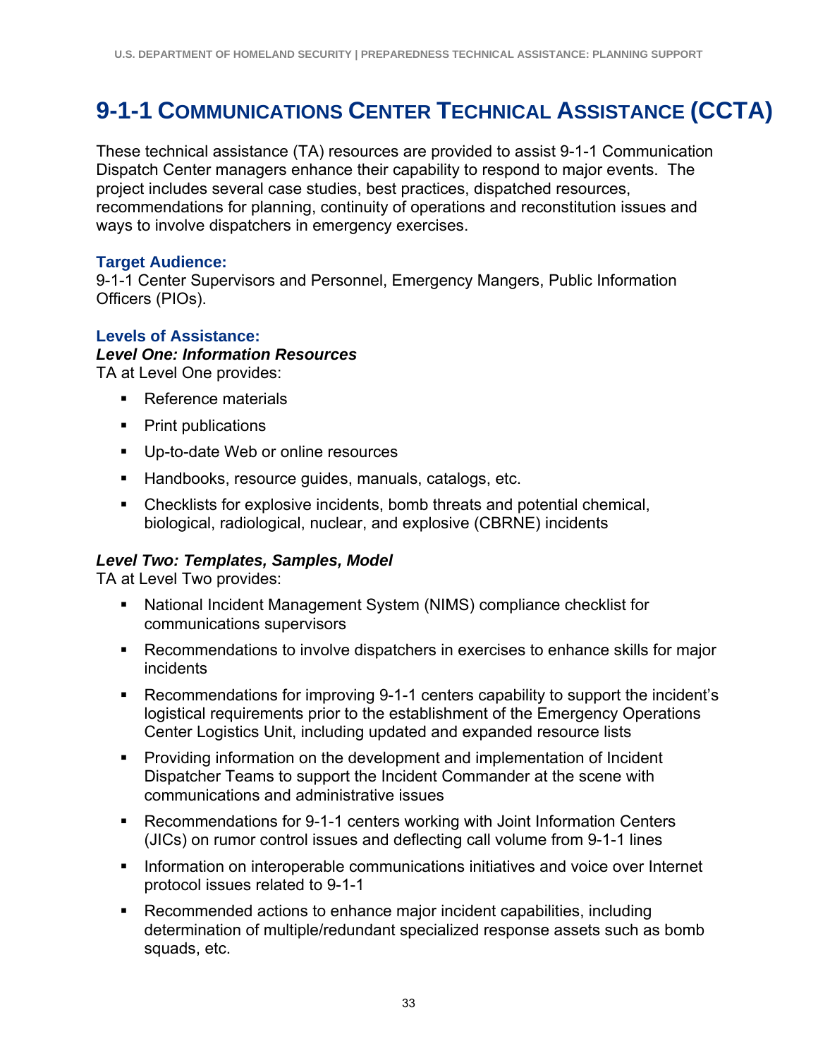# 9-1-1 Communications Center Technical Assistance (CCTA)

These technical assistance (TA) resources are provided to assist 9-1-1 Communication Dispatch Center managers enhance their capability to respond to major events. The project includes several case studies, best practices, dispatched resources, recommendations for planning, continuity of operations and reconstitution issues and ways to involve dispatchers in emergency exercises.

### Target Audience:

9-1-1 Center Supervisors and Personnel, Emergency Mangers, Public Information Officers (PIOs).

### Levels of Assistance:

***Level One: Information Resources***

TA at Level One provides:

- Reference materials
- Print publications
- Up-to-date Web or online resources
- Handbooks, resource guides, manuals, catalogs, etc.
- Checklists for explosive incidents, bomb threats and potential chemical, biological, radiological, nuclear, and explosive (CBRNE) incidents

***Level Two: Templates, Samples, Model***

TA at Level Two provides:

- National Incident Management System (NIMS) compliance checklist for communications supervisors
- Recommendations to involve dispatchers in exercises to enhance skills for major incidents
- Recommendations for improving 9-1-1 centers capability to support the incident's logistical requirements prior to the establishment of the Emergency Operations Center Logistics Unit, including updated and expanded resource lists
- Providing information on the development and implementation of Incident Dispatcher Teams to support the Incident Commander at the scene with communications and administrative issues
- Recommendations for 9-1-1 centers working with Joint Information Centers (JICs) on rumor control issues and deflecting call volume from 9-1-1 lines
- Information on interoperable communications initiatives and voice over Internet protocol issues related to 9-1-1
- Recommended actions to enhance major incident capabilities, including determination of multiple/redundant specialized response assets such as bomb squads, etc.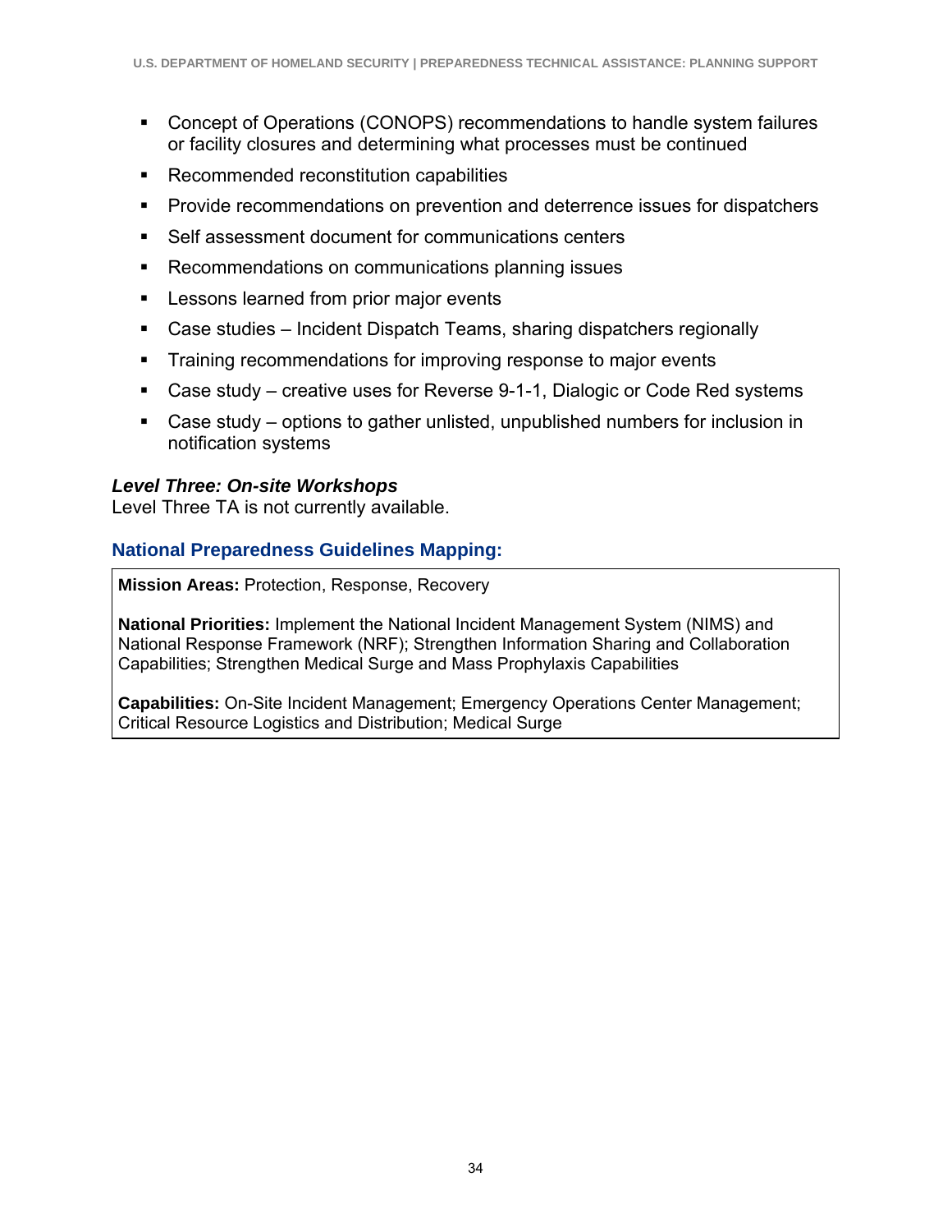- Concept of Operations (CONOPS) recommendations to handle system failures or facility closures and determining what processes must be continued
- Recommended reconstitution capabilities
- Provide recommendations on prevention and deterrence issues for dispatchers
- Self assessment document for communications centers
- Recommendations on communications planning issues
- Lessons learned from prior major events
- Case studies – Incident Dispatch Teams, sharing dispatchers regionally
- Training recommendations for improving response to major events
- Case study – creative uses for Reverse 9-1-1, Dialogic or Code Red systems
- Case study – options to gather unlisted, unpublished numbers for inclusion in notification systems

***Level Three: On-site Workshops***
Level Three TA is not currently available.

### National Preparedness Guidelines Mapping:

**Mission Areas:** Protection, Response, Recovery

**National Priorities:** Implement the National Incident Management System (NIMS) and National Response Framework (NRF); Strengthen Information Sharing and Collaboration Capabilities; Strengthen Medical Surge and Mass Prophylaxis Capabilities

**Capabilities:** On-Site Incident Management; Emergency Operations Center Management; Critical Resource Logistics and Distribution; Medical Surge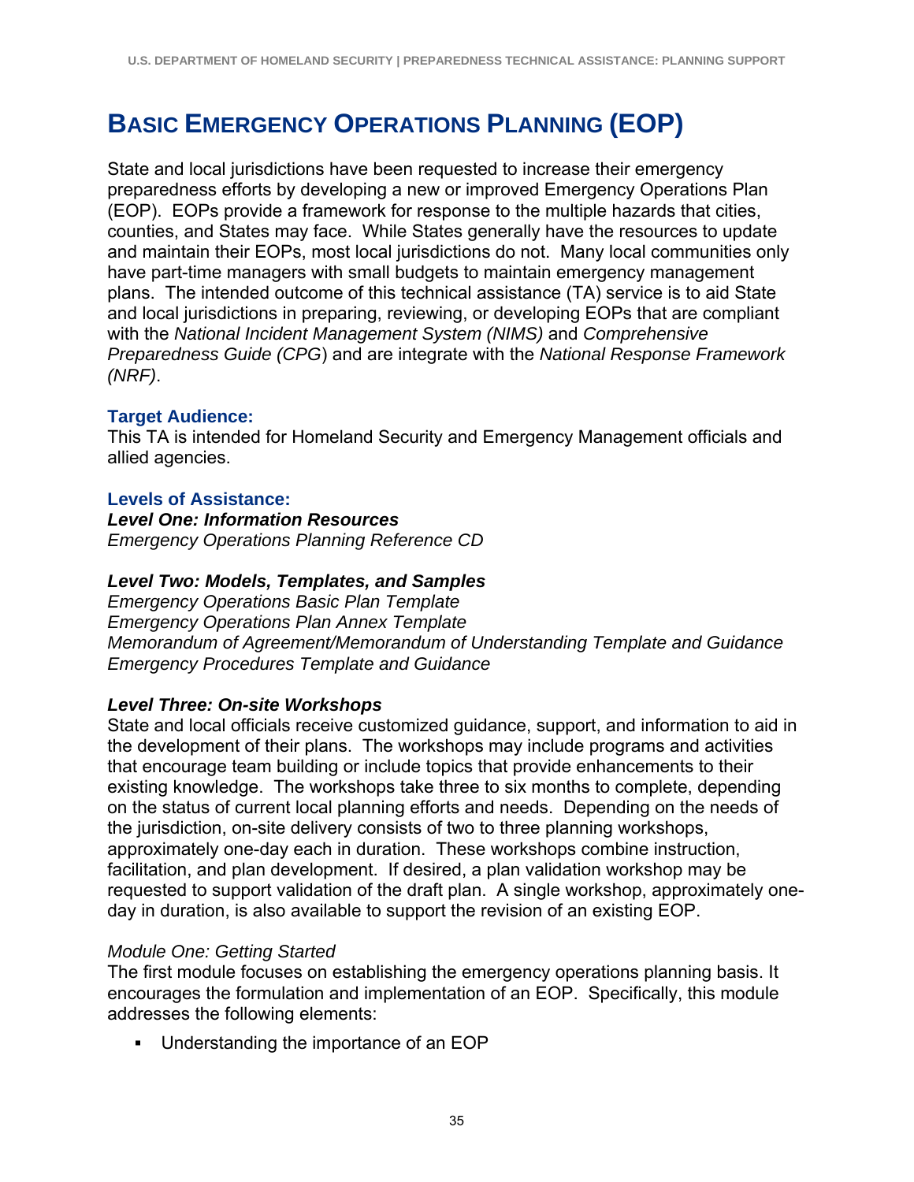# Basic Emergency Operations Planning (EOP)

State and local jurisdictions have been requested to increase their emergency preparedness efforts by developing a new or improved Emergency Operations Plan (EOP). EOPs provide a framework for response to the multiple hazards that cities, counties, and States may face. While States generally have the resources to update and maintain their EOPs, most local jurisdictions do not. Many local communities only have part-time managers with small budgets to maintain emergency management plans. The intended outcome of this technical assistance (TA) service is to aid State and local jurisdictions in preparing, reviewing, or developing EOPs that are compliant with the *National Incident Management System (NIMS)* and *Comprehensive Preparedness Guide (CPG*) and are integrate with the *National Response Framework (NRF)*.

### Target Audience:

This TA is intended for Homeland Security and Emergency Management officials and allied agencies.

### Levels of Assistance:

***Level One: Information Resources***

*Emergency Operations Planning Reference CD*

***Level Two: Models, Templates, and Samples***

*Emergency Operations Basic Plan Template*
*Emergency Operations Plan Annex Template*
*Memorandum of Agreement/Memorandum of Understanding Template and Guidance*
*Emergency Procedures Template and Guidance*

***Level Three: On-site Workshops***

State and local officials receive customized guidance, support, and information to aid in the development of their plans. The workshops may include programs and activities that encourage team building or include topics that provide enhancements to their existing knowledge. The workshops take three to six months to complete, depending on the status of current local planning efforts and needs. Depending on the needs of the jurisdiction, on-site delivery consists of two to three planning workshops, approximately one-day each in duration. These workshops combine instruction, facilitation, and plan development. If desired, a plan validation workshop may be requested to support validation of the draft plan. A single workshop, approximately one-day in duration, is also available to support the revision of an existing EOP.

*Module One: Getting Started*

The first module focuses on establishing the emergency operations planning basis. It encourages the formulation and implementation of an EOP. Specifically, this module addresses the following elements:

- Understanding the importance of an EOP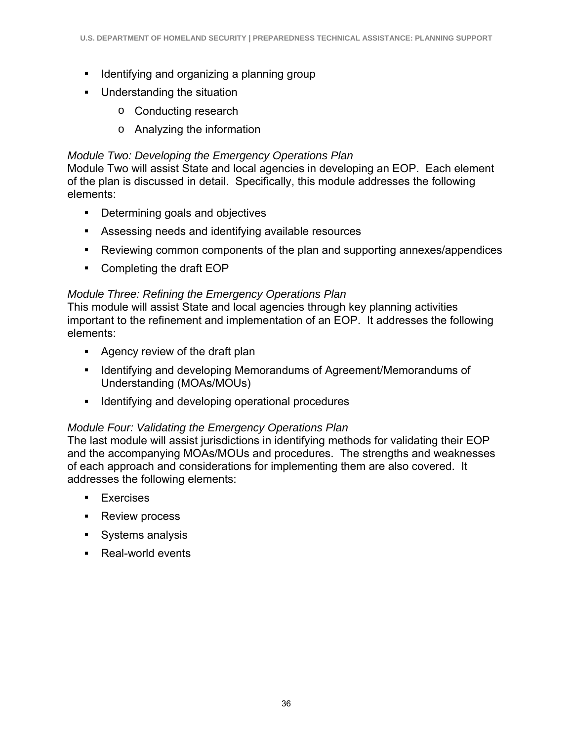- Identifying and organizing a planning group
- Understanding the situation
    - Conducting research
    - Analyzing the information

*Module Two: Developing the Emergency Operations Plan*
Module Two will assist State and local agencies in developing an EOP. Each element of the plan is discussed in detail. Specifically, this module addresses the following elements:

- Determining goals and objectives
- Assessing needs and identifying available resources
- Reviewing common components of the plan and supporting annexes/appendices
- Completing the draft EOP

*Module Three: Refining the Emergency Operations Plan*
This module will assist State and local agencies through key planning activities important to the refinement and implementation of an EOP. It addresses the following elements:

- Agency review of the draft plan
- Identifying and developing Memorandums of Agreement/Memorandums of Understanding (MOAs/MOUs)
- Identifying and developing operational procedures

*Module Four: Validating the Emergency Operations Plan*
The last module will assist jurisdictions in identifying methods for validating their EOP and the accompanying MOAs/MOUs and procedures. The strengths and weaknesses of each approach and considerations for implementing them are also covered. It addresses the following elements:

- Exercises
- Review process
- Systems analysis
- Real-world events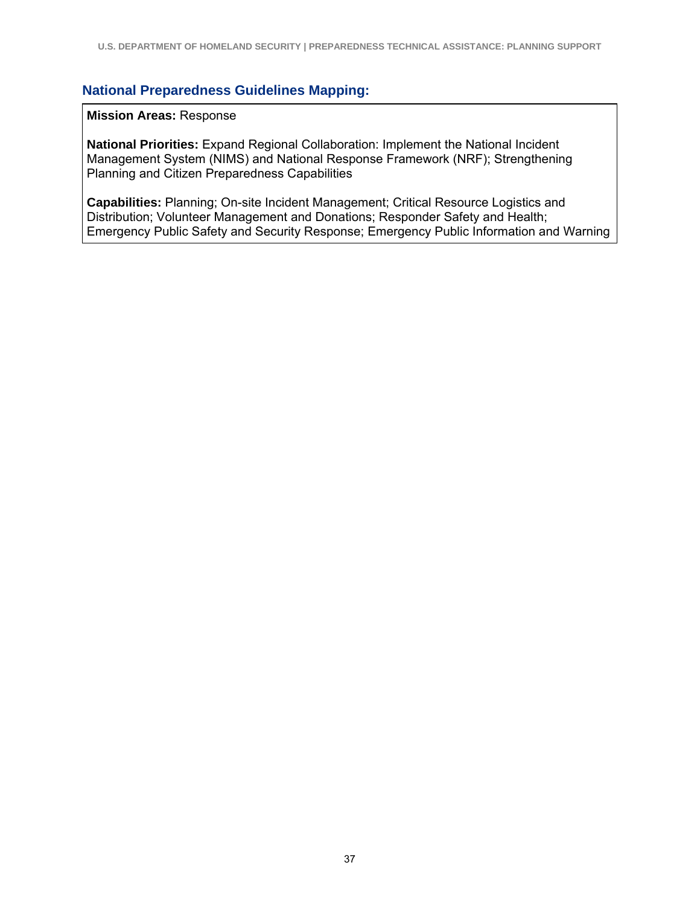### National Preparedness Guidelines Mapping:

**Mission Areas:** Response

**National Priorities:** Expand Regional Collaboration: Implement the National Incident Management System (NIMS) and National Response Framework (NRF); Strengthening Planning and Citizen Preparedness Capabilities

**Capabilities:** Planning; On-site Incident Management; Critical Resource Logistics and Distribution; Volunteer Management and Donations; Responder Safety and Health; Emergency Public Safety and Security Response; Emergency Public Information and Warning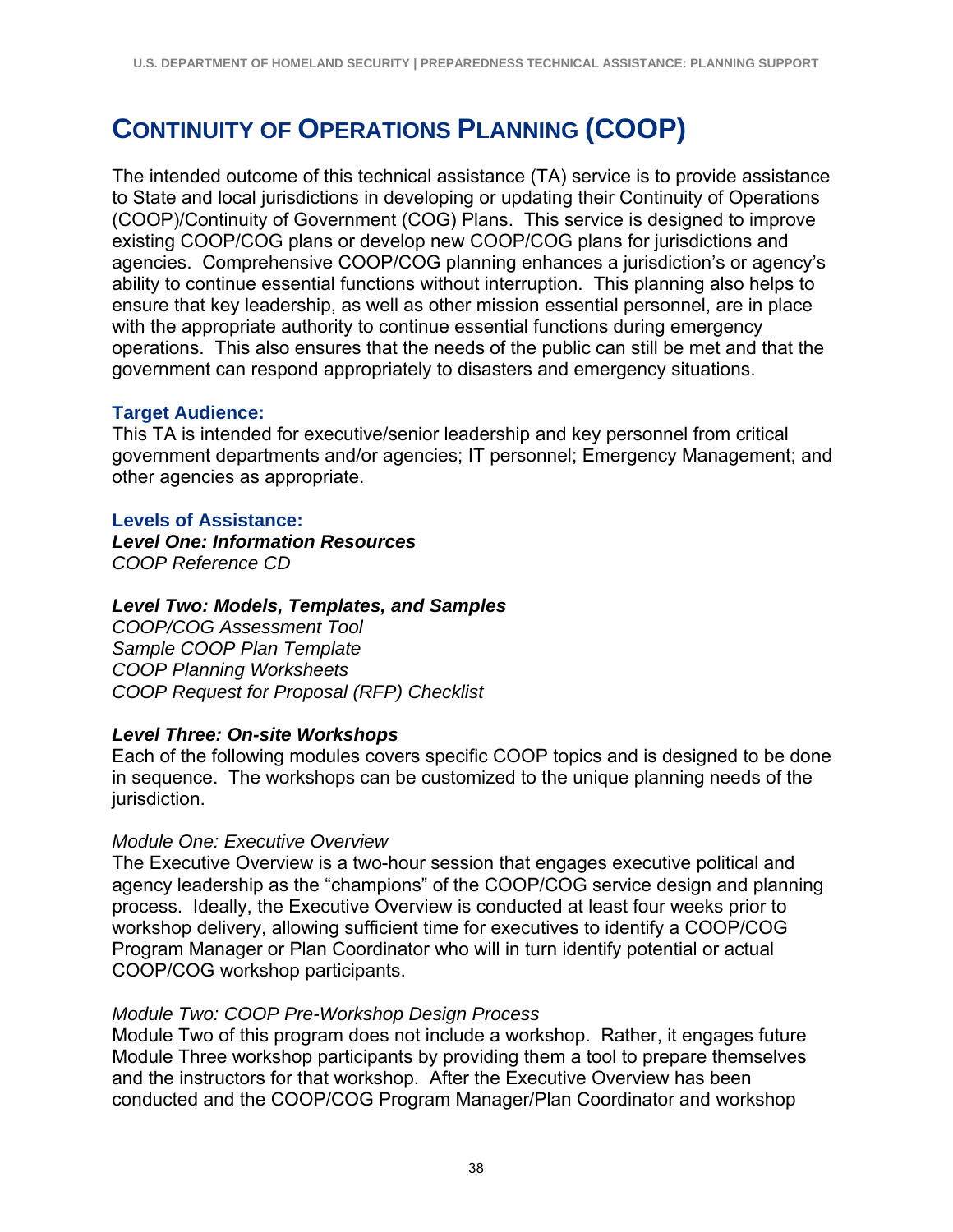# Continuity of Operations Planning (COOP)

The intended outcome of this technical assistance (TA) service is to provide assistance to State and local jurisdictions in developing or updating their Continuity of Operations (COOP)/Continuity of Government (COG) Plans. This service is designed to improve existing COOP/COG plans or develop new COOP/COG plans for jurisdictions and agencies. Comprehensive COOP/COG planning enhances a jurisdiction's or agency's ability to continue essential functions without interruption. This planning also helps to ensure that key leadership, as well as other mission essential personnel, are in place with the appropriate authority to continue essential functions during emergency operations. This also ensures that the needs of the public can still be met and that the government can respond appropriately to disasters and emergency situations.

### Target Audience:

This TA is intended for executive/senior leadership and key personnel from critical government departments and/or agencies; IT personnel; Emergency Management; and other agencies as appropriate.

### Levels of Assistance:

***Level One: Information Resources***
*COOP Reference CD*

***Level Two: Models, Templates, and Samples***
*COOP/COG Assessment Tool*
*Sample COOP Plan Template*
*COOP Planning Worksheets*
*COOP Request for Proposal (RFP) Checklist*

***Level Three: On-site Workshops***
Each of the following modules covers specific COOP topics and is designed to be done in sequence. The workshops can be customized to the unique planning needs of the jurisdiction.

*Module One: Executive Overview*
The Executive Overview is a two-hour session that engages executive political and agency leadership as the "champions" of the COOP/COG service design and planning process. Ideally, the Executive Overview is conducted at least four weeks prior to workshop delivery, allowing sufficient time for executives to identify a COOP/COG Program Manager or Plan Coordinator who will in turn identify potential or actual COOP/COG workshop participants.

*Module Two: COOP Pre-Workshop Design Process*
Module Two of this program does not include a workshop. Rather, it engages future Module Three workshop participants by providing them a tool to prepare themselves and the instructors for that workshop. After the Executive Overview has been conducted and the COOP/COG Program Manager/Plan Coordinator and workshop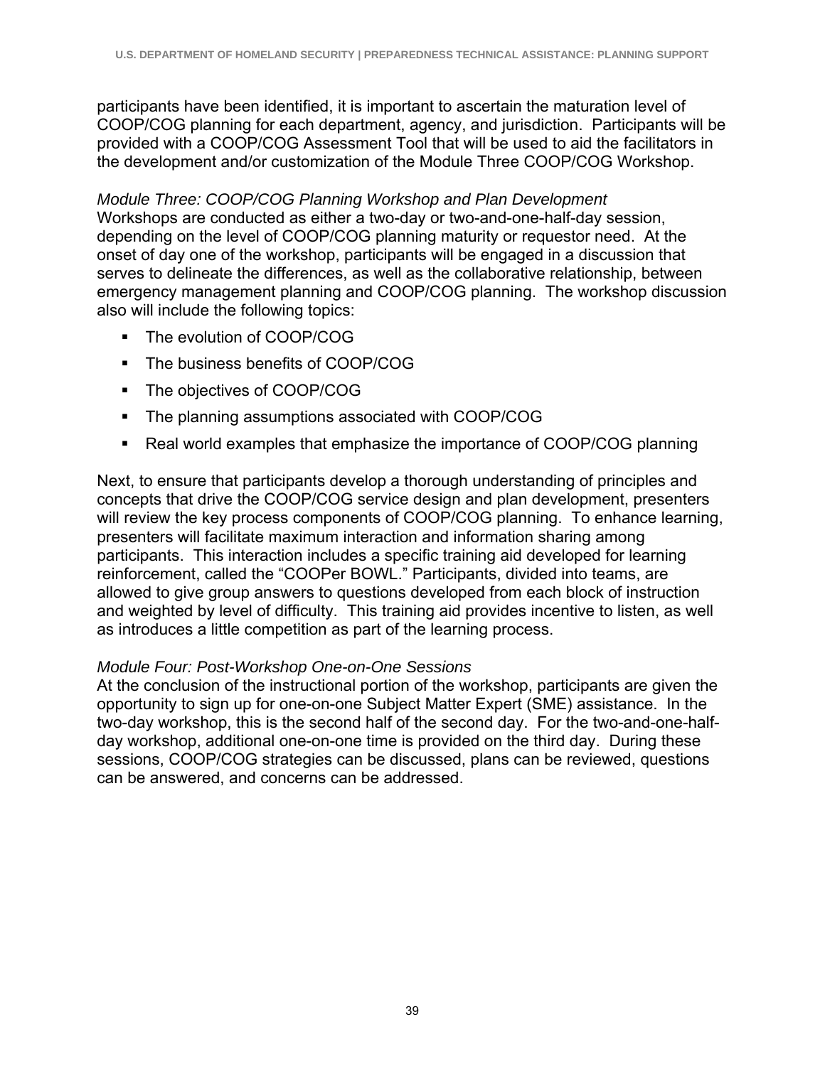participants have been identified, it is important to ascertain the maturation level of COOP/COG planning for each department, agency, and jurisdiction. Participants will be provided with a COOP/COG Assessment Tool that will be used to aid the facilitators in the development and/or customization of the Module Three COOP/COG Workshop.

*Module Three: COOP/COG Planning Workshop and Plan Development*

Workshops are conducted as either a two-day or two-and-one-half-day session, depending on the level of COOP/COG planning maturity or requestor need. At the onset of day one of the workshop, participants will be engaged in a discussion that serves to delineate the differences, as well as the collaborative relationship, between emergency management planning and COOP/COG planning. The workshop discussion also will include the following topics:

- The evolution of COOP/COG
- The business benefits of COOP/COG
- The objectives of COOP/COG
- The planning assumptions associated with COOP/COG
- Real world examples that emphasize the importance of COOP/COG planning

Next, to ensure that participants develop a thorough understanding of principles and concepts that drive the COOP/COG service design and plan development, presenters will review the key process components of COOP/COG planning. To enhance learning, presenters will facilitate maximum interaction and information sharing among participants. This interaction includes a specific training aid developed for learning reinforcement, called the "COOPer BOWL." Participants, divided into teams, are allowed to give group answers to questions developed from each block of instruction and weighted by level of difficulty. This training aid provides incentive to listen, as well as introduces a little competition as part of the learning process.

*Module Four: Post-Workshop One-on-One Sessions*

At the conclusion of the instructional portion of the workshop, participants are given the opportunity to sign up for one-on-one Subject Matter Expert (SME) assistance. In the two-day workshop, this is the second half of the second day. For the two-and-one-half-day workshop, additional one-on-one time is provided on the third day. During these sessions, COOP/COG strategies can be discussed, plans can be reviewed, questions can be answered, and concerns can be addressed.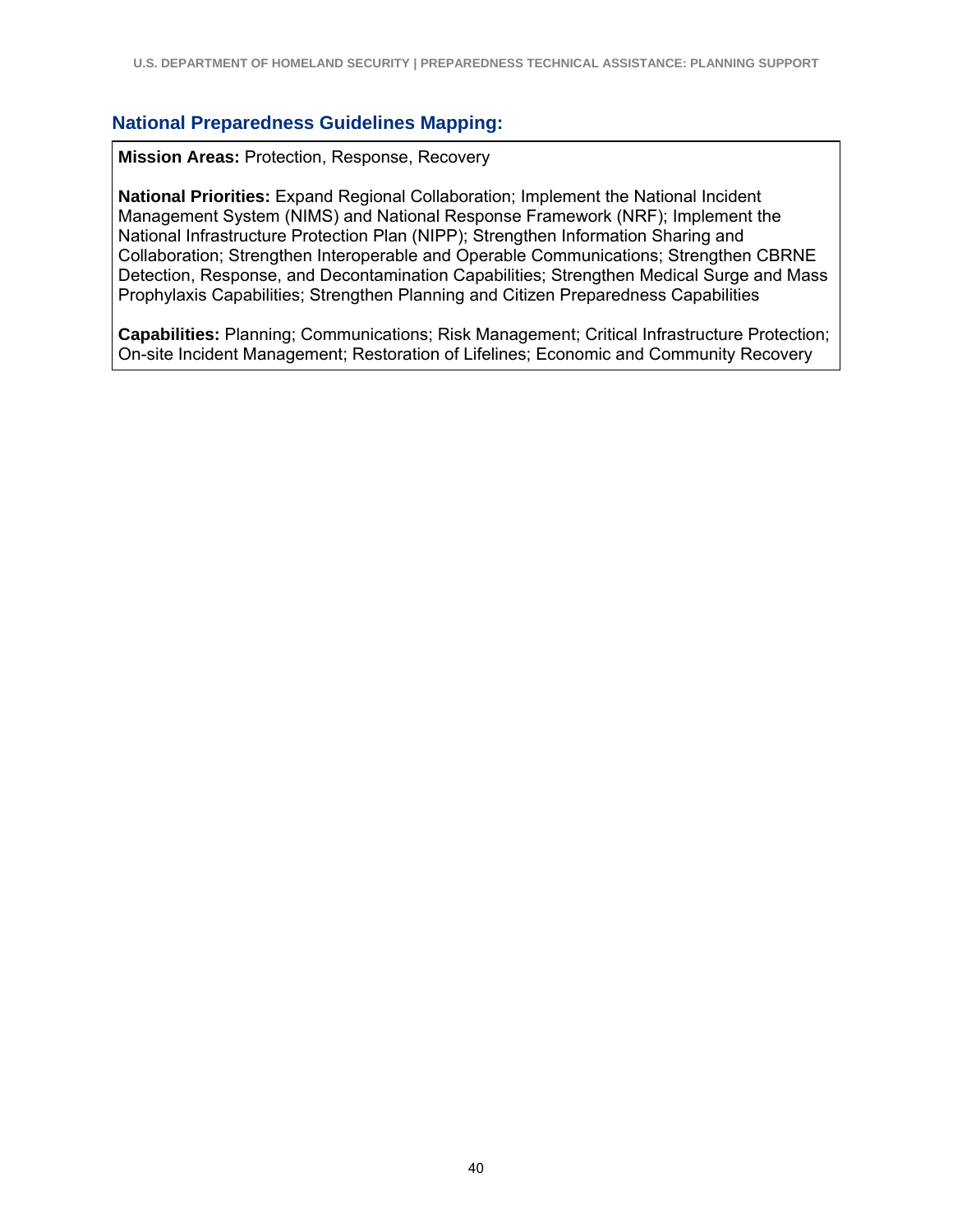## National Preparedness Guidelines Mapping:

**Mission Areas:** Protection, Response, Recovery

**National Priorities:** Expand Regional Collaboration; Implement the National Incident Management System (NIMS) and National Response Framework (NRF); Implement the National Infrastructure Protection Plan (NIPP); Strengthen Information Sharing and Collaboration; Strengthen Interoperable and Operable Communications; Strengthen CBRNE Detection, Response, and Decontamination Capabilities; Strengthen Medical Surge and Mass Prophylaxis Capabilities; Strengthen Planning and Citizen Preparedness Capabilities

**Capabilities:** Planning; Communications; Risk Management; Critical Infrastructure Protection; On-site Incident Management; Restoration of Lifelines; Economic and Community Recovery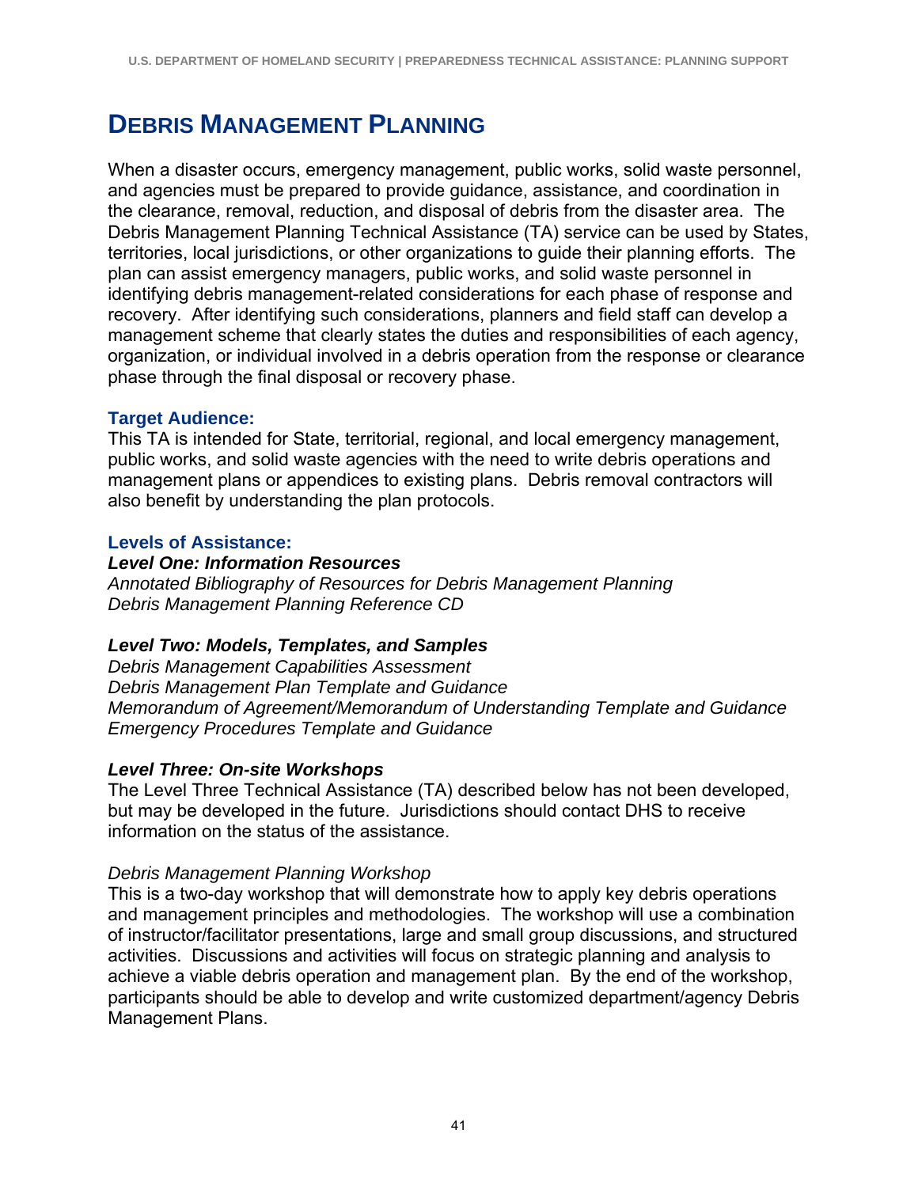# Debris Management Planning

When a disaster occurs, emergency management, public works, solid waste personnel, and agencies must be prepared to provide guidance, assistance, and coordination in the clearance, removal, reduction, and disposal of debris from the disaster area. The Debris Management Planning Technical Assistance (TA) service can be used by States, territories, local jurisdictions, or other organizations to guide their planning efforts. The plan can assist emergency managers, public works, and solid waste personnel in identifying debris management-related considerations for each phase of response and recovery. After identifying such considerations, planners and field staff can develop a management scheme that clearly states the duties and responsibilities of each agency, organization, or individual involved in a debris operation from the response or clearance phase through the final disposal or recovery phase.

### Target Audience:

This TA is intended for State, territorial, regional, and local emergency management, public works, and solid waste agencies with the need to write debris operations and management plans or appendices to existing plans. Debris removal contractors will also benefit by understanding the plan protocols.

### Levels of Assistance:

***Level One: Information Resources***

*Annotated Bibliography of Resources for Debris Management Planning*
*Debris Management Planning Reference CD*

***Level Two: Models, Templates, and Samples***

*Debris Management Capabilities Assessment*
*Debris Management Plan Template and Guidance*
*Memorandum of Agreement/Memorandum of Understanding Template and Guidance*
*Emergency Procedures Template and Guidance*

***Level Three: On-site Workshops***

The Level Three Technical Assistance (TA) described below has not been developed, but may be developed in the future. Jurisdictions should contact DHS to receive information on the status of the assistance.

*Debris Management Planning Workshop*

This is a two-day workshop that will demonstrate how to apply key debris operations and management principles and methodologies. The workshop will use a combination of instructor/facilitator presentations, large and small group discussions, and structured activities. Discussions and activities will focus on strategic planning and analysis to achieve a viable debris operation and management plan. By the end of the workshop, participants should be able to develop and write customized department/agency Debris Management Plans.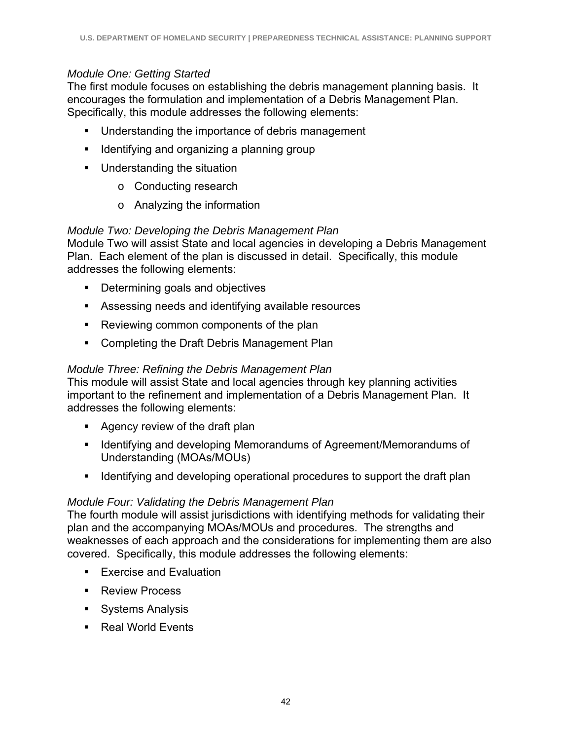*Module One: Getting Started*

The first module focuses on establishing the debris management planning basis. It encourages the formulation and implementation of a Debris Management Plan. Specifically, this module addresses the following elements:

- Understanding the importance of debris management
- Identifying and organizing a planning group
- Understanding the situation
    - Conducting research
    - Analyzing the information

*Module Two: Developing the Debris Management Plan*

Module Two will assist State and local agencies in developing a Debris Management Plan. Each element of the plan is discussed in detail. Specifically, this module addresses the following elements:

- Determining goals and objectives
- Assessing needs and identifying available resources
- Reviewing common components of the plan
- Completing the Draft Debris Management Plan

*Module Three: Refining the Debris Management Plan*

This module will assist State and local agencies through key planning activities important to the refinement and implementation of a Debris Management Plan. It addresses the following elements:

- Agency review of the draft plan
- Identifying and developing Memorandums of Agreement/Memorandums of Understanding (MOAs/MOUs)
- Identifying and developing operational procedures to support the draft plan

*Module Four: Validating the Debris Management Plan*

The fourth module will assist jurisdictions with identifying methods for validating their plan and the accompanying MOAs/MOUs and procedures. The strengths and weaknesses of each approach and the considerations for implementing them are also covered. Specifically, this module addresses the following elements:

- Exercise and Evaluation
- Review Process
- Systems Analysis
- Real World Events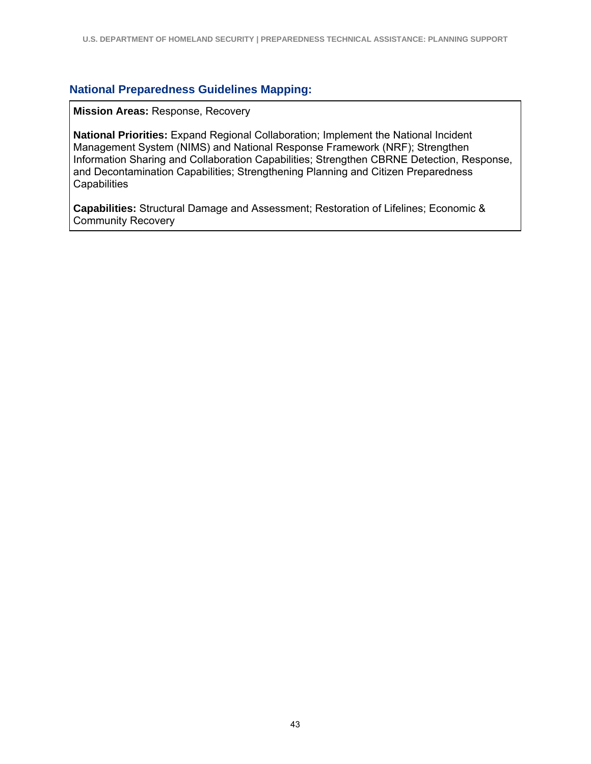### National Preparedness Guidelines Mapping:

**Mission Areas:** Response, Recovery

**National Priorities:** Expand Regional Collaboration; Implement the National Incident Management System (NIMS) and National Response Framework (NRF); Strengthen Information Sharing and Collaboration Capabilities; Strengthen CBRNE Detection, Response, and Decontamination Capabilities; Strengthening Planning and Citizen Preparedness Capabilities

**Capabilities:** Structural Damage and Assessment; Restoration of Lifelines; Economic & Community Recovery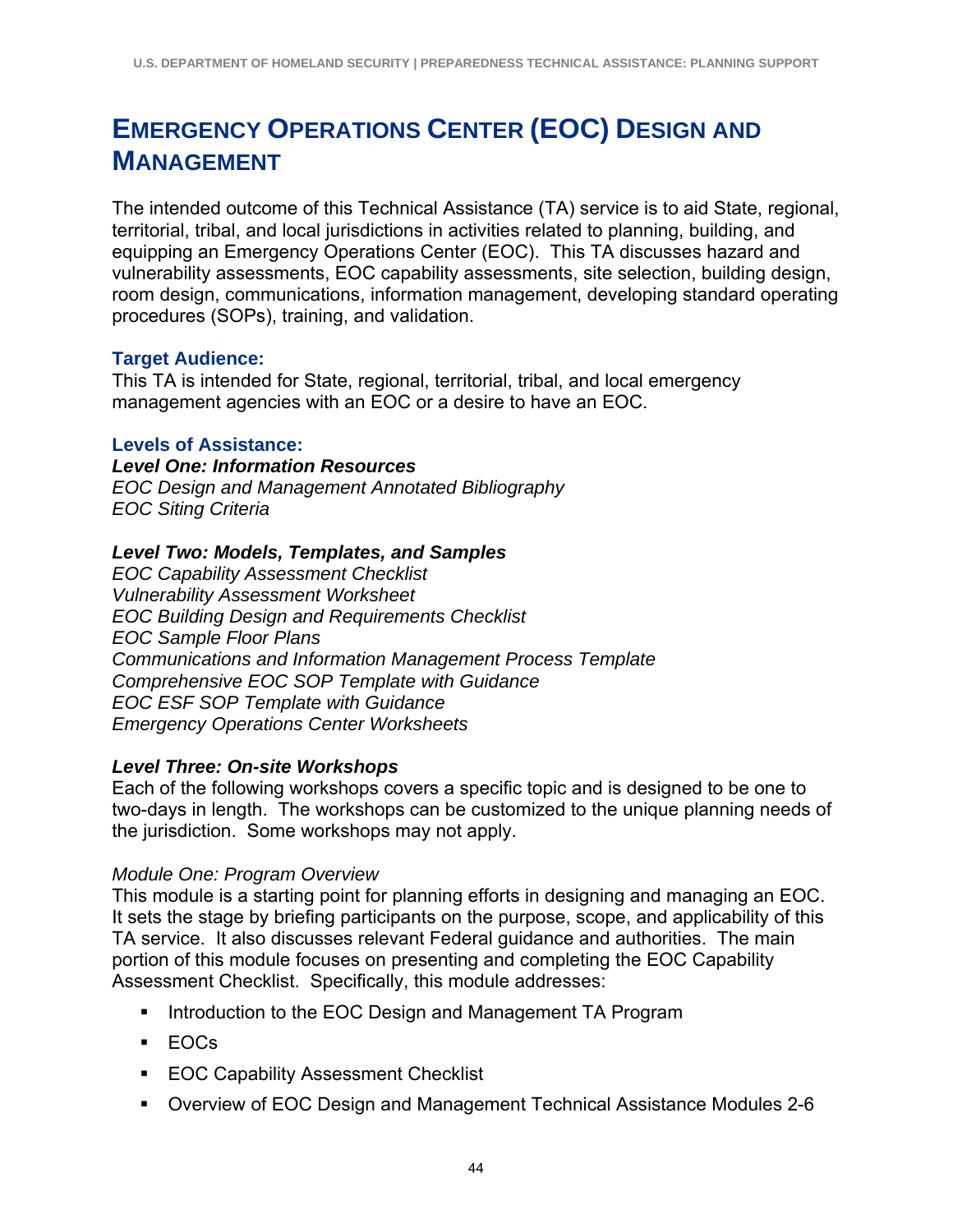# EMERGENCY OPERATIONS CENTER (EOC) DESIGN AND MANAGEMENT

The intended outcome of this Technical Assistance (TA) service is to aid State, regional, territorial, tribal, and local jurisdictions in activities related to planning, building, and equipping an Emergency Operations Center (EOC). This TA discusses hazard and vulnerability assessments, EOC capability assessments, site selection, building design, room design, communications, information management, developing standard operating procedures (SOPs), training, and validation.

### Target Audience:

This TA is intended for State, regional, territorial, tribal, and local emergency management agencies with an EOC or a desire to have an EOC.

### Levels of Assistance:

***Level One: Information Resources***

*EOC Design and Management Annotated Bibliography*
*EOC Siting Criteria*

***Level Two: Models, Templates, and Samples***

*EOC Capability Assessment Checklist*
*Vulnerability Assessment Worksheet*
*EOC Building Design and Requirements Checklist*
*EOC Sample Floor Plans*
*Communications and Information Management Process Template*
*Comprehensive EOC SOP Template with Guidance*
*EOC ESF SOP Template with Guidance*
*Emergency Operations Center Worksheets*

***Level Three: On-site Workshops***

Each of the following workshops covers a specific topic and is designed to be one to two-days in length. The workshops can be customized to the unique planning needs of the jurisdiction. Some workshops may not apply.

*Module One: Program Overview*

This module is a starting point for planning efforts in designing and managing an EOC. It sets the stage by briefing participants on the purpose, scope, and applicability of this TA service. It also discusses relevant Federal guidance and authorities. The main portion of this module focuses on presenting and completing the EOC Capability Assessment Checklist. Specifically, this module addresses:

- Introduction to the EOC Design and Management TA Program
- EOCs
- EOC Capability Assessment Checklist
- Overview of EOC Design and Management Technical Assistance Modules 2-6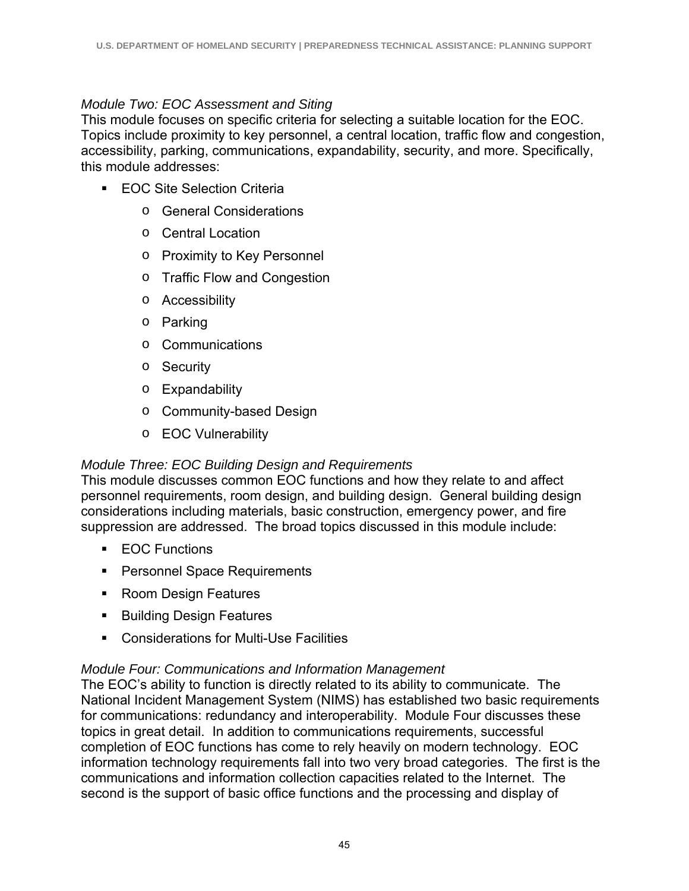*Module Two: EOC Assessment and Siting*

This module focuses on specific criteria for selecting a suitable location for the EOC. Topics include proximity to key personnel, a central location, traffic flow and congestion, accessibility, parking, communications, expandability, security, and more. Specifically, this module addresses:

- EOC Site Selection Criteria
    - General Considerations
    - Central Location
    - Proximity to Key Personnel
    - Traffic Flow and Congestion
    - Accessibility
    - Parking
    - Communications
    - Security
    - Expandability
    - Community-based Design
    - EOC Vulnerability

*Module Three: EOC Building Design and Requirements*

This module discusses common EOC functions and how they relate to and affect personnel requirements, room design, and building design. General building design considerations including materials, basic construction, emergency power, and fire suppression are addressed. The broad topics discussed in this module include:

- EOC Functions
- Personnel Space Requirements
- Room Design Features
- Building Design Features
- Considerations for Multi-Use Facilities

*Module Four: Communications and Information Management*

The EOC's ability to function is directly related to its ability to communicate. The National Incident Management System (NIMS) has established two basic requirements for communications: redundancy and interoperability. Module Four discusses these topics in great detail. In addition to communications requirements, successful completion of EOC functions has come to rely heavily on modern technology. EOC information technology requirements fall into two very broad categories. The first is the communications and information collection capacities related to the Internet. The second is the support of basic office functions and the processing and display of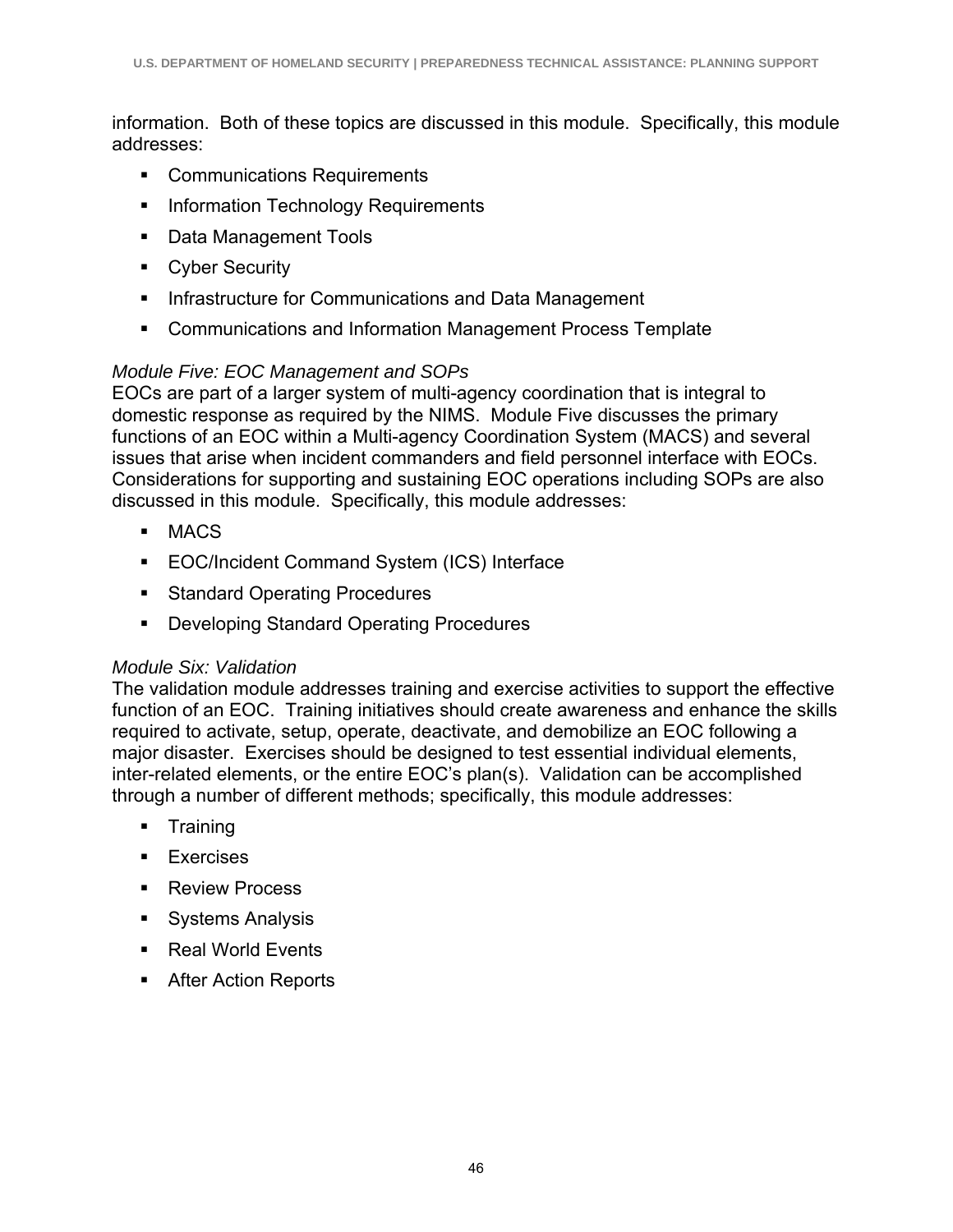information. Both of these topics are discussed in this module. Specifically, this module addresses:

- Communications Requirements
- Information Technology Requirements
- Data Management Tools
- Cyber Security
- Infrastructure for Communications and Data Management
- Communications and Information Management Process Template

*Module Five: EOC Management and SOPs*

EOCs are part of a larger system of multi-agency coordination that is integral to domestic response as required by the NIMS. Module Five discusses the primary functions of an EOC within a Multi-agency Coordination System (MACS) and several issues that arise when incident commanders and field personnel interface with EOCs. Considerations for supporting and sustaining EOC operations including SOPs are also discussed in this module. Specifically, this module addresses:

- MACS
- EOC/Incident Command System (ICS) Interface
- Standard Operating Procedures
- Developing Standard Operating Procedures

*Module Six: Validation*

The validation module addresses training and exercise activities to support the effective function of an EOC. Training initiatives should create awareness and enhance the skills required to activate, setup, operate, deactivate, and demobilize an EOC following a major disaster. Exercises should be designed to test essential individual elements, inter-related elements, or the entire EOC's plan(s). Validation can be accomplished through a number of different methods; specifically, this module addresses:

- Training
- Exercises
- Review Process
- Systems Analysis
- Real World Events
- After Action Reports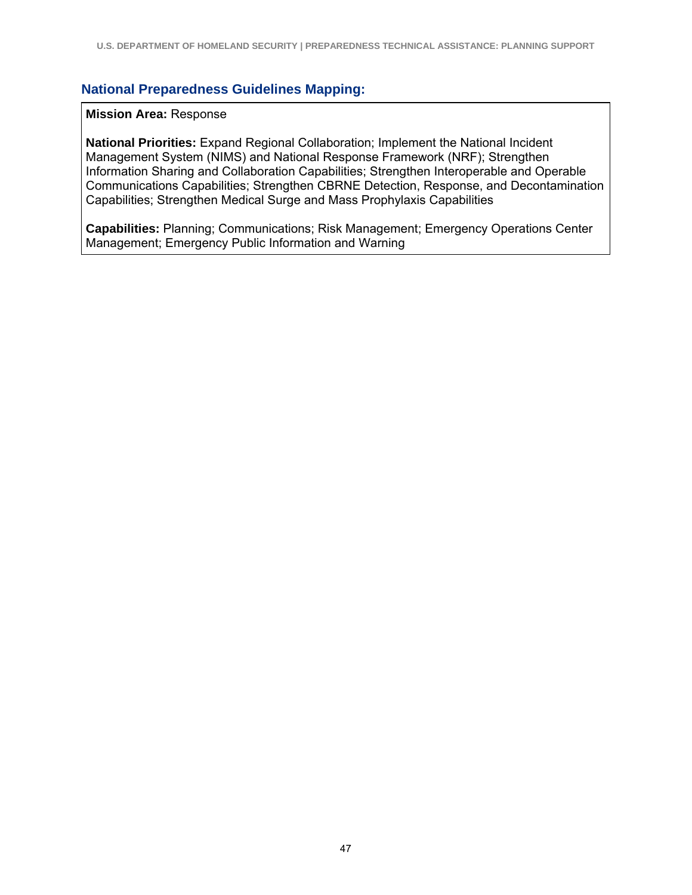### National Preparedness Guidelines Mapping:

**Mission Area:** Response

**National Priorities:** Expand Regional Collaboration; Implement the National Incident Management System (NIMS) and National Response Framework (NRF); Strengthen Information Sharing and Collaboration Capabilities; Strengthen Interoperable and Operable Communications Capabilities; Strengthen CBRNE Detection, Response, and Decontamination Capabilities; Strengthen Medical Surge and Mass Prophylaxis Capabilities

**Capabilities:** Planning; Communications; Risk Management; Emergency Operations Center Management; Emergency Public Information and Warning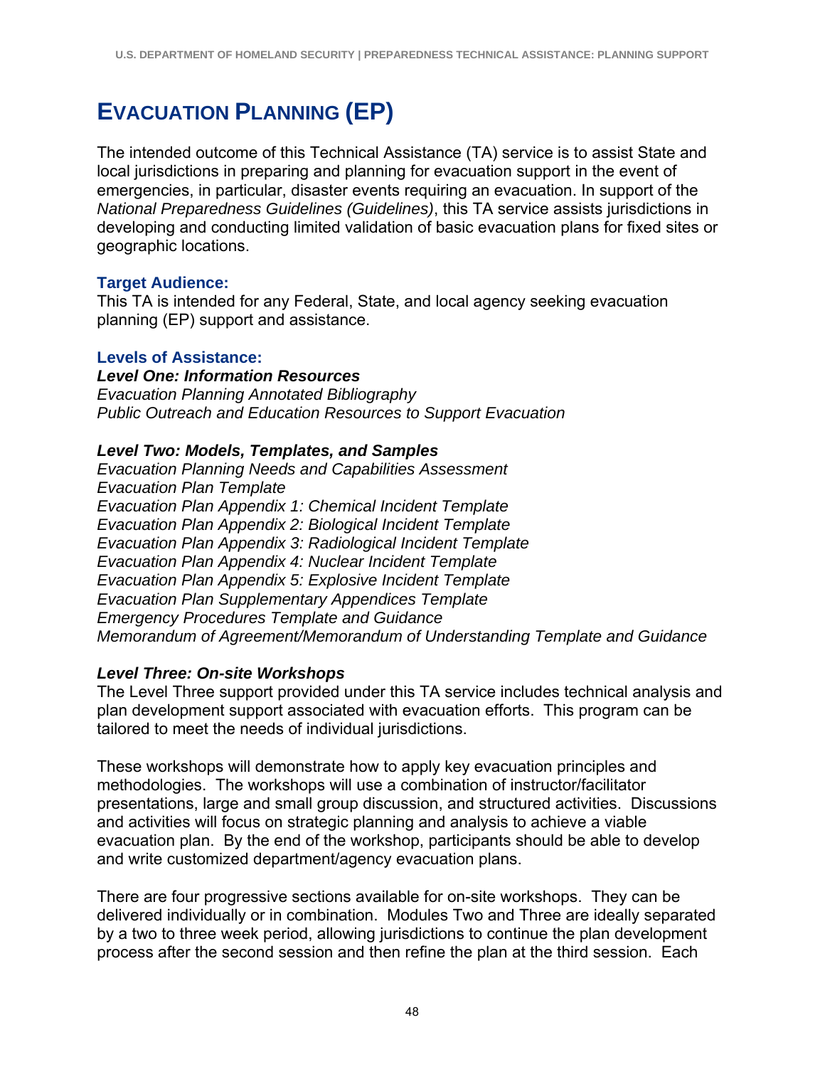# Evacuation Planning (EP)

The intended outcome of this Technical Assistance (TA) service is to assist State and local jurisdictions in preparing and planning for evacuation support in the event of emergencies, in particular, disaster events requiring an evacuation. In support of the *National Preparedness Guidelines (Guidelines)*, this TA service assists jurisdictions in developing and conducting limited validation of basic evacuation plans for fixed sites or geographic locations.

### Target Audience:

This TA is intended for any Federal, State, and local agency seeking evacuation planning (EP) support and assistance.

### Levels of Assistance:

***Level One: Information Resources***

*Evacuation Planning Annotated Bibliography*
*Public Outreach and Education Resources to Support Evacuation*

***Level Two: Models, Templates, and Samples***

*Evacuation Planning Needs and Capabilities Assessment*
*Evacuation Plan Template*
*Evacuation Plan Appendix 1: Chemical Incident Template*
*Evacuation Plan Appendix 2: Biological Incident Template*
*Evacuation Plan Appendix 3: Radiological Incident Template*
*Evacuation Plan Appendix 4: Nuclear Incident Template*
*Evacuation Plan Appendix 5: Explosive Incident Template*
*Evacuation Plan Supplementary Appendices Template*
*Emergency Procedures Template and Guidance*
*Memorandum of Agreement/Memorandum of Understanding Template and Guidance*

***Level Three: On-site Workshops***

The Level Three support provided under this TA service includes technical analysis and plan development support associated with evacuation efforts. This program can be tailored to meet the needs of individual jurisdictions.

These workshops will demonstrate how to apply key evacuation principles and methodologies. The workshops will use a combination of instructor/facilitator presentations, large and small group discussion, and structured activities. Discussions and activities will focus on strategic planning and analysis to achieve a viable evacuation plan. By the end of the workshop, participants should be able to develop and write customized department/agency evacuation plans.

There are four progressive sections available for on-site workshops. They can be delivered individually or in combination. Modules Two and Three are ideally separated by a two to three week period, allowing jurisdictions to continue the plan development process after the second session and then refine the plan at the third session. Each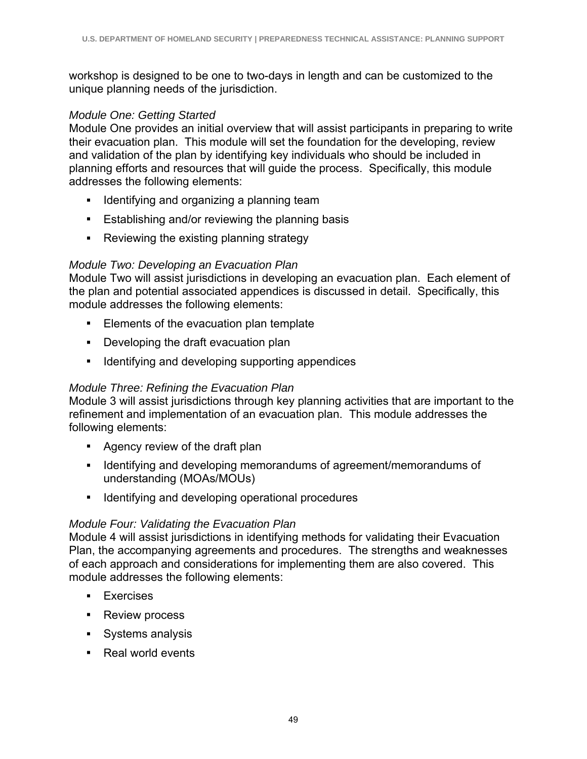workshop is designed to be one to two-days in length and can be customized to the unique planning needs of the jurisdiction.

*Module One: Getting Started*

Module One provides an initial overview that will assist participants in preparing to write their evacuation plan. This module will set the foundation for the developing, review and validation of the plan by identifying key individuals who should be included in planning efforts and resources that will guide the process. Specifically, this module addresses the following elements:

- Identifying and organizing a planning team
- Establishing and/or reviewing the planning basis
- Reviewing the existing planning strategy

*Module Two: Developing an Evacuation Plan*

Module Two will assist jurisdictions in developing an evacuation plan. Each element of the plan and potential associated appendices is discussed in detail. Specifically, this module addresses the following elements:

- Elements of the evacuation plan template
- Developing the draft evacuation plan
- Identifying and developing supporting appendices

*Module Three: Refining the Evacuation Plan*

Module 3 will assist jurisdictions through key planning activities that are important to the refinement and implementation of an evacuation plan. This module addresses the following elements:

- Agency review of the draft plan
- Identifying and developing memorandums of agreement/memorandums of understanding (MOAs/MOUs)
- Identifying and developing operational procedures

*Module Four: Validating the Evacuation Plan*

Module 4 will assist jurisdictions in identifying methods for validating their Evacuation Plan, the accompanying agreements and procedures. The strengths and weaknesses of each approach and considerations for implementing them are also covered. This module addresses the following elements:

- Exercises
- Review process
- Systems analysis
- Real world events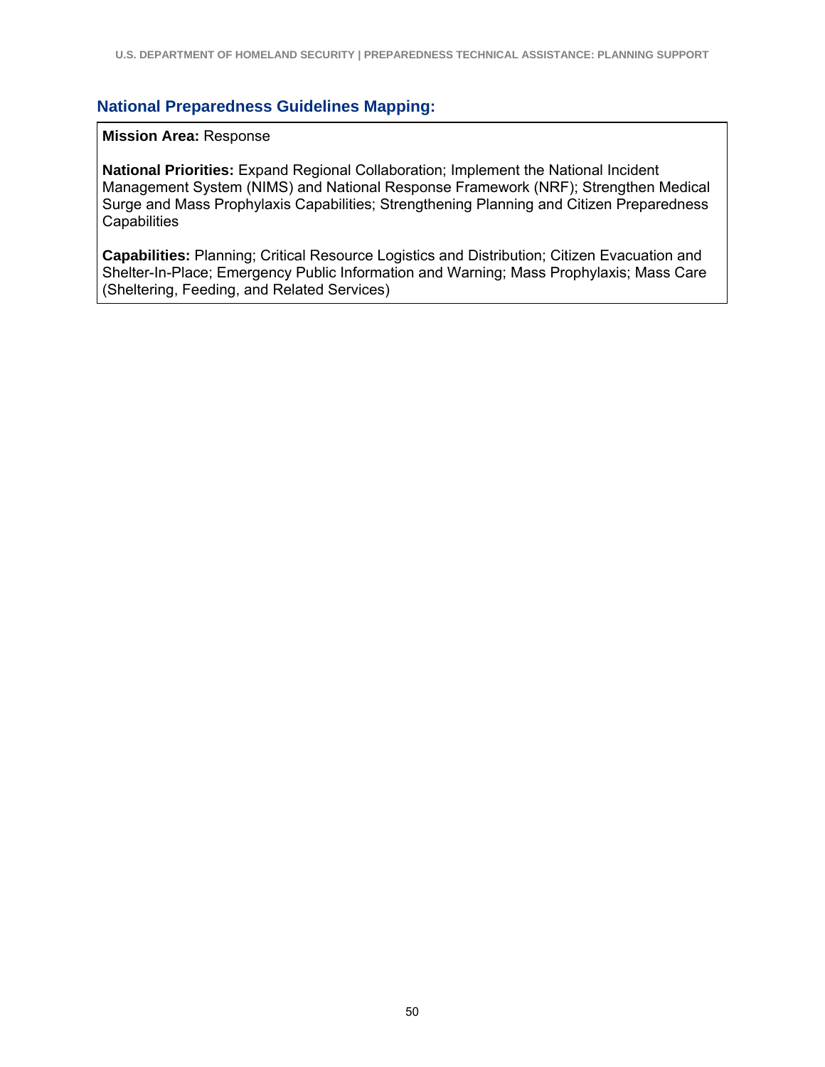### National Preparedness Guidelines Mapping:

**Mission Area:** Response

**National Priorities:** Expand Regional Collaboration; Implement the National Incident Management System (NIMS) and National Response Framework (NRF); Strengthen Medical Surge and Mass Prophylaxis Capabilities; Strengthening Planning and Citizen Preparedness Capabilities

**Capabilities:** Planning; Critical Resource Logistics and Distribution; Citizen Evacuation and Shelter-In-Place; Emergency Public Information and Warning; Mass Prophylaxis; Mass Care (Sheltering, Feeding, and Related Services)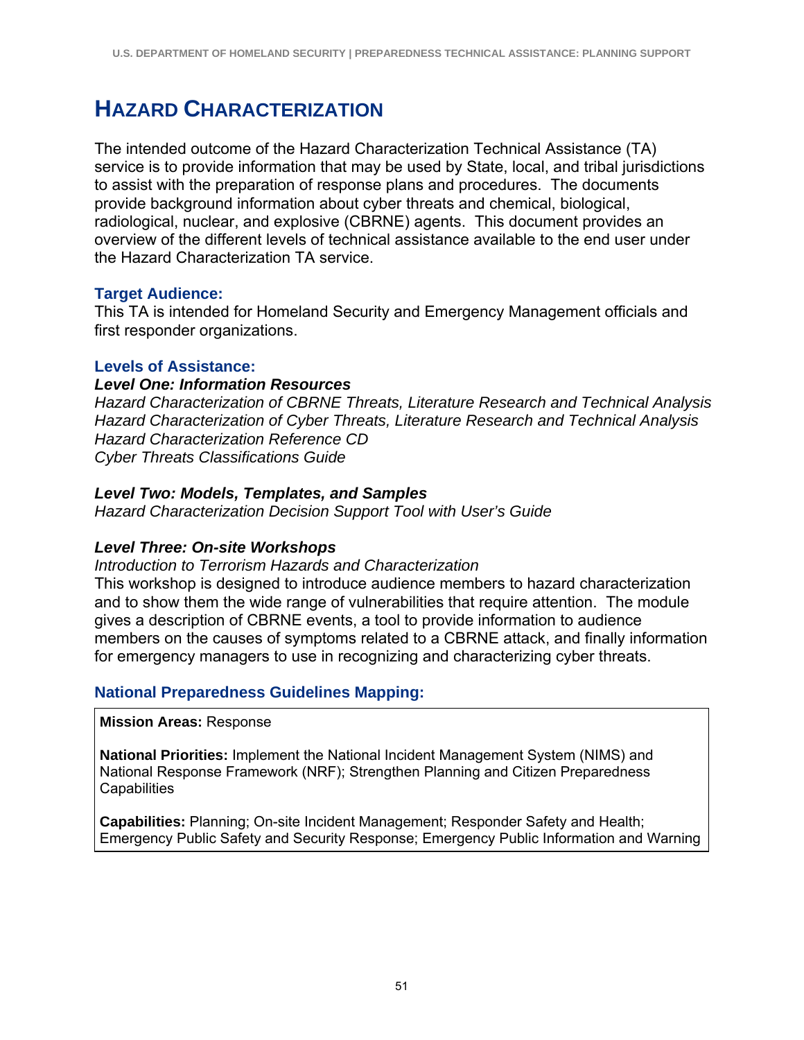# HAZARD CHARACTERIZATION

The intended outcome of the Hazard Characterization Technical Assistance (TA) service is to provide information that may be used by State, local, and tribal jurisdictions to assist with the preparation of response plans and procedures. The documents provide background information about cyber threats and chemical, biological, radiological, nuclear, and explosive (CBRNE) agents. This document provides an overview of the different levels of technical assistance available to the end user under the Hazard Characterization TA service.

### Target Audience:

This TA is intended for Homeland Security and Emergency Management officials and first responder organizations.

### Levels of Assistance:

***Level One: Information Resources***

*Hazard Characterization of CBRNE Threats, Literature Research and Technical Analysis*
*Hazard Characterization of Cyber Threats, Literature Research and Technical Analysis*
*Hazard Characterization Reference CD*
*Cyber Threats Classifications Guide*

***Level Two: Models, Templates, and Samples***

*Hazard Characterization Decision Support Tool with User's Guide*

***Level Three: On-site Workshops***

*Introduction to Terrorism Hazards and Characterization*

This workshop is designed to introduce audience members to hazard characterization and to show them the wide range of vulnerabilities that require attention. The module gives a description of CBRNE events, a tool to provide information to audience members on the causes of symptoms related to a CBRNE attack, and finally information for emergency managers to use in recognizing and characterizing cyber threats.

### National Preparedness Guidelines Mapping:

**Mission Areas:** Response

**National Priorities:** Implement the National Incident Management System (NIMS) and National Response Framework (NRF); Strengthen Planning and Citizen Preparedness Capabilities

**Capabilities:** Planning; On-site Incident Management; Responder Safety and Health; Emergency Public Safety and Security Response; Emergency Public Information and Warning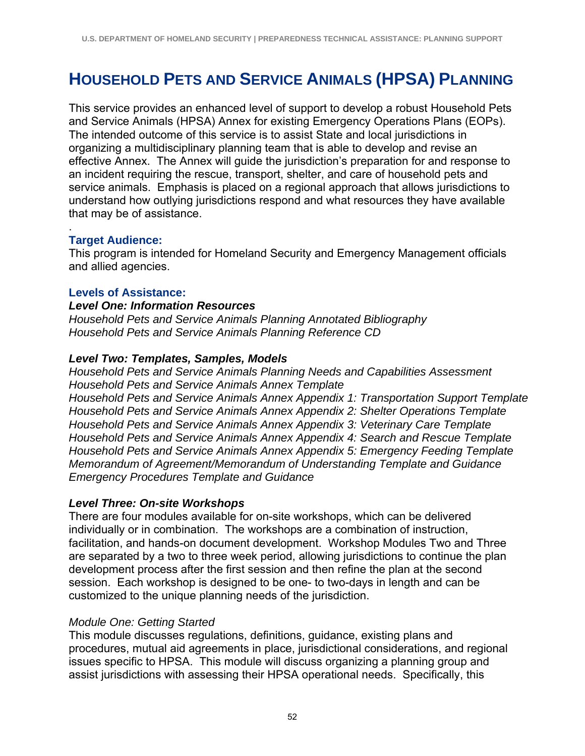# HOUSEHOLD PETS AND SERVICE ANIMALS (HPSA) PLANNING

This service provides an enhanced level of support to develop a robust Household Pets and Service Animals (HPSA) Annex for existing Emergency Operations Plans (EOPs). The intended outcome of this service is to assist State and local jurisdictions in organizing a multidisciplinary planning team that is able to develop and revise an effective Annex. The Annex will guide the jurisdiction's preparation for and response to an incident requiring the rescue, transport, shelter, and care of household pets and service animals. Emphasis is placed on a regional approach that allows jurisdictions to understand how outlying jurisdictions respond and what resources they have available that may be of assistance.

.

### Target Audience:

This program is intended for Homeland Security and Emergency Management officials and allied agencies.

### Levels of Assistance:

***Level One: Information Resources***

*Household Pets and Service Animals Planning Annotated Bibliography*
*Household Pets and Service Animals Planning Reference CD*

***Level Two: Templates, Samples, Models***

*Household Pets and Service Animals Planning Needs and Capabilities Assessment*
*Household Pets and Service Animals Annex Template*
*Household Pets and Service Animals Annex Appendix 1: Transportation Support Template*
*Household Pets and Service Animals Annex Appendix 2: Shelter Operations Template*
*Household Pets and Service Animals Annex Appendix 3: Veterinary Care Template*
*Household Pets and Service Animals Annex Appendix 4: Search and Rescue Template*
*Household Pets and Service Animals Annex Appendix 5: Emergency Feeding Template*
*Memorandum of Agreement/Memorandum of Understanding Template and Guidance*
*Emergency Procedures Template and Guidance*

***Level Three: On-site Workshops***

There are four modules available for on-site workshops, which can be delivered individually or in combination. The workshops are a combination of instruction, facilitation, and hands-on document development. Workshop Modules Two and Three are separated by a two to three week period, allowing jurisdictions to continue the plan development process after the first session and then refine the plan at the second session. Each workshop is designed to be one- to two-days in length and can be customized to the unique planning needs of the jurisdiction.

*Module One: Getting Started*

This module discusses regulations, definitions, guidance, existing plans and procedures, mutual aid agreements in place, jurisdictional considerations, and regional issues specific to HPSA. This module will discuss organizing a planning group and assist jurisdictions with assessing their HPSA operational needs. Specifically, this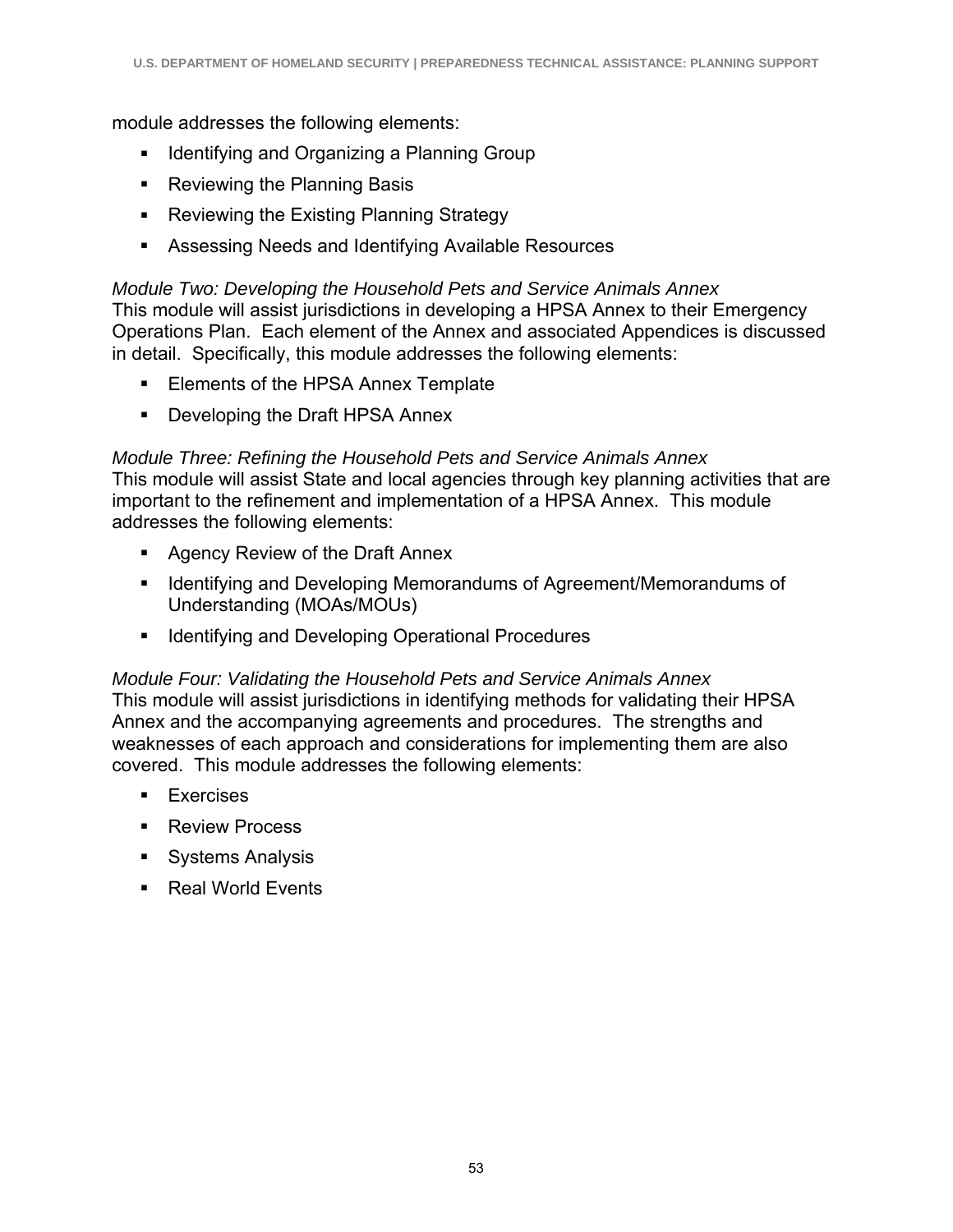module addresses the following elements:

- Identifying and Organizing a Planning Group
- Reviewing the Planning Basis
- Reviewing the Existing Planning Strategy
- Assessing Needs and Identifying Available Resources

*Module Two: Developing the Household Pets and Service Animals Annex*
This module will assist jurisdictions in developing a HPSA Annex to their Emergency Operations Plan. Each element of the Annex and associated Appendices is discussed in detail. Specifically, this module addresses the following elements:

- Elements of the HPSA Annex Template
- Developing the Draft HPSA Annex

*Module Three: Refining the Household Pets and Service Animals Annex*
This module will assist State and local agencies through key planning activities that are important to the refinement and implementation of a HPSA Annex. This module addresses the following elements:

- Agency Review of the Draft Annex
- Identifying and Developing Memorandums of Agreement/Memorandums of Understanding (MOAs/MOUs)
- Identifying and Developing Operational Procedures

*Module Four: Validating the Household Pets and Service Animals Annex*
This module will assist jurisdictions in identifying methods for validating their HPSA Annex and the accompanying agreements and procedures. The strengths and weaknesses of each approach and considerations for implementing them are also covered. This module addresses the following elements:

- Exercises
- Review Process
- Systems Analysis
- Real World Events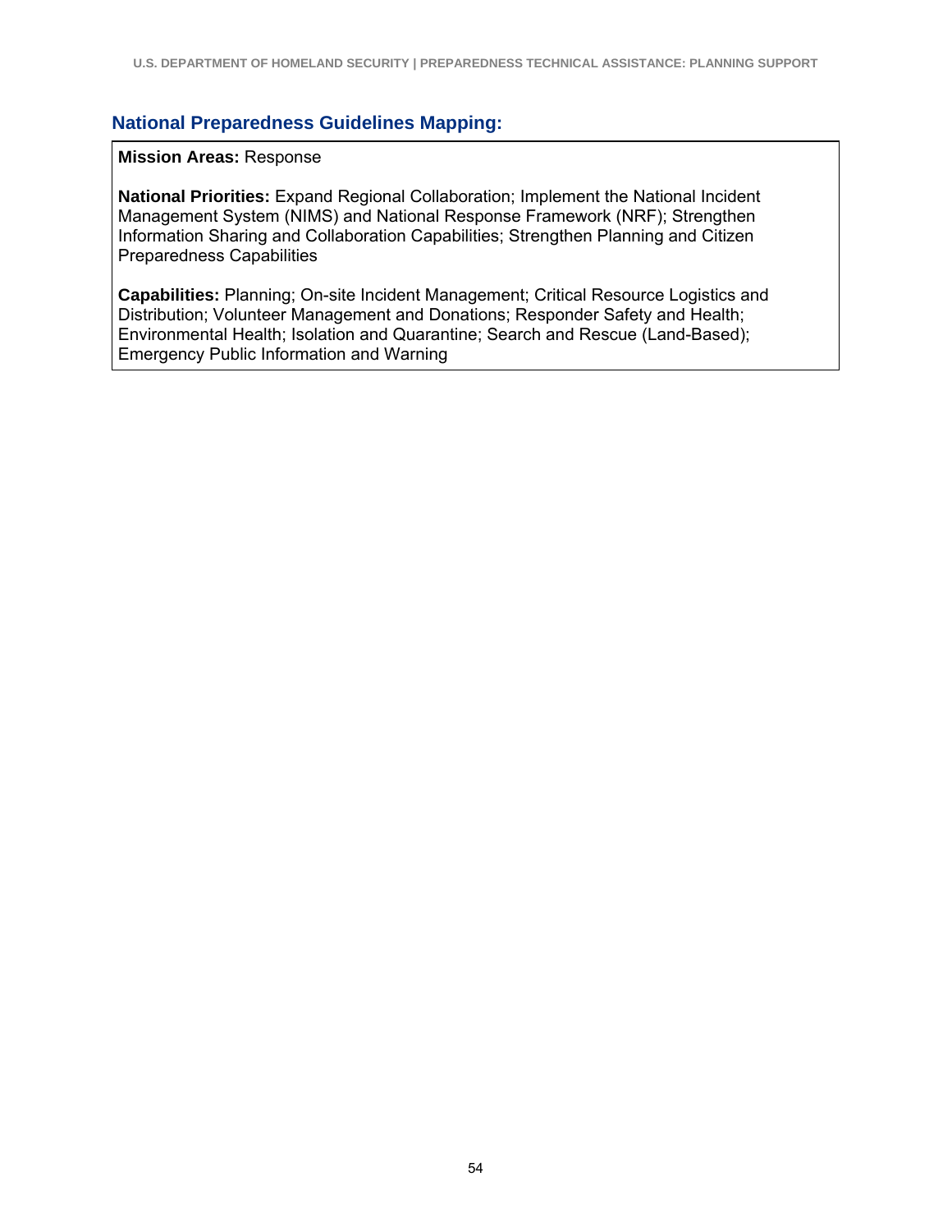### National Preparedness Guidelines Mapping:

**Mission Areas:** Response

**National Priorities:** Expand Regional Collaboration; Implement the National Incident Management System (NIMS) and National Response Framework (NRF); Strengthen Information Sharing and Collaboration Capabilities; Strengthen Planning and Citizen Preparedness Capabilities

**Capabilities:** Planning; On-site Incident Management; Critical Resource Logistics and Distribution; Volunteer Management and Donations; Responder Safety and Health; Environmental Health; Isolation and Quarantine; Search and Rescue (Land-Based); Emergency Public Information and Warning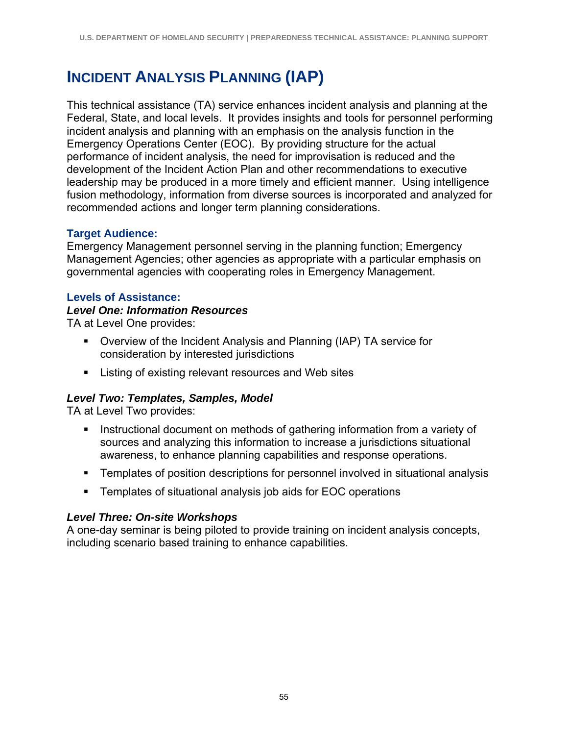# Incident Analysis Planning (IAP)

This technical assistance (TA) service enhances incident analysis and planning at the Federal, State, and local levels. It provides insights and tools for personnel performing incident analysis and planning with an emphasis on the analysis function in the Emergency Operations Center (EOC). By providing structure for the actual performance of incident analysis, the need for improvisation is reduced and the development of the Incident Action Plan and other recommendations to executive leadership may be produced in a more timely and efficient manner. Using intelligence fusion methodology, information from diverse sources is incorporated and analyzed for recommended actions and longer term planning considerations.

### Target Audience:

Emergency Management personnel serving in the planning function; Emergency Management Agencies; other agencies as appropriate with a particular emphasis on governmental agencies with cooperating roles in Emergency Management.

### Levels of Assistance:

#### *Level One: Information Resources*

TA at Level One provides:

- Overview of the Incident Analysis and Planning (IAP) TA service for consideration by interested jurisdictions
- Listing of existing relevant resources and Web sites

#### *Level Two: Templates, Samples, Model*

TA at Level Two provides:

- Instructional document on methods of gathering information from a variety of sources and analyzing this information to increase a jurisdictions situational awareness, to enhance planning capabilities and response operations.
- Templates of position descriptions for personnel involved in situational analysis
- Templates of situational analysis job aids for EOC operations

#### *Level Three: On-site Workshops*

A one-day seminar is being piloted to provide training on incident analysis concepts, including scenario based training to enhance capabilities.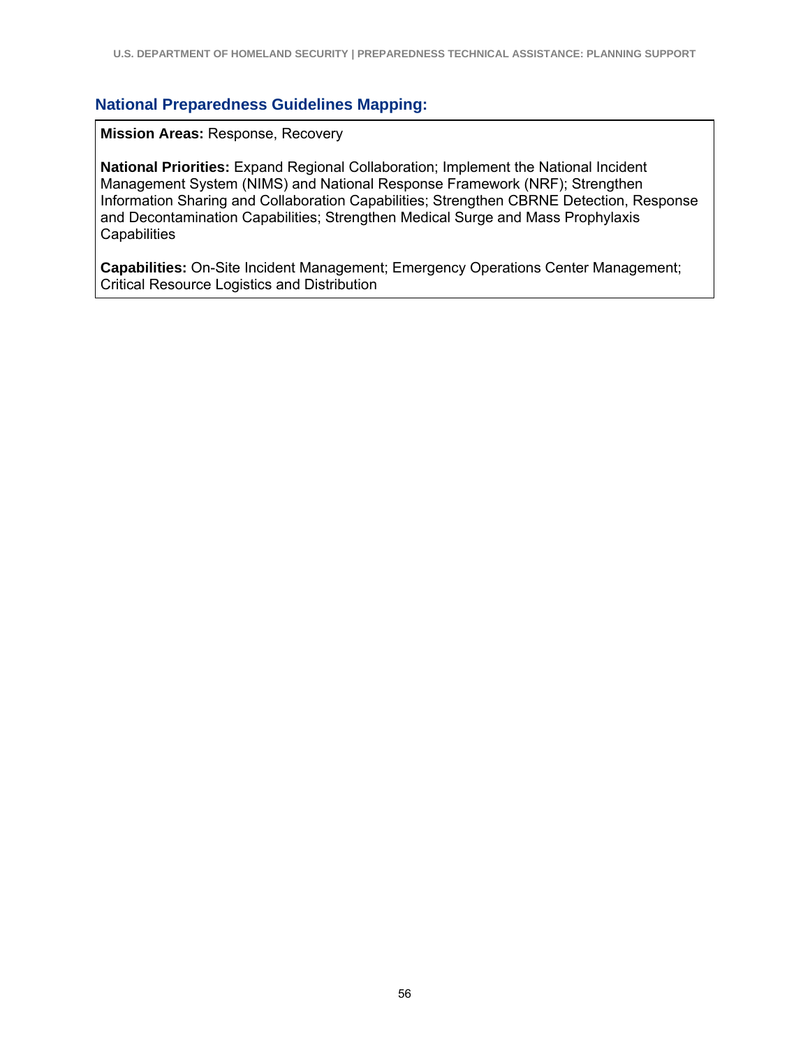### National Preparedness Guidelines Mapping:

**Mission Areas:** Response, Recovery

**National Priorities:** Expand Regional Collaboration; Implement the National Incident Management System (NIMS) and National Response Framework (NRF); Strengthen Information Sharing and Collaboration Capabilities; Strengthen CBRNE Detection, Response and Decontamination Capabilities; Strengthen Medical Surge and Mass Prophylaxis Capabilities

**Capabilities:** On-Site Incident Management; Emergency Operations Center Management; Critical Resource Logistics and Distribution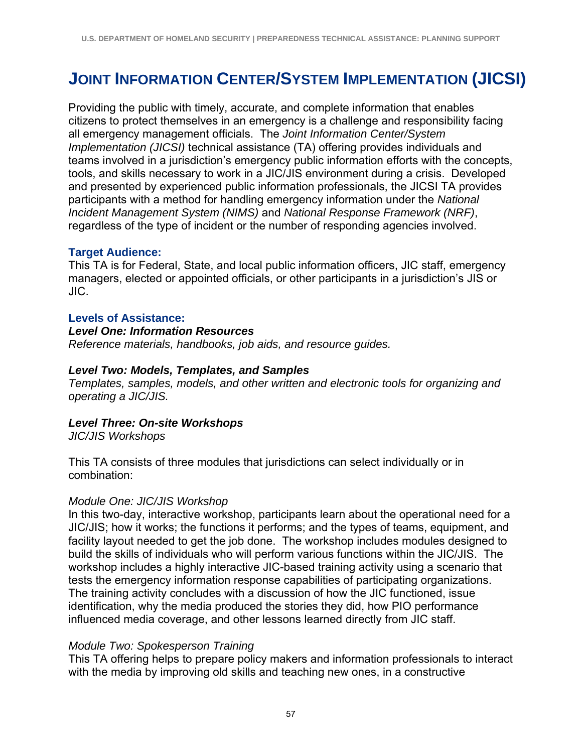# Joint Information Center/System Implementation (JICSI)

Providing the public with timely, accurate, and complete information that enables citizens to protect themselves in an emergency is a challenge and responsibility facing all emergency management officials. The *Joint Information Center/System Implementation (JICSI)* technical assistance (TA) offering provides individuals and teams involved in a jurisdiction's emergency public information efforts with the concepts, tools, and skills necessary to work in a JIC/JIS environment during a crisis. Developed and presented by experienced public information professionals, the JICSI TA provides participants with a method for handling emergency information under the *National Incident Management System (NIMS)* and *National Response Framework (NRF)*, regardless of the type of incident or the number of responding agencies involved.

### Target Audience:

This TA is for Federal, State, and local public information officers, JIC staff, emergency managers, elected or appointed officials, or other participants in a jurisdiction's JIS or JIC.

### Levels of Assistance:

***Level One: Information Resources***

*Reference materials, handbooks, job aids, and resource guides.*

***Level Two: Models, Templates, and Samples***

*Templates, samples, models, and other written and electronic tools for organizing and operating a JIC/JIS.*

***Level Three: On-site Workshops***

*JIC/JIS Workshops*

This TA consists of three modules that jurisdictions can select individually or in combination:

*Module One: JIC/JIS Workshop*

In this two-day, interactive workshop, participants learn about the operational need for a JIC/JIS; how it works; the functions it performs; and the types of teams, equipment, and facility layout needed to get the job done. The workshop includes modules designed to build the skills of individuals who will perform various functions within the JIC/JIS. The workshop includes a highly interactive JIC-based training activity using a scenario that tests the emergency information response capabilities of participating organizations. The training activity concludes with a discussion of how the JIC functioned, issue identification, why the media produced the stories they did, how PIO performance influenced media coverage, and other lessons learned directly from JIC staff.

*Module Two: Spokesperson Training*

This TA offering helps to prepare policy makers and information professionals to interact with the media by improving old skills and teaching new ones, in a constructive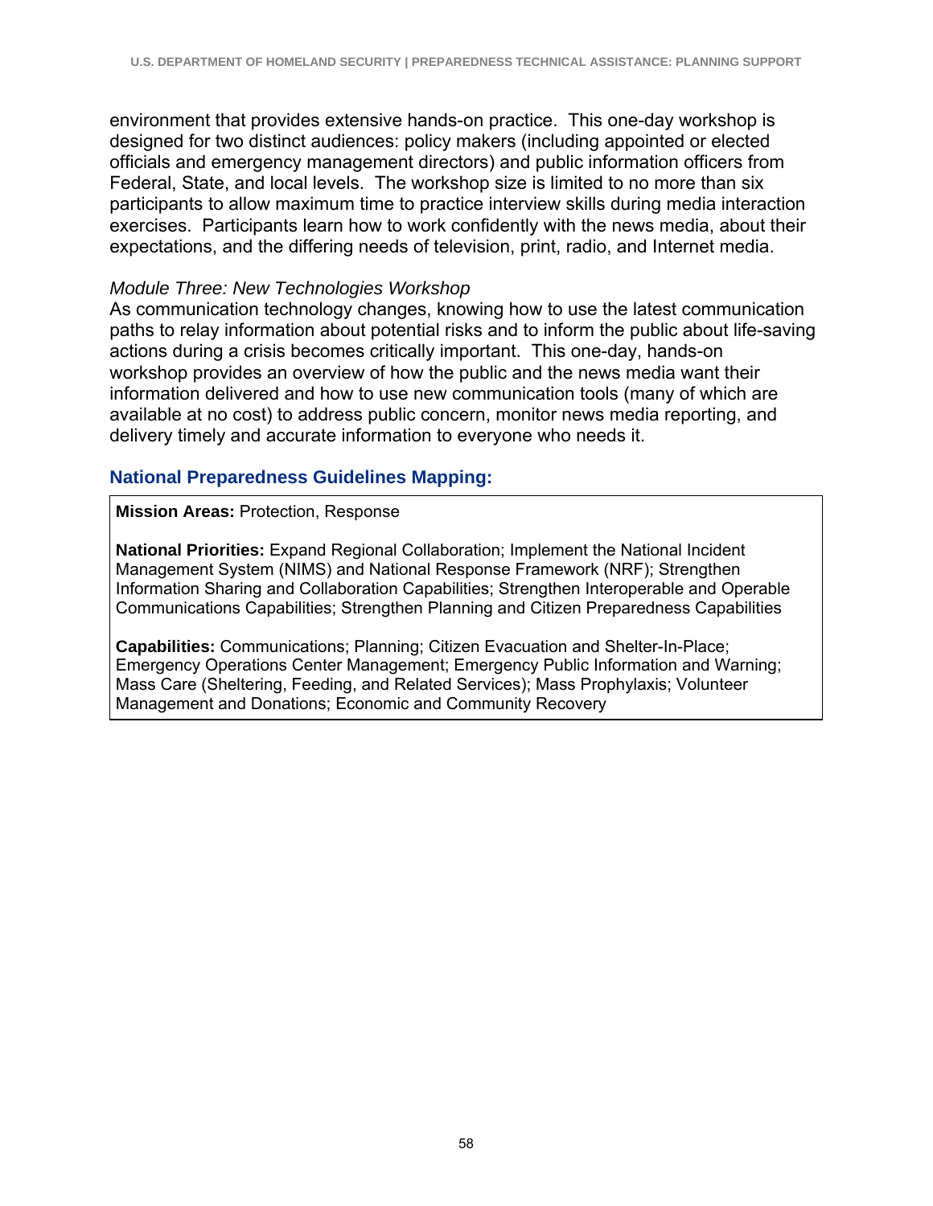environment that provides extensive hands-on practice. This one-day workshop is designed for two distinct audiences: policy makers (including appointed or elected officials and emergency management directors) and public information officers from Federal, State, and local levels. The workshop size is limited to no more than six participants to allow maximum time to practice interview skills during media interaction exercises. Participants learn how to work confidently with the news media, about their expectations, and the differing needs of television, print, radio, and Internet media.

*Module Three: New Technologies Workshop*

As communication technology changes, knowing how to use the latest communication paths to relay information about potential risks and to inform the public about life-saving actions during a crisis becomes critically important. This one-day, hands-on workshop provides an overview of how the public and the news media want their information delivered and how to use new communication tools (many of which are available at no cost) to address public concern, monitor news media reporting, and delivery timely and accurate information to everyone who needs it.

### National Preparedness Guidelines Mapping:

**Mission Areas:** Protection, Response

**National Priorities:** Expand Regional Collaboration; Implement the National Incident Management System (NIMS) and National Response Framework (NRF); Strengthen Information Sharing and Collaboration Capabilities; Strengthen Interoperable and Operable Communications Capabilities; Strengthen Planning and Citizen Preparedness Capabilities

**Capabilities:** Communications; Planning; Citizen Evacuation and Shelter-In-Place; Emergency Operations Center Management; Emergency Public Information and Warning; Mass Care (Sheltering, Feeding, and Related Services); Mass Prophylaxis; Volunteer Management and Donations; Economic and Community Recovery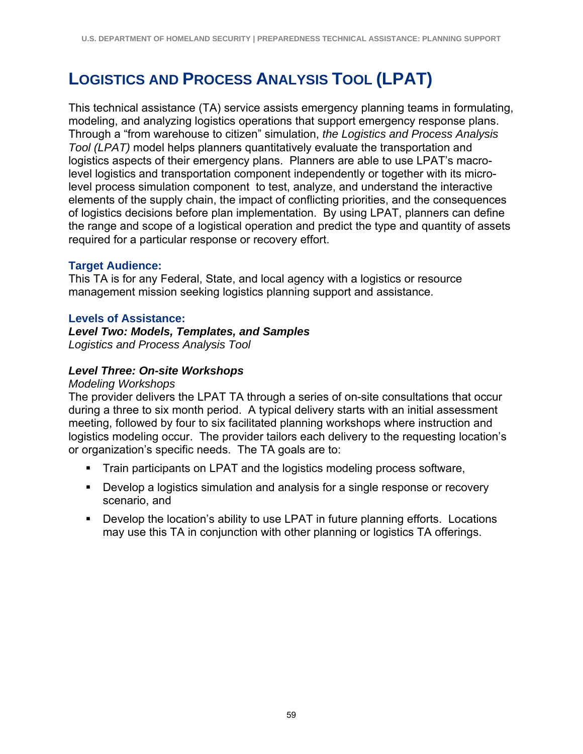# Logistics and Process Analysis Tool (LPAT)

This technical assistance (TA) service assists emergency planning teams in formulating, modeling, and analyzing logistics operations that support emergency response plans. Through a "from warehouse to citizen" simulation, *the Logistics and Process Analysis Tool (LPAT)* model helps planners quantitatively evaluate the transportation and logistics aspects of their emergency plans. Planners are able to use LPAT's macro-level logistics and transportation component independently or together with its micro-level process simulation component to test, analyze, and understand the interactive elements of the supply chain, the impact of conflicting priorities, and the consequences of logistics decisions before plan implementation. By using LPAT, planners can define the range and scope of a logistical operation and predict the type and quantity of assets required for a particular response or recovery effort.

### Target Audience:

This TA is for any Federal, State, and local agency with a logistics or resource management mission seeking logistics planning support and assistance.

### Levels of Assistance:

***Level Two: Models, Templates, and Samples***

*Logistics and Process Analysis Tool*

***Level Three: On-site Workshops***

*Modeling Workshops*

The provider delivers the LPAT TA through a series of on-site consultations that occur during a three to six month period. A typical delivery starts with an initial assessment meeting, followed by four to six facilitated planning workshops where instruction and logistics modeling occur. The provider tailors each delivery to the requesting location's or organization's specific needs. The TA goals are to:

- Train participants on LPAT and the logistics modeling process software,
- Develop a logistics simulation and analysis for a single response or recovery scenario, and
- Develop the location's ability to use LPAT in future planning efforts. Locations may use this TA in conjunction with other planning or logistics TA offerings.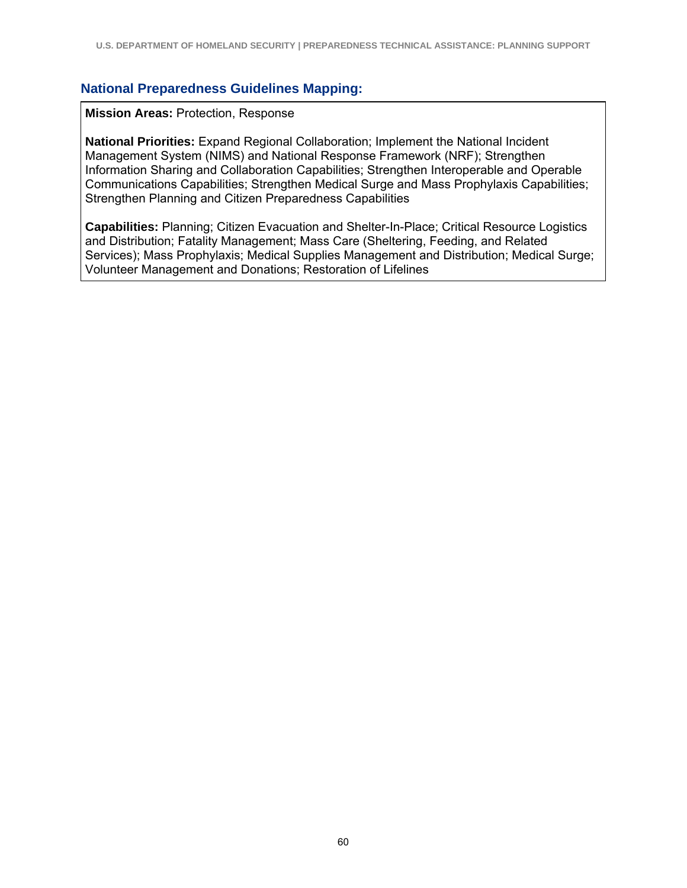### National Preparedness Guidelines Mapping:

**Mission Areas:** Protection, Response

**National Priorities:** Expand Regional Collaboration; Implement the National Incident Management System (NIMS) and National Response Framework (NRF); Strengthen Information Sharing and Collaboration Capabilities; Strengthen Interoperable and Operable Communications Capabilities; Strengthen Medical Surge and Mass Prophylaxis Capabilities; Strengthen Planning and Citizen Preparedness Capabilities

**Capabilities:** Planning; Citizen Evacuation and Shelter-In-Place; Critical Resource Logistics and Distribution; Fatality Management; Mass Care (Sheltering, Feeding, and Related Services); Mass Prophylaxis; Medical Supplies Management and Distribution; Medical Surge; Volunteer Management and Donations; Restoration of Lifelines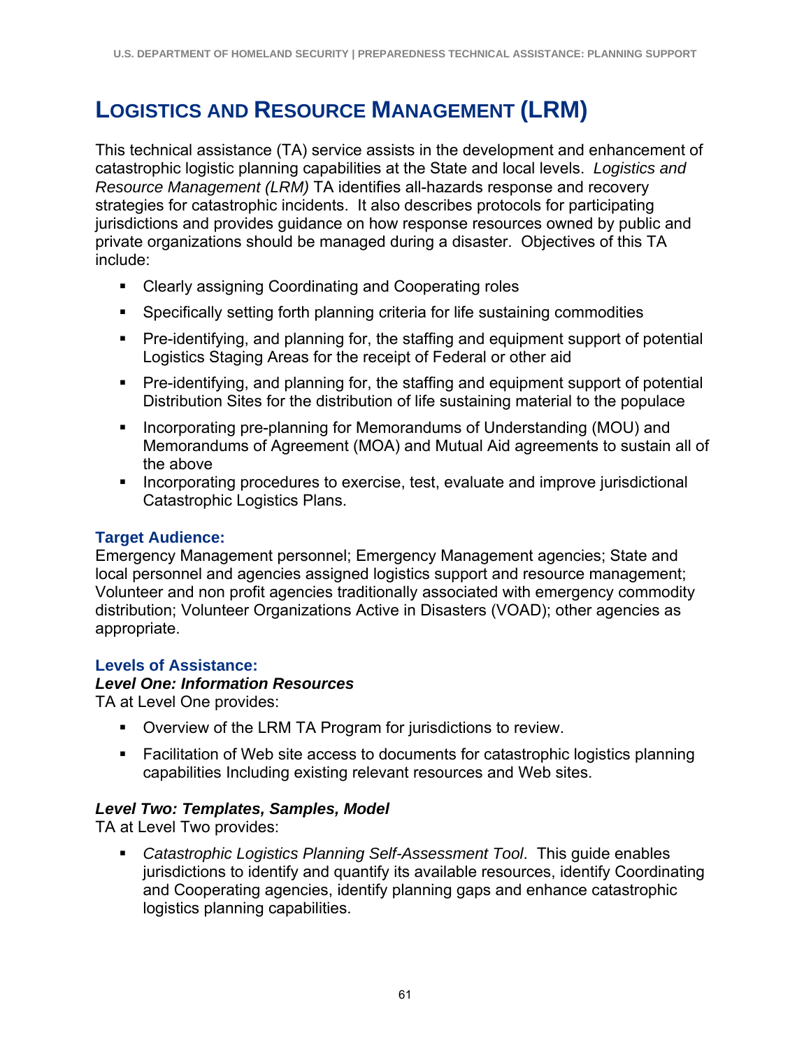# Logistics and Resource Management (LRM)

This technical assistance (TA) service assists in the development and enhancement of catastrophic logistic planning capabilities at the State and local levels. *Logistics and Resource Management (LRM)* TA identifies all-hazards response and recovery strategies for catastrophic incidents. It also describes protocols for participating jurisdictions and provides guidance on how response resources owned by public and private organizations should be managed during a disaster. Objectives of this TA include:

- Clearly assigning Coordinating and Cooperating roles
- Specifically setting forth planning criteria for life sustaining commodities
- Pre-identifying, and planning for, the staffing and equipment support of potential Logistics Staging Areas for the receipt of Federal or other aid
- Pre-identifying, and planning for, the staffing and equipment support of potential Distribution Sites for the distribution of life sustaining material to the populace
- Incorporating pre-planning for Memorandums of Understanding (MOU) and Memorandums of Agreement (MOA) and Mutual Aid agreements to sustain all of the above
- Incorporating procedures to exercise, test, evaluate and improve jurisdictional Catastrophic Logistics Plans.

### Target Audience:

Emergency Management personnel; Emergency Management agencies; State and local personnel and agencies assigned logistics support and resource management; Volunteer and non profit agencies traditionally associated with emergency commodity distribution; Volunteer Organizations Active in Disasters (VOAD); other agencies as appropriate.

### Levels of Assistance:

#### *Level One: Information Resources*

TA at Level One provides:

- Overview of the LRM TA Program for jurisdictions to review.
- Facilitation of Web site access to documents for catastrophic logistics planning capabilities Including existing relevant resources and Web sites.

#### *Level Two: Templates, Samples, Model*

TA at Level Two provides:

- *Catastrophic Logistics Planning Self-Assessment Tool*. This guide enables jurisdictions to identify and quantify its available resources, identify Coordinating and Cooperating agencies, identify planning gaps and enhance catastrophic logistics planning capabilities.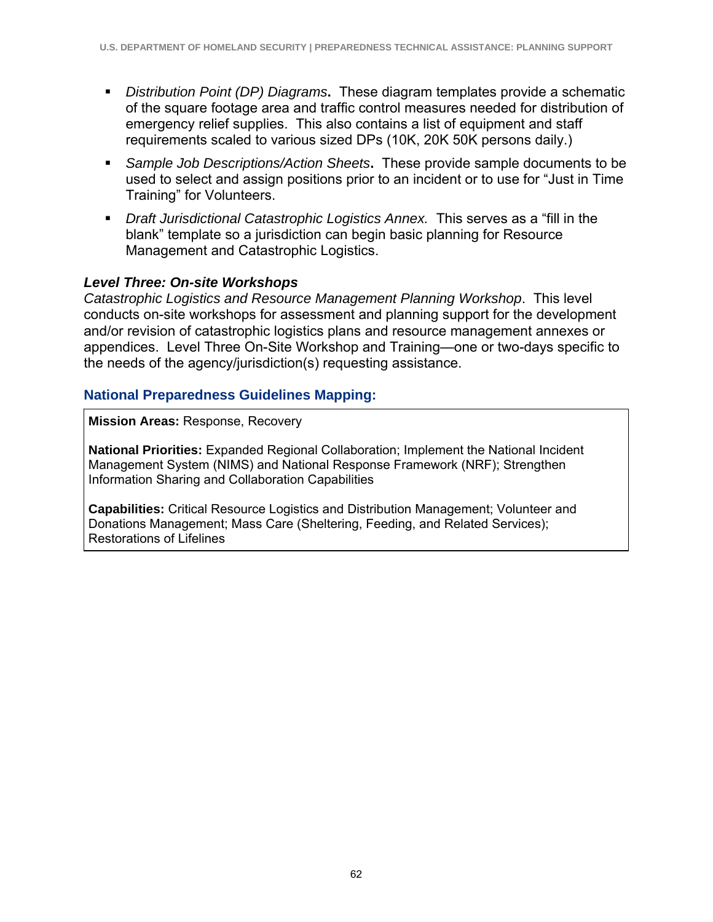- *Distribution Point (DP) Diagrams*. These diagram templates provide a schematic of the square footage area and traffic control measures needed for distribution of emergency relief supplies. This also contains a list of equipment and staff requirements scaled to various sized DPs (10K, 20K 50K persons daily.)
- *Sample Job Descriptions/Action Sheets*. These provide sample documents to be used to select and assign positions prior to an incident or to use for "Just in Time Training" for Volunteers.
- *Draft Jurisdictional Catastrophic Logistics Annex.* This serves as a "fill in the blank" template so a jurisdiction can begin basic planning for Resource Management and Catastrophic Logistics.

***Level Three: On-site Workshops***

*Catastrophic Logistics and Resource Management Planning Workshop*. This level conducts on-site workshops for assessment and planning support for the development and/or revision of catastrophic logistics plans and resource management annexes or appendices. Level Three On-Site Workshop and Training—one or two-days specific to the needs of the agency/jurisdiction(s) requesting assistance.

### National Preparedness Guidelines Mapping:

**Mission Areas:** Response, Recovery

**National Priorities:** Expanded Regional Collaboration; Implement the National Incident Management System (NIMS) and National Response Framework (NRF); Strengthen Information Sharing and Collaboration Capabilities

**Capabilities:** Critical Resource Logistics and Distribution Management; Volunteer and Donations Management; Mass Care (Sheltering, Feeding, and Related Services); Restorations of Lifelines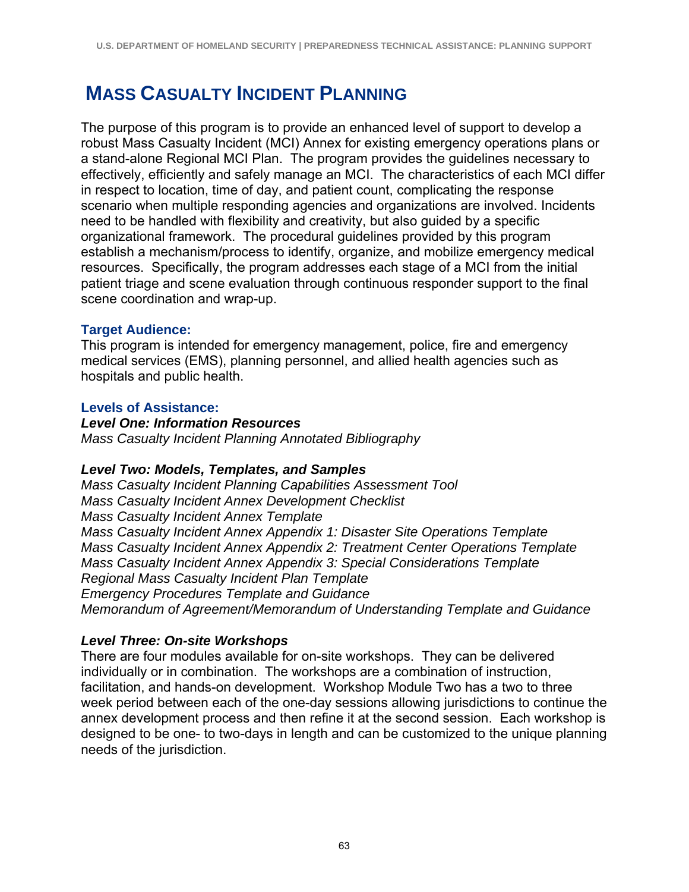# MASS CASUALTY INCIDENT PLANNING

The purpose of this program is to provide an enhanced level of support to develop a robust Mass Casualty Incident (MCI) Annex for existing emergency operations plans or a stand-alone Regional MCI Plan. The program provides the guidelines necessary to effectively, efficiently and safely manage an MCI. The characteristics of each MCI differ in respect to location, time of day, and patient count, complicating the response scenario when multiple responding agencies and organizations are involved. Incidents need to be handled with flexibility and creativity, but also guided by a specific organizational framework. The procedural guidelines provided by this program establish a mechanism/process to identify, organize, and mobilize emergency medical resources. Specifically, the program addresses each stage of a MCI from the initial patient triage and scene evaluation through continuous responder support to the final scene coordination and wrap-up.

### Target Audience:

This program is intended for emergency management, police, fire and emergency medical services (EMS), planning personnel, and allied health agencies such as hospitals and public health.

### Levels of Assistance:

***Level One: Information Resources***

*Mass Casualty Incident Planning Annotated Bibliography*

***Level Two: Models, Templates, and Samples***

*Mass Casualty Incident Planning Capabilities Assessment Tool*
*Mass Casualty Incident Annex Development Checklist*
*Mass Casualty Incident Annex Template*
*Mass Casualty Incident Annex Appendix 1: Disaster Site Operations Template*
*Mass Casualty Incident Annex Appendix 2: Treatment Center Operations Template*
*Mass Casualty Incident Annex Appendix 3: Special Considerations Template*
*Regional Mass Casualty Incident Plan Template*
*Emergency Procedures Template and Guidance*
*Memorandum of Agreement/Memorandum of Understanding Template and Guidance*

***Level Three: On-site Workshops***

There are four modules available for on-site workshops. They can be delivered individually or in combination. The workshops are a combination of instruction, facilitation, and hands-on development. Workshop Module Two has a two to three week period between each of the one-day sessions allowing jurisdictions to continue the annex development process and then refine it at the second session. Each workshop is designed to be one- to two-days in length and can be customized to the unique planning needs of the jurisdiction.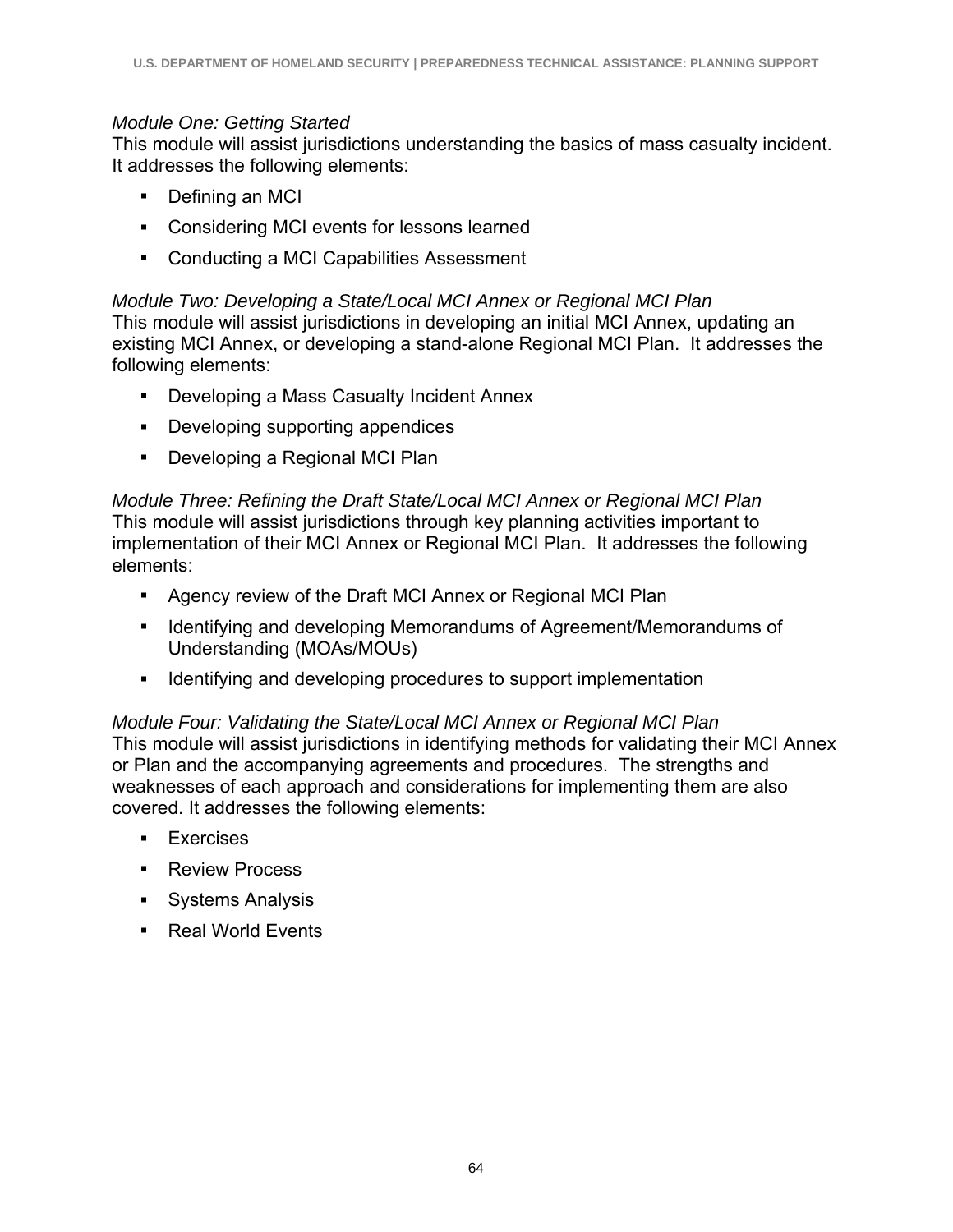*Module One: Getting Started*

This module will assist jurisdictions understanding the basics of mass casualty incident. It addresses the following elements:

- Defining an MCI
- Considering MCI events for lessons learned
- Conducting a MCI Capabilities Assessment

*Module Two: Developing a State/Local MCI Annex or Regional MCI Plan*

This module will assist jurisdictions in developing an initial MCI Annex, updating an existing MCI Annex, or developing a stand-alone Regional MCI Plan. It addresses the following elements:

- Developing a Mass Casualty Incident Annex
- Developing supporting appendices
- Developing a Regional MCI Plan

*Module Three: Refining the Draft State/Local MCI Annex or Regional MCI Plan*

This module will assist jurisdictions through key planning activities important to implementation of their MCI Annex or Regional MCI Plan. It addresses the following elements:

- Agency review of the Draft MCI Annex or Regional MCI Plan
- Identifying and developing Memorandums of Agreement/Memorandums of Understanding (MOAs/MOUs)
- Identifying and developing procedures to support implementation

*Module Four: Validating the State/Local MCI Annex or Regional MCI Plan*

This module will assist jurisdictions in identifying methods for validating their MCI Annex or Plan and the accompanying agreements and procedures. The strengths and weaknesses of each approach and considerations for implementing them are also covered. It addresses the following elements:

- Exercises
- Review Process
- Systems Analysis
- Real World Events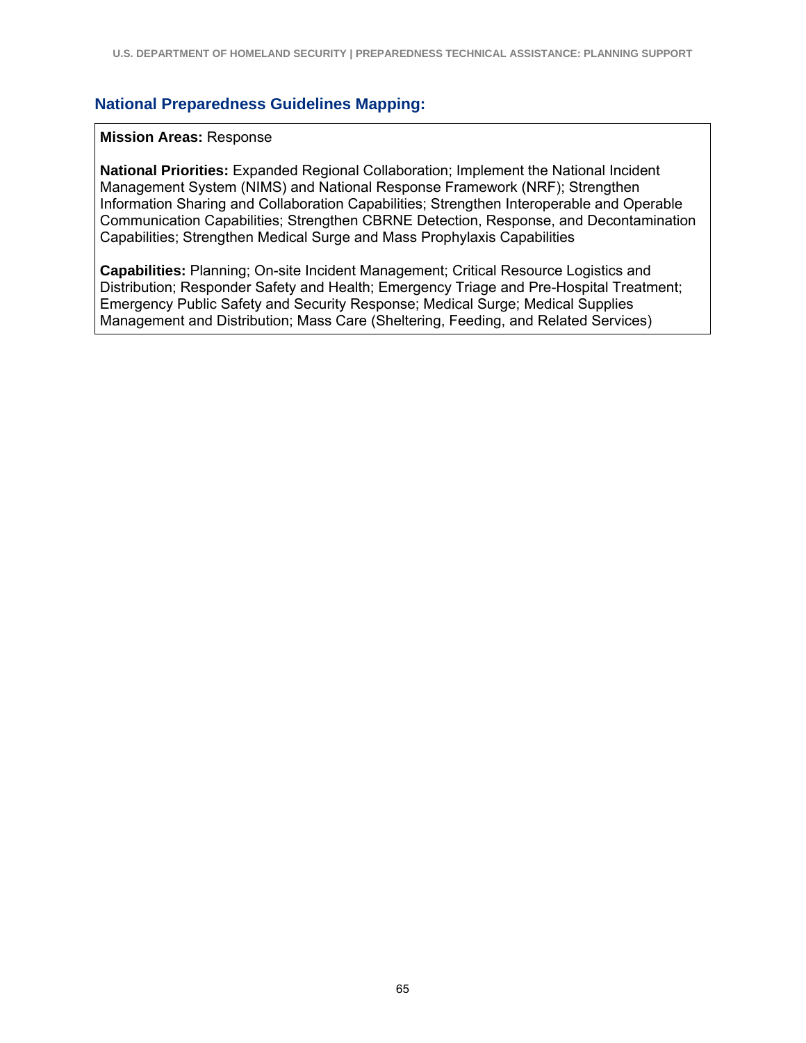### National Preparedness Guidelines Mapping:

**Mission Areas:** Response

**National Priorities:** Expanded Regional Collaboration; Implement the National Incident Management System (NIMS) and National Response Framework (NRF); Strengthen Information Sharing and Collaboration Capabilities; Strengthen Interoperable and Operable Communication Capabilities; Strengthen CBRNE Detection, Response, and Decontamination Capabilities; Strengthen Medical Surge and Mass Prophylaxis Capabilities

**Capabilities:** Planning; On-site Incident Management; Critical Resource Logistics and Distribution; Responder Safety and Health; Emergency Triage and Pre-Hospital Treatment; Emergency Public Safety and Security Response; Medical Surge; Medical Supplies Management and Distribution; Mass Care (Sheltering, Feeding, and Related Services)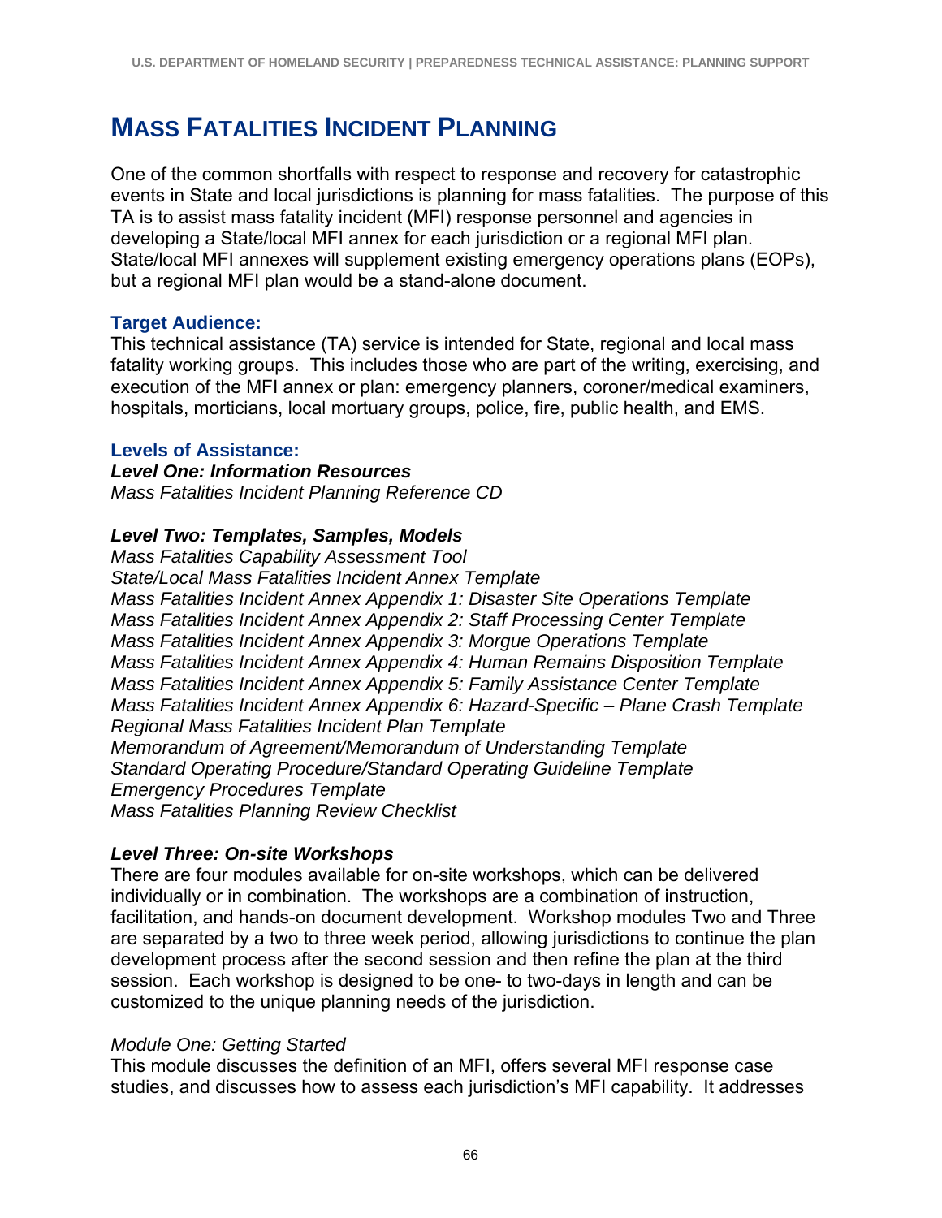# MASS FATALITIES INCIDENT PLANNING

One of the common shortfalls with respect to response and recovery for catastrophic events in State and local jurisdictions is planning for mass fatalities. The purpose of this TA is to assist mass fatality incident (MFI) response personnel and agencies in developing a State/local MFI annex for each jurisdiction or a regional MFI plan. State/local MFI annexes will supplement existing emergency operations plans (EOPs), but a regional MFI plan would be a stand-alone document.

### Target Audience:

This technical assistance (TA) service is intended for State, regional and local mass fatality working groups. This includes those who are part of the writing, exercising, and execution of the MFI annex or plan: emergency planners, coroner/medical examiners, hospitals, morticians, local mortuary groups, police, fire, public health, and EMS.

### Levels of Assistance:

***Level One: Information Resources***

*Mass Fatalities Incident Planning Reference CD*

***Level Two: Templates, Samples, Models***

*Mass Fatalities Capability Assessment Tool*
*State/Local Mass Fatalities Incident Annex Template*
*Mass Fatalities Incident Annex Appendix 1: Disaster Site Operations Template*
*Mass Fatalities Incident Annex Appendix 2: Staff Processing Center Template*
*Mass Fatalities Incident Annex Appendix 3: Morgue Operations Template*
*Mass Fatalities Incident Annex Appendix 4: Human Remains Disposition Template*
*Mass Fatalities Incident Annex Appendix 5: Family Assistance Center Template*
*Mass Fatalities Incident Annex Appendix 6: Hazard-Specific – Plane Crash Template*
*Regional Mass Fatalities Incident Plan Template*
*Memorandum of Agreement/Memorandum of Understanding Template*
*Standard Operating Procedure/Standard Operating Guideline Template*
*Emergency Procedures Template*
*Mass Fatalities Planning Review Checklist*

***Level Three: On-site Workshops***

There are four modules available for on-site workshops, which can be delivered individually or in combination. The workshops are a combination of instruction, facilitation, and hands-on document development. Workshop modules Two and Three are separated by a two to three week period, allowing jurisdictions to continue the plan development process after the second session and then refine the plan at the third session. Each workshop is designed to be one- to two-days in length and can be customized to the unique planning needs of the jurisdiction.

*Module One: Getting Started*

This module discusses the definition of an MFI, offers several MFI response case studies, and discusses how to assess each jurisdiction's MFI capability. It addresses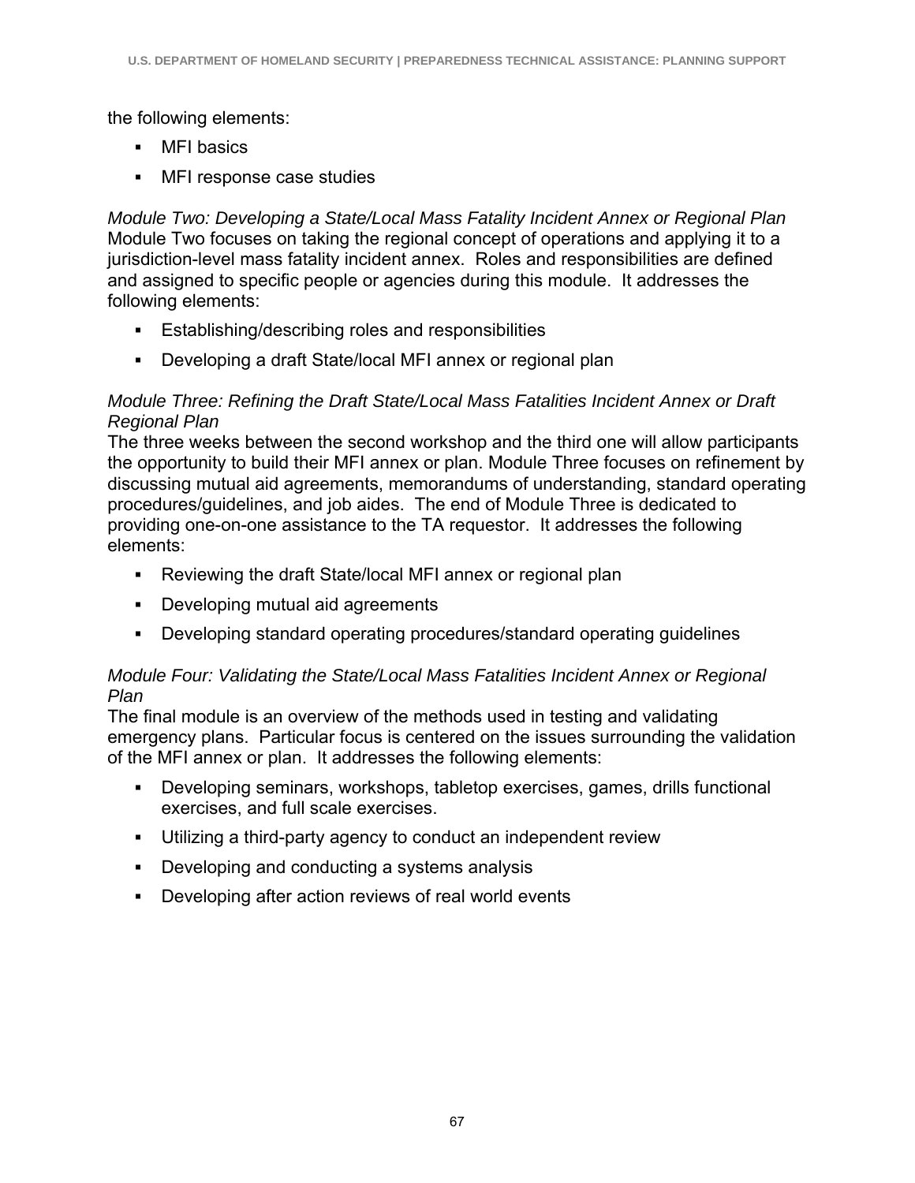the following elements:

- MFI basics
- MFI response case studies

*Module Two: Developing a State/Local Mass Fatality Incident Annex or Regional Plan*
Module Two focuses on taking the regional concept of operations and applying it to a jurisdiction-level mass fatality incident annex. Roles and responsibilities are defined and assigned to specific people or agencies during this module. It addresses the following elements:

- Establishing/describing roles and responsibilities
- Developing a draft State/local MFI annex or regional plan

*Module Three: Refining the Draft State/Local Mass Fatalities Incident Annex or Draft Regional Plan*
The three weeks between the second workshop and the third one will allow participants the opportunity to build their MFI annex or plan. Module Three focuses on refinement by discussing mutual aid agreements, memorandums of understanding, standard operating procedures/guidelines, and job aides. The end of Module Three is dedicated to providing one-on-one assistance to the TA requestor. It addresses the following elements:

- Reviewing the draft State/local MFI annex or regional plan
- Developing mutual aid agreements
- Developing standard operating procedures/standard operating guidelines

*Module Four: Validating the State/Local Mass Fatalities Incident Annex or Regional Plan*
The final module is an overview of the methods used in testing and validating emergency plans. Particular focus is centered on the issues surrounding the validation of the MFI annex or plan. It addresses the following elements:

- Developing seminars, workshops, tabletop exercises, games, drills functional exercises, and full scale exercises.
- Utilizing a third-party agency to conduct an independent review
- Developing and conducting a systems analysis
- Developing after action reviews of real world events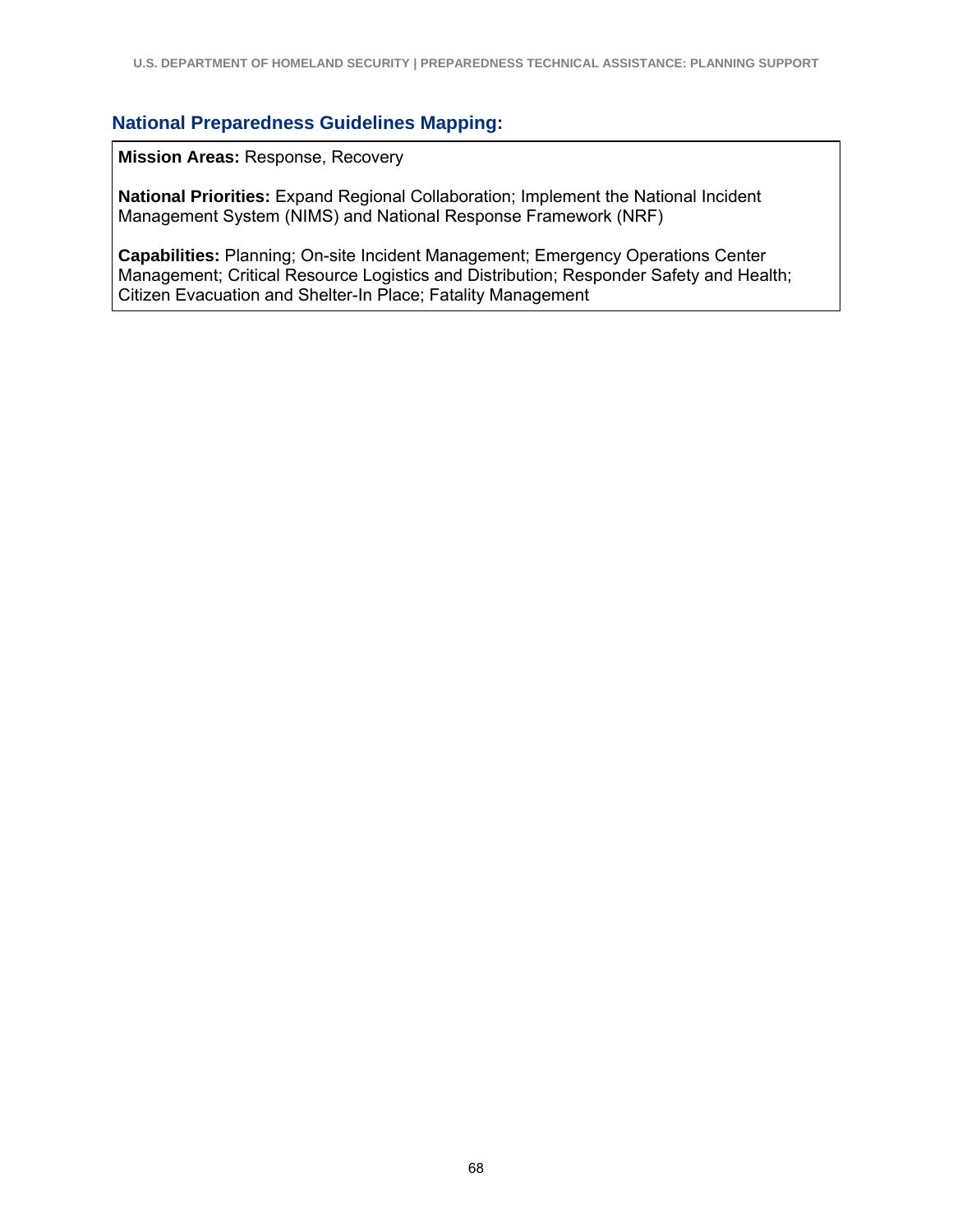### National Preparedness Guidelines Mapping:

**Mission Areas:** Response, Recovery

**National Priorities:** Expand Regional Collaboration; Implement the National Incident Management System (NIMS) and National Response Framework (NRF)

**Capabilities:** Planning; On-site Incident Management; Emergency Operations Center Management; Critical Resource Logistics and Distribution; Responder Safety and Health; Citizen Evacuation and Shelter-In Place; Fatality Management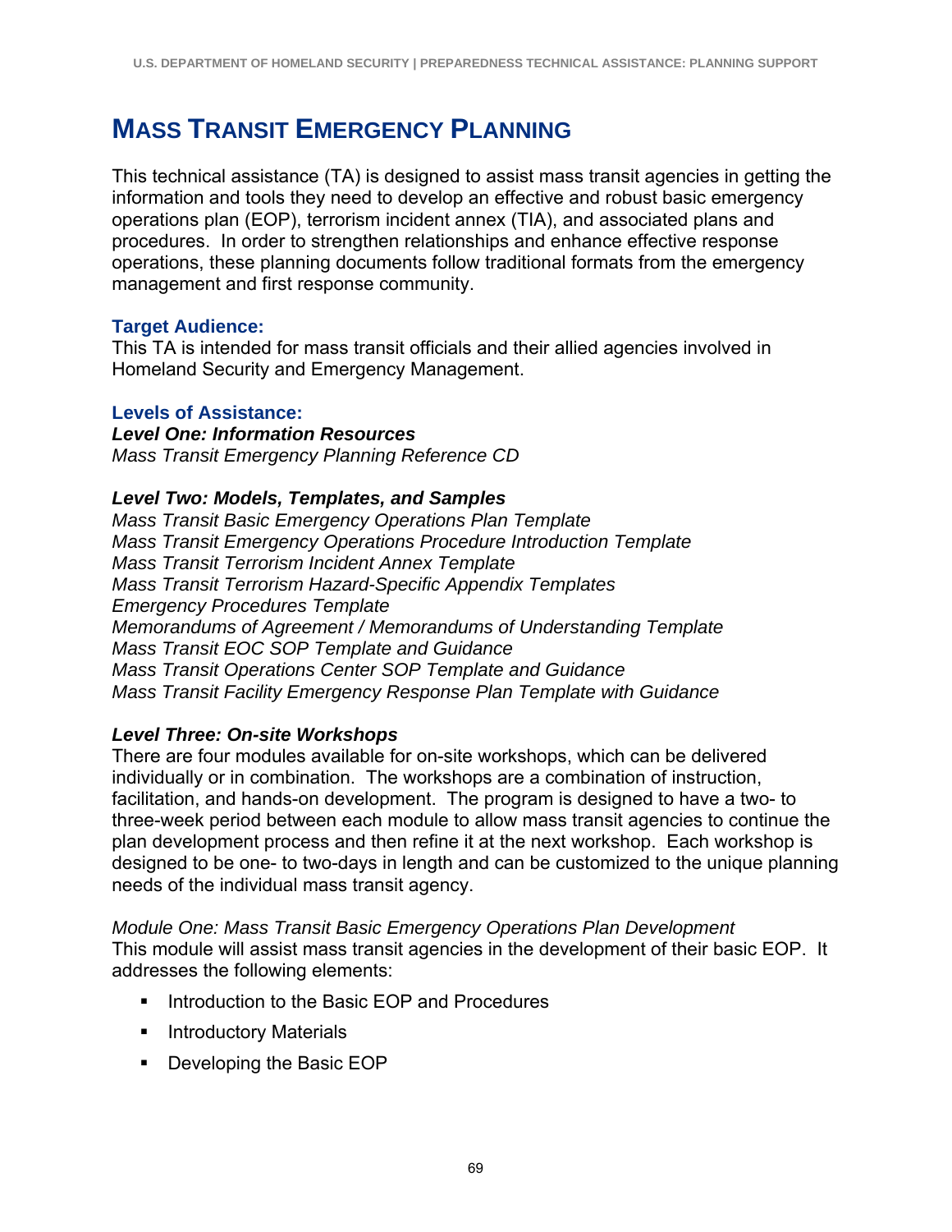# Mass Transit Emergency Planning

This technical assistance (TA) is designed to assist mass transit agencies in getting the information and tools they need to develop an effective and robust basic emergency operations plan (EOP), terrorism incident annex (TIA), and associated plans and procedures. In order to strengthen relationships and enhance effective response operations, these planning documents follow traditional formats from the emergency management and first response community.

### Target Audience:

This TA is intended for mass transit officials and their allied agencies involved in Homeland Security and Emergency Management.

### Levels of Assistance:

***Level One: Information Resources***

*Mass Transit Emergency Planning Reference CD*

***Level Two: Models, Templates, and Samples***

*Mass Transit Basic Emergency Operations Plan Template*
*Mass Transit Emergency Operations Procedure Introduction Template*
*Mass Transit Terrorism Incident Annex Template*
*Mass Transit Terrorism Hazard-Specific Appendix Templates*
*Emergency Procedures Template*
*Memorandums of Agreement / Memorandums of Understanding Template*
*Mass Transit EOC SOP Template and Guidance*
*Mass Transit Operations Center SOP Template and Guidance*
*Mass Transit Facility Emergency Response Plan Template with Guidance*

***Level Three: On-site Workshops***

There are four modules available for on-site workshops, which can be delivered individually or in combination. The workshops are a combination of instruction, facilitation, and hands-on development. The program is designed to have a two- to three-week period between each module to allow mass transit agencies to continue the plan development process and then refine it at the next workshop. Each workshop is designed to be one- to two-days in length and can be customized to the unique planning needs of the individual mass transit agency.

*Module One: Mass Transit Basic Emergency Operations Plan Development*

This module will assist mass transit agencies in the development of their basic EOP. It addresses the following elements:

- Introduction to the Basic EOP and Procedures
- Introductory Materials
- Developing the Basic EOP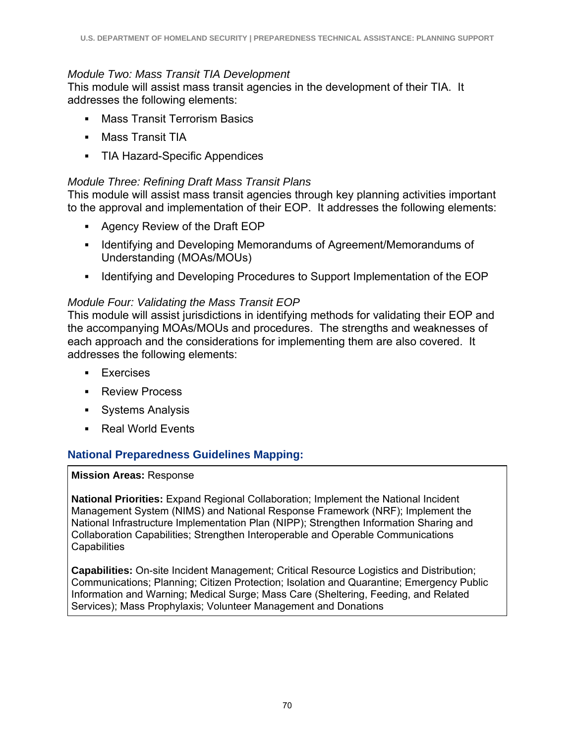*Module Two: Mass Transit TIA Development*
This module will assist mass transit agencies in the development of their TIA. It addresses the following elements:

- Mass Transit Terrorism Basics
- Mass Transit TIA
- TIA Hazard-Specific Appendices

*Module Three: Refining Draft Mass Transit Plans*
This module will assist mass transit agencies through key planning activities important to the approval and implementation of their EOP. It addresses the following elements:

- Agency Review of the Draft EOP
- Identifying and Developing Memorandums of Agreement/Memorandums of Understanding (MOAs/MOUs)
- Identifying and Developing Procedures to Support Implementation of the EOP

*Module Four: Validating the Mass Transit EOP*
This module will assist jurisdictions in identifying methods for validating their EOP and the accompanying MOAs/MOUs and procedures. The strengths and weaknesses of each approach and the considerations for implementing them are also covered. It addresses the following elements:

- Exercises
- Review Process
- Systems Analysis
- Real World Events

### National Preparedness Guidelines Mapping:

**Mission Areas:** Response

**National Priorities:** Expand Regional Collaboration; Implement the National Incident Management System (NIMS) and National Response Framework (NRF); Implement the National Infrastructure Implementation Plan (NIPP); Strengthen Information Sharing and Collaboration Capabilities; Strengthen Interoperable and Operable Communications Capabilities

**Capabilities:** On-site Incident Management; Critical Resource Logistics and Distribution; Communications; Planning; Citizen Protection; Isolation and Quarantine; Emergency Public Information and Warning; Medical Surge; Mass Care (Sheltering, Feeding, and Related Services); Mass Prophylaxis; Volunteer Management and Donations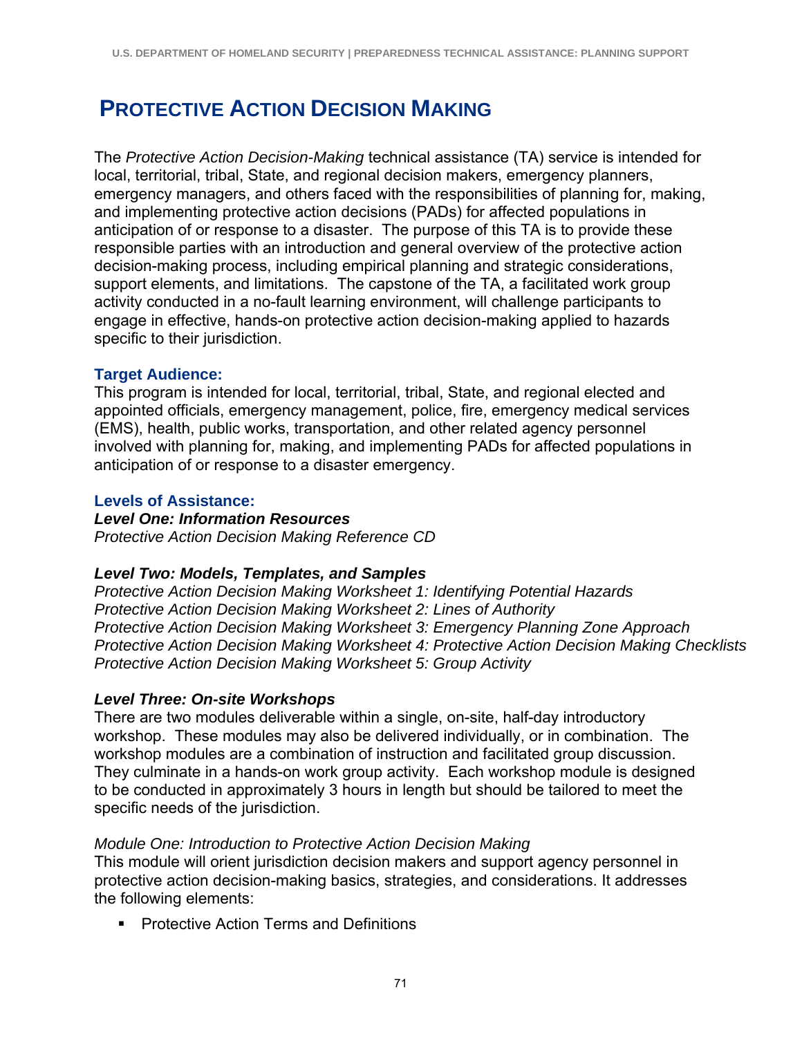# Protective Action Decision Making

The *Protective Action Decision-Making* technical assistance (TA) service is intended for local, territorial, tribal, State, and regional decision makers, emergency planners, emergency managers, and others faced with the responsibilities of planning for, making, and implementing protective action decisions (PADs) for affected populations in anticipation of or response to a disaster. The purpose of this TA is to provide these responsible parties with an introduction and general overview of the protective action decision-making process, including empirical planning and strategic considerations, support elements, and limitations. The capstone of the TA, a facilitated work group activity conducted in a no-fault learning environment, will challenge participants to engage in effective, hands-on protective action decision-making applied to hazards specific to their jurisdiction.

### Target Audience:

This program is intended for local, territorial, tribal, State, and regional elected and appointed officials, emergency management, police, fire, emergency medical services (EMS), health, public works, transportation, and other related agency personnel involved with planning for, making, and implementing PADs for affected populations in anticipation of or response to a disaster emergency.

### Levels of Assistance:

***Level One: Information Resources***

*Protective Action Decision Making Reference CD*

***Level Two: Models, Templates, and Samples***

*Protective Action Decision Making Worksheet 1: Identifying Potential Hazards*
*Protective Action Decision Making Worksheet 2: Lines of Authority*
*Protective Action Decision Making Worksheet 3: Emergency Planning Zone Approach*
*Protective Action Decision Making Worksheet 4: Protective Action Decision Making Checklists*
*Protective Action Decision Making Worksheet 5: Group Activity*

***Level Three: On-site Workshops***

There are two modules deliverable within a single, on-site, half-day introductory workshop. These modules may also be delivered individually, or in combination. The workshop modules are a combination of instruction and facilitated group discussion. They culminate in a hands-on work group activity. Each workshop module is designed to be conducted in approximately 3 hours in length but should be tailored to meet the specific needs of the jurisdiction.

*Module One: Introduction to Protective Action Decision Making*

This module will orient jurisdiction decision makers and support agency personnel in protective action decision-making basics, strategies, and considerations. It addresses the following elements:

- Protective Action Terms and Definitions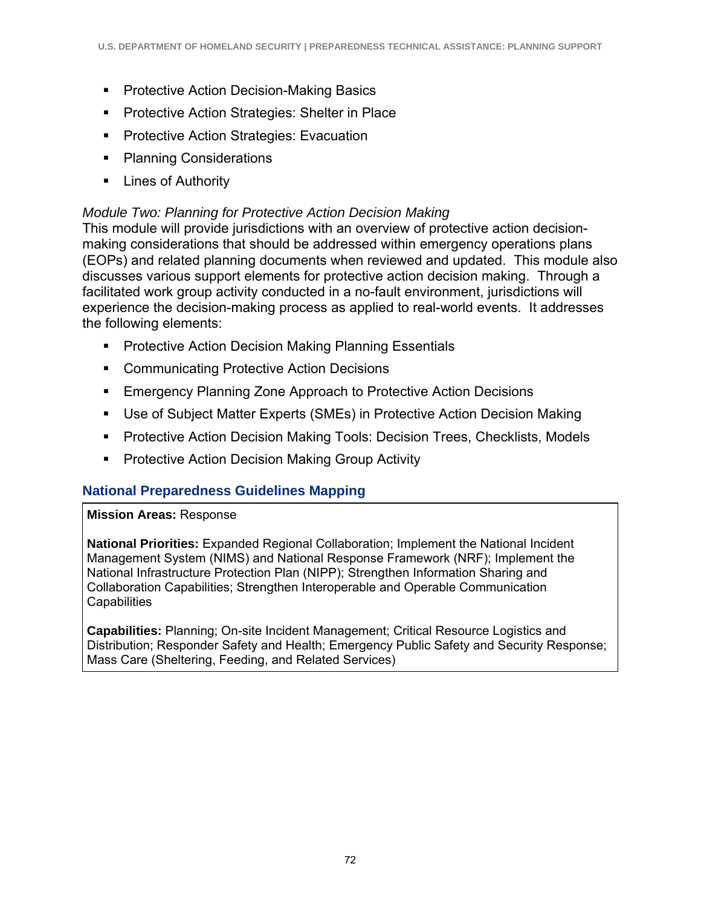- Protective Action Decision-Making Basics
- Protective Action Strategies: Shelter in Place
- Protective Action Strategies: Evacuation
- Planning Considerations
- Lines of Authority

*Module Two: Planning for Protective Action Decision Making*
This module will provide jurisdictions with an overview of protective action decision-making considerations that should be addressed within emergency operations plans (EOPs) and related planning documents when reviewed and updated. This module also discusses various support elements for protective action decision making. Through a facilitated work group activity conducted in a no-fault environment, jurisdictions will experience the decision-making process as applied to real-world events. It addresses the following elements:

- Protective Action Decision Making Planning Essentials
- Communicating Protective Action Decisions
- Emergency Planning Zone Approach to Protective Action Decisions
- Use of Subject Matter Experts (SMEs) in Protective Action Decision Making
- Protective Action Decision Making Tools: Decision Trees, Checklists, Models
- Protective Action Decision Making Group Activity

### National Preparedness Guidelines Mapping

**Mission Areas:** Response

**National Priorities:** Expanded Regional Collaboration; Implement the National Incident Management System (NIMS) and National Response Framework (NRF); Implement the National Infrastructure Protection Plan (NIPP); Strengthen Information Sharing and Collaboration Capabilities; Strengthen Interoperable and Operable Communication Capabilities

**Capabilities:** Planning; On-site Incident Management; Critical Resource Logistics and Distribution; Responder Safety and Health; Emergency Public Safety and Security Response; Mass Care (Sheltering, Feeding, and Related Services)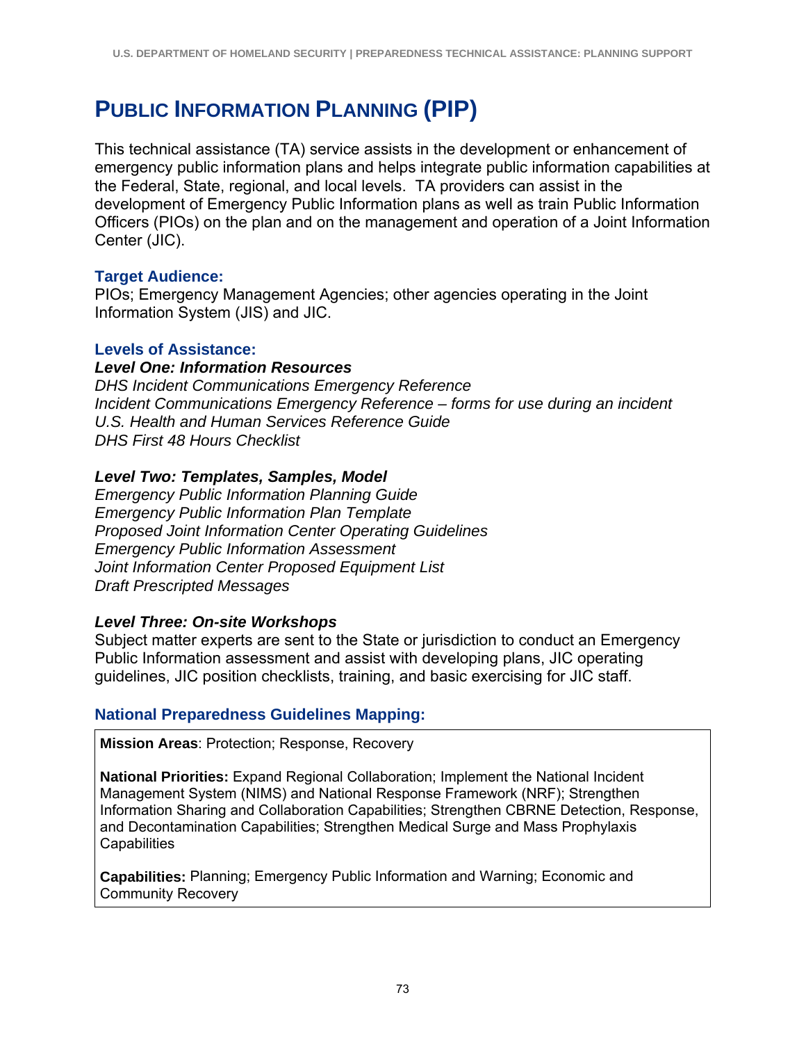# Public Information Planning (PIP)

This technical assistance (TA) service assists in the development or enhancement of emergency public information plans and helps integrate public information capabilities at the Federal, State, regional, and local levels. TA providers can assist in the development of Emergency Public Information plans as well as train Public Information Officers (PIOs) on the plan and on the management and operation of a Joint Information Center (JIC).

### Target Audience:

PIOs; Emergency Management Agencies; other agencies operating in the Joint Information System (JIS) and JIC.

### Levels of Assistance:

***Level One: Information Resources***

*DHS Incident Communications Emergency Reference*
*Incident Communications Emergency Reference – forms for use during an incident*
*U.S. Health and Human Services Reference Guide*
*DHS First 48 Hours Checklist*

***Level Two: Templates, Samples, Model***

*Emergency Public Information Planning Guide*
*Emergency Public Information Plan Template*
*Proposed Joint Information Center Operating Guidelines*
*Emergency Public Information Assessment*
*Joint Information Center Proposed Equipment List*
*Draft Prescripted Messages*

***Level Three: On-site Workshops***

Subject matter experts are sent to the State or jurisdiction to conduct an Emergency Public Information assessment and assist with developing plans, JIC operating guidelines, JIC position checklists, training, and basic exercising for JIC staff.

### National Preparedness Guidelines Mapping:

**Mission Areas**: Protection; Response, Recovery

**National Priorities:** Expand Regional Collaboration; Implement the National Incident Management System (NIMS) and National Response Framework (NRF); Strengthen Information Sharing and Collaboration Capabilities; Strengthen CBRNE Detection, Response, and Decontamination Capabilities; Strengthen Medical Surge and Mass Prophylaxis Capabilities

**Capabilities:** Planning; Emergency Public Information and Warning; Economic and Community Recovery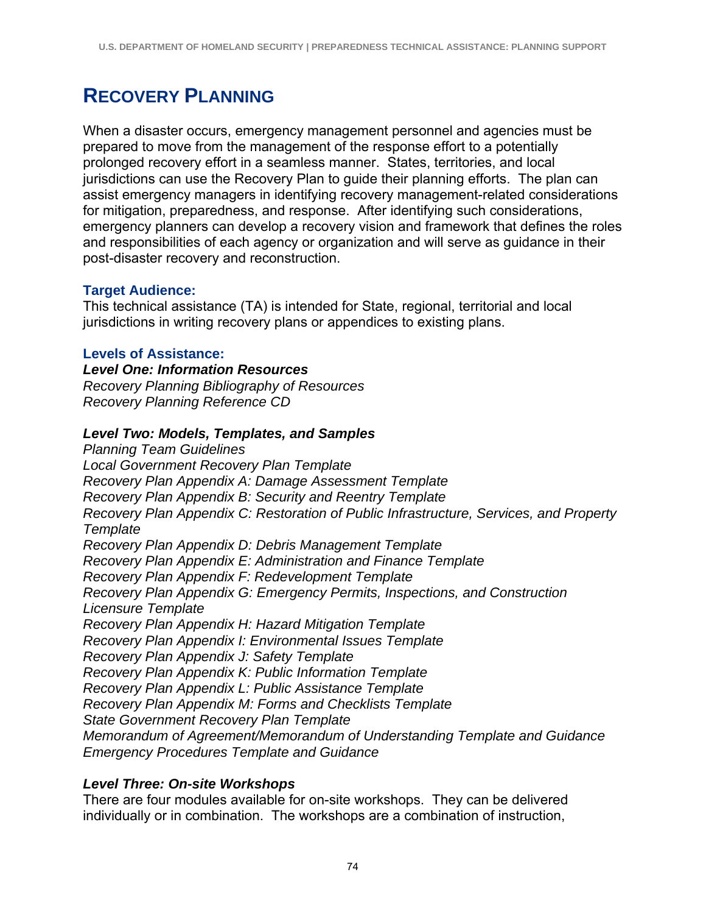# RECOVERY PLANNING

When a disaster occurs, emergency management personnel and agencies must be prepared to move from the management of the response effort to a potentially prolonged recovery effort in a seamless manner. States, territories, and local jurisdictions can use the Recovery Plan to guide their planning efforts. The plan can assist emergency managers in identifying recovery management-related considerations for mitigation, preparedness, and response. After identifying such considerations, emergency planners can develop a recovery vision and framework that defines the roles and responsibilities of each agency or organization and will serve as guidance in their post-disaster recovery and reconstruction.

### Target Audience:

This technical assistance (TA) is intended for State, regional, territorial and local jurisdictions in writing recovery plans or appendices to existing plans.

### Levels of Assistance:

***Level One: Information Resources***
*Recovery Planning Bibliography of Resources*
*Recovery Planning Reference CD*

***Level Two: Models, Templates, and Samples***
*Planning Team Guidelines*
*Local Government Recovery Plan Template*
*Recovery Plan Appendix A: Damage Assessment Template*
*Recovery Plan Appendix B: Security and Reentry Template*
*Recovery Plan Appendix C: Restoration of Public Infrastructure, Services, and Property Template*
*Recovery Plan Appendix D: Debris Management Template*
*Recovery Plan Appendix E: Administration and Finance Template*
*Recovery Plan Appendix F: Redevelopment Template*
*Recovery Plan Appendix G: Emergency Permits, Inspections, and Construction Licensure Template*
*Recovery Plan Appendix H: Hazard Mitigation Template*
*Recovery Plan Appendix I: Environmental Issues Template*
*Recovery Plan Appendix J: Safety Template*
*Recovery Plan Appendix K: Public Information Template*
*Recovery Plan Appendix L: Public Assistance Template*
*Recovery Plan Appendix M: Forms and Checklists Template*
*State Government Recovery Plan Template*
*Memorandum of Agreement/Memorandum of Understanding Template and Guidance*
*Emergency Procedures Template and Guidance*

***Level Three: On-site Workshops***
There are four modules available for on-site workshops. They can be delivered individually or in combination. The workshops are a combination of instruction,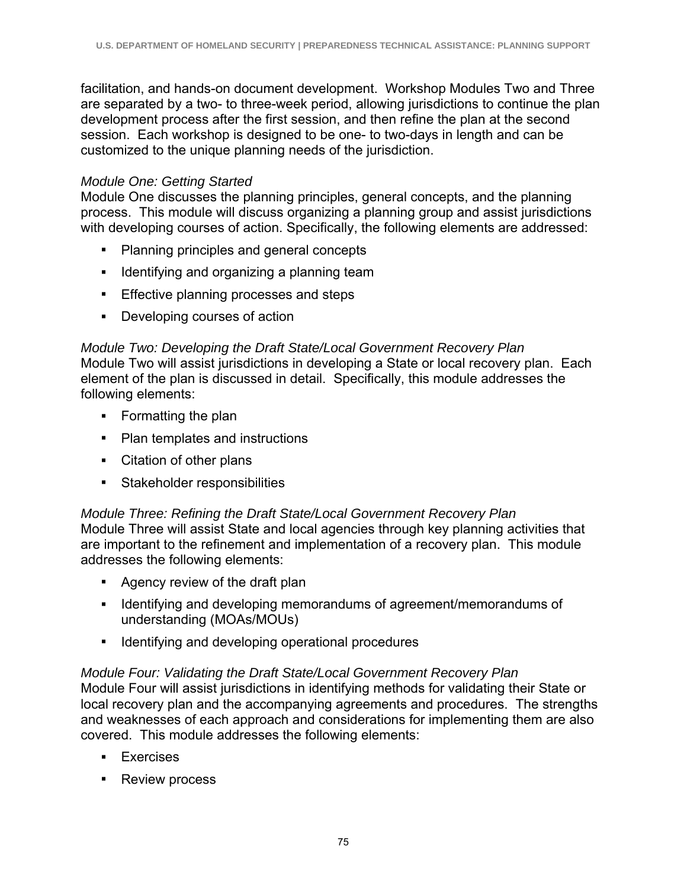facilitation, and hands-on document development. Workshop Modules Two and Three are separated by a two- to three-week period, allowing jurisdictions to continue the plan development process after the first session, and then refine the plan at the second session. Each workshop is designed to be one- to two-days in length and can be customized to the unique planning needs of the jurisdiction.

*Module One: Getting Started*

Module One discusses the planning principles, general concepts, and the planning process. This module will discuss organizing a planning group and assist jurisdictions with developing courses of action. Specifically, the following elements are addressed:

- Planning principles and general concepts
- Identifying and organizing a planning team
- Effective planning processes and steps
- Developing courses of action

*Module Two: Developing the Draft State/Local Government Recovery Plan*

Module Two will assist jurisdictions in developing a State or local recovery plan. Each element of the plan is discussed in detail. Specifically, this module addresses the following elements:

- Formatting the plan
- Plan templates and instructions
- Citation of other plans
- Stakeholder responsibilities

*Module Three: Refining the Draft State/Local Government Recovery Plan*

Module Three will assist State and local agencies through key planning activities that are important to the refinement and implementation of a recovery plan. This module addresses the following elements:

- Agency review of the draft plan
- Identifying and developing memorandums of agreement/memorandums of understanding (MOAs/MOUs)
- Identifying and developing operational procedures

*Module Four: Validating the Draft State/Local Government Recovery Plan*

Module Four will assist jurisdictions in identifying methods for validating their State or local recovery plan and the accompanying agreements and procedures. The strengths and weaknesses of each approach and considerations for implementing them are also covered. This module addresses the following elements:

- Exercises
- Review process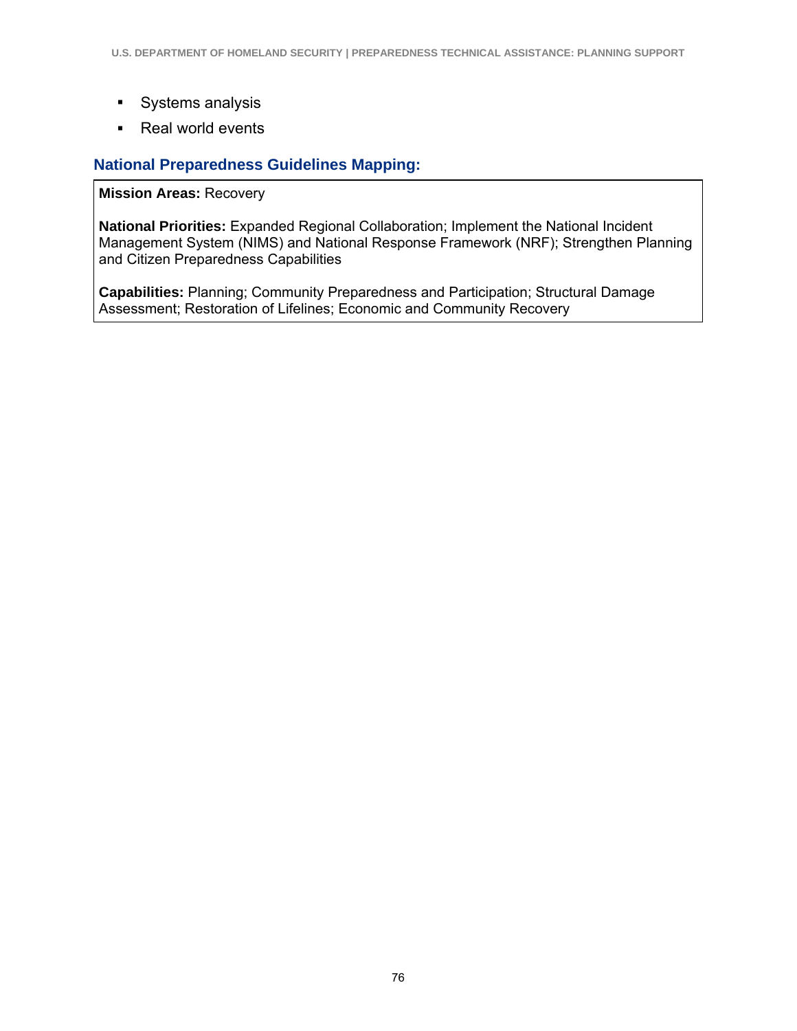- Systems analysis
- Real world events

### National Preparedness Guidelines Mapping:

**Mission Areas:** Recovery

**National Priorities:** Expanded Regional Collaboration; Implement the National Incident Management System (NIMS) and National Response Framework (NRF); Strengthen Planning and Citizen Preparedness Capabilities

**Capabilities:** Planning; Community Preparedness and Participation; Structural Damage Assessment; Restoration of Lifelines; Economic and Community Recovery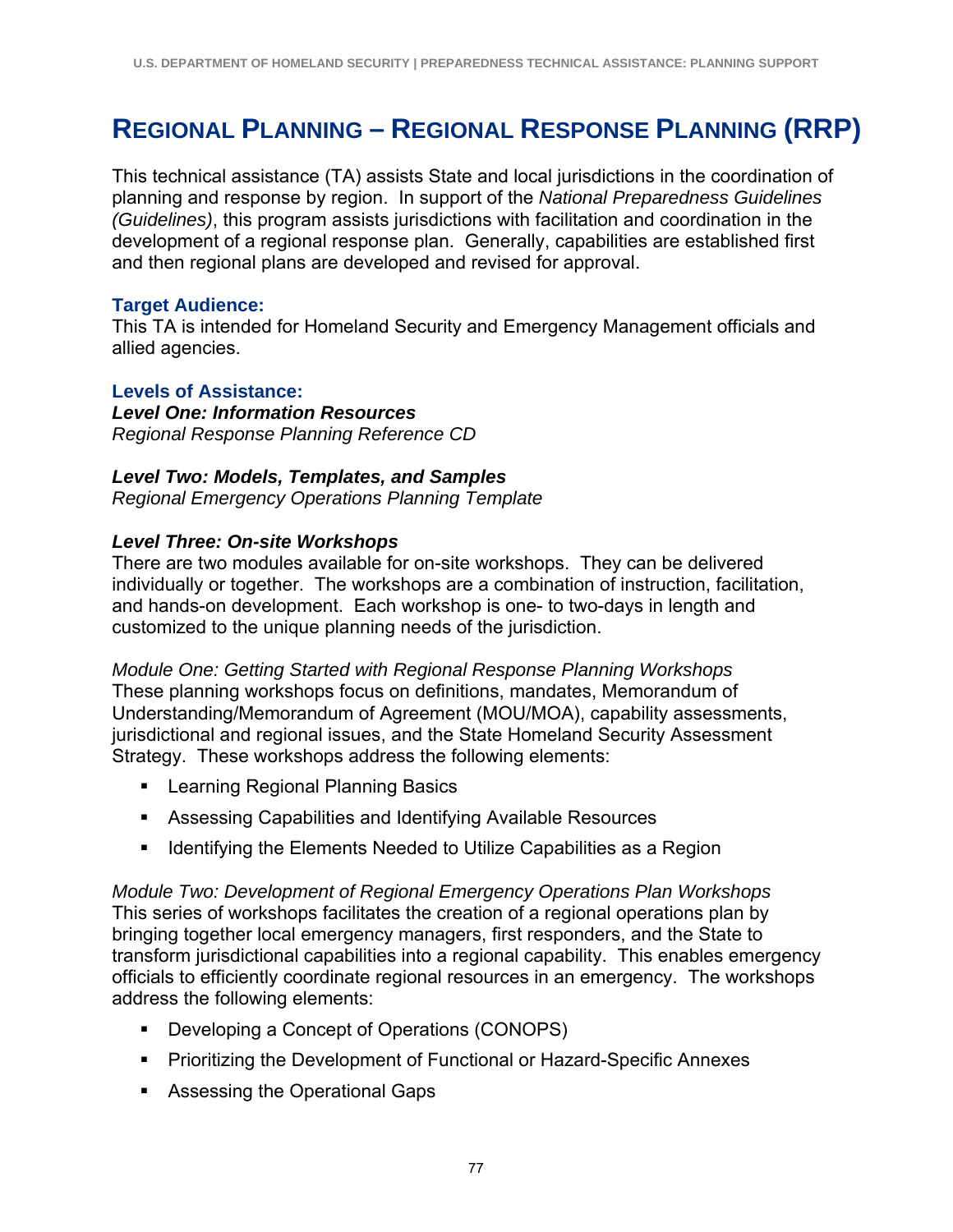# Regional Planning – Regional Response Planning (RRP)

This technical assistance (TA) assists State and local jurisdictions in the coordination of planning and response by region. In support of the *National Preparedness Guidelines (Guidelines)*, this program assists jurisdictions with facilitation and coordination in the development of a regional response plan. Generally, capabilities are established first and then regional plans are developed and revised for approval.

### Target Audience:

This TA is intended for Homeland Security and Emergency Management officials and allied agencies.

### Levels of Assistance:

***Level One: Information Resources***
*Regional Response Planning Reference CD*

***Level Two: Models, Templates, and Samples***
*Regional Emergency Operations Planning Template*

***Level Three: On-site Workshops***
There are two modules available for on-site workshops. They can be delivered individually or together. The workshops are a combination of instruction, facilitation, and hands-on development. Each workshop is one- to two-days in length and customized to the unique planning needs of the jurisdiction.

*Module One: Getting Started with Regional Response Planning Workshops*
These planning workshops focus on definitions, mandates, Memorandum of Understanding/Memorandum of Agreement (MOU/MOA), capability assessments, jurisdictional and regional issues, and the State Homeland Security Assessment Strategy. These workshops address the following elements:

- Learning Regional Planning Basics
- Assessing Capabilities and Identifying Available Resources
- Identifying the Elements Needed to Utilize Capabilities as a Region

*Module Two: Development of Regional Emergency Operations Plan Workshops*
This series of workshops facilitates the creation of a regional operations plan by bringing together local emergency managers, first responders, and the State to transform jurisdictional capabilities into a regional capability. This enables emergency officials to efficiently coordinate regional resources in an emergency. The workshops address the following elements:

- Developing a Concept of Operations (CONOPS)
- Prioritizing the Development of Functional or Hazard-Specific Annexes
- Assessing the Operational Gaps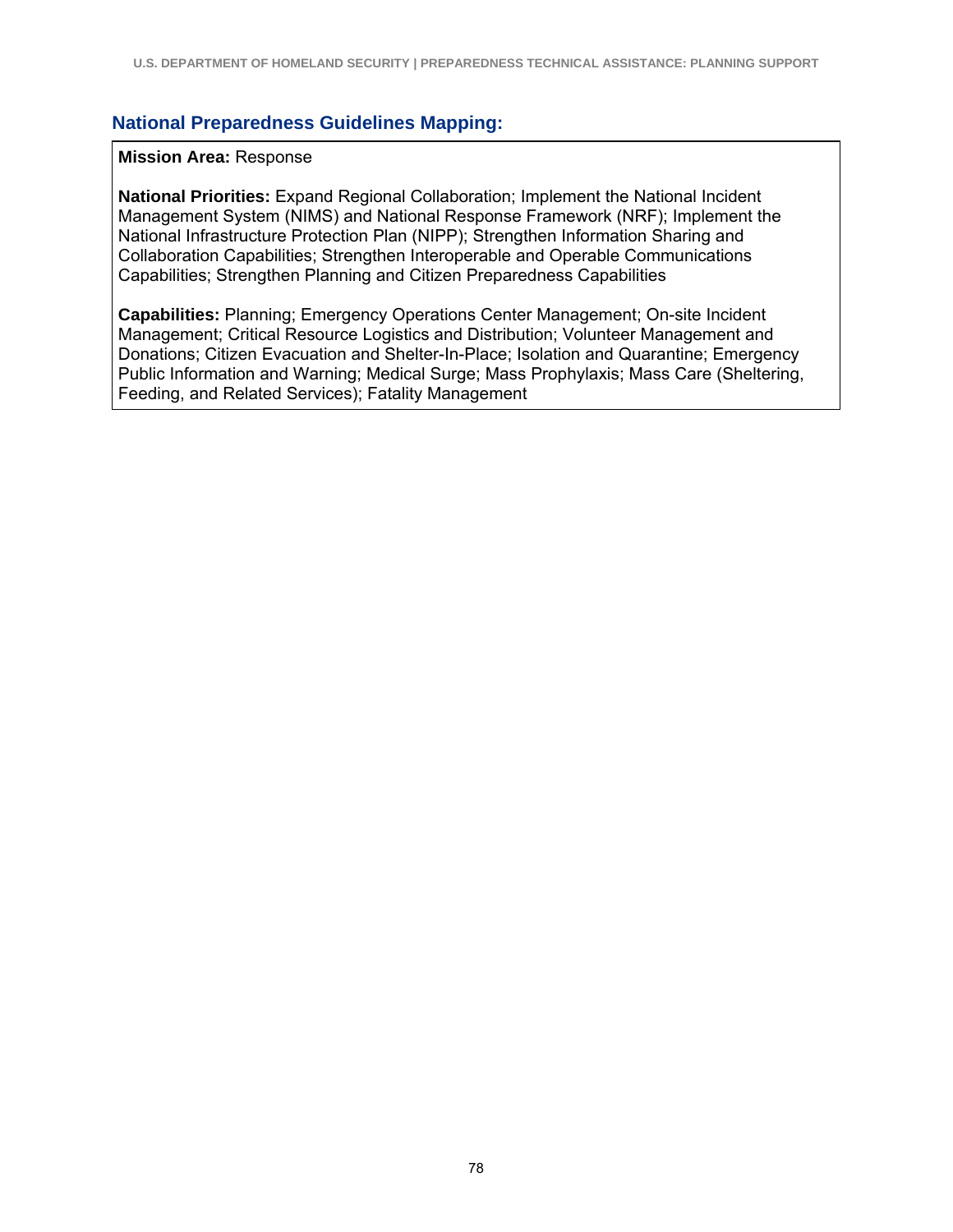## National Preparedness Guidelines Mapping:

**Mission Area:** Response

**National Priorities:** Expand Regional Collaboration; Implement the National Incident Management System (NIMS) and National Response Framework (NRF); Implement the National Infrastructure Protection Plan (NIPP); Strengthen Information Sharing and Collaboration Capabilities; Strengthen Interoperable and Operable Communications Capabilities; Strengthen Planning and Citizen Preparedness Capabilities

**Capabilities:** Planning; Emergency Operations Center Management; On-site Incident Management; Critical Resource Logistics and Distribution; Volunteer Management and Donations; Citizen Evacuation and Shelter-In-Place; Isolation and Quarantine; Emergency Public Information and Warning; Medical Surge; Mass Prophylaxis; Mass Care (Sheltering, Feeding, and Related Services); Fatality Management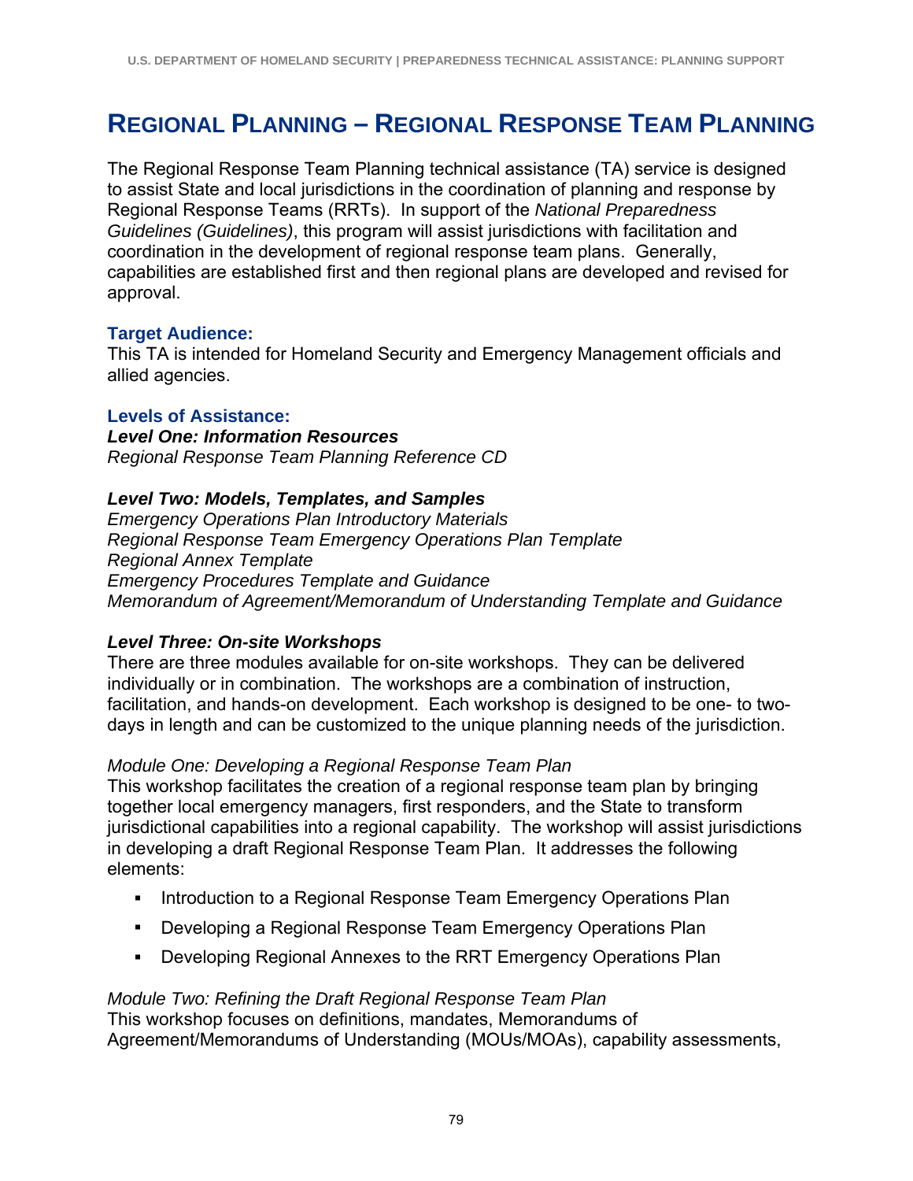# Regional Planning – Regional Response Team Planning

The Regional Response Team Planning technical assistance (TA) service is designed to assist State and local jurisdictions in the coordination of planning and response by Regional Response Teams (RRTs). In support of the *National Preparedness Guidelines (Guidelines)*, this program will assist jurisdictions with facilitation and coordination in the development of regional response team plans. Generally, capabilities are established first and then regional plans are developed and revised for approval.

### Target Audience:

This TA is intended for Homeland Security and Emergency Management officials and allied agencies.

### Levels of Assistance:

***Level One: Information Resources***

*Regional Response Team Planning Reference CD*

***Level Two: Models, Templates, and Samples***

*Emergency Operations Plan Introductory Materials*
*Regional Response Team Emergency Operations Plan Template*
*Regional Annex Template*
*Emergency Procedures Template and Guidance*
*Memorandum of Agreement/Memorandum of Understanding Template and Guidance*

***Level Three: On-site Workshops***

There are three modules available for on-site workshops. They can be delivered individually or in combination. The workshops are a combination of instruction, facilitation, and hands-on development. Each workshop is designed to be one- to two-days in length and can be customized to the unique planning needs of the jurisdiction.

*Module One: Developing a Regional Response Team Plan*

This workshop facilitates the creation of a regional response team plan by bringing together local emergency managers, first responders, and the State to transform jurisdictional capabilities into a regional capability. The workshop will assist jurisdictions in developing a draft Regional Response Team Plan. It addresses the following elements:

- Introduction to a Regional Response Team Emergency Operations Plan
- Developing a Regional Response Team Emergency Operations Plan
- Developing Regional Annexes to the RRT Emergency Operations Plan

*Module Two: Refining the Draft Regional Response Team Plan*

This workshop focuses on definitions, mandates, Memorandums of Agreement/Memorandums of Understanding (MOUs/MOAs), capability assessments,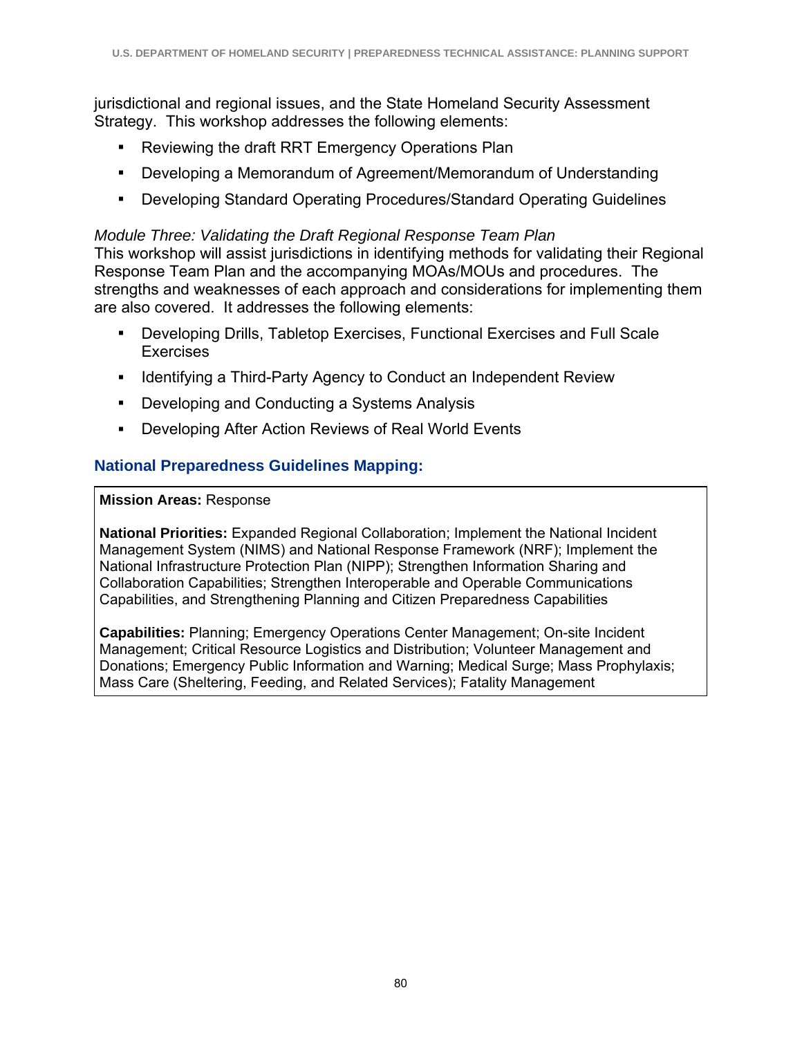jurisdictional and regional issues, and the State Homeland Security Assessment Strategy. This workshop addresses the following elements:

- Reviewing the draft RRT Emergency Operations Plan
- Developing a Memorandum of Agreement/Memorandum of Understanding
- Developing Standard Operating Procedures/Standard Operating Guidelines

*Module Three: Validating the Draft Regional Response Team Plan*
This workshop will assist jurisdictions in identifying methods for validating their Regional Response Team Plan and the accompanying MOAs/MOUs and procedures. The strengths and weaknesses of each approach and considerations for implementing them are also covered. It addresses the following elements:

- Developing Drills, Tabletop Exercises, Functional Exercises and Full Scale Exercises
- Identifying a Third-Party Agency to Conduct an Independent Review
- Developing and Conducting a Systems Analysis
- Developing After Action Reviews of Real World Events

### National Preparedness Guidelines Mapping:

**Mission Areas:** Response

**National Priorities:** Expanded Regional Collaboration; Implement the National Incident Management System (NIMS) and National Response Framework (NRF); Implement the National Infrastructure Protection Plan (NIPP); Strengthen Information Sharing and Collaboration Capabilities; Strengthen Interoperable and Operable Communications Capabilities, and Strengthening Planning and Citizen Preparedness Capabilities

**Capabilities:** Planning; Emergency Operations Center Management; On-site Incident Management; Critical Resource Logistics and Distribution; Volunteer Management and Donations; Emergency Public Information and Warning; Medical Surge; Mass Prophylaxis; Mass Care (Sheltering, Feeding, and Related Services); Fatality Management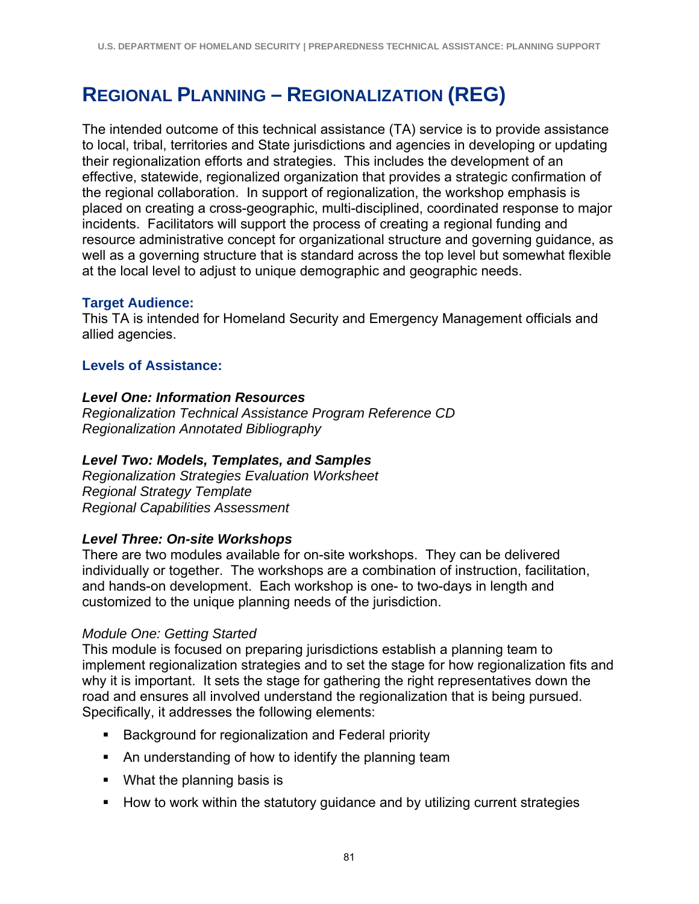# REGIONAL PLANNING – REGIONALIZATION (REG)

The intended outcome of this technical assistance (TA) service is to provide assistance to local, tribal, territories and State jurisdictions and agencies in developing or updating their regionalization efforts and strategies. This includes the development of an effective, statewide, regionalized organization that provides a strategic confirmation of the regional collaboration. In support of regionalization, the workshop emphasis is placed on creating a cross-geographic, multi-disciplined, coordinated response to major incidents. Facilitators will support the process of creating a regional funding and resource administrative concept for organizational structure and governing guidance, as well as a governing structure that is standard across the top level but somewhat flexible at the local level to adjust to unique demographic and geographic needs.

### Target Audience:

This TA is intended for Homeland Security and Emergency Management officials and allied agencies.

### Levels of Assistance:

***Level One: Information Resources***

*Regionalization Technical Assistance Program Reference CD*
*Regionalization Annotated Bibliography*

***Level Two: Models, Templates, and Samples***

*Regionalization Strategies Evaluation Worksheet*
*Regional Strategy Template*
*Regional Capabilities Assessment*

***Level Three: On-site Workshops***

There are two modules available for on-site workshops. They can be delivered individually or together. The workshops are a combination of instruction, facilitation, and hands-on development. Each workshop is one- to two-days in length and customized to the unique planning needs of the jurisdiction.

*Module One: Getting Started*

This module is focused on preparing jurisdictions establish a planning team to implement regionalization strategies and to set the stage for how regionalization fits and why it is important. It sets the stage for gathering the right representatives down the road and ensures all involved understand the regionalization that is being pursued. Specifically, it addresses the following elements:

- Background for regionalization and Federal priority
- An understanding of how to identify the planning team
- What the planning basis is
- How to work within the statutory guidance and by utilizing current strategies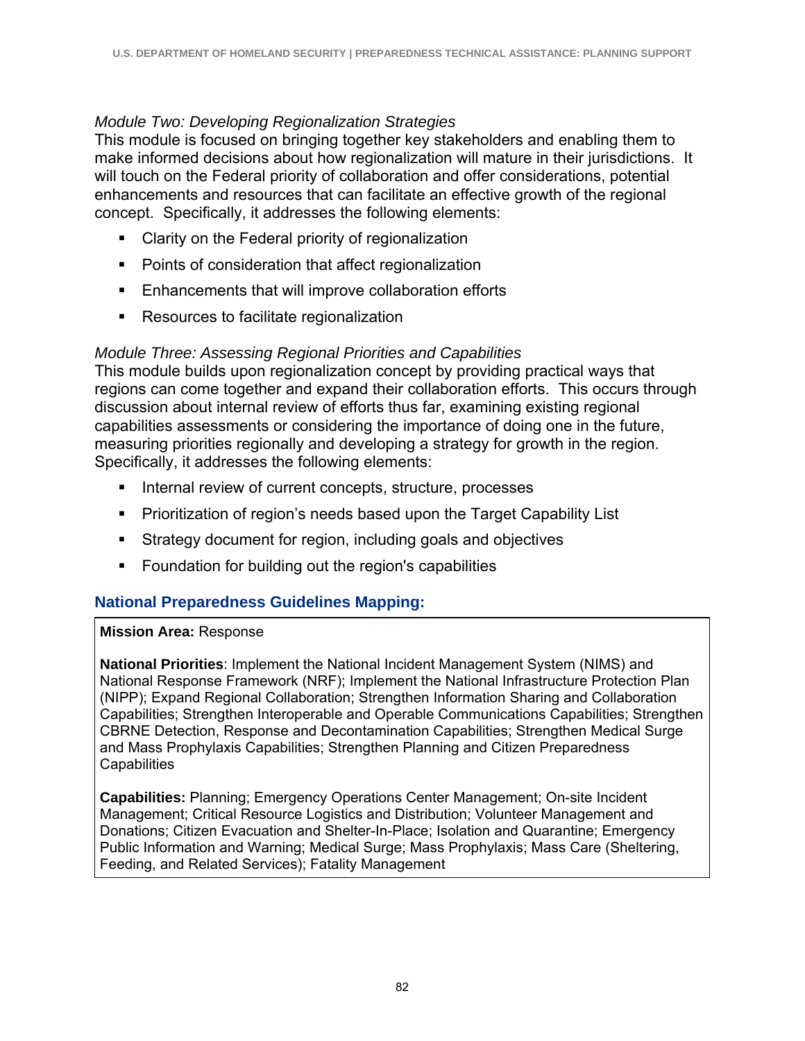*Module Two: Developing Regionalization Strategies*

This module is focused on bringing together key stakeholders and enabling them to make informed decisions about how regionalization will mature in their jurisdictions. It will touch on the Federal priority of collaboration and offer considerations, potential enhancements and resources that can facilitate an effective growth of the regional concept. Specifically, it addresses the following elements:

- Clarity on the Federal priority of regionalization
- Points of consideration that affect regionalization
- Enhancements that will improve collaboration efforts
- Resources to facilitate regionalization

*Module Three: Assessing Regional Priorities and Capabilities*

This module builds upon regionalization concept by providing practical ways that regions can come together and expand their collaboration efforts. This occurs through discussion about internal review of efforts thus far, examining existing regional capabilities assessments or considering the importance of doing one in the future, measuring priorities regionally and developing a strategy for growth in the region. Specifically, it addresses the following elements:

- Internal review of current concepts, structure, processes
- Prioritization of region's needs based upon the Target Capability List
- Strategy document for region, including goals and objectives
- Foundation for building out the region's capabilities

## National Preparedness Guidelines Mapping:

**Mission Area:** Response

**National Priorities**: Implement the National Incident Management System (NIMS) and National Response Framework (NRF); Implement the National Infrastructure Protection Plan (NIPP); Expand Regional Collaboration; Strengthen Information Sharing and Collaboration Capabilities; Strengthen Interoperable and Operable Communications Capabilities; Strengthen CBRNE Detection, Response and Decontamination Capabilities; Strengthen Medical Surge and Mass Prophylaxis Capabilities; Strengthen Planning and Citizen Preparedness Capabilities

**Capabilities:** Planning; Emergency Operations Center Management; On-site Incident Management; Critical Resource Logistics and Distribution; Volunteer Management and Donations; Citizen Evacuation and Shelter-In-Place; Isolation and Quarantine; Emergency Public Information and Warning; Medical Surge; Mass Prophylaxis; Mass Care (Sheltering, Feeding, and Related Services); Fatality Management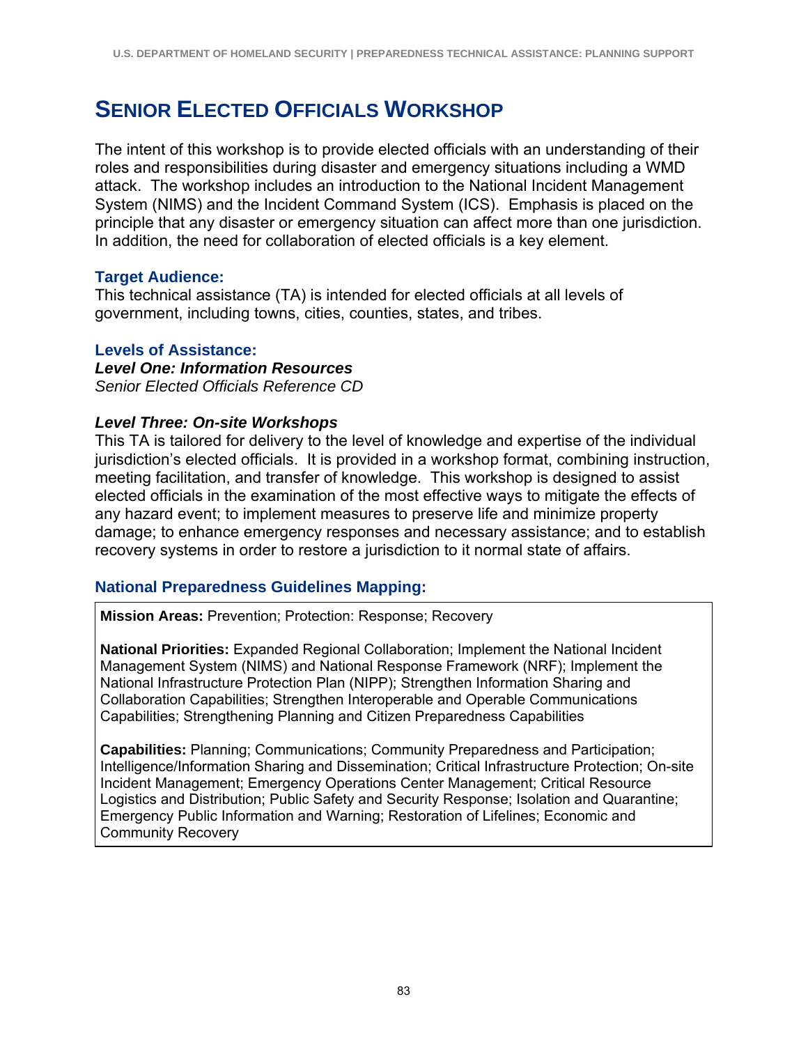# SENIOR ELECTED OFFICIALS WORKSHOP

The intent of this workshop is to provide elected officials with an understanding of their roles and responsibilities during disaster and emergency situations including a WMD attack. The workshop includes an introduction to the National Incident Management System (NIMS) and the Incident Command System (ICS). Emphasis is placed on the principle that any disaster or emergency situation can affect more than one jurisdiction. In addition, the need for collaboration of elected officials is a key element.

### Target Audience:

This technical assistance (TA) is intended for elected officials at all levels of government, including towns, cities, counties, states, and tribes.

### Levels of Assistance:

***Level One: Information Resources***

*Senior Elected Officials Reference CD*

***Level Three: On-site Workshops***

This TA is tailored for delivery to the level of knowledge and expertise of the individual jurisdiction's elected officials. It is provided in a workshop format, combining instruction, meeting facilitation, and transfer of knowledge. This workshop is designed to assist elected officials in the examination of the most effective ways to mitigate the effects of any hazard event; to implement measures to preserve life and minimize property damage; to enhance emergency responses and necessary assistance; and to establish recovery systems in order to restore a jurisdiction to it normal state of affairs.

### National Preparedness Guidelines Mapping:

**Mission Areas:** Prevention; Protection: Response; Recovery

**National Priorities:** Expanded Regional Collaboration; Implement the National Incident Management System (NIMS) and National Response Framework (NRF); Implement the National Infrastructure Protection Plan (NIPP); Strengthen Information Sharing and Collaboration Capabilities; Strengthen Interoperable and Operable Communications Capabilities; Strengthening Planning and Citizen Preparedness Capabilities

**Capabilities:** Planning; Communications; Community Preparedness and Participation; Intelligence/Information Sharing and Dissemination; Critical Infrastructure Protection; On-site Incident Management; Emergency Operations Center Management; Critical Resource Logistics and Distribution; Public Safety and Security Response; Isolation and Quarantine; Emergency Public Information and Warning; Restoration of Lifelines; Economic and Community Recovery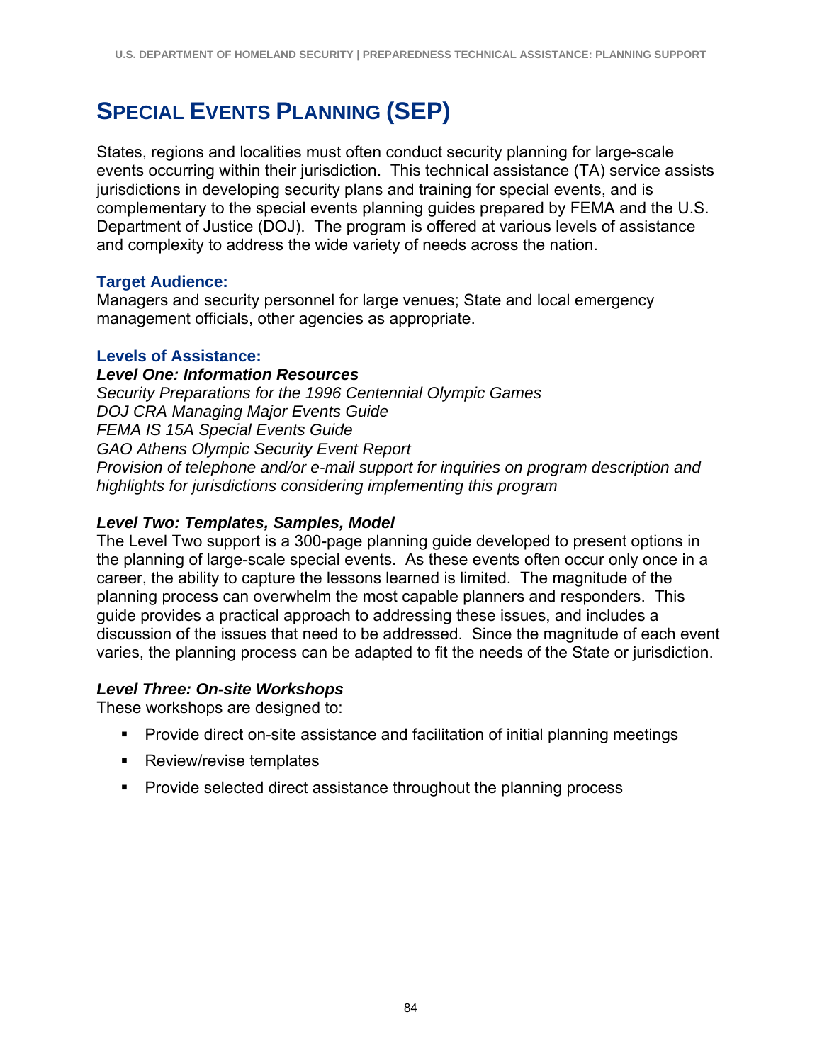# Special Events Planning (SEP)

States, regions and localities must often conduct security planning for large-scale events occurring within their jurisdiction. This technical assistance (TA) service assists jurisdictions in developing security plans and training for special events, and is complementary to the special events planning guides prepared by FEMA and the U.S. Department of Justice (DOJ). The program is offered at various levels of assistance and complexity to address the wide variety of needs across the nation.

### Target Audience:

Managers and security personnel for large venues; State and local emergency management officials, other agencies as appropriate.

### Levels of Assistance:

***Level One: Information Resources***

*Security Preparations for the 1996 Centennial Olympic Games*
*DOJ CRA Managing Major Events Guide*
*FEMA IS 15A Special Events Guide*
*GAO Athens Olympic Security Event Report*
*Provision of telephone and/or e-mail support for inquiries on program description and highlights for jurisdictions considering implementing this program*

***Level Two: Templates, Samples, Model***

The Level Two support is a 300-page planning guide developed to present options in the planning of large-scale special events. As these events often occur only once in a career, the ability to capture the lessons learned is limited. The magnitude of the planning process can overwhelm the most capable planners and responders. This guide provides a practical approach to addressing these issues, and includes a discussion of the issues that need to be addressed. Since the magnitude of each event varies, the planning process can be adapted to fit the needs of the State or jurisdiction.

***Level Three: On-site Workshops***

These workshops are designed to:

- Provide direct on-site assistance and facilitation of initial planning meetings
- Review/revise templates
- Provide selected direct assistance throughout the planning process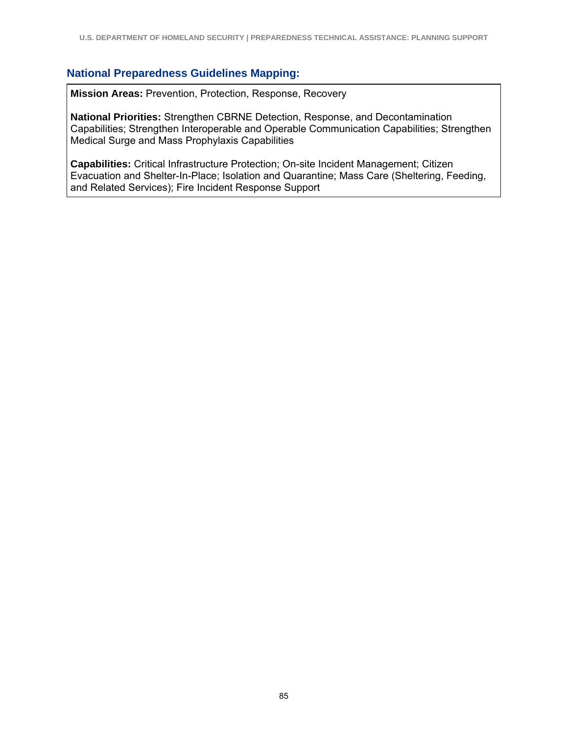### National Preparedness Guidelines Mapping:

**Mission Areas:** Prevention, Protection, Response, Recovery

**National Priorities:** Strengthen CBRNE Detection, Response, and Decontamination Capabilities; Strengthen Interoperable and Operable Communication Capabilities; Strengthen Medical Surge and Mass Prophylaxis Capabilities

**Capabilities:** Critical Infrastructure Protection; On-site Incident Management; Citizen Evacuation and Shelter-In-Place; Isolation and Quarantine; Mass Care (Sheltering, Feeding, and Related Services); Fire Incident Response Support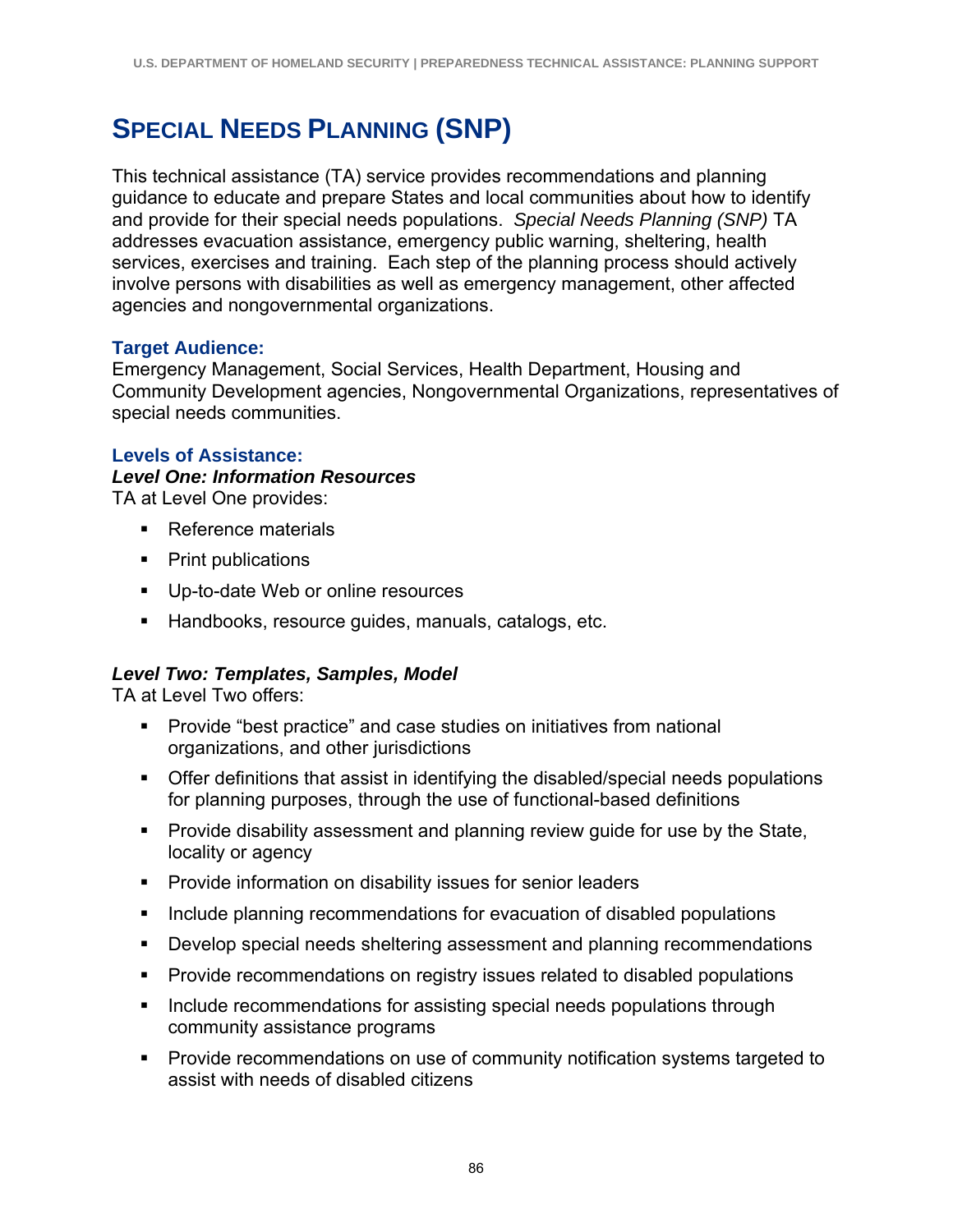# Special Needs Planning (SNP)

This technical assistance (TA) service provides recommendations and planning guidance to educate and prepare States and local communities about how to identify and provide for their special needs populations. *Special Needs Planning (SNP)* TA addresses evacuation assistance, emergency public warning, sheltering, health services, exercises and training. Each step of the planning process should actively involve persons with disabilities as well as emergency management, other affected agencies and nongovernmental organizations.

### Target Audience:

Emergency Management, Social Services, Health Department, Housing and Community Development agencies, Nongovernmental Organizations, representatives of special needs communities.

### Levels of Assistance:

***Level One: Information Resources***

TA at Level One provides:

- Reference materials
- Print publications
- Up-to-date Web or online resources
- Handbooks, resource guides, manuals, catalogs, etc.

***Level Two: Templates, Samples, Model***

TA at Level Two offers:

- Provide "best practice" and case studies on initiatives from national organizations, and other jurisdictions
- Offer definitions that assist in identifying the disabled/special needs populations for planning purposes, through the use of functional-based definitions
- Provide disability assessment and planning review guide for use by the State, locality or agency
- Provide information on disability issues for senior leaders
- Include planning recommendations for evacuation of disabled populations
- Develop special needs sheltering assessment and planning recommendations
- Provide recommendations on registry issues related to disabled populations
- Include recommendations for assisting special needs populations through community assistance programs
- Provide recommendations on use of community notification systems targeted to assist with needs of disabled citizens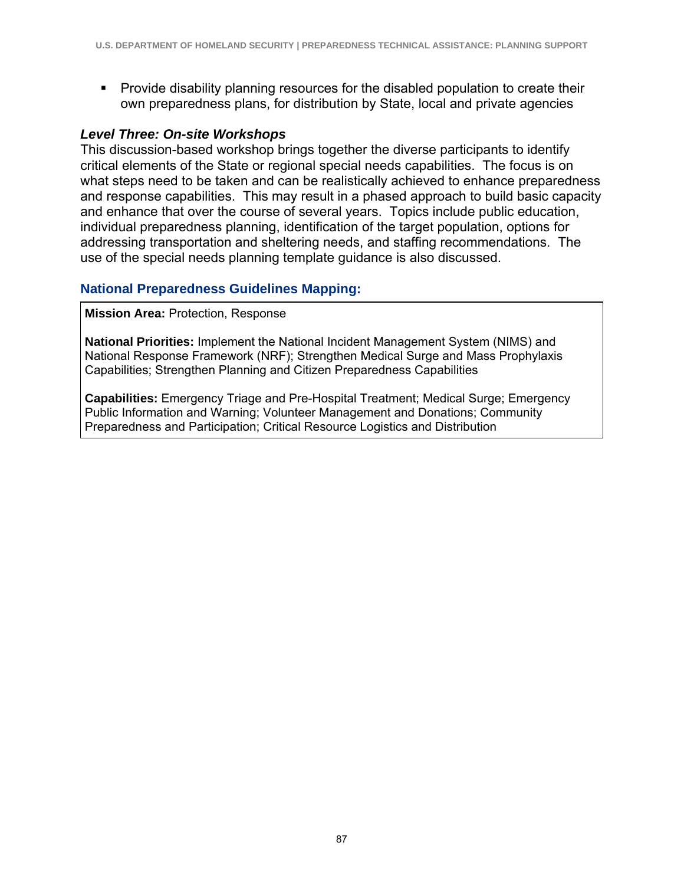- Provide disability planning resources for the disabled population to create their own preparedness plans, for distribution by State, local and private agencies

***Level Three: On-site Workshops***

This discussion-based workshop brings together the diverse participants to identify critical elements of the State or regional special needs capabilities. The focus is on what steps need to be taken and can be realistically achieved to enhance preparedness and response capabilities. This may result in a phased approach to build basic capacity and enhance that over the course of several years. Topics include public education, individual preparedness planning, identification of the target population, options for addressing transportation and sheltering needs, and staffing recommendations. The use of the special needs planning template guidance is also discussed.

### National Preparedness Guidelines Mapping:

**Mission Area:** Protection, Response

**National Priorities:** Implement the National Incident Management System (NIMS) and National Response Framework (NRF); Strengthen Medical Surge and Mass Prophylaxis Capabilities; Strengthen Planning and Citizen Preparedness Capabilities

**Capabilities:** Emergency Triage and Pre-Hospital Treatment; Medical Surge; Emergency Public Information and Warning; Volunteer Management and Donations; Community Preparedness and Participation; Critical Resource Logistics and Distribution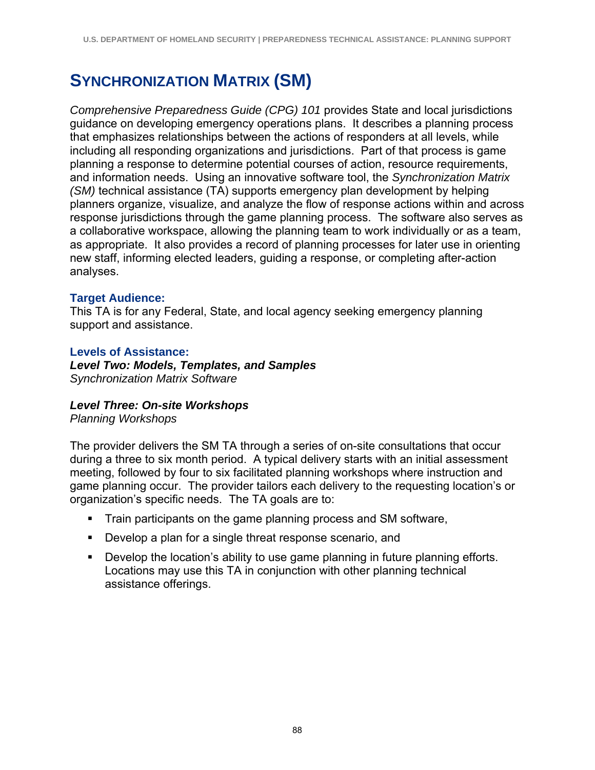# Synchronization Matrix (SM)

*Comprehensive Preparedness Guide (CPG) 101* provides State and local jurisdictions guidance on developing emergency operations plans. It describes a planning process that emphasizes relationships between the actions of responders at all levels, while including all responding organizations and jurisdictions. Part of that process is game planning a response to determine potential courses of action, resource requirements, and information needs. Using an innovative software tool, the *Synchronization Matrix (SM)* technical assistance (TA) supports emergency plan development by helping planners organize, visualize, and analyze the flow of response actions within and across response jurisdictions through the game planning process. The software also serves as a collaborative workspace, allowing the planning team to work individually or as a team, as appropriate. It also provides a record of planning processes for later use in orienting new staff, informing elected leaders, guiding a response, or completing after-action analyses.

### Target Audience:

This TA is for any Federal, State, and local agency seeking emergency planning support and assistance.

### Levels of Assistance:

***Level Two: Models, Templates, and Samples***
*Synchronization Matrix Software*

***Level Three: On-site Workshops***
*Planning Workshops*

The provider delivers the SM TA through a series of on-site consultations that occur during a three to six month period. A typical delivery starts with an initial assessment meeting, followed by four to six facilitated planning workshops where instruction and game planning occur. The provider tailors each delivery to the requesting location's or organization's specific needs. The TA goals are to:

- Train participants on the game planning process and SM software,
- Develop a plan for a single threat response scenario, and
- Develop the location's ability to use game planning in future planning efforts. Locations may use this TA in conjunction with other planning technical assistance offerings.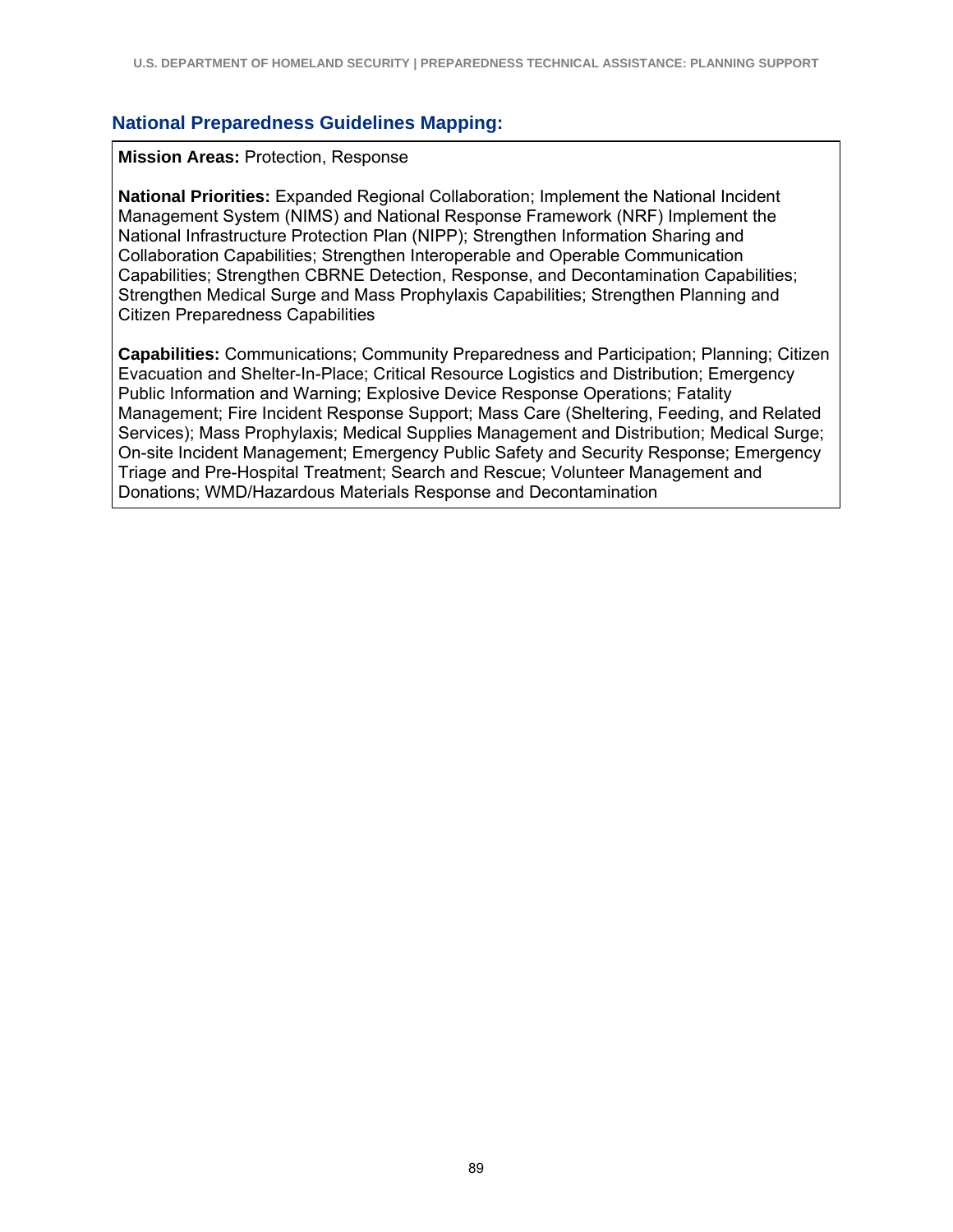## National Preparedness Guidelines Mapping:

**Mission Areas:** Protection, Response

**National Priorities:** Expanded Regional Collaboration; Implement the National Incident Management System (NIMS) and National Response Framework (NRF) Implement the National Infrastructure Protection Plan (NIPP); Strengthen Information Sharing and Collaboration Capabilities; Strengthen Interoperable and Operable Communication Capabilities; Strengthen CBRNE Detection, Response, and Decontamination Capabilities; Strengthen Medical Surge and Mass Prophylaxis Capabilities; Strengthen Planning and Citizen Preparedness Capabilities

**Capabilities:** Communications; Community Preparedness and Participation; Planning; Citizen Evacuation and Shelter-In-Place; Critical Resource Logistics and Distribution; Emergency Public Information and Warning; Explosive Device Response Operations; Fatality Management; Fire Incident Response Support; Mass Care (Sheltering, Feeding, and Related Services); Mass Prophylaxis; Medical Supplies Management and Distribution; Medical Surge; On-site Incident Management; Emergency Public Safety and Security Response; Emergency Triage and Pre-Hospital Treatment; Search and Rescue; Volunteer Management and Donations; WMD/Hazardous Materials Response and Decontamination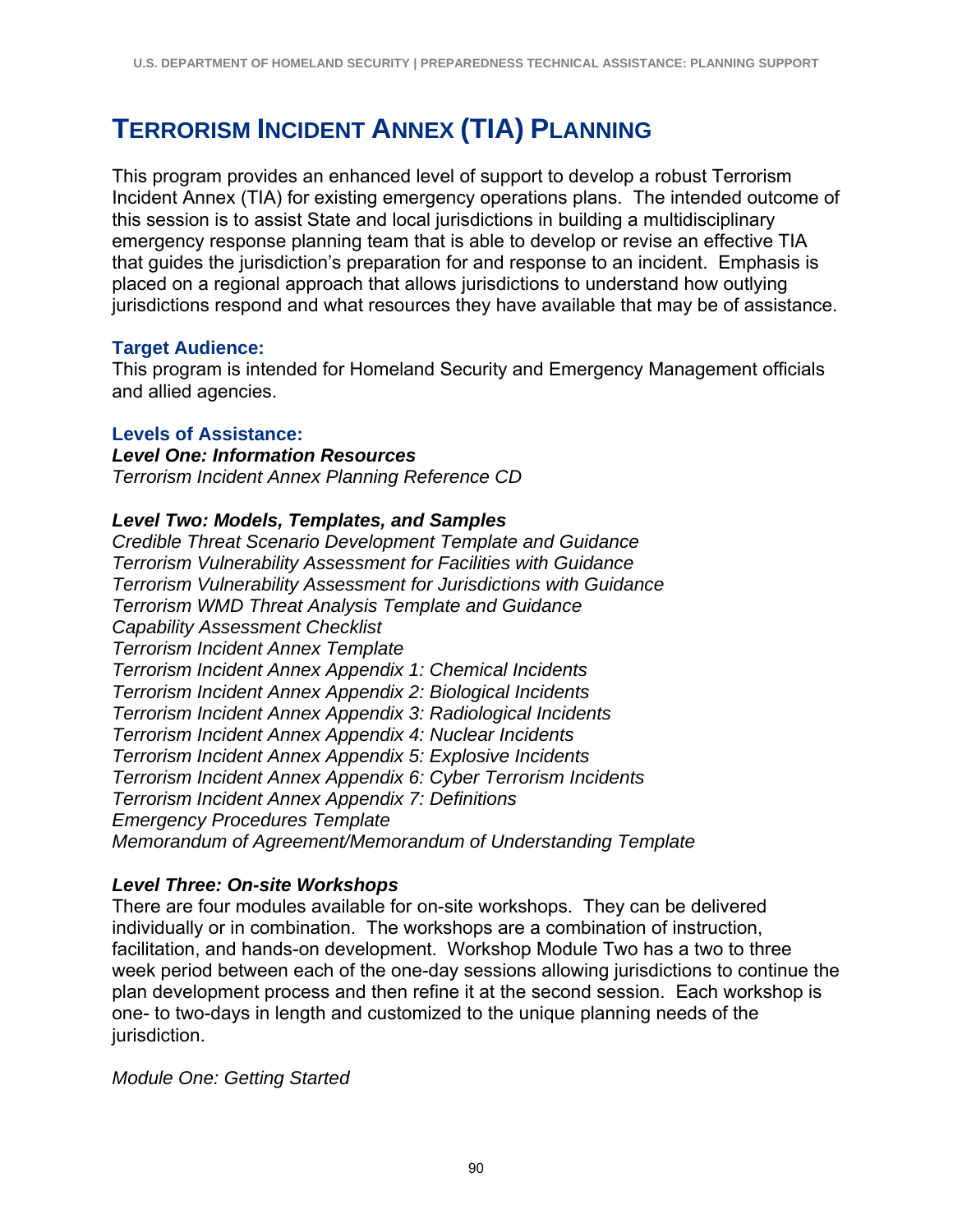# TERRORISM INCIDENT ANNEX (TIA) PLANNING

This program provides an enhanced level of support to develop a robust Terrorism Incident Annex (TIA) for existing emergency operations plans. The intended outcome of this session is to assist State and local jurisdictions in building a multidisciplinary emergency response planning team that is able to develop or revise an effective TIA that guides the jurisdiction's preparation for and response to an incident. Emphasis is placed on a regional approach that allows jurisdictions to understand how outlying jurisdictions respond and what resources they have available that may be of assistance.

### Target Audience:

This program is intended for Homeland Security and Emergency Management officials and allied agencies.

### Levels of Assistance:

***Level One: Information Resources***

*Terrorism Incident Annex Planning Reference CD*

***Level Two: Models, Templates, and Samples***

*Credible Threat Scenario Development Template and Guidance*
*Terrorism Vulnerability Assessment for Facilities with Guidance*
*Terrorism Vulnerability Assessment for Jurisdictions with Guidance*
*Terrorism WMD Threat Analysis Template and Guidance*
*Capability Assessment Checklist*
*Terrorism Incident Annex Template*
*Terrorism Incident Annex Appendix 1: Chemical Incidents*
*Terrorism Incident Annex Appendix 2: Biological Incidents*
*Terrorism Incident Annex Appendix 3: Radiological Incidents*
*Terrorism Incident Annex Appendix 4: Nuclear Incidents*
*Terrorism Incident Annex Appendix 5: Explosive Incidents*
*Terrorism Incident Annex Appendix 6: Cyber Terrorism Incidents*
*Terrorism Incident Annex Appendix 7: Definitions*
*Emergency Procedures Template*
*Memorandum of Agreement/Memorandum of Understanding Template*

***Level Three: On-site Workshops***

There are four modules available for on-site workshops. They can be delivered individually or in combination. The workshops are a combination of instruction, facilitation, and hands-on development. Workshop Module Two has a two to three week period between each of the one-day sessions allowing jurisdictions to continue the plan development process and then refine it at the second session. Each workshop is one- to two-days in length and customized to the unique planning needs of the jurisdiction.

*Module One: Getting Started*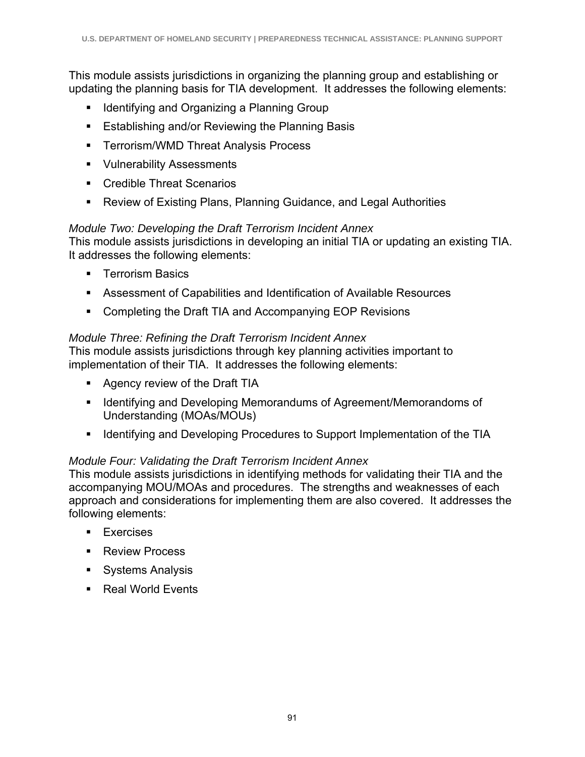This module assists jurisdictions in organizing the planning group and establishing or updating the planning basis for TIA development. It addresses the following elements:

- Identifying and Organizing a Planning Group
- Establishing and/or Reviewing the Planning Basis
- Terrorism/WMD Threat Analysis Process
- Vulnerability Assessments
- Credible Threat Scenarios
- Review of Existing Plans, Planning Guidance, and Legal Authorities

*Module Two: Developing the Draft Terrorism Incident Annex*
This module assists jurisdictions in developing an initial TIA or updating an existing TIA. It addresses the following elements:

- Terrorism Basics
- Assessment of Capabilities and Identification of Available Resources
- Completing the Draft TIA and Accompanying EOP Revisions

*Module Three: Refining the Draft Terrorism Incident Annex*
This module assists jurisdictions through key planning activities important to implementation of their TIA. It addresses the following elements:

- Agency review of the Draft TIA
- Identifying and Developing Memorandums of Agreement/Memorandoms of Understanding (MOAs/MOUs)
- Identifying and Developing Procedures to Support Implementation of the TIA

*Module Four: Validating the Draft Terrorism Incident Annex*
This module assists jurisdictions in identifying methods for validating their TIA and the accompanying MOU/MOAs and procedures. The strengths and weaknesses of each approach and considerations for implementing them are also covered. It addresses the following elements:

- Exercises
- Review Process
- Systems Analysis
- Real World Events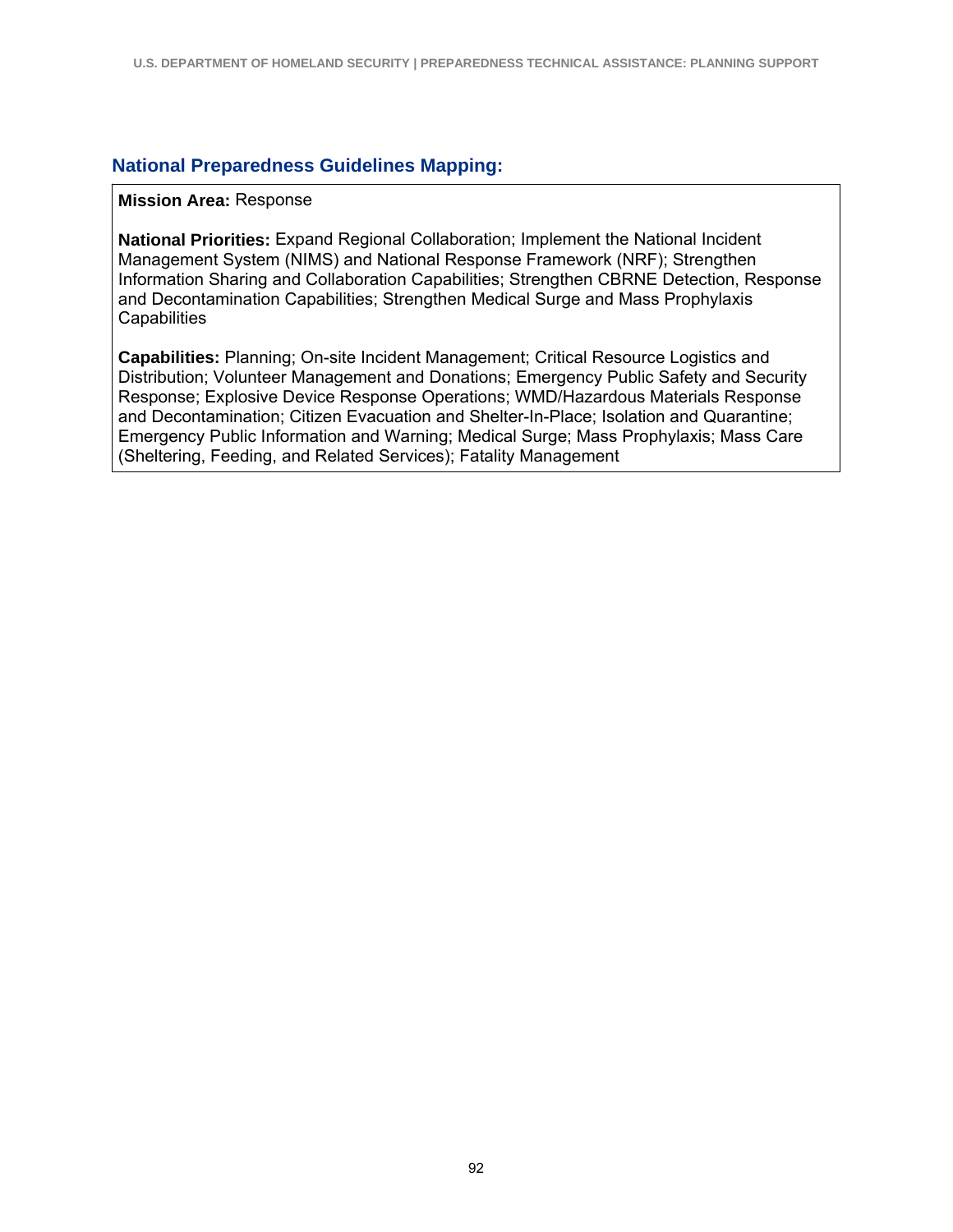### National Preparedness Guidelines Mapping:

**Mission Area:** Response

**National Priorities:** Expand Regional Collaboration; Implement the National Incident Management System (NIMS) and National Response Framework (NRF); Strengthen Information Sharing and Collaboration Capabilities; Strengthen CBRNE Detection, Response and Decontamination Capabilities; Strengthen Medical Surge and Mass Prophylaxis Capabilities

**Capabilities:** Planning; On-site Incident Management; Critical Resource Logistics and Distribution; Volunteer Management and Donations; Emergency Public Safety and Security Response; Explosive Device Response Operations; WMD/Hazardous Materials Response and Decontamination; Citizen Evacuation and Shelter-In-Place; Isolation and Quarantine; Emergency Public Information and Warning; Medical Surge; Mass Prophylaxis; Mass Care (Sheltering, Feeding, and Related Services); Fatality Management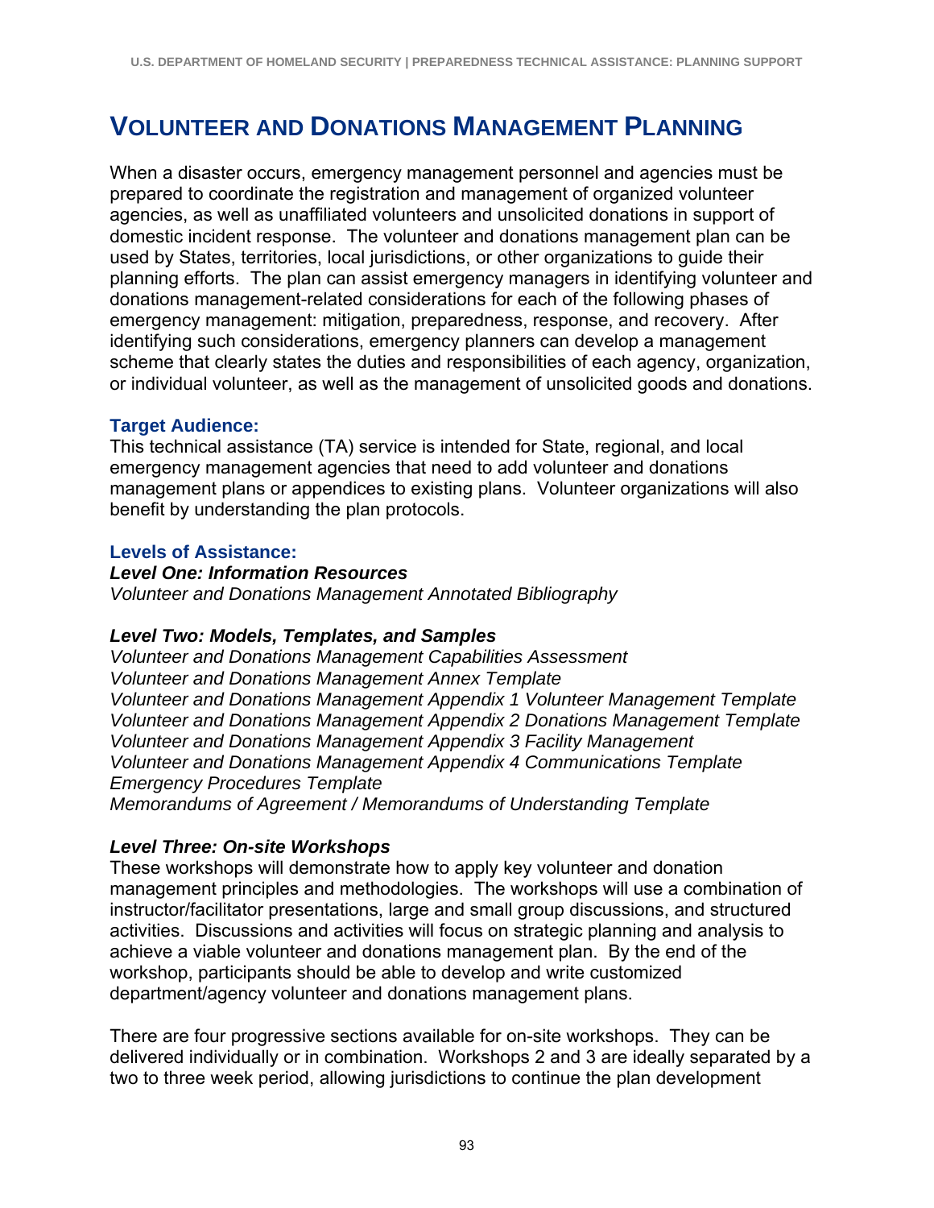# VOLUNTEER AND DONATIONS MANAGEMENT PLANNING

When a disaster occurs, emergency management personnel and agencies must be prepared to coordinate the registration and management of organized volunteer agencies, as well as unaffiliated volunteers and unsolicited donations in support of domestic incident response. The volunteer and donations management plan can be used by States, territories, local jurisdictions, or other organizations to guide their planning efforts. The plan can assist emergency managers in identifying volunteer and donations management-related considerations for each of the following phases of emergency management: mitigation, preparedness, response, and recovery. After identifying such considerations, emergency planners can develop a management scheme that clearly states the duties and responsibilities of each agency, organization, or individual volunteer, as well as the management of unsolicited goods and donations.

### Target Audience:

This technical assistance (TA) service is intended for State, regional, and local emergency management agencies that need to add volunteer and donations management plans or appendices to existing plans. Volunteer organizations will also benefit by understanding the plan protocols.

### Levels of Assistance:

***Level One: Information Resources***

*Volunteer and Donations Management Annotated Bibliography*

***Level Two: Models, Templates, and Samples***

*Volunteer and Donations Management Capabilities Assessment*
*Volunteer and Donations Management Annex Template*
*Volunteer and Donations Management Appendix 1 Volunteer Management Template*
*Volunteer and Donations Management Appendix 2 Donations Management Template*
*Volunteer and Donations Management Appendix 3 Facility Management*
*Volunteer and Donations Management Appendix 4 Communications Template*
*Emergency Procedures Template*
*Memorandums of Agreement / Memorandums of Understanding Template*

***Level Three: On-site Workshops***

These workshops will demonstrate how to apply key volunteer and donation management principles and methodologies. The workshops will use a combination of instructor/facilitator presentations, large and small group discussions, and structured activities. Discussions and activities will focus on strategic planning and analysis to achieve a viable volunteer and donations management plan. By the end of the workshop, participants should be able to develop and write customized department/agency volunteer and donations management plans.

There are four progressive sections available for on-site workshops. They can be delivered individually or in combination. Workshops 2 and 3 are ideally separated by a two to three week period, allowing jurisdictions to continue the plan development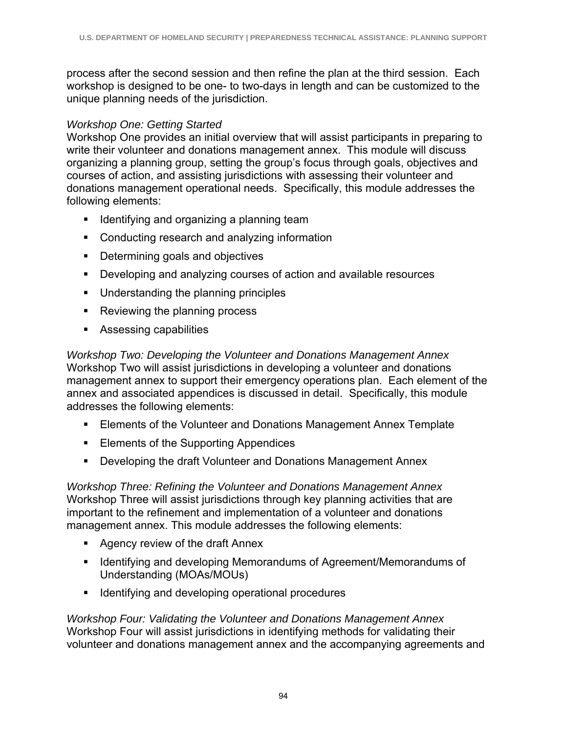process after the second session and then refine the plan at the third session. Each workshop is designed to be one- to two-days in length and can be customized to the unique planning needs of the jurisdiction.

*Workshop One: Getting Started*

Workshop One provides an initial overview that will assist participants in preparing to write their volunteer and donations management annex. This module will discuss organizing a planning group, setting the group's focus through goals, objectives and courses of action, and assisting jurisdictions with assessing their volunteer and donations management operational needs. Specifically, this module addresses the following elements:

- Identifying and organizing a planning team
- Conducting research and analyzing information
- Determining goals and objectives
- Developing and analyzing courses of action and available resources
- Understanding the planning principles
- Reviewing the planning process
- Assessing capabilities

*Workshop Two: Developing the Volunteer and Donations Management Annex*

Workshop Two will assist jurisdictions in developing a volunteer and donations management annex to support their emergency operations plan. Each element of the annex and associated appendices is discussed in detail. Specifically, this module addresses the following elements:

- Elements of the Volunteer and Donations Management Annex Template
- Elements of the Supporting Appendices
- Developing the draft Volunteer and Donations Management Annex

*Workshop Three: Refining the Volunteer and Donations Management Annex*

Workshop Three will assist jurisdictions through key planning activities that are important to the refinement and implementation of a volunteer and donations management annex. This module addresses the following elements:

- Agency review of the draft Annex
- Identifying and developing Memorandums of Agreement/Memorandums of Understanding (MOAs/MOUs)
- Identifying and developing operational procedures

*Workshop Four: Validating the Volunteer and Donations Management Annex*

Workshop Four will assist jurisdictions in identifying methods for validating their volunteer and donations management annex and the accompanying agreements and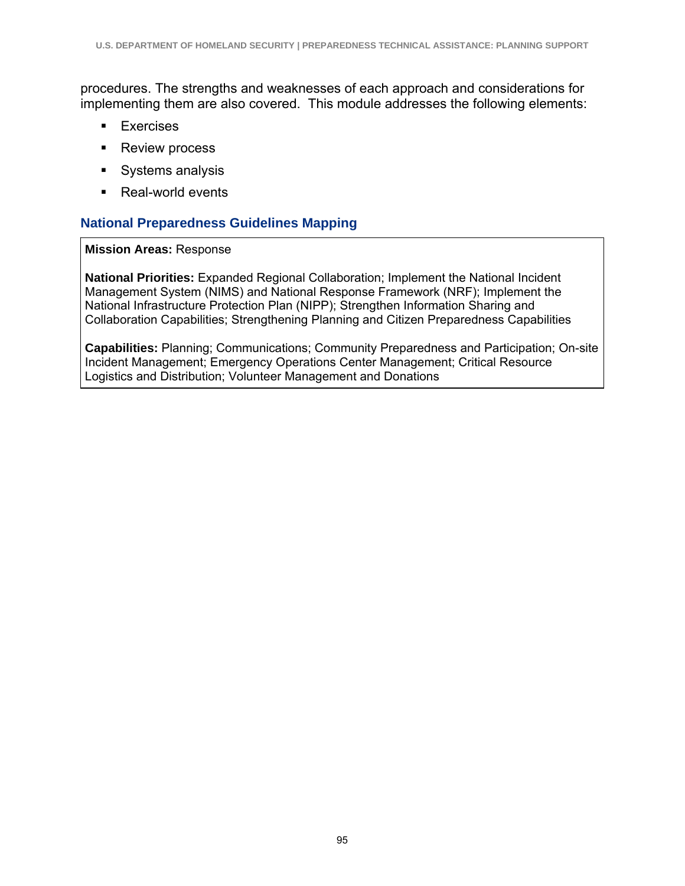procedures. The strengths and weaknesses of each approach and considerations for implementing them are also covered. This module addresses the following elements:

- Exercises
- Review process
- Systems analysis
- Real-world events

## National Preparedness Guidelines Mapping

**Mission Areas:** Response

**National Priorities:** Expanded Regional Collaboration; Implement the National Incident Management System (NIMS) and National Response Framework (NRF); Implement the National Infrastructure Protection Plan (NIPP); Strengthen Information Sharing and Collaboration Capabilities; Strengthening Planning and Citizen Preparedness Capabilities

**Capabilities:** Planning; Communications; Community Preparedness and Participation; On-site Incident Management; Emergency Operations Center Management; Critical Resource Logistics and Distribution; Volunteer Management and Donations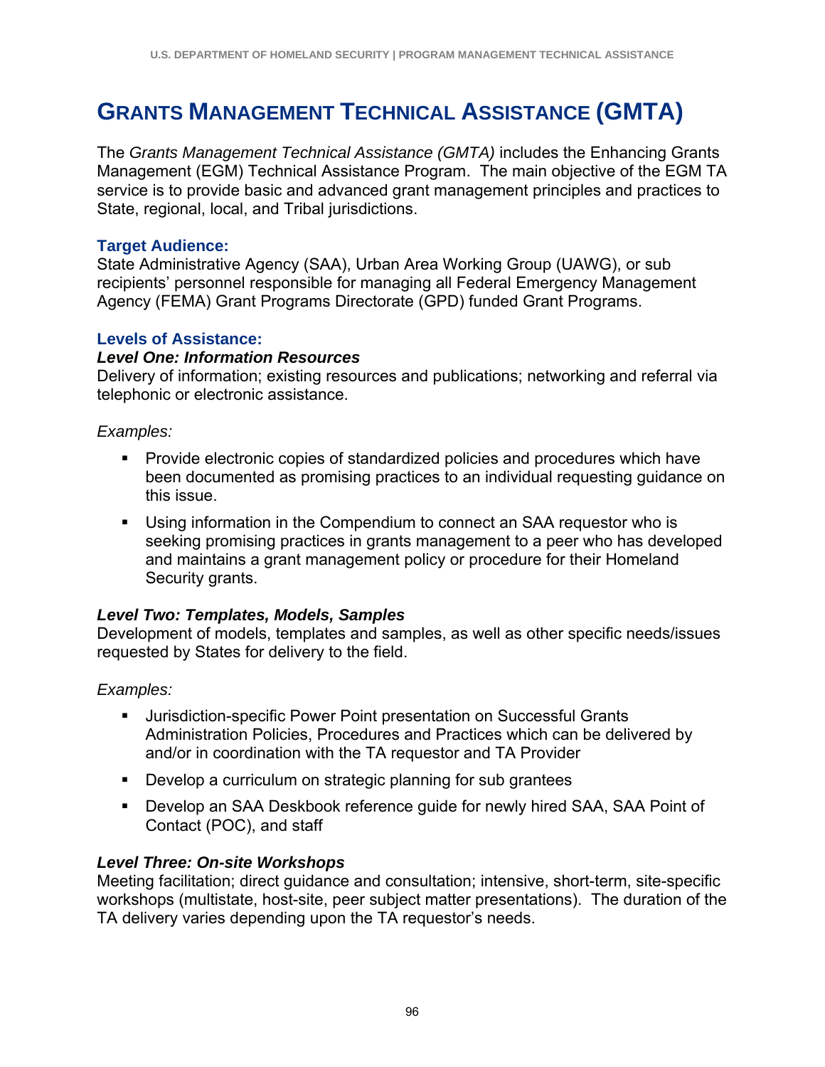# Grants Management Technical Assistance (GMTA)

The *Grants Management Technical Assistance (GMTA)* includes the Enhancing Grants Management (EGM) Technical Assistance Program. The main objective of the EGM TA service is to provide basic and advanced grant management principles and practices to State, regional, local, and Tribal jurisdictions.

### Target Audience:

State Administrative Agency (SAA), Urban Area Working Group (UAWG), or sub recipients' personnel responsible for managing all Federal Emergency Management Agency (FEMA) Grant Programs Directorate (GPD) funded Grant Programs.

### Levels of Assistance:

***Level One: Information Resources***

Delivery of information; existing resources and publications; networking and referral via telephonic or electronic assistance.

*Examples:*

- Provide electronic copies of standardized policies and procedures which have been documented as promising practices to an individual requesting guidance on this issue.
- Using information in the Compendium to connect an SAA requestor who is seeking promising practices in grants management to a peer who has developed and maintains a grant management policy or procedure for their Homeland Security grants.

***Level Two: Templates, Models, Samples***

Development of models, templates and samples, as well as other specific needs/issues requested by States for delivery to the field.

*Examples:*

- Jurisdiction-specific Power Point presentation on Successful Grants Administration Policies, Procedures and Practices which can be delivered by and/or in coordination with the TA requestor and TA Provider
- Develop a curriculum on strategic planning for sub grantees
- Develop an SAA Deskbook reference guide for newly hired SAA, SAA Point of Contact (POC), and staff

***Level Three: On-site Workshops***

Meeting facilitation; direct guidance and consultation; intensive, short-term, site-specific workshops (multistate, host-site, peer subject matter presentations). The duration of the TA delivery varies depending upon the TA requestor's needs.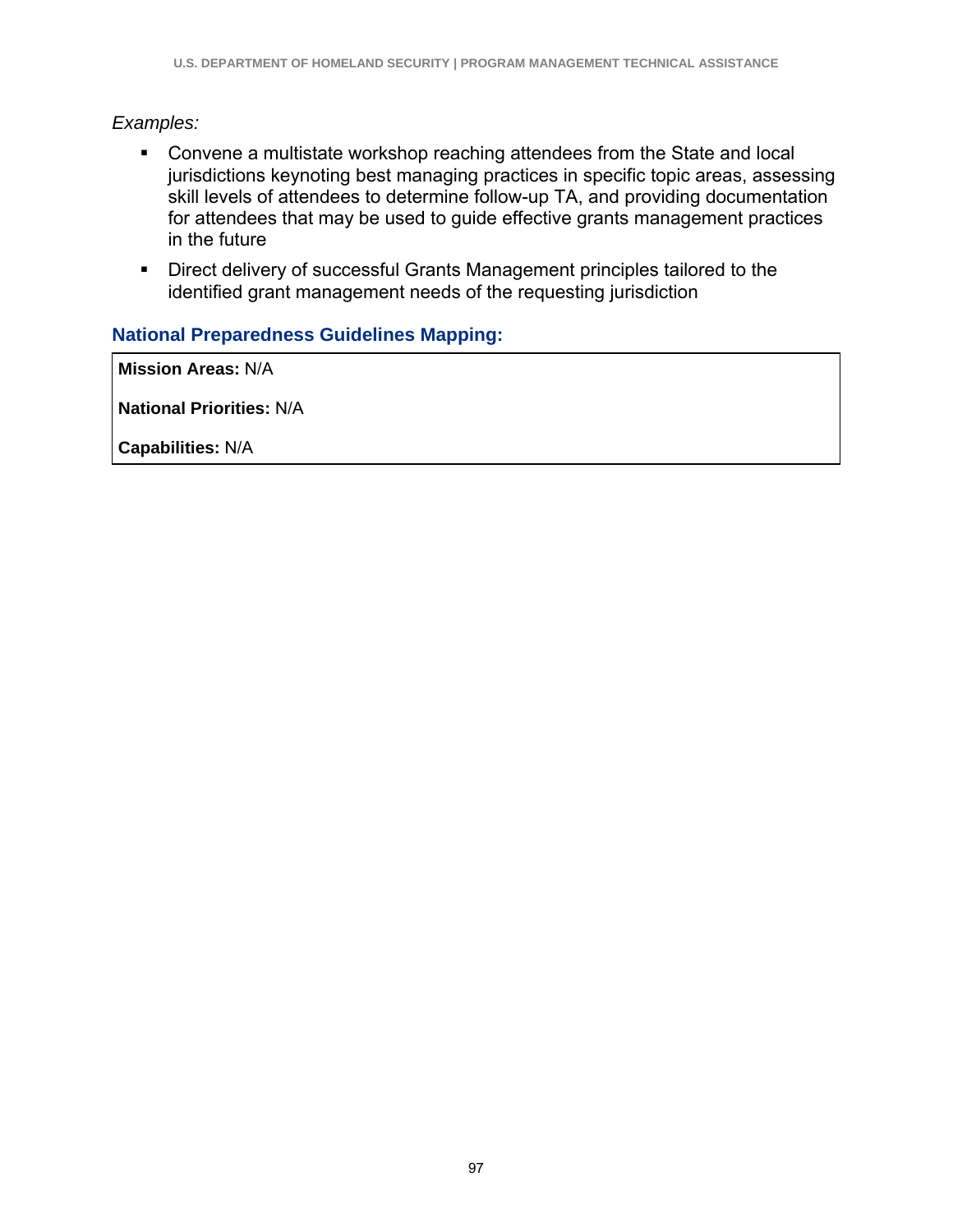*Examples:*

- Convene a multistate workshop reaching attendees from the State and local jurisdictions keynoting best managing practices in specific topic areas, assessing skill levels of attendees to determine follow-up TA, and providing documentation for attendees that may be used to guide effective grants management practices in the future
- Direct delivery of successful Grants Management principles tailored to the identified grant management needs of the requesting jurisdiction

### National Preparedness Guidelines Mapping:

**Mission Areas:** N/A

**National Priorities:** N/A

**Capabilities:** N/A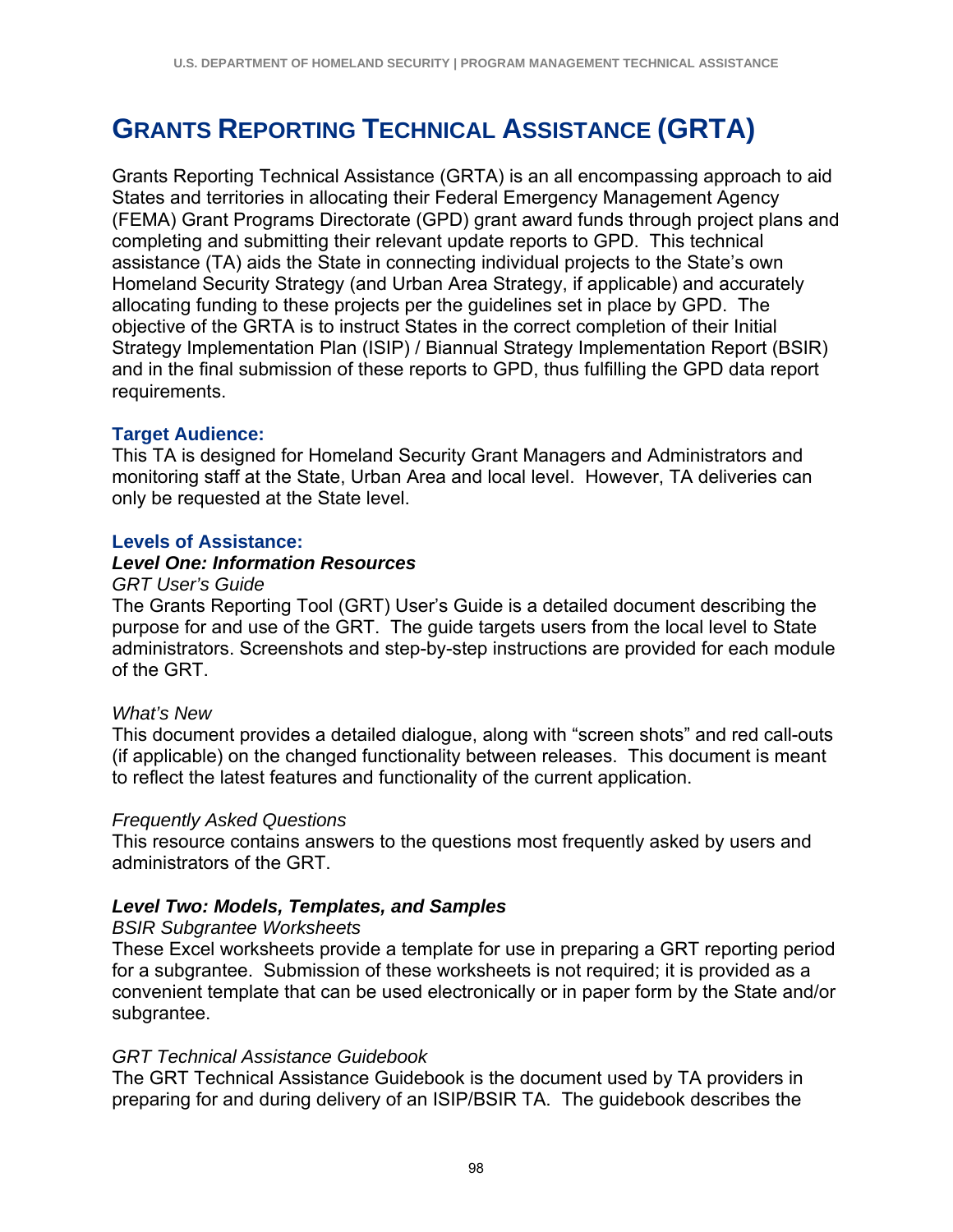# Grants Reporting Technical Assistance (GRTA)

Grants Reporting Technical Assistance (GRTA) is an all encompassing approach to aid States and territories in allocating their Federal Emergency Management Agency (FEMA) Grant Programs Directorate (GPD) grant award funds through project plans and completing and submitting their relevant update reports to GPD. This technical assistance (TA) aids the State in connecting individual projects to the State's own Homeland Security Strategy (and Urban Area Strategy, if applicable) and accurately allocating funding to these projects per the guidelines set in place by GPD. The objective of the GRTA is to instruct States in the correct completion of their Initial Strategy Implementation Plan (ISIP) / Biannual Strategy Implementation Report (BSIR) and in the final submission of these reports to GPD, thus fulfilling the GPD data report requirements.

### Target Audience:

This TA is designed for Homeland Security Grant Managers and Administrators and monitoring staff at the State, Urban Area and local level. However, TA deliveries can only be requested at the State level.

### Levels of Assistance:

***Level One: Information Resources***

*GRT User's Guide*

The Grants Reporting Tool (GRT) User's Guide is a detailed document describing the purpose for and use of the GRT. The guide targets users from the local level to State administrators. Screenshots and step-by-step instructions are provided for each module of the GRT.

*What's New*

This document provides a detailed dialogue, along with "screen shots" and red call-outs (if applicable) on the changed functionality between releases. This document is meant to reflect the latest features and functionality of the current application.

*Frequently Asked Questions*

This resource contains answers to the questions most frequently asked by users and administrators of the GRT.

***Level Two: Models, Templates, and Samples***

*BSIR Subgrantee Worksheets*

These Excel worksheets provide a template for use in preparing a GRT reporting period for a subgrantee. Submission of these worksheets is not required; it is provided as a convenient template that can be used electronically or in paper form by the State and/or subgrantee.

*GRT Technical Assistance Guidebook*

The GRT Technical Assistance Guidebook is the document used by TA providers in preparing for and during delivery of an ISIP/BSIR TA. The guidebook describes the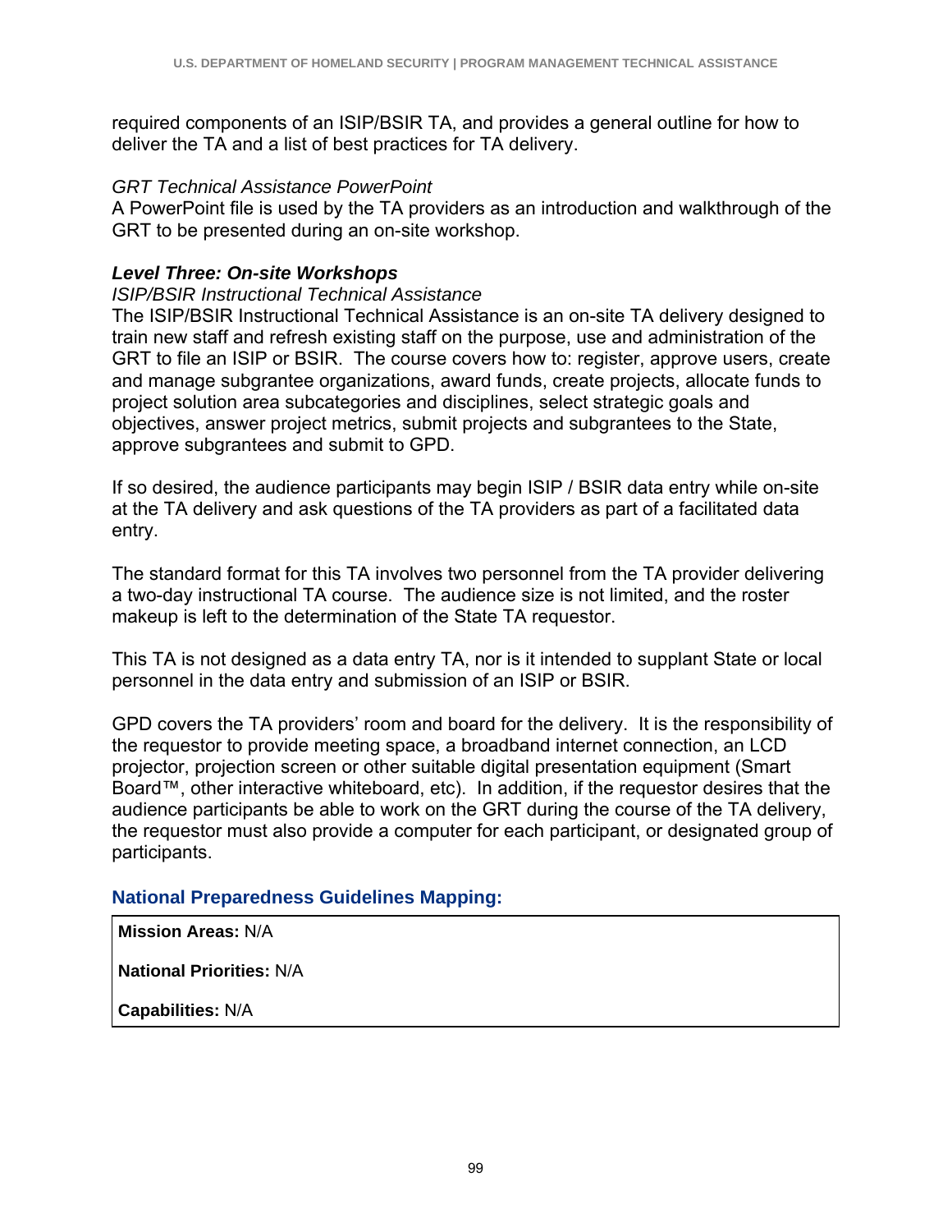required components of an ISIP/BSIR TA, and provides a general outline for how to deliver the TA and a list of best practices for TA delivery.

*GRT Technical Assistance PowerPoint*
A PowerPoint file is used by the TA providers as an introduction and walkthrough of the GRT to be presented during an on-site workshop.

***Level Three: On-site Workshops***
*ISIP/BSIR Instructional Technical Assistance*
The ISIP/BSIR Instructional Technical Assistance is an on-site TA delivery designed to train new staff and refresh existing staff on the purpose, use and administration of the GRT to file an ISIP or BSIR. The course covers how to: register, approve users, create and manage subgrantee organizations, award funds, create projects, allocate funds to project solution area subcategories and disciplines, select strategic goals and objectives, answer project metrics, submit projects and subgrantees to the State, approve subgrantees and submit to GPD.

If so desired, the audience participants may begin ISIP / BSIR data entry while on-site at the TA delivery and ask questions of the TA providers as part of a facilitated data entry.

The standard format for this TA involves two personnel from the TA provider delivering a two-day instructional TA course. The audience size is not limited, and the roster makeup is left to the determination of the State TA requestor.

This TA is not designed as a data entry TA, nor is it intended to supplant State or local personnel in the data entry and submission of an ISIP or BSIR.

GPD covers the TA providers' room and board for the delivery. It is the responsibility of the requestor to provide meeting space, a broadband internet connection, an LCD projector, projection screen or other suitable digital presentation equipment (Smart Board™, other interactive whiteboard, etc). In addition, if the requestor desires that the audience participants be able to work on the GRT during the course of the TA delivery, the requestor must also provide a computer for each participant, or designated group of participants.

## National Preparedness Guidelines Mapping:

**Mission Areas:** N/A

**National Priorities:** N/A

**Capabilities:** N/A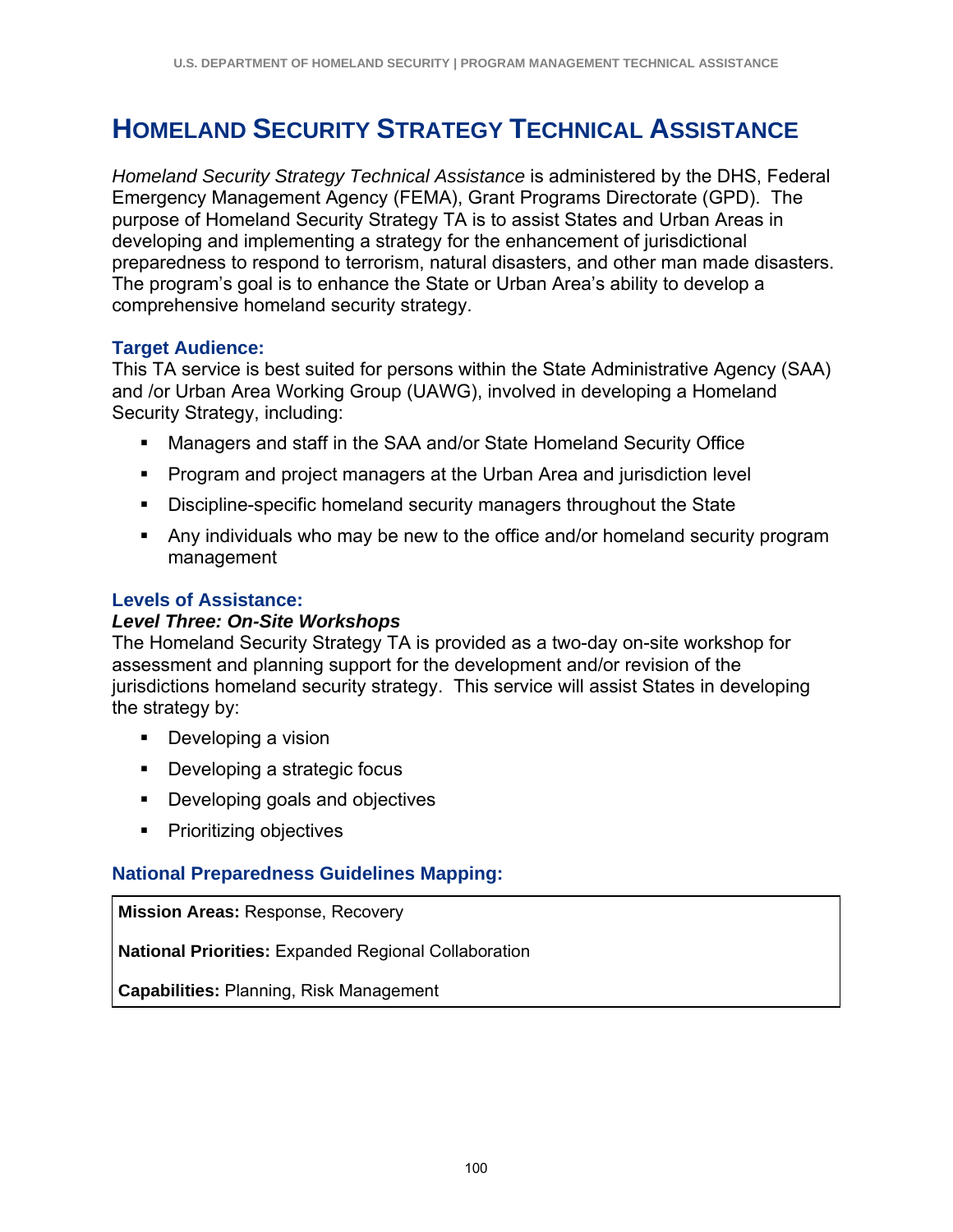# Homeland Security Strategy Technical Assistance

*Homeland Security Strategy Technical Assistance* is administered by the DHS, Federal Emergency Management Agency (FEMA), Grant Programs Directorate (GPD). The purpose of Homeland Security Strategy TA is to assist States and Urban Areas in developing and implementing a strategy for the enhancement of jurisdictional preparedness to respond to terrorism, natural disasters, and other man made disasters. The program's goal is to enhance the State or Urban Area's ability to develop a comprehensive homeland security strategy.

### Target Audience:

This TA service is best suited for persons within the State Administrative Agency (SAA) and /or Urban Area Working Group (UAWG), involved in developing a Homeland Security Strategy, including:

- Managers and staff in the SAA and/or State Homeland Security Office
- Program and project managers at the Urban Area and jurisdiction level
- Discipline-specific homeland security managers throughout the State
- Any individuals who may be new to the office and/or homeland security program management

### Levels of Assistance:

***Level Three: On-Site Workshops***

The Homeland Security Strategy TA is provided as a two-day on-site workshop for assessment and planning support for the development and/or revision of the jurisdictions homeland security strategy. This service will assist States in developing the strategy by:

- Developing a vision
- Developing a strategic focus
- Developing goals and objectives
- Prioritizing objectives

### National Preparedness Guidelines Mapping:

**Mission Areas:** Response, Recovery

**National Priorities:** Expanded Regional Collaboration

**Capabilities:** Planning, Risk Management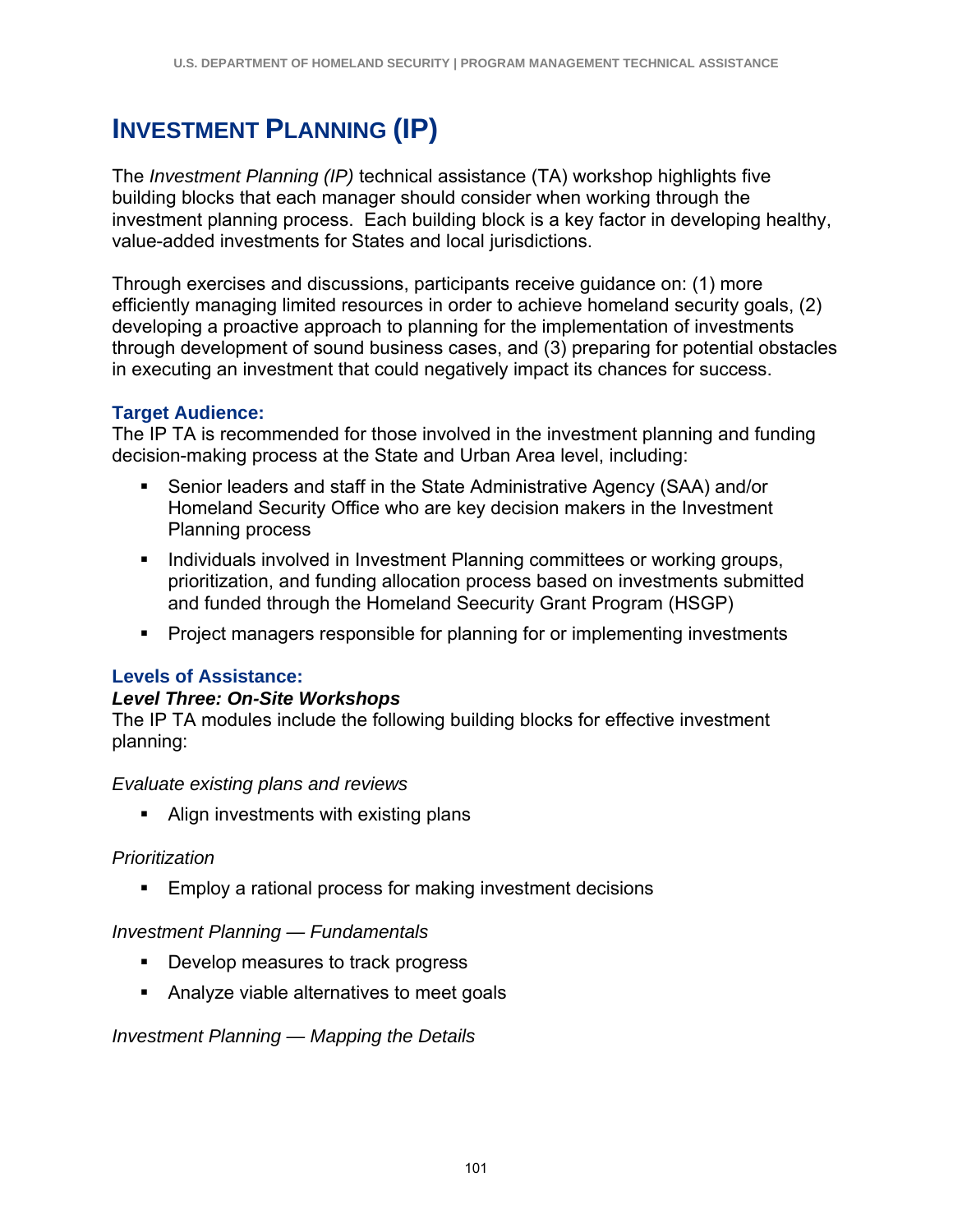# INVESTMENT PLANNING (IP)

The *Investment Planning (IP)* technical assistance (TA) workshop highlights five building blocks that each manager should consider when working through the investment planning process. Each building block is a key factor in developing healthy, value-added investments for States and local jurisdictions.

Through exercises and discussions, participants receive guidance on: (1) more efficiently managing limited resources in order to achieve homeland security goals, (2) developing a proactive approach to planning for the implementation of investments through development of sound business cases, and (3) preparing for potential obstacles in executing an investment that could negatively impact its chances for success.

### Target Audience:

The IP TA is recommended for those involved in the investment planning and funding decision-making process at the State and Urban Area level, including:

- Senior leaders and staff in the State Administrative Agency (SAA) and/or Homeland Security Office who are key decision makers in the Investment Planning process
- Individuals involved in Investment Planning committees or working groups, prioritization, and funding allocation process based on investments submitted and funded through the Homeland Seecurity Grant Program (HSGP)
- Project managers responsible for planning for or implementing investments

### Levels of Assistance:

***Level Three: On-Site Workshops***

The IP TA modules include the following building blocks for effective investment planning:

*Evaluate existing plans and reviews*

- Align investments with existing plans

*Prioritization*

- Employ a rational process for making investment decisions

*Investment Planning — Fundamentals*

- Develop measures to track progress
- Analyze viable alternatives to meet goals

*Investment Planning — Mapping the Details*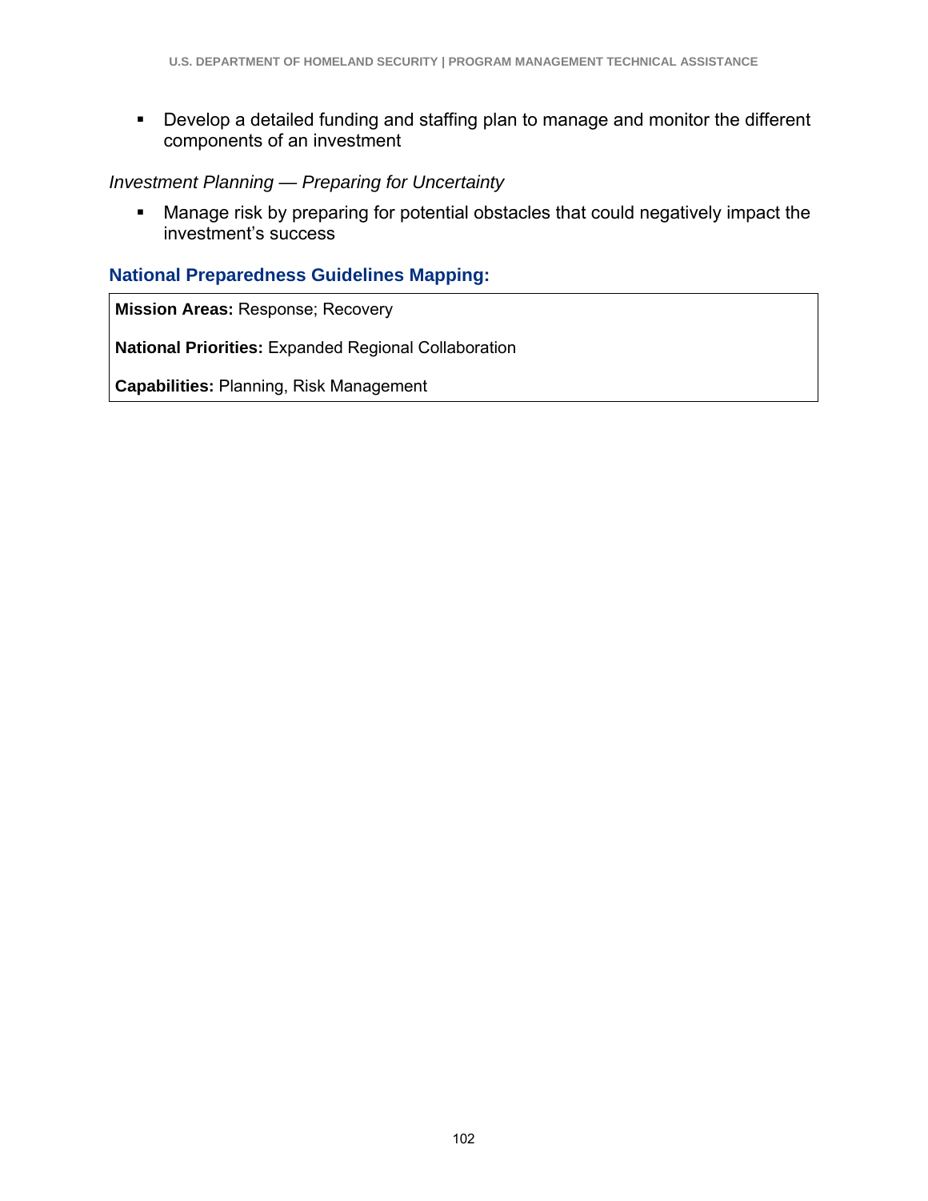- Develop a detailed funding and staffing plan to manage and monitor the different components of an investment

*Investment Planning — Preparing for Uncertainty*

- Manage risk by preparing for potential obstacles that could negatively impact the investment's success

### National Preparedness Guidelines Mapping:

**Mission Areas:** Response; Recovery

**National Priorities:** Expanded Regional Collaboration

**Capabilities:** Planning, Risk Management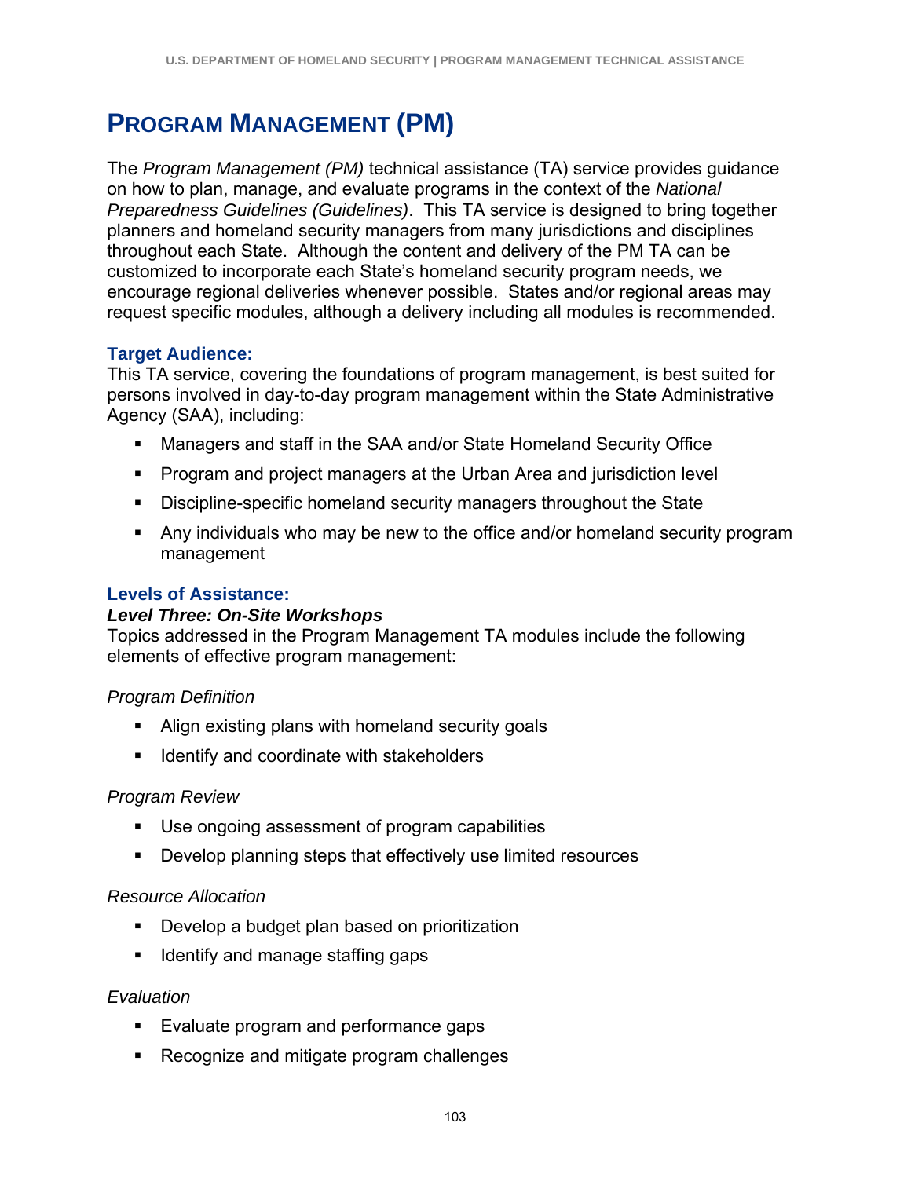# Program Management (PM)

The *Program Management (PM)* technical assistance (TA) service provides guidance on how to plan, manage, and evaluate programs in the context of the *National Preparedness Guidelines (Guidelines)*. This TA service is designed to bring together planners and homeland security managers from many jurisdictions and disciplines throughout each State. Although the content and delivery of the PM TA can be customized to incorporate each State's homeland security program needs, we encourage regional deliveries whenever possible. States and/or regional areas may request specific modules, although a delivery including all modules is recommended.

### Target Audience:

This TA service, covering the foundations of program management, is best suited for persons involved in day-to-day program management within the State Administrative Agency (SAA), including:

- Managers and staff in the SAA and/or State Homeland Security Office
- Program and project managers at the Urban Area and jurisdiction level
- Discipline-specific homeland security managers throughout the State
- Any individuals who may be new to the office and/or homeland security program management

### Levels of Assistance:

***Level Three: On-Site Workshops***

Topics addressed in the Program Management TA modules include the following elements of effective program management:

*Program Definition*

- Align existing plans with homeland security goals
- Identify and coordinate with stakeholders

*Program Review*

- Use ongoing assessment of program capabilities
- Develop planning steps that effectively use limited resources

*Resource Allocation*

- Develop a budget plan based on prioritization
- Identify and manage staffing gaps

*Evaluation*

- Evaluate program and performance gaps
- Recognize and mitigate program challenges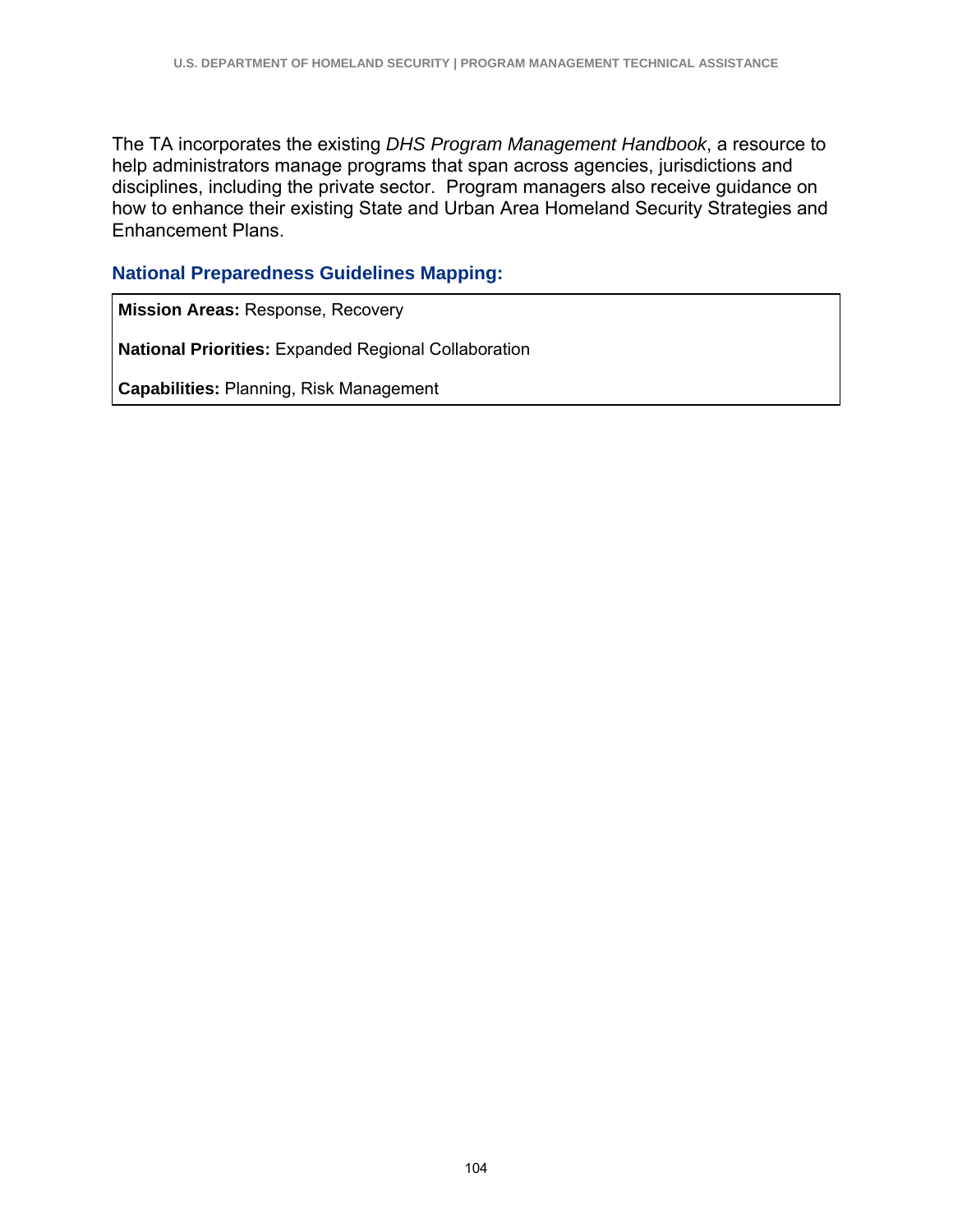The TA incorporates the existing *DHS Program Management Handbook*, a resource to help administrators manage programs that span across agencies, jurisdictions and disciplines, including the private sector. Program managers also receive guidance on how to enhance their existing State and Urban Area Homeland Security Strategies and Enhancement Plans.

### National Preparedness Guidelines Mapping:

**Mission Areas:** Response, Recovery

**National Priorities:** Expanded Regional Collaboration

**Capabilities:** Planning, Risk Management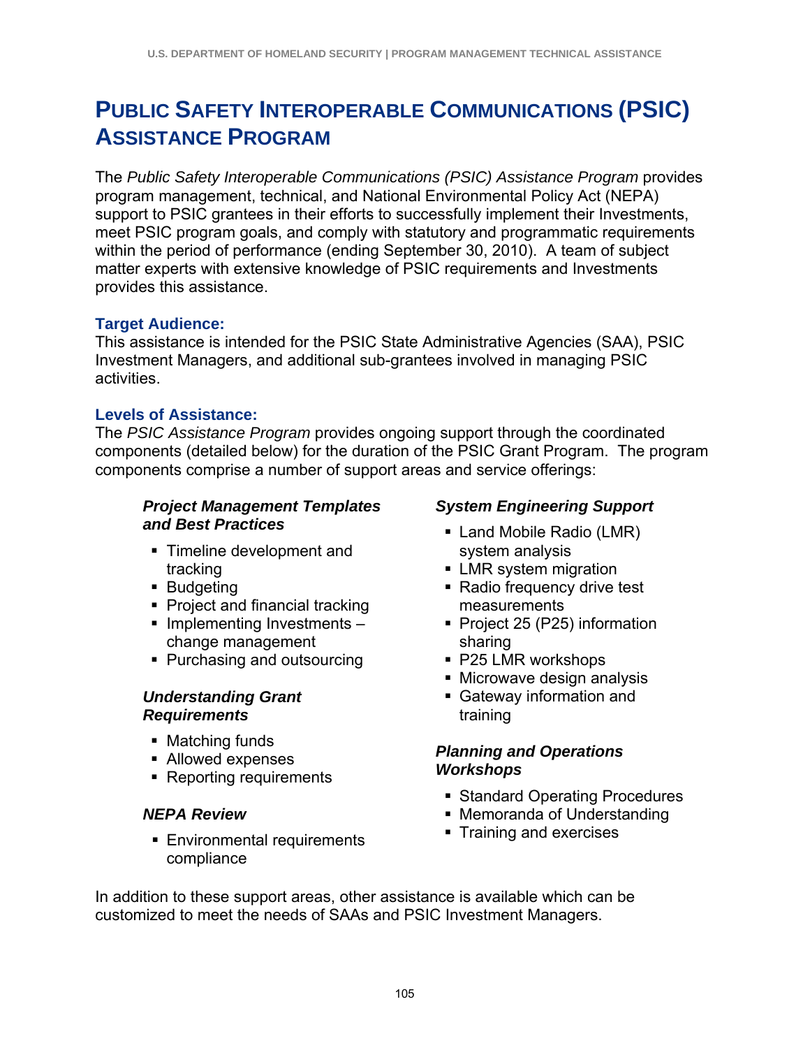# Public Safety Interoperable Communications (PSIC) Assistance Program

The *Public Safety Interoperable Communications (PSIC) Assistance Program* provides program management, technical, and National Environmental Policy Act (NEPA) support to PSIC grantees in their efforts to successfully implement their Investments, meet PSIC program goals, and comply with statutory and programmatic requirements within the period of performance (ending September 30, 2010). A team of subject matter experts with extensive knowledge of PSIC requirements and Investments provides this assistance.

### Target Audience:

This assistance is intended for the PSIC State Administrative Agencies (SAA), PSIC Investment Managers, and additional sub-grantees involved in managing PSIC activities.

### Levels of Assistance:

The *PSIC Assistance Program* provides ongoing support through the coordinated components (detailed below) for the duration of the PSIC Grant Program. The program components comprise a number of support areas and service offerings:

***Project Management Templates and Best Practices***

- Timeline development and tracking
- Budgeting
- Project and financial tracking
- Implementing Investments – change management
- Purchasing and outsourcing

***Understanding Grant Requirements***

- Matching funds
- Allowed expenses
- Reporting requirements

***NEPA Review***

- Environmental requirements compliance

***System Engineering Support***

- Land Mobile Radio (LMR) system analysis
- LMR system migration
- Radio frequency drive test measurements
- Project 25 (P25) information sharing
- P25 LMR workshops
- Microwave design analysis
- Gateway information and training

***Planning and Operations Workshops***

- Standard Operating Procedures
- Memoranda of Understanding
- Training and exercises

In addition to these support areas, other assistance is available which can be customized to meet the needs of SAAs and PSIC Investment Managers.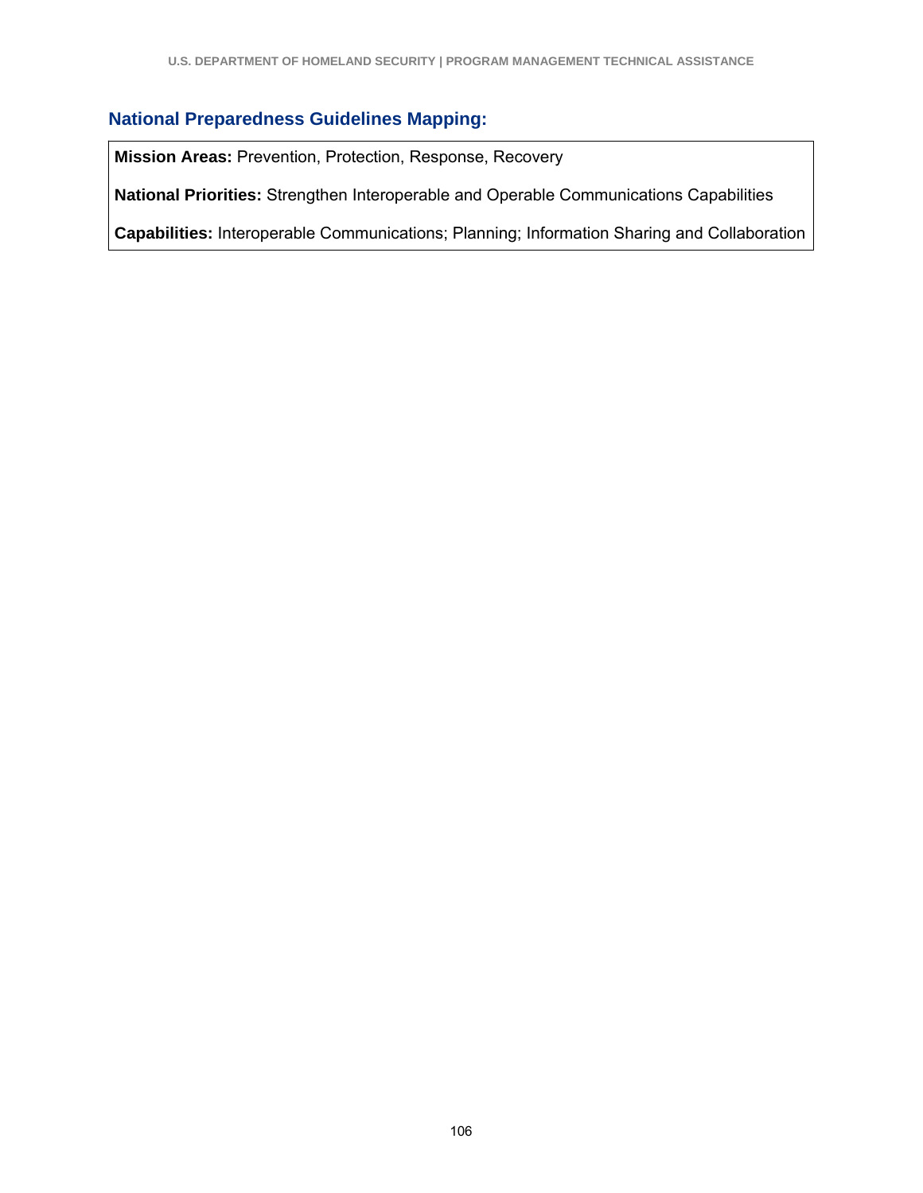### National Preparedness Guidelines Mapping:

**Mission Areas:** Prevention, Protection, Response, Recovery

**National Priorities:** Strengthen Interoperable and Operable Communications Capabilities

**Capabilities:** Interoperable Communications; Planning; Information Sharing and Collaboration